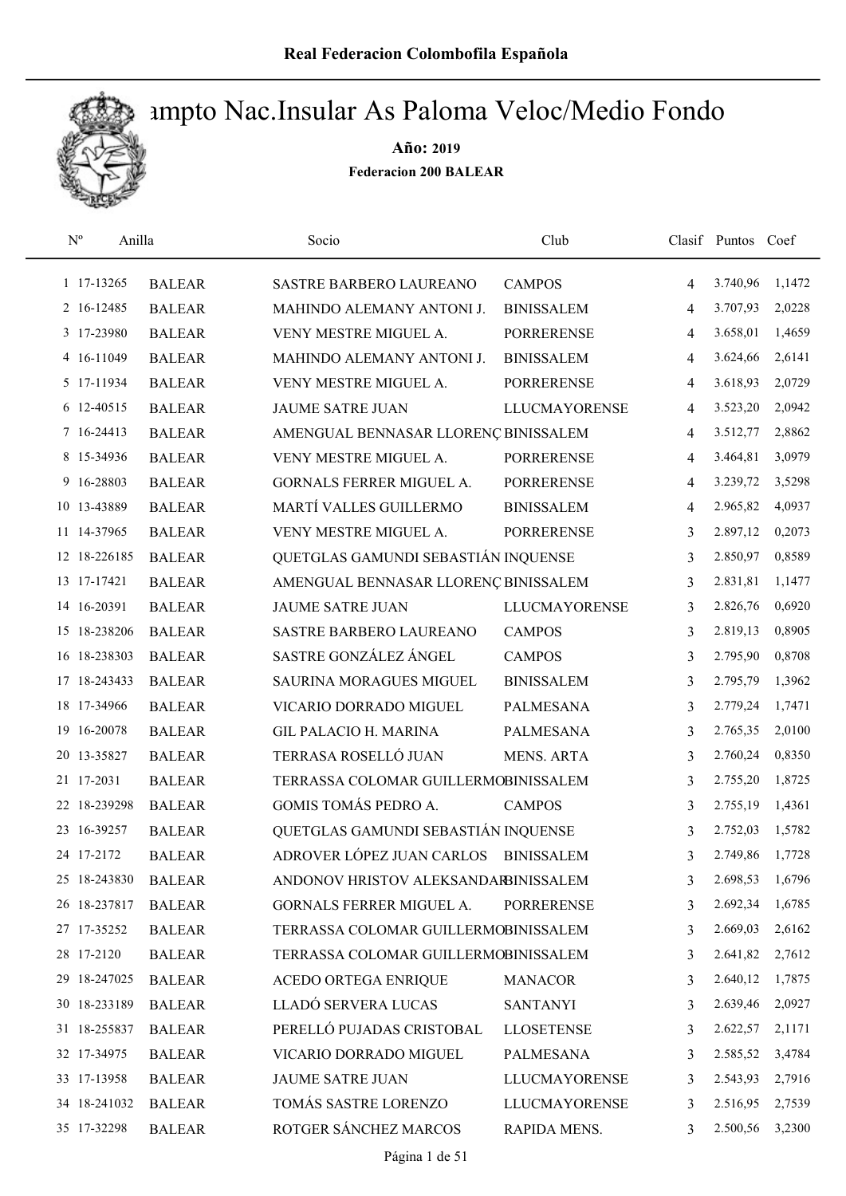Real Federacion Colombofila Española

# ampto Nac.Insular As Paloma Veloc/Medio Fondo

**Año:** 2019

**Federacion 200 BALEAR**

| Nº | Anilla | | Socio | Club | Clasif | Puntos | Coef |
|---|---|---|---|---|---|---|---|
| 1 | 17-13265 | BALEAR | SASTRE BARBERO LAUREANO | CAMPOS | 4 | 3.740,96 | 1,1472 |
| 2 | 16-12485 | BALEAR | MAHINDO ALEMANY ANTONI J. | BINISSALEM | 4 | 3.707,93 | 2,0228 |
| 3 | 17-23980 | BALEAR | VENY MESTRE MIGUEL A. | PORRERENSE | 4 | 3.658,01 | 1,4659 |
| 4 | 16-11049 | BALEAR | MAHINDO ALEMANY ANTONI J. | BINISSALEM | 4 | 3.624,66 | 2,6141 |
| 5 | 17-11934 | BALEAR | VENY MESTRE MIGUEL A. | PORRERENSE | 4 | 3.618,93 | 2,0729 |
| 6 | 12-40515 | BALEAR | JAUME SATRE JUAN | LLUCMAYORENSE | 4 | 3.523,20 | 2,0942 |
| 7 | 16-24413 | BALEAR | AMENGUAL BENNASAR LLORENÇ | BINISSALEM | 4 | 3.512,77 | 2,8862 |
| 8 | 15-34936 | BALEAR | VENY MESTRE MIGUEL A. | PORRERENSE | 4 | 3.464,81 | 3,0979 |
| 9 | 16-28803 | BALEAR | GORNALS FERRER MIGUEL A. | PORRERENSE | 4 | 3.239,72 | 3,5298 |
| 10 | 13-43889 | BALEAR | MARTÍ VALLES GUILLERMO | BINISSALEM | 4 | 2.965,82 | 4,0937 |
| 11 | 14-37965 | BALEAR | VENY MESTRE MIGUEL A. | PORRERENSE | 3 | 2.897,12 | 0,2073 |
| 12 | 18-226185 | BALEAR | QUETGLAS GAMUNDI SEBASTIÁN | INQUENSE | 3 | 2.850,97 | 0,8589 |
| 13 | 17-17421 | BALEAR | AMENGUAL BENNASAR LLORENÇ | BINISSALEM | 3 | 2.831,81 | 1,1477 |
| 14 | 16-20391 | BALEAR | JAUME SATRE JUAN | LLUCMAYORENSE | 3 | 2.826,76 | 0,6920 |
| 15 | 18-238206 | BALEAR | SASTRE BARBERO LAUREANO | CAMPOS | 3 | 2.819,13 | 0,8905 |
| 16 | 18-238303 | BALEAR | SASTRE GONZÁLEZ ÁNGEL | CAMPOS | 3 | 2.795,90 | 0,8708 |
| 17 | 18-243433 | BALEAR | SAURINA MORAGUES MIGUEL | BINISSALEM | 3 | 2.795,79 | 1,3962 |
| 18 | 17-34966 | BALEAR | VICARIO DORRADO MIGUEL | PALMESANA | 3 | 2.779,24 | 1,7471 |
| 19 | 16-20078 | BALEAR | GIL PALACIO H. MARINA | PALMESANA | 3 | 2.765,35 | 2,0100 |
| 20 | 13-35827 | BALEAR | TERRASA ROSELLÓ JUAN | MENS. ARTA | 3 | 2.760,24 | 0,8350 |
| 21 | 17-2031 | BALEAR | TERRASSA COLOMAR GUILLERMO | BINISSALEM | 3 | 2.755,20 | 1,8725 |
| 22 | 18-239298 | BALEAR | GOMIS TOMÁS PEDRO A. | CAMPOS | 3 | 2.755,19 | 1,4361 |
| 23 | 16-39257 | BALEAR | QUETGLAS GAMUNDI SEBASTIÁN | INQUENSE | 3 | 2.752,03 | 1,5782 |
| 24 | 17-2172 | BALEAR | ADROVER LÓPEZ JUAN CARLOS | BINISSALEM | 3 | 2.749,86 | 1,7728 |
| 25 | 18-243830 | BALEAR | ANDONOV HRISTOV ALEKSANDAR | BINISSALEM | 3 | 2.698,53 | 1,6796 |
| 26 | 18-237817 | BALEAR | GORNALS FERRER MIGUEL A. | PORRERENSE | 3 | 2.692,34 | 1,6785 |
| 27 | 17-35252 | BALEAR | TERRASSA COLOMAR GUILLERMO | BINISSALEM | 3 | 2.669,03 | 2,6162 |
| 28 | 17-2120 | BALEAR | TERRASSA COLOMAR GUILLERMO | BINISSALEM | 3 | 2.641,82 | 2,7612 |
| 29 | 18-247025 | BALEAR | ACEDO ORTEGA ENRIQUE | MANACOR | 3 | 2.640,12 | 1,7875 |
| 30 | 18-233189 | BALEAR | LLADÓ SERVERA LUCAS | SANTANYI | 3 | 2.639,46 | 2,0927 |
| 31 | 18-255837 | BALEAR | PERELLÓ PUJADAS CRISTOBAL | LLOSETENSE | 3 | 2.622,57 | 2,1171 |
| 32 | 17-34975 | BALEAR | VICARIO DORRADO MIGUEL | PALMESANA | 3 | 2.585,52 | 3,4784 |
| 33 | 17-13958 | BALEAR | JAUME SATRE JUAN | LLUCMAYORENSE | 3 | 2.543,93 | 2,7916 |
| 34 | 18-241032 | BALEAR | TOMÁS SASTRE LORENZO | LLUCMAYORENSE | 3 | 2.516,95 | 2,7539 |
| 35 | 17-32298 | BALEAR | ROTGER SÁNCHEZ MARCOS | RAPIDA MENS. | 3 | 2.500,56 | 3,2300 |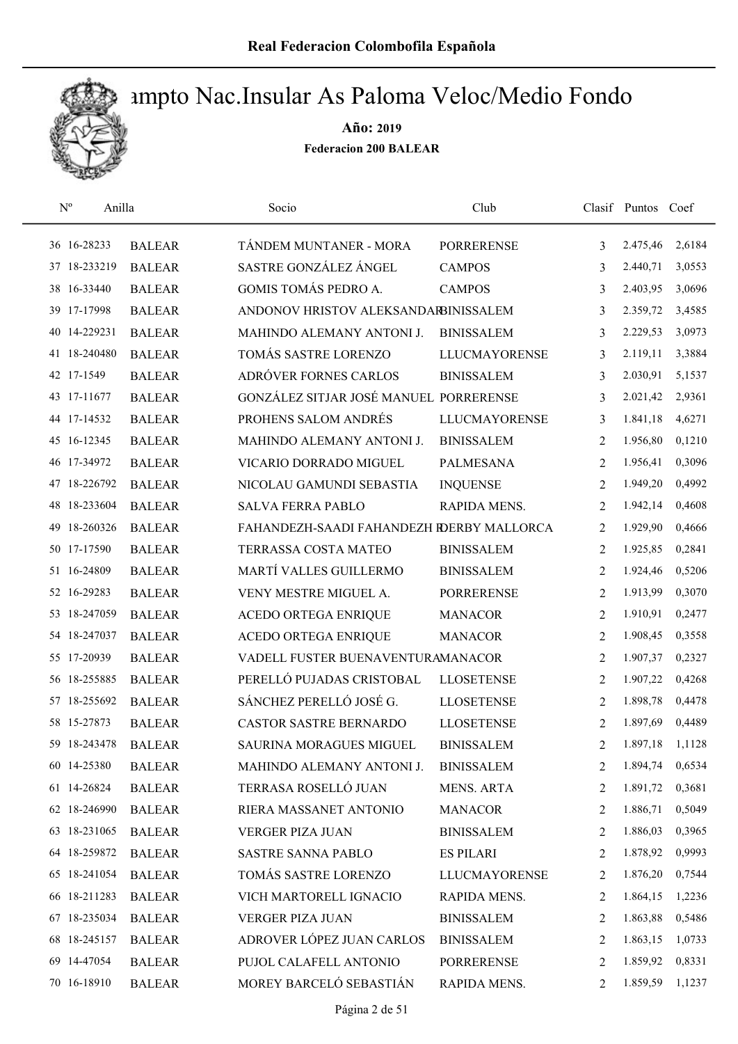# Real Federacion Colombofila Española

## Campto Nac.Insular As Paloma Veloc/Medio Fondo

**Año: 2019**

**Federacion 200 BALEAR**

| Nº | Anilla | | Socio | Club | Clasif | Puntos | Coef |
|---|---|---|---|---|---|---|---|
| 36 | 16-28233 | BALEAR | TÁNDEM MUNTANER - MORA | PORRERENSE | 3 | 2.475,46 | 2,6184 |
| 37 | 18-233219 | BALEAR | SASTRE GONZÁLEZ ÁNGEL | CAMPOS | 3 | 2.440,71 | 3,0553 |
| 38 | 16-33440 | BALEAR | GOMIS TOMÁS PEDRO A. | CAMPOS | 3 | 2.403,95 | 3,0696 |
| 39 | 17-17998 | BALEAR | ANDONOV HRISTOV ALEKSANDAR | BINISSALEM | 3 | 2.359,72 | 3,4585 |
| 40 | 14-229231 | BALEAR | MAHINDO ALEMANY ANTONI J. | BINISSALEM | 3 | 2.229,53 | 3,0973 |
| 41 | 18-240480 | BALEAR | TOMÁS SASTRE LORENZO | LLUCMAYORENSE | 3 | 2.119,11 | 3,3884 |
| 42 | 17-1549 | BALEAR | ADRÓVER FORNES CARLOS | BINISSALEM | 3 | 2.030,91 | 5,1537 |
| 43 | 17-11677 | BALEAR | GONZÁLEZ SITJAR JOSÉ MANUEL | PORRERENSE | 3 | 2.021,42 | 2,9361 |
| 44 | 17-14532 | BALEAR | PROHENS SALOM ANDRÉS | LLUCMAYORENSE | 3 | 1.841,18 | 4,6271 |
| 45 | 16-12345 | BALEAR | MAHINDO ALEMANY ANTONI J. | BINISSALEM | 2 | 1.956,80 | 0,1210 |
| 46 | 17-34972 | BALEAR | VICARIO DORRADO MIGUEL | PALMESANA | 2 | 1.956,41 | 0,3096 |
| 47 | 18-226792 | BALEAR | NICOLAU GAMUNDI SEBASTIA | INQUENSE | 2 | 1.949,20 | 0,4992 |
| 48 | 18-233604 | BALEAR | SALVA FERRA PABLO | RAPIDA MENS. | 2 | 1.942,14 | 0,4608 |
| 49 | 18-260326 | BALEAR | FAHANDEZH-SAADI FAHANDEZH R | DERBY MALLORCA | 2 | 1.929,90 | 0,4666 |
| 50 | 17-17590 | BALEAR | TERRASSA COSTA MATEO | BINISSALEM | 2 | 1.925,85 | 0,2841 |
| 51 | 16-24809 | BALEAR | MARTÍ VALLES GUILLERMO | BINISSALEM | 2 | 1.924,46 | 0,5206 |
| 52 | 16-29283 | BALEAR | VENY MESTRE MIGUEL A. | PORRERENSE | 2 | 1.913,99 | 0,3070 |
| 53 | 18-247059 | BALEAR | ACEDO ORTEGA ENRIQUE | MANACOR | 2 | 1.910,91 | 0,2477 |
| 54 | 18-247037 | BALEAR | ACEDO ORTEGA ENRIQUE | MANACOR | 2 | 1.908,45 | 0,3558 |
| 55 | 17-20939 | BALEAR | VADELL FUSTER BUENAVENTURA | MANACOR | 2 | 1.907,37 | 0,2327 |
| 56 | 18-255885 | BALEAR | PERELLÓ PUJADAS CRISTOBAL | LLOSETENSE | 2 | 1.907,22 | 0,4268 |
| 57 | 18-255692 | BALEAR | SÁNCHEZ PERELLÓ JOSÉ G. | LLOSETENSE | 2 | 1.898,78 | 0,4478 |
| 58 | 15-27873 | BALEAR | CASTOR SASTRE BERNARDO | LLOSETENSE | 2 | 1.897,69 | 0,4489 |
| 59 | 18-243478 | BALEAR | SAURINA MORAGUES MIGUEL | BINISSALEM | 2 | 1.897,18 | 1,1128 |
| 60 | 14-25380 | BALEAR | MAHINDO ALEMANY ANTONI J. | BINISSALEM | 2 | 1.894,74 | 0,6534 |
| 61 | 14-26824 | BALEAR | TERRASA ROSELLÓ JUAN | MENS. ARTA | 2 | 1.891,72 | 0,3681 |
| 62 | 18-246990 | BALEAR | RIERA MASSANET ANTONIO | MANACOR | 2 | 1.886,71 | 0,5049 |
| 63 | 18-231065 | BALEAR | VERGER PIZA JUAN | BINISSALEM | 2 | 1.886,03 | 0,3965 |
| 64 | 18-259872 | BALEAR | SASTRE SANNA PABLO | ES PILARI | 2 | 1.878,92 | 0,9993 |
| 65 | 18-241054 | BALEAR | TOMÁS SASTRE LORENZO | LLUCMAYORENSE | 2 | 1.876,20 | 0,7544 |
| 66 | 18-211283 | BALEAR | VICH MARTORELL IGNACIO | RAPIDA MENS. | 2 | 1.864,15 | 1,2236 |
| 67 | 18-235034 | BALEAR | VERGER PIZA JUAN | BINISSALEM | 2 | 1.863,88 | 0,5486 |
| 68 | 18-245157 | BALEAR | ADROVER LÓPEZ JUAN CARLOS | BINISSALEM | 2 | 1.863,15 | 1,0733 |
| 69 | 14-47054 | BALEAR | PUJOL CALAFELL ANTONIO | PORRERENSE | 2 | 1.859,92 | 0,8331 |
| 70 | 16-18910 | BALEAR | MOREY BARCELÓ SEBASTIÁN | RAPIDA MENS. | 2 | 1.859,59 | 1,1237 |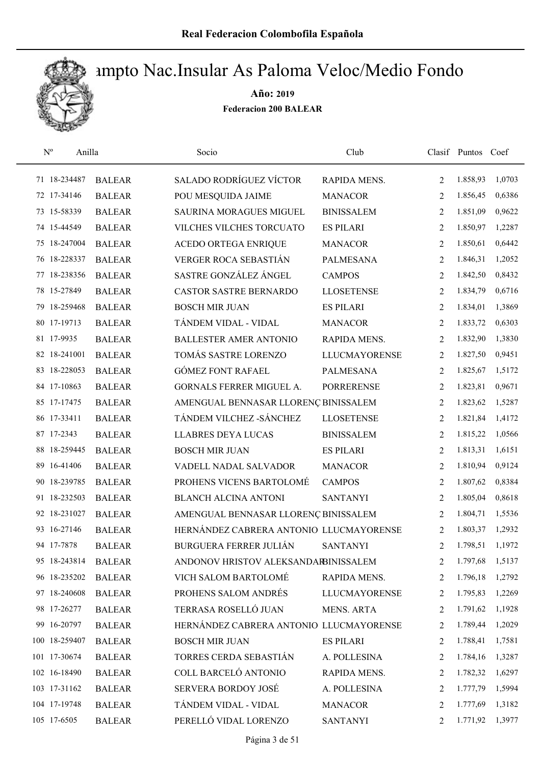# Campto Nac.Insular As Paloma Veloc/Medio Fondo

**Año: 2019**

**Federacion 200 BALEAR**

| Nº | Anilla | | Socio | Club | Clasif | Puntos | Coef |
|---|---|---|---|---|---|---|---|
| 71 | 18-234487 | BALEAR | SALADO RODRÍGUEZ VÍCTOR | RAPIDA MENS. | 2 | 1.858,93 | 1,0703 |
| 72 | 17-34146 | BALEAR | POU MESQUIDA JAIME | MANACOR | 2 | 1.856,45 | 0,6386 |
| 73 | 15-58339 | BALEAR | SAURINA MORAGUES MIGUEL | BINISSALEM | 2 | 1.851,09 | 0,9622 |
| 74 | 15-44549 | BALEAR | VILCHES VILCHES TORCUATO | ES PILARI | 2 | 1.850,97 | 1,2287 |
| 75 | 18-247004 | BALEAR | ACEDO ORTEGA ENRIQUE | MANACOR | 2 | 1.850,61 | 0,6442 |
| 76 | 18-228337 | BALEAR | VERGER ROCA SEBASTIÁN | PALMESANA | 2 | 1.846,31 | 1,2052 |
| 77 | 18-238356 | BALEAR | SASTRE GONZÁLEZ ÁNGEL | CAMPOS | 2 | 1.842,50 | 0,8432 |
| 78 | 15-27849 | BALEAR | CASTOR SASTRE BERNARDO | LLOSETENSE | 2 | 1.834,79 | 0,6716 |
| 79 | 18-259468 | BALEAR | BOSCH MIR JUAN | ES PILARI | 2 | 1.834,01 | 1,3869 |
| 80 | 17-19713 | BALEAR | TÁNDEM VIDAL - VIDAL | MANACOR | 2 | 1.833,72 | 0,6303 |
| 81 | 17-9935 | BALEAR | BALLESTER AMER ANTONIO | RAPIDA MENS. | 2 | 1.832,90 | 1,3830 |
| 82 | 18-241001 | BALEAR | TOMÁS SASTRE LORENZO | LLUCMAYORENSE | 2 | 1.827,50 | 0,9451 |
| 83 | 18-228053 | BALEAR | GÓMEZ FONT RAFAEL | PALMESANA | 2 | 1.825,67 | 1,5172 |
| 84 | 17-10863 | BALEAR | GORNALS FERRER MIGUEL A. | PORRERENSE | 2 | 1.823,81 | 0,9671 |
| 85 | 17-17475 | BALEAR | AMENGUAL BENNASAR LLORENÇ | BINISSALEM | 2 | 1.823,62 | 1,5287 |
| 86 | 17-33411 | BALEAR | TÁNDEM VILCHEZ -SÁNCHEZ | LLOSETENSE | 2 | 1.821,84 | 1,4172 |
| 87 | 17-2343 | BALEAR | LLABRES DEYA LUCAS | BINISSALEM | 2 | 1.815,22 | 1,0566 |
| 88 | 18-259445 | BALEAR | BOSCH MIR JUAN | ES PILARI | 2 | 1.813,31 | 1,6151 |
| 89 | 16-41406 | BALEAR | VADELL NADAL SALVADOR | MANACOR | 2 | 1.810,94 | 0,9124 |
| 90 | 18-239785 | BALEAR | PROHENS VICENS BARTOLOMÉ | CAMPOS | 2 | 1.807,62 | 0,8384 |
| 91 | 18-232503 | BALEAR | BLANCH ALCINA ANTONI | SANTANYI | 2 | 1.805,04 | 0,8618 |
| 92 | 18-231027 | BALEAR | AMENGUAL BENNASAR LLORENÇ | BINISSALEM | 2 | 1.804,71 | 1,5536 |
| 93 | 16-27146 | BALEAR | HERNÁNDEZ CABRERA ANTONIO | LLUCMAYORENSE | 2 | 1.803,37 | 1,2932 |
| 94 | 17-7878 | BALEAR | BURGUERA FERRER JULIÁN | SANTANYI | 2 | 1.798,51 | 1,1972 |
| 95 | 18-243814 | BALEAR | ANDONOV HRISTOV ALEKSANDAR | BINISSALEM | 2 | 1.797,68 | 1,5137 |
| 96 | 18-235202 | BALEAR | VICH SALOM BARTOLOMÉ | RAPIDA MENS. | 2 | 1.796,18 | 1,2792 |
| 97 | 18-240608 | BALEAR | PROHENS SALOM ANDRÉS | LLUCMAYORENSE | 2 | 1.795,83 | 1,2269 |
| 98 | 17-26277 | BALEAR | TERRASA ROSELLÓ JUAN | MENS. ARTA | 2 | 1.791,62 | 1,1928 |
| 99 | 16-20797 | BALEAR | HERNÁNDEZ CABRERA ANTONIO | LLUCMAYORENSE | 2 | 1.789,44 | 1,2029 |
| 100 | 18-259407 | BALEAR | BOSCH MIR JUAN | ES PILARI | 2 | 1.788,41 | 1,7581 |
| 101 | 17-30674 | BALEAR | TORRES CERDA SEBASTIÁN | A. POLLESINA | 2 | 1.784,16 | 1,3287 |
| 102 | 16-18490 | BALEAR | COLL BARCELÓ ANTONIO | RAPIDA MENS. | 2 | 1.782,32 | 1,6297 |
| 103 | 17-31162 | BALEAR | SERVERA BORDOY JOSÉ | A. POLLESINA | 2 | 1.777,79 | 1,5994 |
| 104 | 17-19748 | BALEAR | TÁNDEM VIDAL - VIDAL | MANACOR | 2 | 1.777,69 | 1,3182 |
| 105 | 17-6505 | BALEAR | PERELLÓ VIDAL LORENZO | SANTANYI | 2 | 1.771,92 | 1,3977 |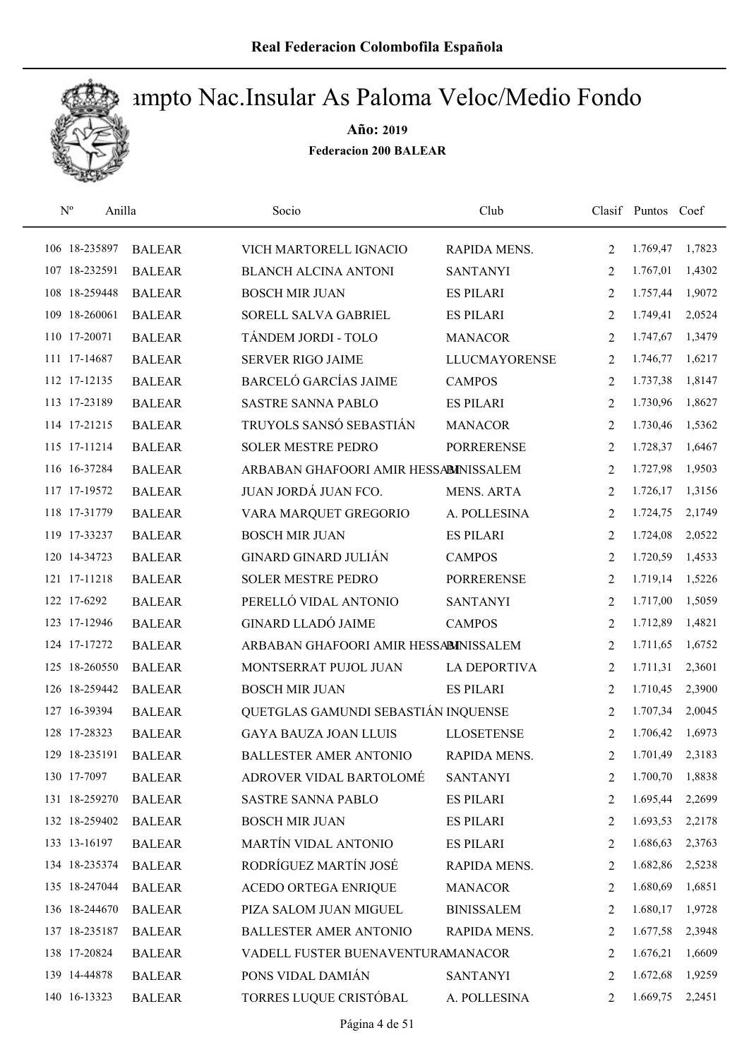**Real Federacion Colombofila Española**

# Campto Nac.Insular As Paloma Veloc/Medio Fondo

**Año: 2019**

**Federacion 200 BALEAR**

| Nº | Anilla | | Socio | Club | Clasif | Puntos | Coef |
|---|---|---|---|---|---|---|---|
| 106 | 18-235897 | BALEAR | VICH MARTORELL IGNACIO | RAPIDA MENS. | 2 | 1.769,47 | 1,7823 |
| 107 | 18-232591 | BALEAR | BLANCH ALCINA ANTONI | SANTANYI | 2 | 1.767,01 | 1,4302 |
| 108 | 18-259448 | BALEAR | BOSCH MIR JUAN | ES PILARI | 2 | 1.757,44 | 1,9072 |
| 109 | 18-260061 | BALEAR | SORELL SALVA GABRIEL | ES PILARI | 2 | 1.749,41 | 2,0524 |
| 110 | 17-20071 | BALEAR | TÁNDEM JORDI - TOLO | MANACOR | 2 | 1.747,67 | 1,3479 |
| 111 | 17-14687 | BALEAR | SERVER RIGO JAIME | LLUCMAYORENSE | 2 | 1.746,77 | 1,6217 |
| 112 | 17-12135 | BALEAR | BARCELÓ GARCÍAS JAIME | CAMPOS | 2 | 1.737,38 | 1,8147 |
| 113 | 17-23189 | BALEAR | SASTRE SANNA PABLO | ES PILARI | 2 | 1.730,96 | 1,8627 |
| 114 | 17-21215 | BALEAR | TRUYOLS SANSÓ SEBASTIÁN | MANACOR | 2 | 1.730,46 | 1,5362 |
| 115 | 17-11214 | BALEAR | SOLER MESTRE PEDRO | PORRERENSE | 2 | 1.728,37 | 1,6467 |
| 116 | 16-37284 | BALEAR | ARBABAN GHAFOORI AMIR HESSAM | BINISSALEM | 2 | 1.727,98 | 1,9503 |
| 117 | 17-19572 | BALEAR | JUAN JORDÁ JUAN FCO. | MENS. ARTA | 2 | 1.726,17 | 1,3156 |
| 118 | 17-31779 | BALEAR | VARA MARQUET GREGORIO | A. POLLESINA | 2 | 1.724,75 | 2,1749 |
| 119 | 17-33237 | BALEAR | BOSCH MIR JUAN | ES PILARI | 2 | 1.724,08 | 2,0522 |
| 120 | 14-34723 | BALEAR | GINARD GINARD JULIÁN | CAMPOS | 2 | 1.720,59 | 1,4533 |
| 121 | 17-11218 | BALEAR | SOLER MESTRE PEDRO | PORRERENSE | 2 | 1.719,14 | 1,5226 |
| 122 | 17-6292 | BALEAR | PERELLÓ VIDAL ANTONIO | SANTANYI | 2 | 1.717,00 | 1,5059 |
| 123 | 17-12946 | BALEAR | GINARD LLADÓ JAIME | CAMPOS | 2 | 1.712,89 | 1,4821 |
| 124 | 17-17272 | BALEAR | ARBABAN GHAFOORI AMIR HESSAM | BINISSALEM | 2 | 1.711,65 | 1,6752 |
| 125 | 18-260550 | BALEAR | MONTSERRAT PUJOL JUAN | LA DEPORTIVA | 2 | 1.711,31 | 2,3601 |
| 126 | 18-259442 | BALEAR | BOSCH MIR JUAN | ES PILARI | 2 | 1.710,45 | 2,3900 |
| 127 | 16-39394 | BALEAR | QUETGLAS GAMUNDI SEBASTIÁN | INQUENSE | 2 | 1.707,34 | 2,0045 |
| 128 | 17-28323 | BALEAR | GAYA BAUZA JOAN LLUIS | LLOSETENSE | 2 | 1.706,42 | 1,6973 |
| 129 | 18-235191 | BALEAR | BALLESTER AMER ANTONIO | RAPIDA MENS. | 2 | 1.701,49 | 2,3183 |
| 130 | 17-7097 | BALEAR | ADROVER VIDAL BARTOLOMÉ | SANTANYI | 2 | 1.700,70 | 1,8838 |
| 131 | 18-259270 | BALEAR | SASTRE SANNA PABLO | ES PILARI | 2 | 1.695,44 | 2,2699 |
| 132 | 18-259402 | BALEAR | BOSCH MIR JUAN | ES PILARI | 2 | 1.693,53 | 2,2178 |
| 133 | 13-16197 | BALEAR | MARTÍN VIDAL ANTONIO | ES PILARI | 2 | 1.686,63 | 2,3763 |
| 134 | 18-235374 | BALEAR | RODRÍGUEZ MARTÍN JOSÉ | RAPIDA MENS. | 2 | 1.682,86 | 2,5238 |
| 135 | 18-247044 | BALEAR | ACEDO ORTEGA ENRIQUE | MANACOR | 2 | 1.680,69 | 1,6851 |
| 136 | 18-244670 | BALEAR | PIZA SALOM JUAN MIGUEL | BINISSALEM | 2 | 1.680,17 | 1,9728 |
| 137 | 18-235187 | BALEAR | BALLESTER AMER ANTONIO | RAPIDA MENS. | 2 | 1.677,58 | 2,3948 |
| 138 | 17-20824 | BALEAR | VADELL FUSTER BUENAVENTURA | MANACOR | 2 | 1.676,21 | 1,6609 |
| 139 | 14-44878 | BALEAR | PONS VIDAL DAMIÁN | SANTANYI | 2 | 1.672,68 | 1,9259 |
| 140 | 16-13323 | BALEAR | TORRES LUQUE CRISTÓBAL | A. POLLESINA | 2 | 1.669,75 | 2,2451 |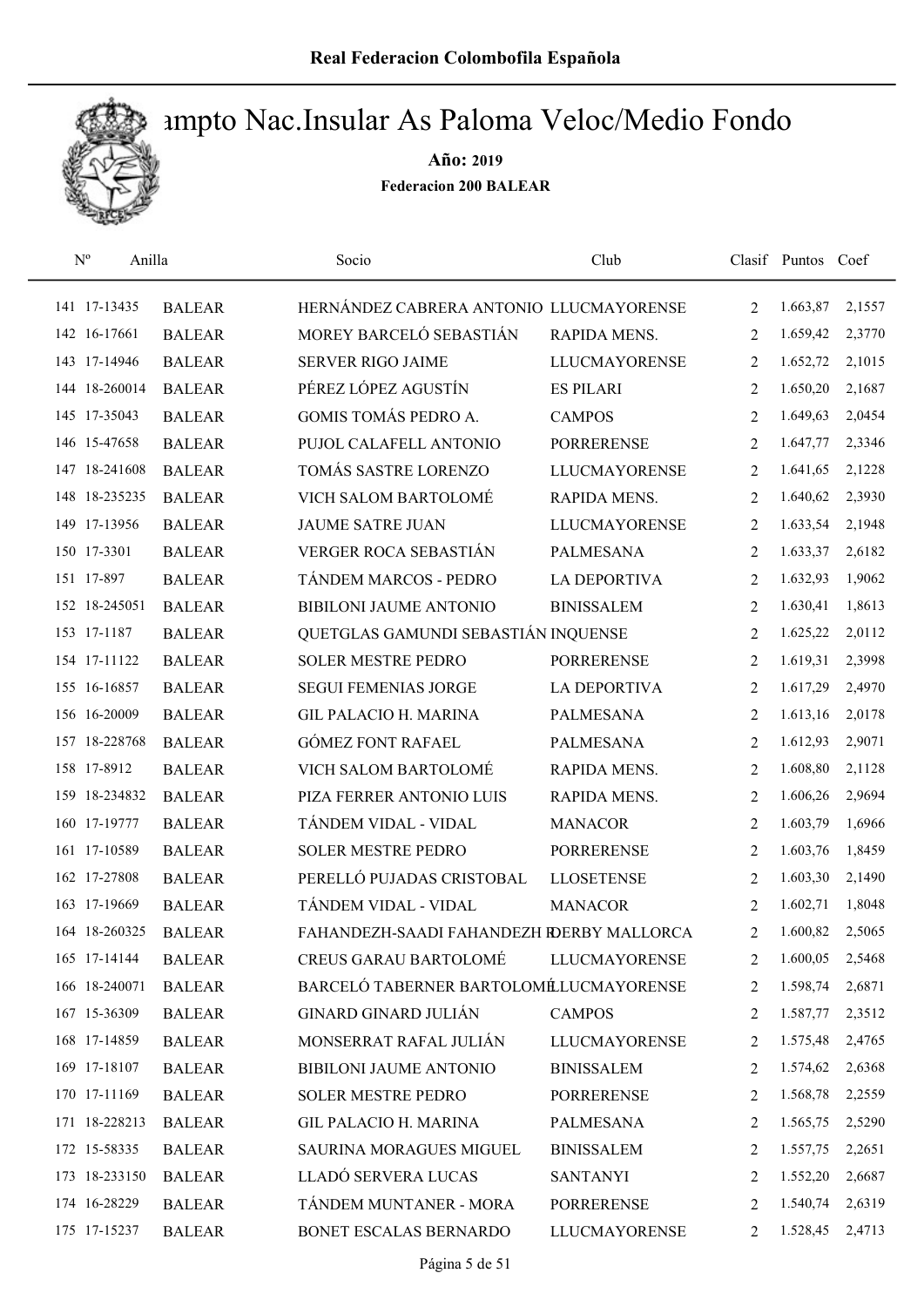# Campto Nac.Insular As Paloma Veloc/Medio Fondo

**Año: 2019**

**Federacion 200 BALEAR**

| Nº | Anilla | | Socio | Club | Clasif | Puntos | Coef |
|---|---|---|---|---|---|---|---|
| 141 | 17-13435 | BALEAR | HERNÁNDEZ CABRERA ANTONIO | LLUCMAYORENSE | 2 | 1.663,87 | 2,1557 |
| 142 | 16-17661 | BALEAR | MOREY BARCELÓ SEBASTIÁN | RAPIDA MENS. | 2 | 1.659,42 | 2,3770 |
| 143 | 17-14946 | BALEAR | SERVER RIGO JAIME | LLUCMAYORENSE | 2 | 1.652,72 | 2,1015 |
| 144 | 18-260014 | BALEAR | PÉREZ LÓPEZ AGUSTÍN | ES PILARI | 2 | 1.650,20 | 2,1687 |
| 145 | 17-35043 | BALEAR | GOMIS TOMÁS PEDRO A. | CAMPOS | 2 | 1.649,63 | 2,0454 |
| 146 | 15-47658 | BALEAR | PUJOL CALAFELL ANTONIO | PORRERENSE | 2 | 1.647,77 | 2,3346 |
| 147 | 18-241608 | BALEAR | TOMÁS SASTRE LORENZO | LLUCMAYORENSE | 2 | 1.641,65 | 2,1228 |
| 148 | 18-235235 | BALEAR | VICH SALOM BARTOLOMÉ | RAPIDA MENS. | 2 | 1.640,62 | 2,3930 |
| 149 | 17-13956 | BALEAR | JAUME SATRE JUAN | LLUCMAYORENSE | 2 | 1.633,54 | 2,1948 |
| 150 | 17-3301 | BALEAR | VERGER ROCA SEBASTIÁN | PALMESANA | 2 | 1.633,37 | 2,6182 |
| 151 | 17-897 | BALEAR | TÁNDEM MARCOS - PEDRO | LA DEPORTIVA | 2 | 1.632,93 | 1,9062 |
| 152 | 18-245051 | BALEAR | BIBILONI JAUME ANTONIO | BINISSALEM | 2 | 1.630,41 | 1,8613 |
| 153 | 17-1187 | BALEAR | QUETGLAS GAMUNDI SEBASTIÁN | INQUENSE | 2 | 1.625,22 | 2,0112 |
| 154 | 17-11122 | BALEAR | SOLER MESTRE PEDRO | PORRERENSE | 2 | 1.619,31 | 2,3998 |
| 155 | 16-16857 | BALEAR | SEGUI FEMENIAS JORGE | LA DEPORTIVA | 2 | 1.617,29 | 2,4970 |
| 156 | 16-20009 | BALEAR | GIL PALACIO H. MARINA | PALMESANA | 2 | 1.613,16 | 2,0178 |
| 157 | 18-228768 | BALEAR | GÓMEZ FONT RAFAEL | PALMESANA | 2 | 1.612,93 | 2,9071 |
| 158 | 17-8912 | BALEAR | VICH SALOM BARTOLOMÉ | RAPIDA MENS. | 2 | 1.608,80 | 2,1128 |
| 159 | 18-234832 | BALEAR | PIZA FERRER ANTONIO LUIS | RAPIDA MENS. | 2 | 1.606,26 | 2,9694 |
| 160 | 17-19777 | BALEAR | TÁNDEM VIDAL - VIDAL | MANACOR | 2 | 1.603,79 | 1,6966 |
| 161 | 17-10589 | BALEAR | SOLER MESTRE PEDRO | PORRERENSE | 2 | 1.603,76 | 1,8459 |
| 162 | 17-27808 | BALEAR | PERELLÓ PUJADAS CRISTOBAL | LLOSETENSE | 2 | 1.603,30 | 2,1490 |
| 163 | 17-19669 | BALEAR | TÁNDEM VIDAL - VIDAL | MANACOR | 2 | 1.602,71 | 1,8048 |
| 164 | 18-260325 | BALEAR | FAHANDEZH-SAADI FAHANDEZH R | DERBY MALLORCA | 2 | 1.600,82 | 2,5065 |
| 165 | 17-14144 | BALEAR | CREUS GARAU BARTOLOMÉ | LLUCMAYORENSE | 2 | 1.600,05 | 2,5468 |
| 166 | 18-240071 | BALEAR | BARCELÓ TABERNER BARTOLOMÉ | LLUCMAYORENSE | 2 | 1.598,74 | 2,6871 |
| 167 | 15-36309 | BALEAR | GINARD GINARD JULIÁN | CAMPOS | 2 | 1.587,77 | 2,3512 |
| 168 | 17-14859 | BALEAR | MONSERRAT RAFAL JULIÁN | LLUCMAYORENSE | 2 | 1.575,48 | 2,4765 |
| 169 | 17-18107 | BALEAR | BIBILONI JAUME ANTONIO | BINISSALEM | 2 | 1.574,62 | 2,6368 |
| 170 | 17-11169 | BALEAR | SOLER MESTRE PEDRO | PORRERENSE | 2 | 1.568,78 | 2,2559 |
| 171 | 18-228213 | BALEAR | GIL PALACIO H. MARINA | PALMESANA | 2 | 1.565,75 | 2,5290 |
| 172 | 15-58335 | BALEAR | SAURINA MORAGUES MIGUEL | BINISSALEM | 2 | 1.557,75 | 2,2651 |
| 173 | 18-233150 | BALEAR | LLADÓ SERVERA LUCAS | SANTANYI | 2 | 1.552,20 | 2,6687 |
| 174 | 16-28229 | BALEAR | TÁNDEM MUNTANER - MORA | PORRERENSE | 2 | 1.540,74 | 2,6319 |
| 175 | 17-15237 | BALEAR | BONET ESCALAS BERNARDO | LLUCMAYORENSE | 2 | 1.528,45 | 2,4713 |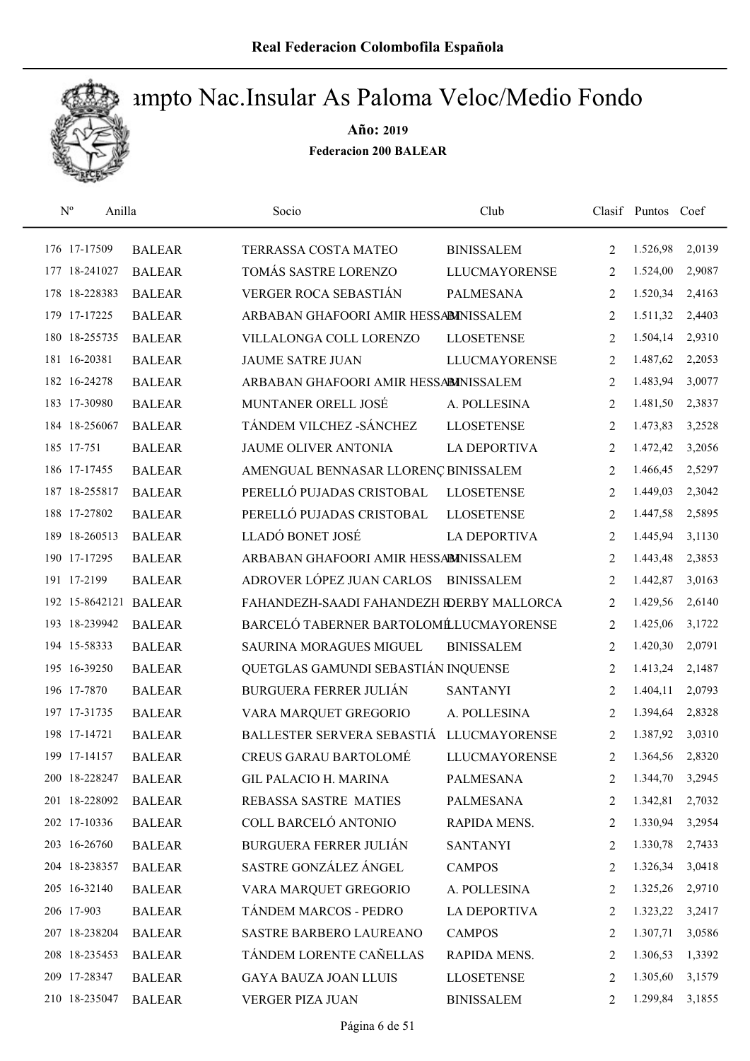# Real Federacion Colombofila Española

## Campto Nac.Insular As Paloma Veloc/Medio Fondo

**Año: 2019**

**Federacion 200 BALEAR**

| Nº | Anilla | | Socio | Club | Clasif | Puntos | Coef |
|---|---|---|---|---|---|---|---|
| 176 | 17-17509 | BALEAR | TERRASSA COSTA MATEO | BINISSALEM | 2 | 1.526,98 | 2,0139 |
| 177 | 18-241027 | BALEAR | TOMÁS SASTRE LORENZO | LLUCMAYORENSE | 2 | 1.524,00 | 2,9087 |
| 178 | 18-228383 | BALEAR | VERGER ROCA SEBASTIÁN | PALMESANA | 2 | 1.520,34 | 2,4163 |
| 179 | 17-17225 | BALEAR | ARBABAN GHAFOORI AMIR HESSAM | BINISSALEM | 2 | 1.511,32 | 2,4403 |
| 180 | 18-255735 | BALEAR | VILLALONGA COLL LORENZO | LLOSETENSE | 2 | 1.504,14 | 2,9310 |
| 181 | 16-20381 | BALEAR | JAUME SATRE JUAN | LLUCMAYORENSE | 2 | 1.487,62 | 2,2053 |
| 182 | 16-24278 | BALEAR | ARBABAN GHAFOORI AMIR HESSAM | BINISSALEM | 2 | 1.483,94 | 3,0077 |
| 183 | 17-30980 | BALEAR | MUNTANER ORELL JOSÉ | A. POLLESINA | 2 | 1.481,50 | 2,3837 |
| 184 | 18-256067 | BALEAR | TÁNDEM VILCHEZ -SÁNCHEZ | LLOSETENSE | 2 | 1.473,83 | 3,2528 |
| 185 | 17-751 | BALEAR | JAUME OLIVER ANTONIA | LA DEPORTIVA | 2 | 1.472,42 | 3,2056 |
| 186 | 17-17455 | BALEAR | AMENGUAL BENNASAR LLORENÇ | BINISSALEM | 2 | 1.466,45 | 2,5297 |
| 187 | 18-255817 | BALEAR | PERELLÓ PUJADAS CRISTOBAL | LLOSETENSE | 2 | 1.449,03 | 2,3042 |
| 188 | 17-27802 | BALEAR | PERELLÓ PUJADAS CRISTOBAL | LLOSETENSE | 2 | 1.447,58 | 2,5895 |
| 189 | 18-260513 | BALEAR | LLADÓ BONET JOSÉ | LA DEPORTIVA | 2 | 1.445,94 | 3,1130 |
| 190 | 17-17295 | BALEAR | ARBABAN GHAFOORI AMIR HESSAM | BINISSALEM | 2 | 1.443,48 | 2,3853 |
| 191 | 17-2199 | BALEAR | ADROVER LÓPEZ JUAN CARLOS | BINISSALEM | 2 | 1.442,87 | 3,0163 |
| 192 | 15-8642121 | BALEAR | FAHANDEZH-SAADI FAHANDEZH R | DERBY MALLORCA | 2 | 1.429,56 | 2,6140 |
| 193 | 18-239942 | BALEAR | BARCELÓ TABERNER BARTOLOMÉ | LLUCMAYORENSE | 2 | 1.425,06 | 3,1722 |
| 194 | 15-58333 | BALEAR | SAURINA MORAGUES MIGUEL | BINISSALEM | 2 | 1.420,30 | 2,0791 |
| 195 | 16-39250 | BALEAR | QUETGLAS GAMUNDI SEBASTIÁN | INQUENSE | 2 | 1.413,24 | 2,1487 |
| 196 | 17-7870 | BALEAR | BURGUERA FERRER JULIÁN | SANTANYI | 2 | 1.404,11 | 2,0793 |
| 197 | 17-31735 | BALEAR | VARA MARQUET GREGORIO | A. POLLESINA | 2 | 1.394,64 | 2,8328 |
| 198 | 17-14721 | BALEAR | BALLESTER SERVERA SEBASTIÁ | LLUCMAYORENSE | 2 | 1.387,92 | 3,0310 |
| 199 | 17-14157 | BALEAR | CREUS GARAU BARTOLOMÉ | LLUCMAYORENSE | 2 | 1.364,56 | 2,8320 |
| 200 | 18-228247 | BALEAR | GIL PALACIO H. MARINA | PALMESANA | 2 | 1.344,70 | 3,2945 |
| 201 | 18-228092 | BALEAR | REBASSA SASTRE MATIES | PALMESANA | 2 | 1.342,81 | 2,7032 |
| 202 | 17-10336 | BALEAR | COLL BARCELÓ ANTONIO | RAPIDA MENS. | 2 | 1.330,94 | 3,2954 |
| 203 | 16-26760 | BALEAR | BURGUERA FERRER JULIÁN | SANTANYI | 2 | 1.330,78 | 2,7433 |
| 204 | 18-238357 | BALEAR | SASTRE GONZÁLEZ ÁNGEL | CAMPOS | 2 | 1.326,34 | 3,0418 |
| 205 | 16-32140 | BALEAR | VARA MARQUET GREGORIO | A. POLLESINA | 2 | 1.325,26 | 2,9710 |
| 206 | 17-903 | BALEAR | TÁNDEM MARCOS - PEDRO | LA DEPORTIVA | 2 | 1.323,22 | 3,2417 |
| 207 | 18-238204 | BALEAR | SASTRE BARBERO LAUREANO | CAMPOS | 2 | 1.307,71 | 3,0586 |
| 208 | 18-235453 | BALEAR | TÁNDEM LORENTE CAÑELLAS | RAPIDA MENS. | 2 | 1.306,53 | 1,3392 |
| 209 | 17-28347 | BALEAR | GAYA BAUZA JOAN LLUIS | LLOSETENSE | 2 | 1.305,60 | 3,1579 |
| 210 | 18-235047 | BALEAR | VERGER PIZA JUAN | BINISSALEM | 2 | 1.299,84 | 3,1855 |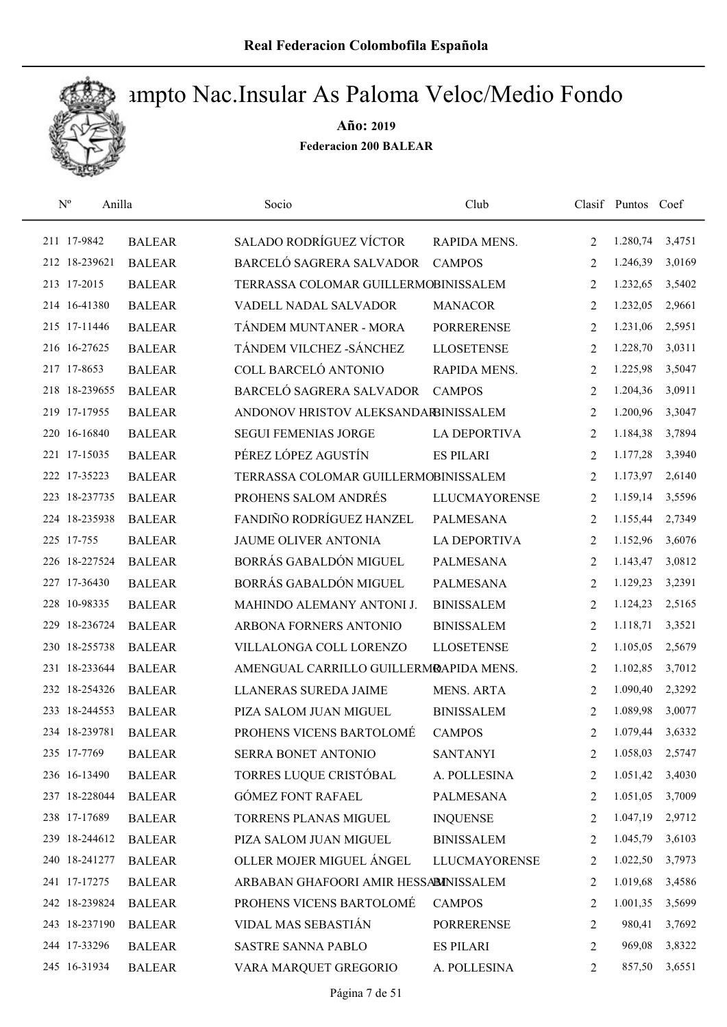# Campto Nac.Insular As Paloma Veloc/Medio Fondo

**Año: 2019**

**Federacion 200 BALEAR**

| Nº | Anilla | | Socio | Club | Clasif | Puntos | Coef |
|---|---|---|---|---|---|---|---|
| 211 | 17-9842 | BALEAR | SALADO RODRÍGUEZ VÍCTOR | RAPIDA MENS. | 2 | 1.280,74 | 3,4751 |
| 212 | 18-239621 | BALEAR | BARCELÓ SAGRERA SALVADOR | CAMPOS | 2 | 1.246,39 | 3,0169 |
| 213 | 17-2015 | BALEAR | TERRASSA COLOMAR GUILLERMO | BINISSALEM | 2 | 1.232,65 | 3,5402 |
| 214 | 16-41380 | BALEAR | VADELL NADAL SALVADOR | MANACOR | 2 | 1.232,05 | 2,9661 |
| 215 | 17-11446 | BALEAR | TÁNDEM MUNTANER - MORA | PORRERENSE | 2 | 1.231,06 | 2,5951 |
| 216 | 16-27625 | BALEAR | TÁNDEM VILCHEZ -SÁNCHEZ | LLOSETENSE | 2 | 1.228,70 | 3,0311 |
| 217 | 17-8653 | BALEAR | COLL BARCELÓ ANTONIO | RAPIDA MENS. | 2 | 1.225,98 | 3,5047 |
| 218 | 18-239655 | BALEAR | BARCELÓ SAGRERA SALVADOR | CAMPOS | 2 | 1.204,36 | 3,0911 |
| 219 | 17-17955 | BALEAR | ANDONOV HRISTOV ALEKSANDAR | BINISSALEM | 2 | 1.200,96 | 3,3047 |
| 220 | 16-16840 | BALEAR | SEGUI FEMENIAS JORGE | LA DEPORTIVA | 2 | 1.184,38 | 3,7894 |
| 221 | 17-15035 | BALEAR | PÉREZ LÓPEZ AGUSTÍN | ES PILARI | 2 | 1.177,28 | 3,3940 |
| 222 | 17-35223 | BALEAR | TERRASSA COLOMAR GUILLERMO | BINISSALEM | 2 | 1.173,97 | 2,6140 |
| 223 | 18-237735 | BALEAR | PROHENS SALOM ANDRÉS | LLUCMAYORENSE | 2 | 1.159,14 | 3,5596 |
| 224 | 18-235938 | BALEAR | FANDIÑO RODRÍGUEZ HANZEL | PALMESANA | 2 | 1.155,44 | 2,7349 |
| 225 | 17-755 | BALEAR | JAUME OLIVER ANTONIA | LA DEPORTIVA | 2 | 1.152,96 | 3,6076 |
| 226 | 18-227524 | BALEAR | BORRÁS GABALDÓN MIGUEL | PALMESANA | 2 | 1.143,47 | 3,0812 |
| 227 | 17-36430 | BALEAR | BORRÁS GABALDÓN MIGUEL | PALMESANA | 2 | 1.129,23 | 3,2391 |
| 228 | 10-98335 | BALEAR | MAHINDO ALEMANY ANTONI J. | BINISSALEM | 2 | 1.124,23 | 2,5165 |
| 229 | 18-236724 | BALEAR | ARBONA FORNERS ANTONIO | BINISSALEM | 2 | 1.118,71 | 3,3521 |
| 230 | 18-255738 | BALEAR | VILLALONGA COLL LORENZO | LLOSETENSE | 2 | 1.105,05 | 2,5679 |
| 231 | 18-233644 | BALEAR | AMENGUAL CARRILLO GUILLERMO | RAPIDA MENS. | 2 | 1.102,85 | 3,7012 |
| 232 | 18-254326 | BALEAR | LLANERAS SUREDA JAIME | MENS. ARTA | 2 | 1.090,40 | 2,3292 |
| 233 | 18-244553 | BALEAR | PIZA SALOM JUAN MIGUEL | BINISSALEM | 2 | 1.089,98 | 3,0077 |
| 234 | 18-239781 | BALEAR | PROHENS VICENS BARTOLOMÉ | CAMPOS | 2 | 1.079,44 | 3,6332 |
| 235 | 17-7769 | BALEAR | SERRA BONET ANTONIO | SANTANYI | 2 | 1.058,03 | 2,5747 |
| 236 | 16-13490 | BALEAR | TORRES LUQUE CRISTÓBAL | A. POLLESINA | 2 | 1.051,42 | 3,4030 |
| 237 | 18-228044 | BALEAR | GÓMEZ FONT RAFAEL | PALMESANA | 2 | 1.051,05 | 3,7009 |
| 238 | 17-17689 | BALEAR | TORRENS PLANAS MIGUEL | INQUENSE | 2 | 1.047,19 | 2,9712 |
| 239 | 18-244612 | BALEAR | PIZA SALOM JUAN MIGUEL | BINISSALEM | 2 | 1.045,79 | 3,6103 |
| 240 | 18-241277 | BALEAR | OLLER MOJER MIGUEL ÁNGEL | LLUCMAYORENSE | 2 | 1.022,50 | 3,7973 |
| 241 | 17-17275 | BALEAR | ARBABAN GHAFOORI AMIR HESSAM | BINISSALEM | 2 | 1.019,68 | 3,4586 |
| 242 | 18-239824 | BALEAR | PROHENS VICENS BARTOLOMÉ | CAMPOS | 2 | 1.001,35 | 3,5699 |
| 243 | 18-237190 | BALEAR | VIDAL MAS SEBASTIÁN | PORRERENSE | 2 | 980,41 | 3,7692 |
| 244 | 17-33296 | BALEAR | SASTRE SANNA PABLO | ES PILARI | 2 | 969,08 | 3,8322 |
| 245 | 16-31934 | BALEAR | VARA MARQUET GREGORIO | A. POLLESINA | 2 | 857,50 | 3,6551 |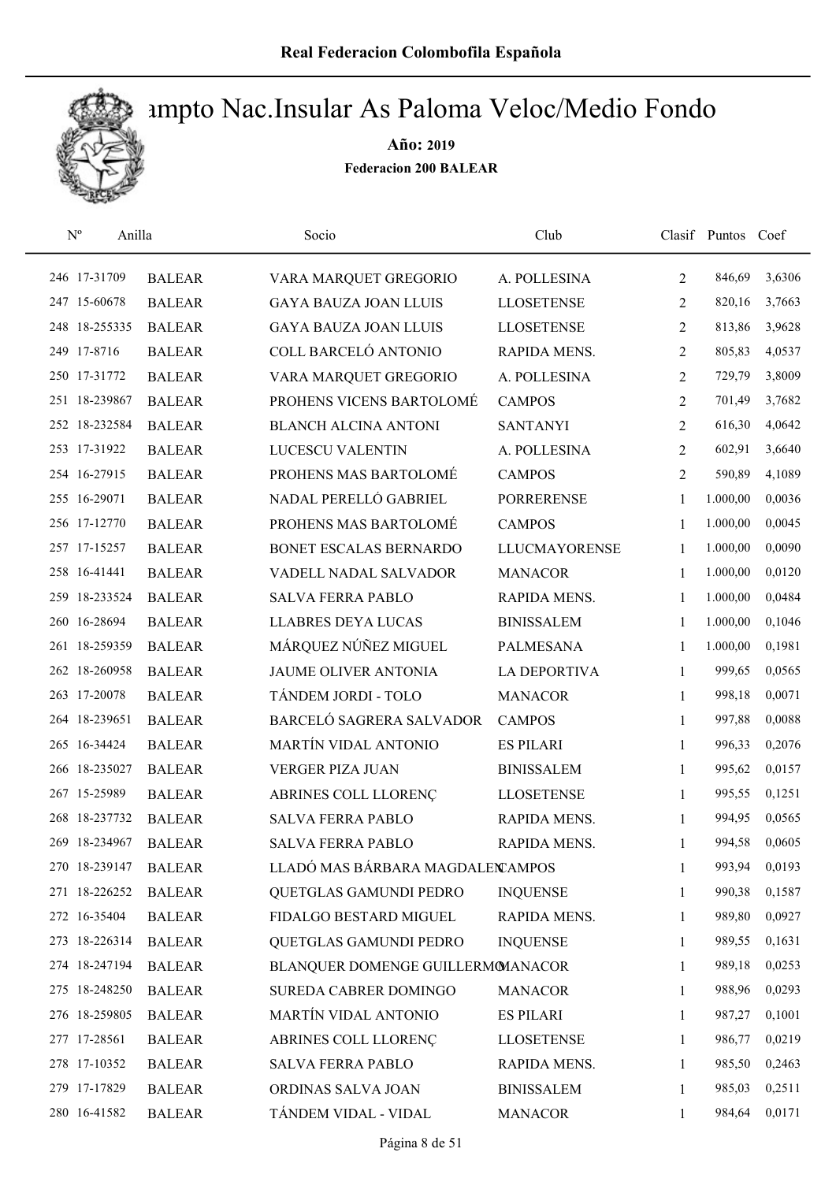# Campto Nac.Insular As Paloma Veloc/Medio Fondo

**Año: 2019**

**Federacion 200 BALEAR**

| Nº | Anilla | | Socio | Club | Clasif | Puntos | Coef |
|---|---|---|---|---|---|---|---|
| 246 | 17-31709 | BALEAR | VARA MARQUET GREGORIO | A. POLLESINA | 2 | 846,69 | 3,6306 |
| 247 | 15-60678 | BALEAR | GAYA BAUZA JOAN LLUIS | LLOSETENSE | 2 | 820,16 | 3,7663 |
| 248 | 18-255335 | BALEAR | GAYA BAUZA JOAN LLUIS | LLOSETENSE | 2 | 813,86 | 3,9628 |
| 249 | 17-8716 | BALEAR | COLL BARCELÓ ANTONIO | RAPIDA MENS. | 2 | 805,83 | 4,0537 |
| 250 | 17-31772 | BALEAR | VARA MARQUET GREGORIO | A. POLLESINA | 2 | 729,79 | 3,8009 |
| 251 | 18-239867 | BALEAR | PROHENS VICENS BARTOLOMÉ | CAMPOS | 2 | 701,49 | 3,7682 |
| 252 | 18-232584 | BALEAR | BLANCH ALCINA ANTONI | SANTANYI | 2 | 616,30 | 4,0642 |
| 253 | 17-31922 | BALEAR | LUCESCU VALENTIN | A. POLLESINA | 2 | 602,91 | 3,6640 |
| 254 | 16-27915 | BALEAR | PROHENS MAS BARTOLOMÉ | CAMPOS | 2 | 590,89 | 4,1089 |
| 255 | 16-29071 | BALEAR | NADAL PERELLÓ GABRIEL | PORRERENSE | 1 | 1.000,00 | 0,0036 |
| 256 | 17-12770 | BALEAR | PROHENS MAS BARTOLOMÉ | CAMPOS | 1 | 1.000,00 | 0,0045 |
| 257 | 17-15257 | BALEAR | BONET ESCALAS BERNARDO | LLUCMAYORENSE | 1 | 1.000,00 | 0,0090 |
| 258 | 16-41441 | BALEAR | VADELL NADAL SALVADOR | MANACOR | 1 | 1.000,00 | 0,0120 |
| 259 | 18-233524 | BALEAR | SALVA FERRA PABLO | RAPIDA MENS. | 1 | 1.000,00 | 0,0484 |
| 260 | 16-28694 | BALEAR | LLABRES DEYA LUCAS | BINISSALEM | 1 | 1.000,00 | 0,1046 |
| 261 | 18-259359 | BALEAR | MÁRQUEZ NÚÑEZ MIGUEL | PALMESANA | 1 | 1.000,00 | 0,1981 |
| 262 | 18-260958 | BALEAR | JAUME OLIVER ANTONIA | LA DEPORTIVA | 1 | 999,65 | 0,0565 |
| 263 | 17-20078 | BALEAR | TÁNDEM JORDI - TOLO | MANACOR | 1 | 998,18 | 0,0071 |
| 264 | 18-239651 | BALEAR | BARCELÓ SAGRERA SALVADOR | CAMPOS | 1 | 997,88 | 0,0088 |
| 265 | 16-34424 | BALEAR | MARTÍN VIDAL ANTONIO | ES PILARI | 1 | 996,33 | 0,2076 |
| 266 | 18-235027 | BALEAR | VERGER PIZA JUAN | BINISSALEM | 1 | 995,62 | 0,0157 |
| 267 | 15-25989 | BALEAR | ABRINES COLL LLORENÇ | LLOSETENSE | 1 | 995,55 | 0,1251 |
| 268 | 18-237732 | BALEAR | SALVA FERRA PABLO | RAPIDA MENS. | 1 | 994,95 | 0,0565 |
| 269 | 18-234967 | BALEAR | SALVA FERRA PABLO | RAPIDA MENS. | 1 | 994,58 | 0,0605 |
| 270 | 18-239147 | BALEAR | LLADÓ MAS BÁRBARA MAGDALEN | CAMPOS | 1 | 993,94 | 0,0193 |
| 271 | 18-226252 | BALEAR | QUETGLAS GAMUNDI PEDRO | INQUENSE | 1 | 990,38 | 0,1587 |
| 272 | 16-35404 | BALEAR | FIDALGO BESTARD MIGUEL | RAPIDA MENS. | 1 | 989,80 | 0,0927 |
| 273 | 18-226314 | BALEAR | QUETGLAS GAMUNDI PEDRO | INQUENSE | 1 | 989,55 | 0,1631 |
| 274 | 18-247194 | BALEAR | BLANQUER DOMENGE GUILLERMO | MANACOR | 1 | 989,18 | 0,0253 |
| 275 | 18-248250 | BALEAR | SUREDA CABRER DOMINGO | MANACOR | 1 | 988,96 | 0,0293 |
| 276 | 18-259805 | BALEAR | MARTÍN VIDAL ANTONIO | ES PILARI | 1 | 987,27 | 0,1001 |
| 277 | 17-28561 | BALEAR | ABRINES COLL LLORENÇ | LLOSETENSE | 1 | 986,77 | 0,0219 |
| 278 | 17-10352 | BALEAR | SALVA FERRA PABLO | RAPIDA MENS. | 1 | 985,50 | 0,2463 |
| 279 | 17-17829 | BALEAR | ORDINAS SALVA JOAN | BINISSALEM | 1 | 985,03 | 0,2511 |
| 280 | 16-41582 | BALEAR | TÁNDEM VIDAL - VIDAL | MANACOR | 1 | 984,64 | 0,0171 |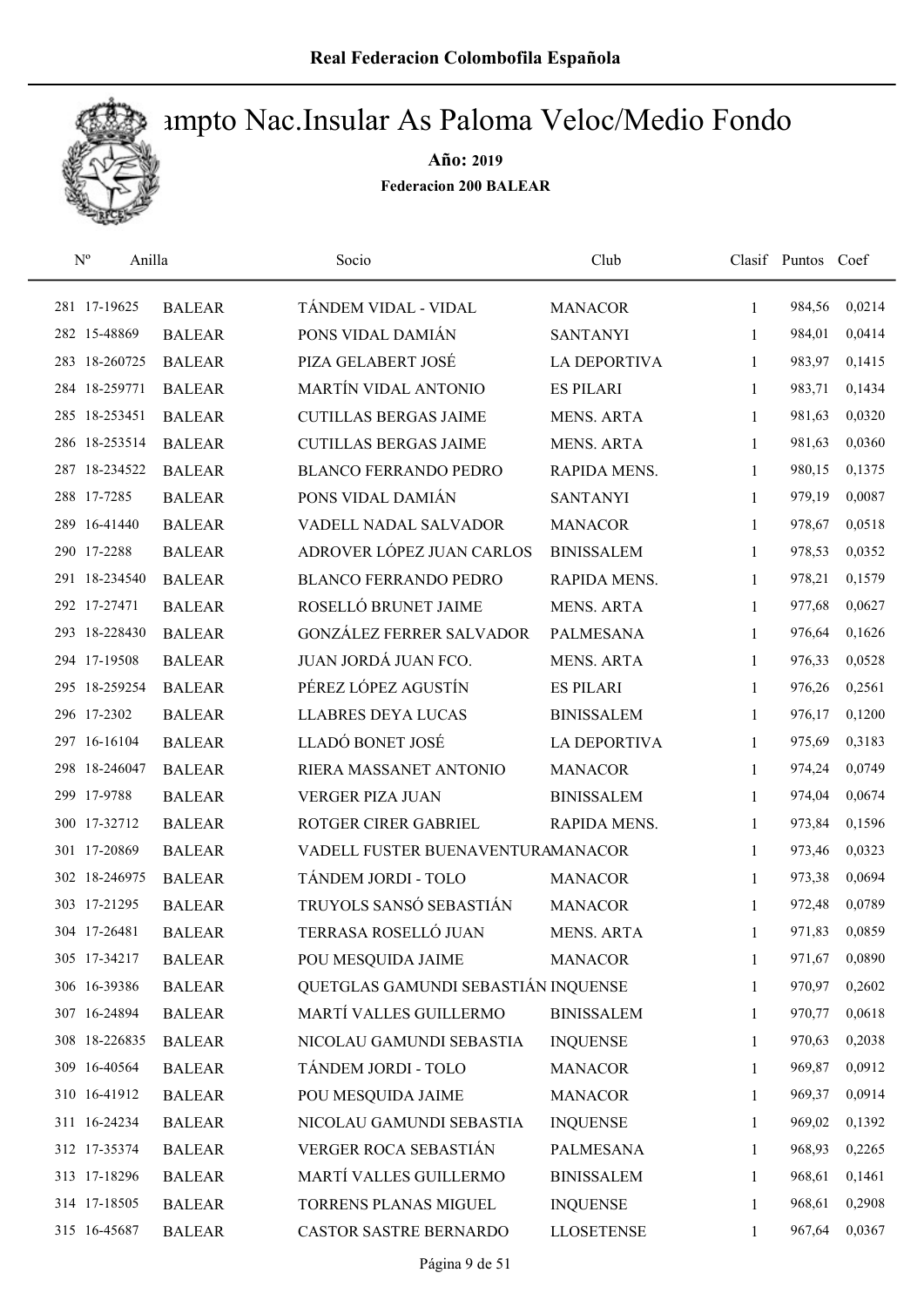Real Federacion Colombofila Española

# Campto Nac.Insular As Paloma Veloc/Medio Fondo

**Año: 2019**

**Federacion 200 BALEAR**

| Nº | Anilla | | Socio | Club | Clasif | Puntos | Coef |
|---|---|---|---|---|---|---|---|
| 281 | 17-19625 | BALEAR | TÁNDEM VIDAL - VIDAL | MANACOR | 1 | 984,56 | 0,0214 |
| 282 | 15-48869 | BALEAR | PONS VIDAL DAMIÁN | SANTANYI | 1 | 984,01 | 0,0414 |
| 283 | 18-260725 | BALEAR | PIZA GELABERT JOSÉ | LA DEPORTIVA | 1 | 983,97 | 0,1415 |
| 284 | 18-259771 | BALEAR | MARTÍN VIDAL ANTONIO | ES PILARI | 1 | 983,71 | 0,1434 |
| 285 | 18-253451 | BALEAR | CUTILLAS BERGAS JAIME | MENS. ARTA | 1 | 981,63 | 0,0320 |
| 286 | 18-253514 | BALEAR | CUTILLAS BERGAS JAIME | MENS. ARTA | 1 | 981,63 | 0,0360 |
| 287 | 18-234522 | BALEAR | BLANCO FERRANDO PEDRO | RAPIDA MENS. | 1 | 980,15 | 0,1375 |
| 288 | 17-7285 | BALEAR | PONS VIDAL DAMIÁN | SANTANYI | 1 | 979,19 | 0,0087 |
| 289 | 16-41440 | BALEAR | VADELL NADAL SALVADOR | MANACOR | 1 | 978,67 | 0,0518 |
| 290 | 17-2288 | BALEAR | ADROVER LÓPEZ JUAN CARLOS | BINISSALEM | 1 | 978,53 | 0,0352 |
| 291 | 18-234540 | BALEAR | BLANCO FERRANDO PEDRO | RAPIDA MENS. | 1 | 978,21 | 0,1579 |
| 292 | 17-27471 | BALEAR | ROSELLÓ BRUNET JAIME | MENS. ARTA | 1 | 977,68 | 0,0627 |
| 293 | 18-228430 | BALEAR | GONZÁLEZ FERRER SALVADOR | PALMESANA | 1 | 976,64 | 0,1626 |
| 294 | 17-19508 | BALEAR | JUAN JORDÁ JUAN FCO. | MENS. ARTA | 1 | 976,33 | 0,0528 |
| 295 | 18-259254 | BALEAR | PÉREZ LÓPEZ AGUSTÍN | ES PILARI | 1 | 976,26 | 0,2561 |
| 296 | 17-2302 | BALEAR | LLABRES DEYA LUCAS | BINISSALEM | 1 | 976,17 | 0,1200 |
| 297 | 16-16104 | BALEAR | LLADÓ BONET JOSÉ | LA DEPORTIVA | 1 | 975,69 | 0,3183 |
| 298 | 18-246047 | BALEAR | RIERA MASSANET ANTONIO | MANACOR | 1 | 974,24 | 0,0749 |
| 299 | 17-9788 | BALEAR | VERGER PIZA JUAN | BINISSALEM | 1 | 974,04 | 0,0674 |
| 300 | 17-32712 | BALEAR | ROTGER CIRER GABRIEL | RAPIDA MENS. | 1 | 973,84 | 0,1596 |
| 301 | 17-20869 | BALEAR | VADELL FUSTER BUENAVENTURA | MANACOR | 1 | 973,46 | 0,0323 |
| 302 | 18-246975 | BALEAR | TÁNDEM JORDI - TOLO | MANACOR | 1 | 973,38 | 0,0694 |
| 303 | 17-21295 | BALEAR | TRUYOLS SANSÓ SEBASTIÁN | MANACOR | 1 | 972,48 | 0,0789 |
| 304 | 17-26481 | BALEAR | TERRASA ROSELLÓ JUAN | MENS. ARTA | 1 | 971,83 | 0,0859 |
| 305 | 17-34217 | BALEAR | POU MESQUIDA JAIME | MANACOR | 1 | 971,67 | 0,0890 |
| 306 | 16-39386 | BALEAR | QUETGLAS GAMUNDI SEBASTIÁN | INQUENSE | 1 | 970,97 | 0,2602 |
| 307 | 16-24894 | BALEAR | MARTÍ VALLES GUILLERMO | BINISSALEM | 1 | 970,77 | 0,0618 |
| 308 | 18-226835 | BALEAR | NICOLAU GAMUNDI SEBASTIA | INQUENSE | 1 | 970,63 | 0,2038 |
| 309 | 16-40564 | BALEAR | TÁNDEM JORDI - TOLO | MANACOR | 1 | 969,87 | 0,0912 |
| 310 | 16-41912 | BALEAR | POU MESQUIDA JAIME | MANACOR | 1 | 969,37 | 0,0914 |
| 311 | 16-24234 | BALEAR | NICOLAU GAMUNDI SEBASTIA | INQUENSE | 1 | 969,02 | 0,1392 |
| 312 | 17-35374 | BALEAR | VERGER ROCA SEBASTIÁN | PALMESANA | 1 | 968,93 | 0,2265 |
| 313 | 17-18296 | BALEAR | MARTÍ VALLES GUILLERMO | BINISSALEM | 1 | 968,61 | 0,1461 |
| 314 | 17-18505 | BALEAR | TORRENS PLANAS MIGUEL | INQUENSE | 1 | 968,61 | 0,2908 |
| 315 | 16-45687 | BALEAR | CASTOR SASTRE BERNARDO | LLOSETENSE | 1 | 967,64 | 0,0367 |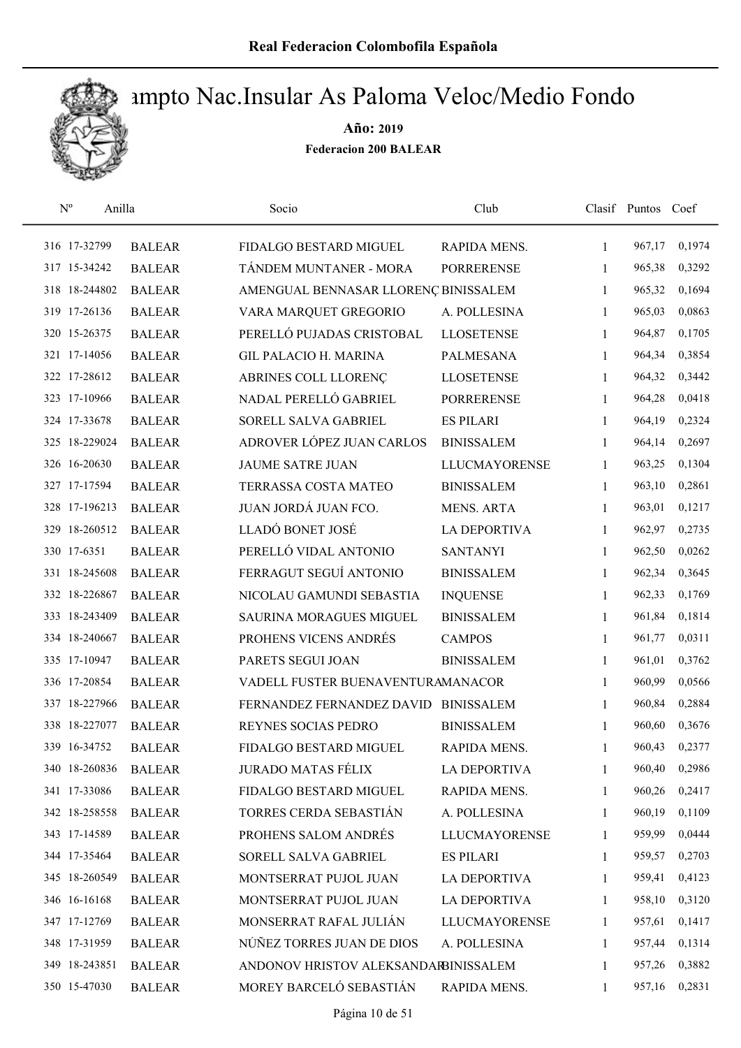# Real Federacion Colombofila Española

## Campto Nac.Insular As Paloma Veloc/Medio Fondo

**Año: 2019**

**Federacion 200 BALEAR**

| Nº | Anilla | | Socio | Club | Clasif | Puntos | Coef |
|---|---|---|---|---|---|---|---|
| 316 | 17-32799 | BALEAR | FIDALGO BESTARD MIGUEL | RAPIDA MENS. | 1 | 967,17 | 0,1974 |
| 317 | 15-34242 | BALEAR | TÁNDEM MUNTANER - MORA | PORRERENSE | 1 | 965,38 | 0,3292 |
| 318 | 18-244802 | BALEAR | AMENGUAL BENNASAR LLORENÇ | BINISSALEM | 1 | 965,32 | 0,1694 |
| 319 | 17-26136 | BALEAR | VARA MARQUET GREGORIO | A. POLLESINA | 1 | 965,03 | 0,0863 |
| 320 | 15-26375 | BALEAR | PERELLÓ PUJADAS CRISTOBAL | LLOSETENSE | 1 | 964,87 | 0,1705 |
| 321 | 17-14056 | BALEAR | GIL PALACIO H. MARINA | PALMESANA | 1 | 964,34 | 0,3854 |
| 322 | 17-28612 | BALEAR | ABRINES COLL LLORENÇ | LLOSETENSE | 1 | 964,32 | 0,3442 |
| 323 | 17-10966 | BALEAR | NADAL PERELLÓ GABRIEL | PORRERENSE | 1 | 964,28 | 0,0418 |
| 324 | 17-33678 | BALEAR | SORELL SALVA GABRIEL | ES PILARI | 1 | 964,19 | 0,2324 |
| 325 | 18-229024 | BALEAR | ADROVER LÓPEZ JUAN CARLOS | BINISSALEM | 1 | 964,14 | 0,2697 |
| 326 | 16-20630 | BALEAR | JAUME SATRE JUAN | LLUCMAYORENSE | 1 | 963,25 | 0,1304 |
| 327 | 17-17594 | BALEAR | TERRASSA COSTA MATEO | BINISSALEM | 1 | 963,10 | 0,2861 |
| 328 | 17-196213 | BALEAR | JUAN JORDÁ JUAN FCO. | MENS. ARTA | 1 | 963,01 | 0,1217 |
| 329 | 18-260512 | BALEAR | LLADÓ BONET JOSÉ | LA DEPORTIVA | 1 | 962,97 | 0,2735 |
| 330 | 17-6351 | BALEAR | PERELLÓ VIDAL ANTONIO | SANTANYI | 1 | 962,50 | 0,0262 |
| 331 | 18-245608 | BALEAR | FERRAGUT SEGUÍ ANTONIO | BINISSALEM | 1 | 962,34 | 0,3645 |
| 332 | 18-226867 | BALEAR | NICOLAU GAMUNDI SEBASTIA | INQUENSE | 1 | 962,33 | 0,1769 |
| 333 | 18-243409 | BALEAR | SAURINA MORAGUES MIGUEL | BINISSALEM | 1 | 961,84 | 0,1814 |
| 334 | 18-240667 | BALEAR | PROHENS VICENS ANDRÉS | CAMPOS | 1 | 961,77 | 0,0311 |
| 335 | 17-10947 | BALEAR | PARETS SEGUI JOAN | BINISSALEM | 1 | 961,01 | 0,3762 |
| 336 | 17-20854 | BALEAR | VADELL FUSTER BUENAVENTURA | MANACOR | 1 | 960,99 | 0,0566 |
| 337 | 18-227966 | BALEAR | FERNANDEZ FERNANDEZ DAVID | BINISSALEM | 1 | 960,84 | 0,2884 |
| 338 | 18-227077 | BALEAR | REYNES SOCIAS PEDRO | BINISSALEM | 1 | 960,60 | 0,3676 |
| 339 | 16-34752 | BALEAR | FIDALGO BESTARD MIGUEL | RAPIDA MENS. | 1 | 960,43 | 0,2377 |
| 340 | 18-260836 | BALEAR | JURADO MATAS FÉLIX | LA DEPORTIVA | 1 | 960,40 | 0,2986 |
| 341 | 17-33086 | BALEAR | FIDALGO BESTARD MIGUEL | RAPIDA MENS. | 1 | 960,26 | 0,2417 |
| 342 | 18-258558 | BALEAR | TORRES CERDA SEBASTIÁN | A. POLLESINA | 1 | 960,19 | 0,1109 |
| 343 | 17-14589 | BALEAR | PROHENS SALOM ANDRÉS | LLUCMAYORENSE | 1 | 959,99 | 0,0444 |
| 344 | 17-35464 | BALEAR | SORELL SALVA GABRIEL | ES PILARI | 1 | 959,57 | 0,2703 |
| 345 | 18-260549 | BALEAR | MONTSERRAT PUJOL JUAN | LA DEPORTIVA | 1 | 959,41 | 0,4123 |
| 346 | 16-16168 | BALEAR | MONTSERRAT PUJOL JUAN | LA DEPORTIVA | 1 | 958,10 | 0,3120 |
| 347 | 17-12769 | BALEAR | MONSERRAT RAFAL JULIÁN | LLUCMAYORENSE | 1 | 957,61 | 0,1417 |
| 348 | 17-31959 | BALEAR | NÚÑEZ TORRES JUAN DE DIOS | A. POLLESINA | 1 | 957,44 | 0,1314 |
| 349 | 18-243851 | BALEAR | ANDONOV HRISTOV ALEKSANDAR | BINISSALEM | 1 | 957,26 | 0,3882 |
| 350 | 15-47030 | BALEAR | MOREY BARCELÓ SEBASTIÁN | RAPIDA MENS. | 1 | 957,16 | 0,2831 |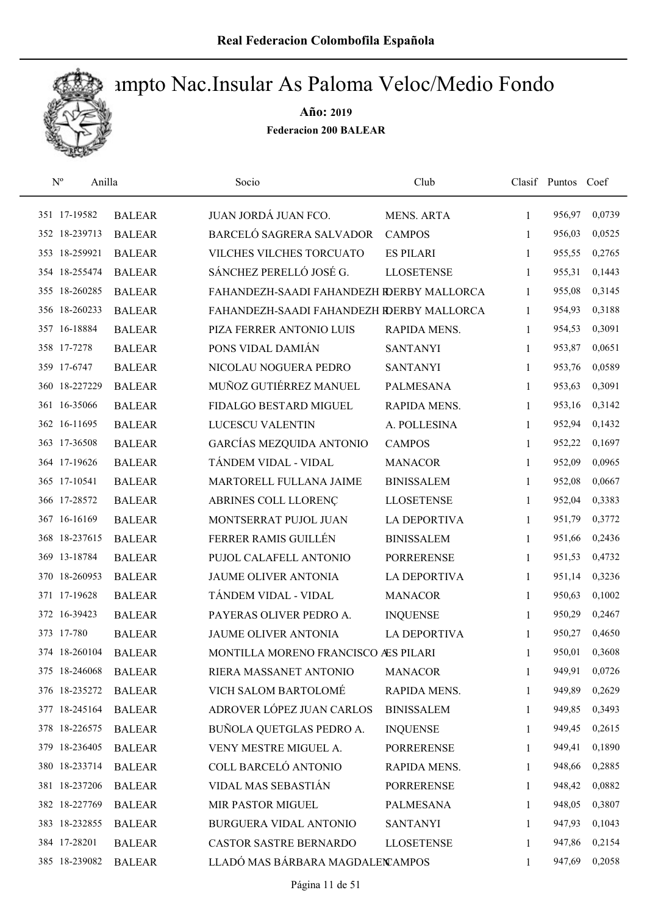# Campto Nac.Insular As Paloma Veloc/Medio Fondo

**Año: 2019**

**Federacion 200 BALEAR**

| Nº | Anilla | | Socio | Club | Clasif | Puntos | Coef |
|---|---|---|---|---|---|---|---|
| 351 | 17-19582 | BALEAR | JUAN JORDÁ JUAN FCO. | MENS. ARTA | 1 | 956,97 | 0,0739 |
| 352 | 18-239713 | BALEAR | BARCELÓ SAGRERA SALVADOR | CAMPOS | 1 | 956,03 | 0,0525 |
| 353 | 18-259921 | BALEAR | VILCHES VILCHES TORCUATO | ES PILARI | 1 | 955,55 | 0,2765 |
| 354 | 18-255474 | BALEAR | SÁNCHEZ PERELLÓ JOSÉ G. | LLOSETENSE | 1 | 955,31 | 0,1443 |
| 355 | 18-260285 | BALEAR | FAHANDEZH-SAADI FAHANDEZH R | DERBY MALLORCA | 1 | 955,08 | 0,3145 |
| 356 | 18-260233 | BALEAR | FAHANDEZH-SAADI FAHANDEZH R | DERBY MALLORCA | 1 | 954,93 | 0,3188 |
| 357 | 16-18884 | BALEAR | PIZA FERRER ANTONIO LUIS | RAPIDA MENS. | 1 | 954,53 | 0,3091 |
| 358 | 17-7278 | BALEAR | PONS VIDAL DAMIÁN | SANTANYI | 1 | 953,87 | 0,0651 |
| 359 | 17-6747 | BALEAR | NICOLAU NOGUERA PEDRO | SANTANYI | 1 | 953,76 | 0,0589 |
| 360 | 18-227229 | BALEAR | MUÑOZ GUTIÉRREZ MANUEL | PALMESANA | 1 | 953,63 | 0,3091 |
| 361 | 16-35066 | BALEAR | FIDALGO BESTARD MIGUEL | RAPIDA MENS. | 1 | 953,16 | 0,3142 |
| 362 | 16-11695 | BALEAR | LUCESCU VALENTIN | A. POLLESINA | 1 | 952,94 | 0,1432 |
| 363 | 17-36508 | BALEAR | GARCÍAS MEZQUIDA ANTONIO | CAMPOS | 1 | 952,22 | 0,1697 |
| 364 | 17-19626 | BALEAR | TÁNDEM VIDAL - VIDAL | MANACOR | 1 | 952,09 | 0,0965 |
| 365 | 17-10541 | BALEAR | MARTORELL FULLANA JAIME | BINISSALEM | 1 | 952,08 | 0,0667 |
| 366 | 17-28572 | BALEAR | ABRINES COLL LLORENÇ | LLOSETENSE | 1 | 952,04 | 0,3383 |
| 367 | 16-16169 | BALEAR | MONTSERRAT PUJOL JUAN | LA DEPORTIVA | 1 | 951,79 | 0,3772 |
| 368 | 18-237615 | BALEAR | FERRER RAMIS GUILLÉN | BINISSALEM | 1 | 951,66 | 0,2436 |
| 369 | 13-18784 | BALEAR | PUJOL CALAFELL ANTONIO | PORRERENSE | 1 | 951,53 | 0,4732 |
| 370 | 18-260953 | BALEAR | JAUME OLIVER ANTONIA | LA DEPORTIVA | 1 | 951,14 | 0,3236 |
| 371 | 17-19628 | BALEAR | TÁNDEM VIDAL - VIDAL | MANACOR | 1 | 950,63 | 0,1002 |
| 372 | 16-39423 | BALEAR | PAYERAS OLIVER PEDRO A. | INQUENSE | 1 | 950,29 | 0,2467 |
| 373 | 17-780 | BALEAR | JAUME OLIVER ANTONIA | LA DEPORTIVA | 1 | 950,27 | 0,4650 |
| 374 | 18-260104 | BALEAR | MONTILLA MORENO FRANCISCO A | ES PILARI | 1 | 950,01 | 0,3608 |
| 375 | 18-246068 | BALEAR | RIERA MASSANET ANTONIO | MANACOR | 1 | 949,91 | 0,0726 |
| 376 | 18-235272 | BALEAR | VICH SALOM BARTOLOMÉ | RAPIDA MENS. | 1 | 949,89 | 0,2629 |
| 377 | 18-245164 | BALEAR | ADROVER LÓPEZ JUAN CARLOS | BINISSALEM | 1 | 949,85 | 0,3493 |
| 378 | 18-226575 | BALEAR | BUÑOLA QUETGLAS PEDRO A. | INQUENSE | 1 | 949,45 | 0,2615 |
| 379 | 18-236405 | BALEAR | VENY MESTRE MIGUEL A. | PORRERENSE | 1 | 949,41 | 0,1890 |
| 380 | 18-233714 | BALEAR | COLL BARCELÓ ANTONIO | RAPIDA MENS. | 1 | 948,66 | 0,2885 |
| 381 | 18-237206 | BALEAR | VIDAL MAS SEBASTIÁN | PORRERENSE | 1 | 948,42 | 0,0882 |
| 382 | 18-227769 | BALEAR | MIR PASTOR MIGUEL | PALMESANA | 1 | 948,05 | 0,3807 |
| 383 | 18-232855 | BALEAR | BURGUERA VIDAL ANTONIO | SANTANYI | 1 | 947,93 | 0,1043 |
| 384 | 17-28201 | BALEAR | CASTOR SASTRE BERNARDO | LLOSETENSE | 1 | 947,86 | 0,2154 |
| 385 | 18-239082 | BALEAR | LLADÓ MAS BÁRBARA MAGDALEN | CAMPOS | 1 | 947,69 | 0,2058 |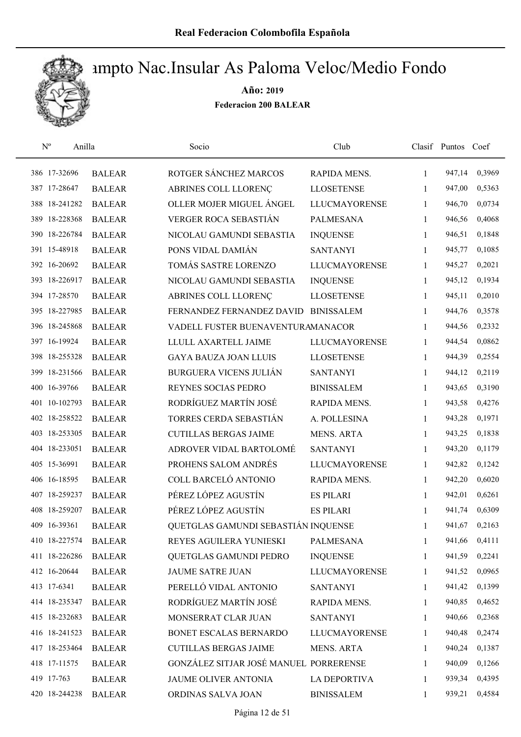# Campto Nac.Insular As Paloma Veloc/Medio Fondo

**Año: 2019**

**Federacion 200 BALEAR**

| Nº | Anilla | | Socio | Club | Clasif | Puntos | Coef |
|---|---|---|---|---|---|---|---|
| 386 | 17-32696 | BALEAR | ROTGER SÁNCHEZ MARCOS | RAPIDA MENS. | 1 | 947,14 | 0,3969 |
| 387 | 17-28647 | BALEAR | ABRINES COLL LLORENÇ | LLOSETENSE | 1 | 947,00 | 0,5363 |
| 388 | 18-241282 | BALEAR | OLLER MOJER MIGUEL ÁNGEL | LLUCMAYORENSE | 1 | 946,70 | 0,0734 |
| 389 | 18-228368 | BALEAR | VERGER ROCA SEBASTIÁN | PALMESANA | 1 | 946,56 | 0,4068 |
| 390 | 18-226784 | BALEAR | NICOLAU GAMUNDI SEBASTIA | INQUENSE | 1 | 946,51 | 0,1848 |
| 391 | 15-48918 | BALEAR | PONS VIDAL DAMIÁN | SANTANYI | 1 | 945,77 | 0,1085 |
| 392 | 16-20692 | BALEAR | TOMÁS SASTRE LORENZO | LLUCMAYORENSE | 1 | 945,27 | 0,2021 |
| 393 | 18-226917 | BALEAR | NICOLAU GAMUNDI SEBASTIA | INQUENSE | 1 | 945,12 | 0,1934 |
| 394 | 17-28570 | BALEAR | ABRINES COLL LLORENÇ | LLOSETENSE | 1 | 945,11 | 0,2010 |
| 395 | 18-227985 | BALEAR | FERNANDEZ FERNANDEZ DAVID | BINISSALEM | 1 | 944,76 | 0,3578 |
| 396 | 18-245868 | BALEAR | VADELL FUSTER BUENAVENTURA | MANACOR | 1 | 944,56 | 0,2332 |
| 397 | 16-19924 | BALEAR | LLULL AXARTELL JAIME | LLUCMAYORENSE | 1 | 944,54 | 0,0862 |
| 398 | 18-255328 | BALEAR | GAYA BAUZA JOAN LLUIS | LLOSETENSE | 1 | 944,39 | 0,2554 |
| 399 | 18-231566 | BALEAR | BURGUERA VICENS JULIÁN | SANTANYI | 1 | 944,12 | 0,2119 |
| 400 | 16-39766 | BALEAR | REYNES SOCIAS PEDRO | BINISSALEM | 1 | 943,65 | 0,3190 |
| 401 | 10-102793 | BALEAR | RODRÍGUEZ MARTÍN JOSÉ | RAPIDA MENS. | 1 | 943,58 | 0,4276 |
| 402 | 18-258522 | BALEAR | TORRES CERDA SEBASTIÁN | A. POLLESINA | 1 | 943,28 | 0,1971 |
| 403 | 18-253305 | BALEAR | CUTILLAS BERGAS JAIME | MENS. ARTA | 1 | 943,25 | 0,1838 |
| 404 | 18-233051 | BALEAR | ADROVER VIDAL BARTOLOMÉ | SANTANYI | 1 | 943,20 | 0,1179 |
| 405 | 15-36991 | BALEAR | PROHENS SALOM ANDRÉS | LLUCMAYORENSE | 1 | 942,82 | 0,1242 |
| 406 | 16-18595 | BALEAR | COLL BARCELÓ ANTONIO | RAPIDA MENS. | 1 | 942,20 | 0,6020 |
| 407 | 18-259237 | BALEAR | PÉREZ LÓPEZ AGUSTÍN | ES PILARI | 1 | 942,01 | 0,6261 |
| 408 | 18-259207 | BALEAR | PÉREZ LÓPEZ AGUSTÍN | ES PILARI | 1 | 941,74 | 0,6309 |
| 409 | 16-39361 | BALEAR | QUETGLAS GAMUNDI SEBASTIÁN | INQUENSE | 1 | 941,67 | 0,2163 |
| 410 | 18-227574 | BALEAR | REYES AGUILERA YUNIESKI | PALMESANA | 1 | 941,66 | 0,4111 |
| 411 | 18-226286 | BALEAR | QUETGLAS GAMUNDI PEDRO | INQUENSE | 1 | 941,59 | 0,2241 |
| 412 | 16-20644 | BALEAR | JAUME SATRE JUAN | LLUCMAYORENSE | 1 | 941,52 | 0,0965 |
| 413 | 17-6341 | BALEAR | PERELLÓ VIDAL ANTONIO | SANTANYI | 1 | 941,42 | 0,1399 |
| 414 | 18-235347 | BALEAR | RODRÍGUEZ MARTÍN JOSÉ | RAPIDA MENS. | 1 | 940,85 | 0,4652 |
| 415 | 18-232683 | BALEAR | MONSERRAT CLAR JUAN | SANTANYI | 1 | 940,66 | 0,2368 |
| 416 | 18-241523 | BALEAR | BONET ESCALAS BERNARDO | LLUCMAYORENSE | 1 | 940,48 | 0,2474 |
| 417 | 18-253464 | BALEAR | CUTILLAS BERGAS JAIME | MENS. ARTA | 1 | 940,24 | 0,1387 |
| 418 | 17-11575 | BALEAR | GONZÁLEZ SITJAR JOSÉ MANUEL | PORRERENSE | 1 | 940,09 | 0,1266 |
| 419 | 17-763 | BALEAR | JAUME OLIVER ANTONIA | LA DEPORTIVA | 1 | 939,34 | 0,4395 |
| 420 | 18-244238 | BALEAR | ORDINAS SALVA JOAN | BINISSALEM | 1 | 939,21 | 0,4584 |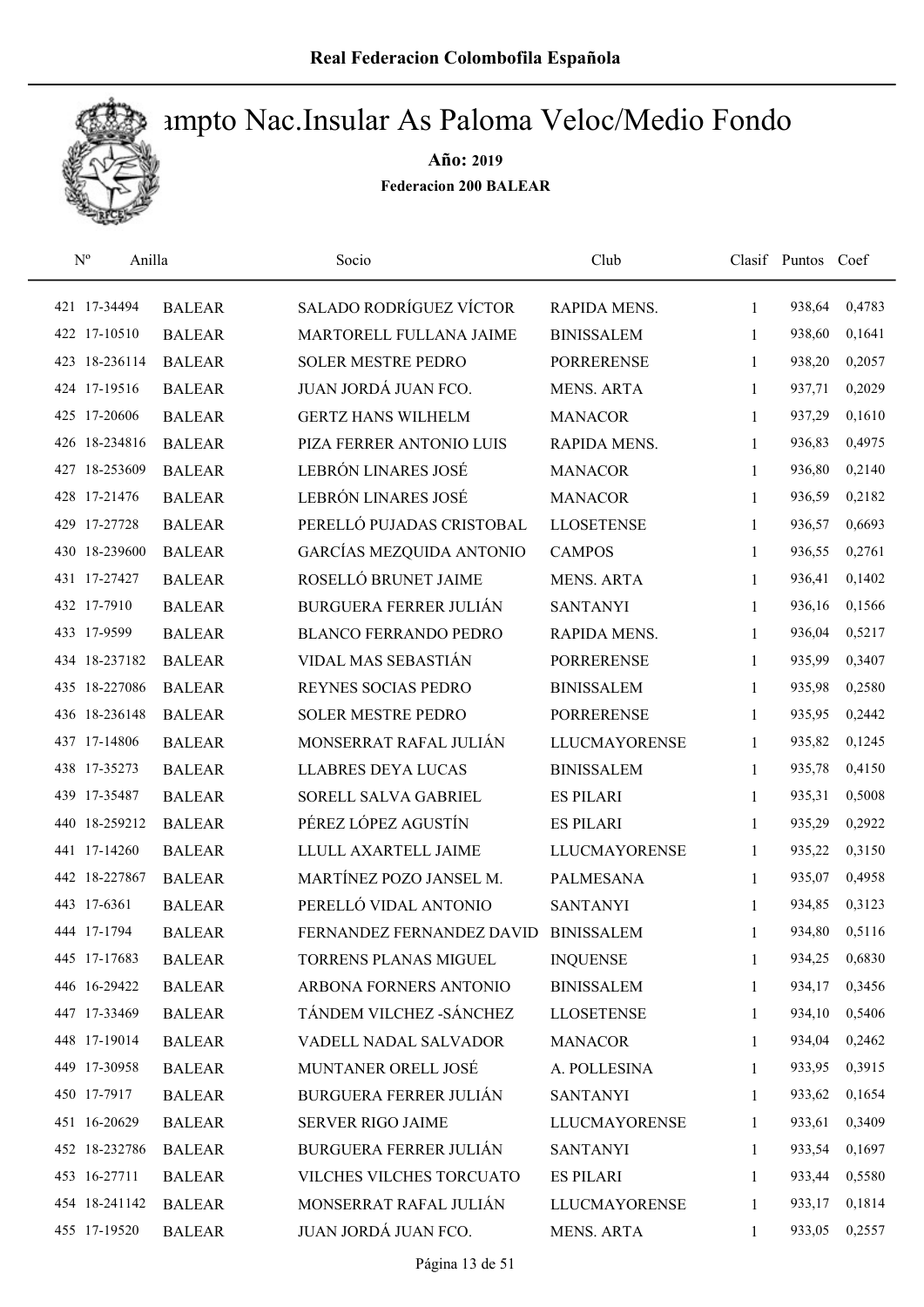# Campto Nac.Insular As Paloma Veloc/Medio Fondo

**Año: 2019**

**Federacion 200 BALEAR**

| Nº | Anilla | | Socio | Club | Clasif | Puntos | Coef |
|---|---|---|---|---|---|---|---|
| 421 | 17-34494 | BALEAR | SALADO RODRÍGUEZ VÍCTOR | RAPIDA MENS. | 1 | 938,64 | 0,4783 |
| 422 | 17-10510 | BALEAR | MARTORELL FULLANA JAIME | BINISSALEM | 1 | 938,60 | 0,1641 |
| 423 | 18-236114 | BALEAR | SOLER MESTRE PEDRO | PORRERENSE | 1 | 938,20 | 0,2057 |
| 424 | 17-19516 | BALEAR | JUAN JORDÁ JUAN FCO. | MENS. ARTA | 1 | 937,71 | 0,2029 |
| 425 | 17-20606 | BALEAR | GERTZ HANS WILHELM | MANACOR | 1 | 937,29 | 0,1610 |
| 426 | 18-234816 | BALEAR | PIZA FERRER ANTONIO LUIS | RAPIDA MENS. | 1 | 936,83 | 0,4975 |
| 427 | 18-253609 | BALEAR | LEBRÓN LINARES JOSÉ | MANACOR | 1 | 936,80 | 0,2140 |
| 428 | 17-21476 | BALEAR | LEBRÓN LINARES JOSÉ | MANACOR | 1 | 936,59 | 0,2182 |
| 429 | 17-27728 | BALEAR | PERELLÓ PUJADAS CRISTOBAL | LLOSETENSE | 1 | 936,57 | 0,6693 |
| 430 | 18-239600 | BALEAR | GARCÍAS MEZQUIDA ANTONIO | CAMPOS | 1 | 936,55 | 0,2761 |
| 431 | 17-27427 | BALEAR | ROSELLÓ BRUNET JAIME | MENS. ARTA | 1 | 936,41 | 0,1402 |
| 432 | 17-7910 | BALEAR | BURGUERA FERRER JULIÁN | SANTANYI | 1 | 936,16 | 0,1566 |
| 433 | 17-9599 | BALEAR | BLANCO FERRANDO PEDRO | RAPIDA MENS. | 1 | 936,04 | 0,5217 |
| 434 | 18-237182 | BALEAR | VIDAL MAS SEBASTIÁN | PORRERENSE | 1 | 935,99 | 0,3407 |
| 435 | 18-227086 | BALEAR | REYNES SOCIAS PEDRO | BINISSALEM | 1 | 935,98 | 0,2580 |
| 436 | 18-236148 | BALEAR | SOLER MESTRE PEDRO | PORRERENSE | 1 | 935,95 | 0,2442 |
| 437 | 17-14806 | BALEAR | MONSERRAT RAFAL JULIÁN | LLUCMAYORENSE | 1 | 935,82 | 0,1245 |
| 438 | 17-35273 | BALEAR | LLABRES DEYA LUCAS | BINISSALEM | 1 | 935,78 | 0,4150 |
| 439 | 17-35487 | BALEAR | SORELL SALVA GABRIEL | ES PILARI | 1 | 935,31 | 0,5008 |
| 440 | 18-259212 | BALEAR | PÉREZ LÓPEZ AGUSTÍN | ES PILARI | 1 | 935,29 | 0,2922 |
| 441 | 17-14260 | BALEAR | LLULL AXARTELL JAIME | LLUCMAYORENSE | 1 | 935,22 | 0,3150 |
| 442 | 18-227867 | BALEAR | MARTÍNEZ POZO JANSEL M. | PALMESANA | 1 | 935,07 | 0,4958 |
| 443 | 17-6361 | BALEAR | PERELLÓ VIDAL ANTONIO | SANTANYI | 1 | 934,85 | 0,3123 |
| 444 | 17-1794 | BALEAR | FERNANDEZ FERNANDEZ DAVID | BINISSALEM | 1 | 934,80 | 0,5116 |
| 445 | 17-17683 | BALEAR | TORRENS PLANAS MIGUEL | INQUENSE | 1 | 934,25 | 0,6830 |
| 446 | 16-29422 | BALEAR | ARBONA FORNERS ANTONIO | BINISSALEM | 1 | 934,17 | 0,3456 |
| 447 | 17-33469 | BALEAR | TÁNDEM VILCHEZ -SÁNCHEZ | LLOSETENSE | 1 | 934,10 | 0,5406 |
| 448 | 17-19014 | BALEAR | VADELL NADAL SALVADOR | MANACOR | 1 | 934,04 | 0,2462 |
| 449 | 17-30958 | BALEAR | MUNTANER ORELL JOSÉ | A. POLLESINA | 1 | 933,95 | 0,3915 |
| 450 | 17-7917 | BALEAR | BURGUERA FERRER JULIÁN | SANTANYI | 1 | 933,62 | 0,1654 |
| 451 | 16-20629 | BALEAR | SERVER RIGO JAIME | LLUCMAYORENSE | 1 | 933,61 | 0,3409 |
| 452 | 18-232786 | BALEAR | BURGUERA FERRER JULIÁN | SANTANYI | 1 | 933,54 | 0,1697 |
| 453 | 16-27711 | BALEAR | VILCHES VILCHES TORCUATO | ES PILARI | 1 | 933,44 | 0,5580 |
| 454 | 18-241142 | BALEAR | MONSERRAT RAFAL JULIÁN | LLUCMAYORENSE | 1 | 933,17 | 0,1814 |
| 455 | 17-19520 | BALEAR | JUAN JORDÁ JUAN FCO. | MENS. ARTA | 1 | 933,05 | 0,2557 |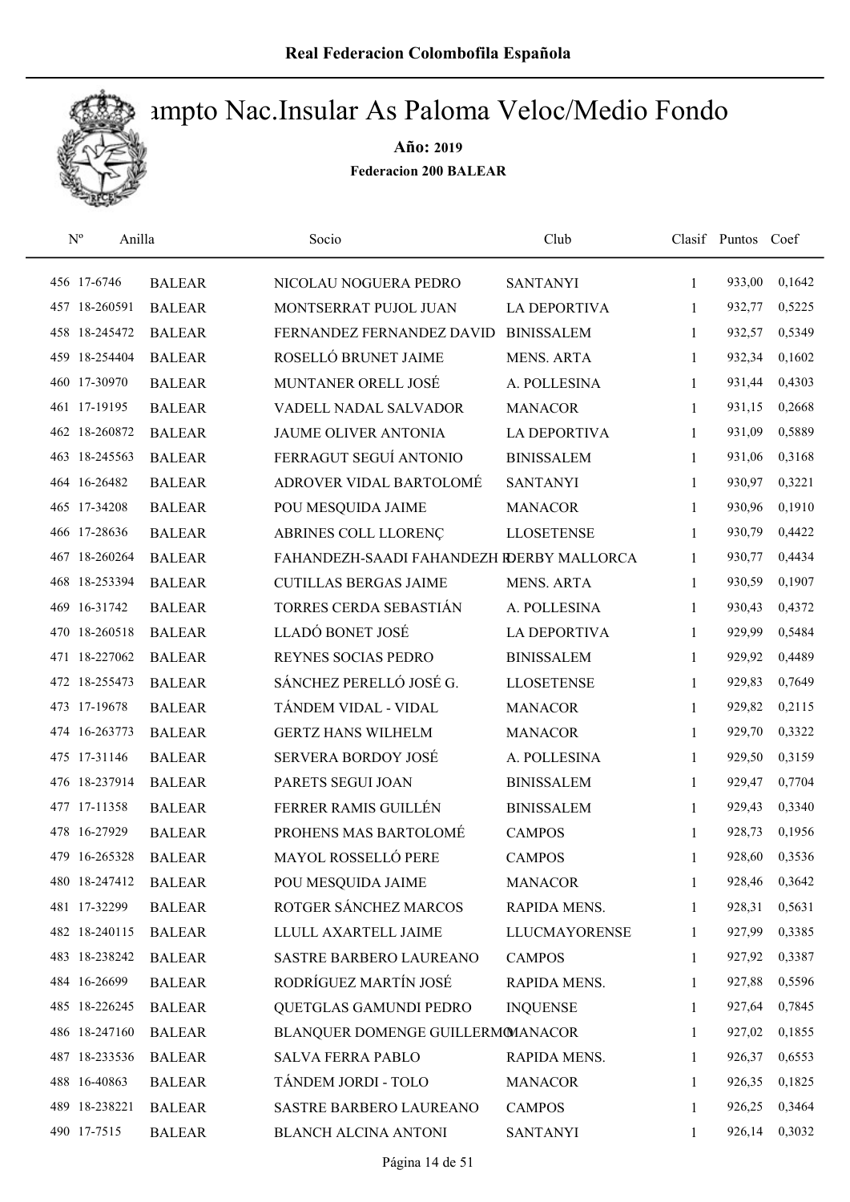# Campto Nac.Insular As Paloma Veloc/Medio Fondo

**Año: 2019**

**Federacion 200 BALEAR**

| Nº | Anilla | | Socio | Club | Clasif | Puntos | Coef |
|---|---|---|---|---|---|---|---|
| 456 | 17-6746 | BALEAR | NICOLAU NOGUERA PEDRO | SANTANYI | 1 | 933,00 | 0,1642 |
| 457 | 18-260591 | BALEAR | MONTSERRAT PUJOL JUAN | LA DEPORTIVA | 1 | 932,77 | 0,5225 |
| 458 | 18-245472 | BALEAR | FERNANDEZ FERNANDEZ DAVID | BINISSALEM | 1 | 932,57 | 0,5349 |
| 459 | 18-254404 | BALEAR | ROSELLÓ BRUNET JAIME | MENS. ARTA | 1 | 932,34 | 0,1602 |
| 460 | 17-30970 | BALEAR | MUNTANER ORELL JOSÉ | A. POLLESINA | 1 | 931,44 | 0,4303 |
| 461 | 17-19195 | BALEAR | VADELL NADAL SALVADOR | MANACOR | 1 | 931,15 | 0,2668 |
| 462 | 18-260872 | BALEAR | JAUME OLIVER ANTONIA | LA DEPORTIVA | 1 | 931,09 | 0,5889 |
| 463 | 18-245563 | BALEAR | FERRAGUT SEGUÍ ANTONIO | BINISSALEM | 1 | 931,06 | 0,3168 |
| 464 | 16-26482 | BALEAR | ADROVER VIDAL BARTOLOMÉ | SANTANYI | 1 | 930,97 | 0,3221 |
| 465 | 17-34208 | BALEAR | POU MESQUIDA JAIME | MANACOR | 1 | 930,96 | 0,1910 |
| 466 | 17-28636 | BALEAR | ABRINES COLL LLORENÇ | LLOSETENSE | 1 | 930,79 | 0,4422 |
| 467 | 18-260264 | BALEAR | FAHANDEZH-SAADI FAHANDEZH B | DERBY MALLORCA | 1 | 930,77 | 0,4434 |
| 468 | 18-253394 | BALEAR | CUTILLAS BERGAS JAIME | MENS. ARTA | 1 | 930,59 | 0,1907 |
| 469 | 16-31742 | BALEAR | TORRES CERDA SEBASTIÁN | A. POLLESINA | 1 | 930,43 | 0,4372 |
| 470 | 18-260518 | BALEAR | LLADÓ BONET JOSÉ | LA DEPORTIVA | 1 | 929,99 | 0,5484 |
| 471 | 18-227062 | BALEAR | REYNES SOCIAS PEDRO | BINISSALEM | 1 | 929,92 | 0,4489 |
| 472 | 18-255473 | BALEAR | SÁNCHEZ PERELLÓ JOSÉ G. | LLOSETENSE | 1 | 929,83 | 0,7649 |
| 473 | 17-19678 | BALEAR | TÁNDEM VIDAL - VIDAL | MANACOR | 1 | 929,82 | 0,2115 |
| 474 | 16-263773 | BALEAR | GERTZ HANS WILHELM | MANACOR | 1 | 929,70 | 0,3322 |
| 475 | 17-31146 | BALEAR | SERVERA BORDOY JOSÉ | A. POLLESINA | 1 | 929,50 | 0,3159 |
| 476 | 18-237914 | BALEAR | PARETS SEGUI JOAN | BINISSALEM | 1 | 929,47 | 0,7704 |
| 477 | 17-11358 | BALEAR | FERRER RAMIS GUILLÉN | BINISSALEM | 1 | 929,43 | 0,3340 |
| 478 | 16-27929 | BALEAR | PROHENS MAS BARTOLOMÉ | CAMPOS | 1 | 928,73 | 0,1956 |
| 479 | 16-265328 | BALEAR | MAYOL ROSSELLÓ PERE | CAMPOS | 1 | 928,60 | 0,3536 |
| 480 | 18-247412 | BALEAR | POU MESQUIDA JAIME | MANACOR | 1 | 928,46 | 0,3642 |
| 481 | 17-32299 | BALEAR | ROTGER SÁNCHEZ MARCOS | RAPIDA MENS. | 1 | 928,31 | 0,5631 |
| 482 | 18-240115 | BALEAR | LLULL AXARTELL JAIME | LLUCMAYORENSE | 1 | 927,99 | 0,3385 |
| 483 | 18-238242 | BALEAR | SASTRE BARBERO LAUREANO | CAMPOS | 1 | 927,92 | 0,3387 |
| 484 | 16-26699 | BALEAR | RODRÍGUEZ MARTÍN JOSÉ | RAPIDA MENS. | 1 | 927,88 | 0,5596 |
| 485 | 18-226245 | BALEAR | QUETGLAS GAMUNDI PEDRO | INQUENSE | 1 | 927,64 | 0,7845 |
| 486 | 18-247160 | BALEAR | BLANQUER DOMENGE GUILLERMO | MANACOR | 1 | 927,02 | 0,1855 |
| 487 | 18-233536 | BALEAR | SALVA FERRA PABLO | RAPIDA MENS. | 1 | 926,37 | 0,6553 |
| 488 | 16-40863 | BALEAR | TÁNDEM JORDI - TOLO | MANACOR | 1 | 926,35 | 0,1825 |
| 489 | 18-238221 | BALEAR | SASTRE BARBERO LAUREANO | CAMPOS | 1 | 926,25 | 0,3464 |
| 490 | 17-7515 | BALEAR | BLANCH ALCINA ANTONI | SANTANYI | 1 | 926,14 | 0,3032 |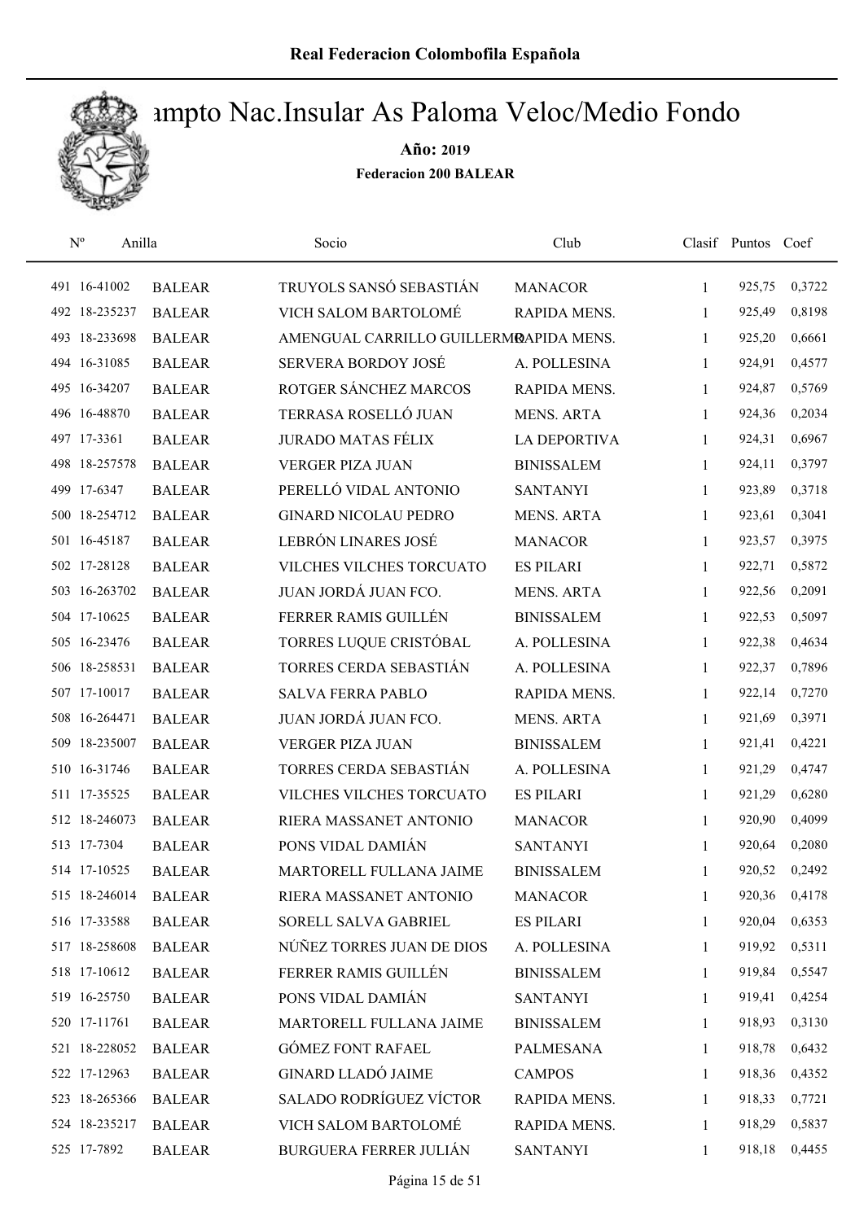# Campto Nac.Insular As Paloma Veloc/Medio Fondo

**Año: 2019**

**Federacion 200 BALEAR**

| Nº | Anilla | | Socio | Club | Clasif | Puntos | Coef |
|---|---|---|---|---|---|---|---|
| 491 | 16-41002 | BALEAR | TRUYOLS SANSÓ SEBASTIÁN | MANACOR | 1 | 925,75 | 0,3722 |
| 492 | 18-235237 | BALEAR | VICH SALOM BARTOLOMÉ | RAPIDA MENS. | 1 | 925,49 | 0,8198 |
| 493 | 18-233698 | BALEAR | AMENGUAL CARRILLO GUILLERMO | RAPIDA MENS. | 1 | 925,20 | 0,6661 |
| 494 | 16-31085 | BALEAR | SERVERA BORDOY JOSÉ | A. POLLESINA | 1 | 924,91 | 0,4577 |
| 495 | 16-34207 | BALEAR | ROTGER SÁNCHEZ MARCOS | RAPIDA MENS. | 1 | 924,87 | 0,5769 |
| 496 | 16-48870 | BALEAR | TERRASA ROSELLÓ JUAN | MENS. ARTA | 1 | 924,36 | 0,2034 |
| 497 | 17-3361 | BALEAR | JURADO MATAS FÉLIX | LA DEPORTIVA | 1 | 924,31 | 0,6967 |
| 498 | 18-257578 | BALEAR | VERGER PIZA JUAN | BINISSALEM | 1 | 924,11 | 0,3797 |
| 499 | 17-6347 | BALEAR | PERELLÓ VIDAL ANTONIO | SANTANYI | 1 | 923,89 | 0,3718 |
| 500 | 18-254712 | BALEAR | GINARD NICOLAU PEDRO | MENS. ARTA | 1 | 923,61 | 0,3041 |
| 501 | 16-45187 | BALEAR | LEBRÓN LINARES JOSÉ | MANACOR | 1 | 923,57 | 0,3975 |
| 502 | 17-28128 | BALEAR | VILCHES VILCHES TORCUATO | ES PILARI | 1 | 922,71 | 0,5872 |
| 503 | 16-263702 | BALEAR | JUAN JORDÁ JUAN FCO. | MENS. ARTA | 1 | 922,56 | 0,2091 |
| 504 | 17-10625 | BALEAR | FERRER RAMIS GUILLÉN | BINISSALEM | 1 | 922,53 | 0,5097 |
| 505 | 16-23476 | BALEAR | TORRES LUQUE CRISTÓBAL | A. POLLESINA | 1 | 922,38 | 0,4634 |
| 506 | 18-258531 | BALEAR | TORRES CERDA SEBASTIÁN | A. POLLESINA | 1 | 922,37 | 0,7896 |
| 507 | 17-10017 | BALEAR | SALVA FERRA PABLO | RAPIDA MENS. | 1 | 922,14 | 0,7270 |
| 508 | 16-264471 | BALEAR | JUAN JORDÁ JUAN FCO. | MENS. ARTA | 1 | 921,69 | 0,3971 |
| 509 | 18-235007 | BALEAR | VERGER PIZA JUAN | BINISSALEM | 1 | 921,41 | 0,4221 |
| 510 | 16-31746 | BALEAR | TORRES CERDA SEBASTIÁN | A. POLLESINA | 1 | 921,29 | 0,4747 |
| 511 | 17-35525 | BALEAR | VILCHES VILCHES TORCUATO | ES PILARI | 1 | 921,29 | 0,6280 |
| 512 | 18-246073 | BALEAR | RIERA MASSANET ANTONIO | MANACOR | 1 | 920,90 | 0,4099 |
| 513 | 17-7304 | BALEAR | PONS VIDAL DAMIÁN | SANTANYI | 1 | 920,64 | 0,2080 |
| 514 | 17-10525 | BALEAR | MARTORELL FULLANA JAIME | BINISSALEM | 1 | 920,52 | 0,2492 |
| 515 | 18-246014 | BALEAR | RIERA MASSANET ANTONIO | MANACOR | 1 | 920,36 | 0,4178 |
| 516 | 17-33588 | BALEAR | SORELL SALVA GABRIEL | ES PILARI | 1 | 920,04 | 0,6353 |
| 517 | 18-258608 | BALEAR | NÚÑEZ TORRES JUAN DE DIOS | A. POLLESINA | 1 | 919,92 | 0,5311 |
| 518 | 17-10612 | BALEAR | FERRER RAMIS GUILLÉN | BINISSALEM | 1 | 919,84 | 0,5547 |
| 519 | 16-25750 | BALEAR | PONS VIDAL DAMIÁN | SANTANYI | 1 | 919,41 | 0,4254 |
| 520 | 17-11761 | BALEAR | MARTORELL FULLANA JAIME | BINISSALEM | 1 | 918,93 | 0,3130 |
| 521 | 18-228052 | BALEAR | GÓMEZ FONT RAFAEL | PALMESANA | 1 | 918,78 | 0,6432 |
| 522 | 17-12963 | BALEAR | GINARD LLADÓ JAIME | CAMPOS | 1 | 918,36 | 0,4352 |
| 523 | 18-265366 | BALEAR | SALADO RODRÍGUEZ VÍCTOR | RAPIDA MENS. | 1 | 918,33 | 0,7721 |
| 524 | 18-235217 | BALEAR | VICH SALOM BARTOLOMÉ | RAPIDA MENS. | 1 | 918,29 | 0,5837 |
| 525 | 17-7892 | BALEAR | BURGUERA FERRER JULIÁN | SANTANYI | 1 | 918,18 | 0,4455 |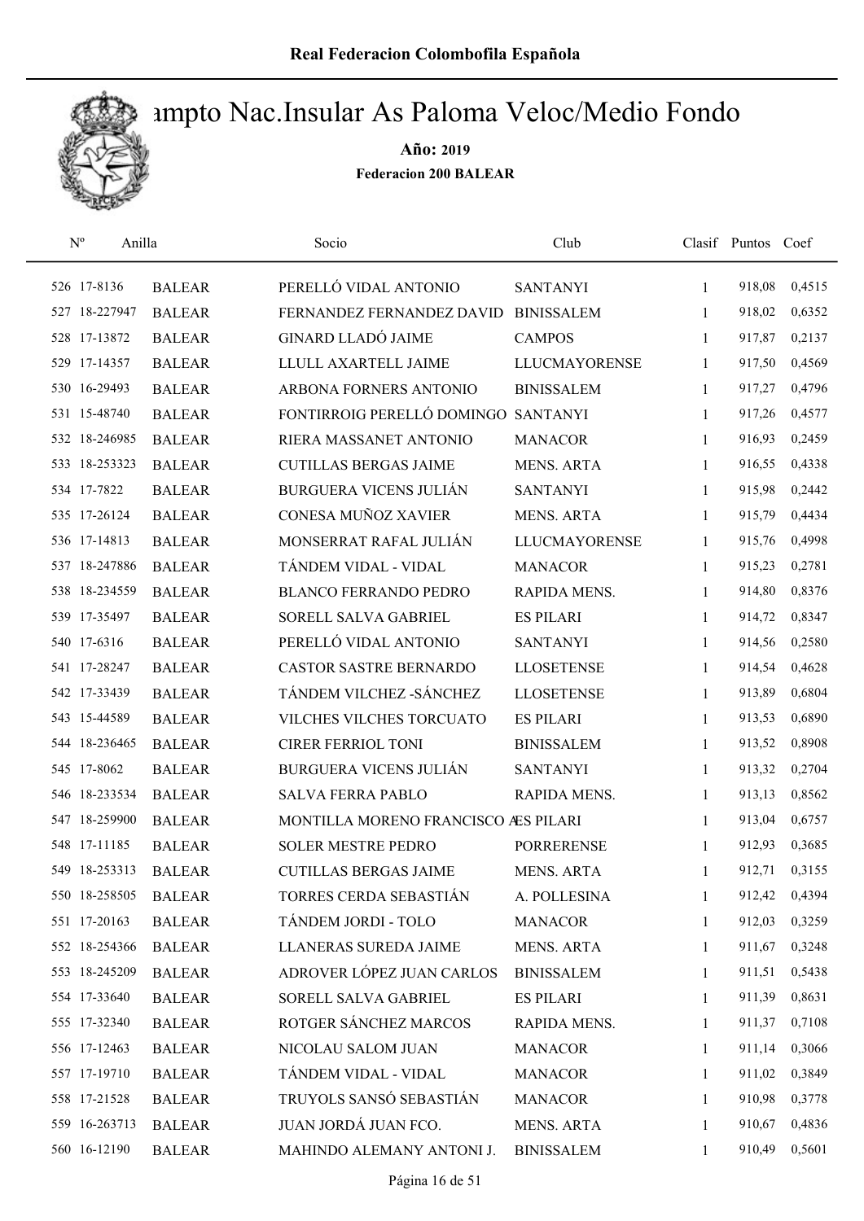# Real Federacion Colombofila Española

## Campto Nac.Insular As Paloma Veloc/Medio Fondo

**Año: 2019**

**Federacion 200 BALEAR**

| Nº | Anilla | | Socio | Club | Clasif | Puntos | Coef |
|---|---|---|---|---|---|---|---|
| 526 | 17-8136 | BALEAR | PERELLÓ VIDAL ANTONIO | SANTANYI | 1 | 918,08 | 0,4515 |
| 527 | 18-227947 | BALEAR | FERNANDEZ FERNANDEZ DAVID | BINISSALEM | 1 | 918,02 | 0,6352 |
| 528 | 17-13872 | BALEAR | GINARD LLADÓ JAIME | CAMPOS | 1 | 917,87 | 0,2137 |
| 529 | 17-14357 | BALEAR | LLULL AXARTELL JAIME | LLUCMAYORENSE | 1 | 917,50 | 0,4569 |
| 530 | 16-29493 | BALEAR | ARBONA FORNERS ANTONIO | BINISSALEM | 1 | 917,27 | 0,4796 |
| 531 | 15-48740 | BALEAR | FONTIRROIG PERELLÓ DOMINGO | SANTANYI | 1 | 917,26 | 0,4577 |
| 532 | 18-246985 | BALEAR | RIERA MASSANET ANTONIO | MANACOR | 1 | 916,93 | 0,2459 |
| 533 | 18-253323 | BALEAR | CUTILLAS BERGAS JAIME | MENS. ARTA | 1 | 916,55 | 0,4338 |
| 534 | 17-7822 | BALEAR | BURGUERA VICENS JULIÁN | SANTANYI | 1 | 915,98 | 0,2442 |
| 535 | 17-26124 | BALEAR | CONESA MUÑOZ XAVIER | MENS. ARTA | 1 | 915,79 | 0,4434 |
| 536 | 17-14813 | BALEAR | MONSERRAT RAFAL JULIÁN | LLUCMAYORENSE | 1 | 915,76 | 0,4998 |
| 537 | 18-247886 | BALEAR | TÁNDEM VIDAL - VIDAL | MANACOR | 1 | 915,23 | 0,2781 |
| 538 | 18-234559 | BALEAR | BLANCO FERRANDO PEDRO | RAPIDA MENS. | 1 | 914,80 | 0,8376 |
| 539 | 17-35497 | BALEAR | SORELL SALVA GABRIEL | ES PILARI | 1 | 914,72 | 0,8347 |
| 540 | 17-6316 | BALEAR | PERELLÓ VIDAL ANTONIO | SANTANYI | 1 | 914,56 | 0,2580 |
| 541 | 17-28247 | BALEAR | CASTOR SASTRE BERNARDO | LLOSETENSE | 1 | 914,54 | 0,4628 |
| 542 | 17-33439 | BALEAR | TÁNDEM VILCHEZ -SÁNCHEZ | LLOSETENSE | 1 | 913,89 | 0,6804 |
| 543 | 15-44589 | BALEAR | VILCHES VILCHES TORCUATO | ES PILARI | 1 | 913,53 | 0,6890 |
| 544 | 18-236465 | BALEAR | CIRER FERRIOL TONI | BINISSALEM | 1 | 913,52 | 0,8908 |
| 545 | 17-8062 | BALEAR | BURGUERA VICENS JULIÁN | SANTANYI | 1 | 913,32 | 0,2704 |
| 546 | 18-233534 | BALEAR | SALVA FERRA PABLO | RAPIDA MENS. | 1 | 913,13 | 0,8562 |
| 547 | 18-259900 | BALEAR | MONTILLA MORENO FRANCISCO A | ES PILARI | 1 | 913,04 | 0,6757 |
| 548 | 17-11185 | BALEAR | SOLER MESTRE PEDRO | PORRERENSE | 1 | 912,93 | 0,3685 |
| 549 | 18-253313 | BALEAR | CUTILLAS BERGAS JAIME | MENS. ARTA | 1 | 912,71 | 0,3155 |
| 550 | 18-258505 | BALEAR | TORRES CERDA SEBASTIÁN | A. POLLESINA | 1 | 912,42 | 0,4394 |
| 551 | 17-20163 | BALEAR | TÁNDEM JORDI - TOLO | MANACOR | 1 | 912,03 | 0,3259 |
| 552 | 18-254366 | BALEAR | LLANERAS SUREDA JAIME | MENS. ARTA | 1 | 911,67 | 0,3248 |
| 553 | 18-245209 | BALEAR | ADROVER LÓPEZ JUAN CARLOS | BINISSALEM | 1 | 911,51 | 0,5438 |
| 554 | 17-33640 | BALEAR | SORELL SALVA GABRIEL | ES PILARI | 1 | 911,39 | 0,8631 |
| 555 | 17-32340 | BALEAR | ROTGER SÁNCHEZ MARCOS | RAPIDA MENS. | 1 | 911,37 | 0,7108 |
| 556 | 17-12463 | BALEAR | NICOLAU SALOM JUAN | MANACOR | 1 | 911,14 | 0,3066 |
| 557 | 17-19710 | BALEAR | TÁNDEM VIDAL - VIDAL | MANACOR | 1 | 911,02 | 0,3849 |
| 558 | 17-21528 | BALEAR | TRUYOLS SANSÓ SEBASTIÁN | MANACOR | 1 | 910,98 | 0,3778 |
| 559 | 16-263713 | BALEAR | JUAN JORDÁ JUAN FCO. | MENS. ARTA | 1 | 910,67 | 0,4836 |
| 560 | 16-12190 | BALEAR | MAHINDO ALEMANY ANTONI J. | BINISSALEM | 1 | 910,49 | 0,5601 |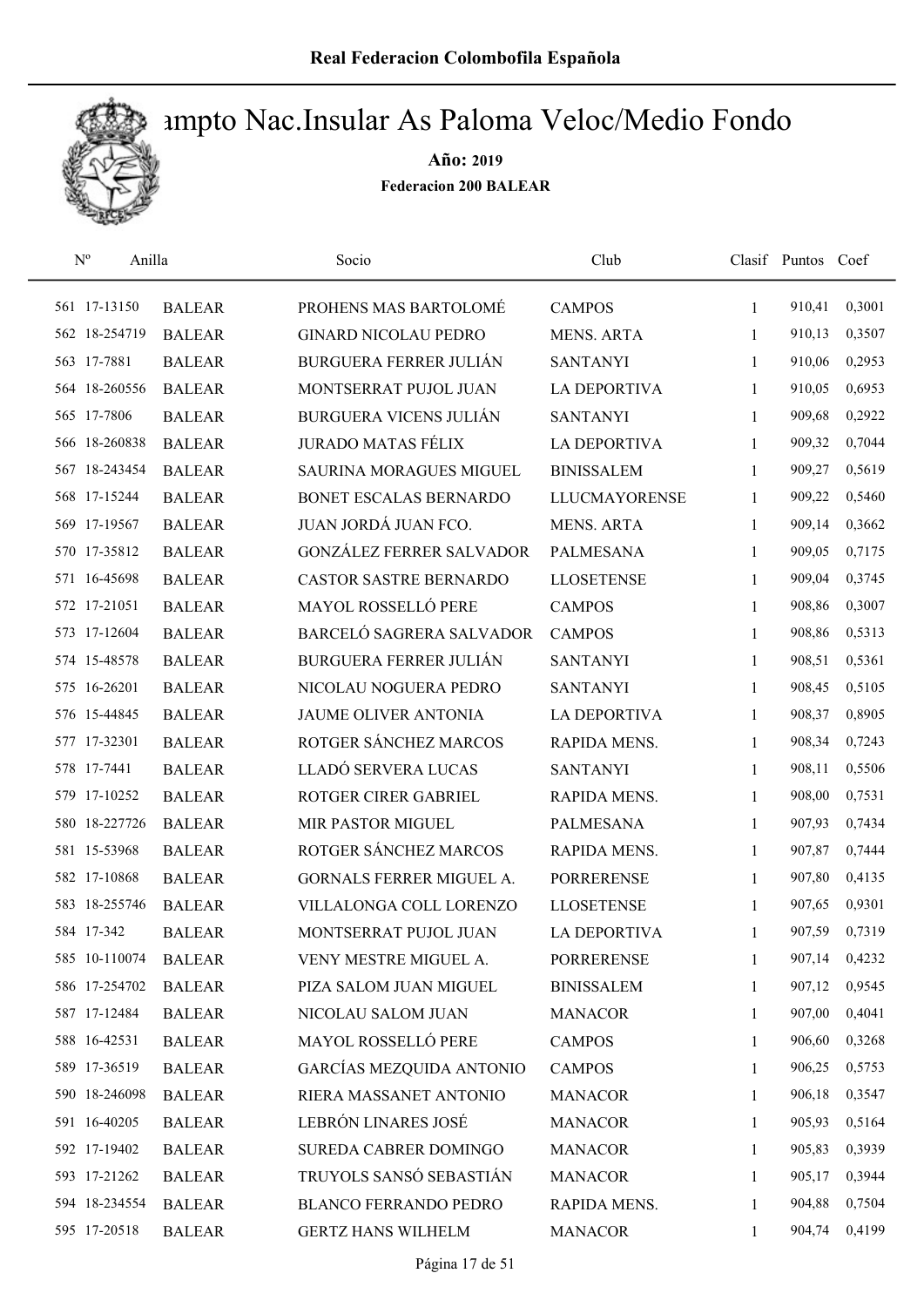# Real Federacion Colombofila Española

## Campto Nac.Insular As Paloma Veloc/Medio Fondo

**Año: 2019**

**Federacion 200 BALEAR**

| Nº | Anilla | | Socio | Club | Clasif | Puntos | Coef |
|---|---|---|---|---|---|---|---|
| 561 | 17-13150 | BALEAR | PROHENS MAS BARTOLOMÉ | CAMPOS | 1 | 910,41 | 0,3001 |
| 562 | 18-254719 | BALEAR | GINARD NICOLAU PEDRO | MENS. ARTA | 1 | 910,13 | 0,3507 |
| 563 | 17-7881 | BALEAR | BURGUERA FERRER JULIÁN | SANTANYI | 1 | 910,06 | 0,2953 |
| 564 | 18-260556 | BALEAR | MONTSERRAT PUJOL JUAN | LA DEPORTIVA | 1 | 910,05 | 0,6953 |
| 565 | 17-7806 | BALEAR | BURGUERA VICENS JULIÁN | SANTANYI | 1 | 909,68 | 0,2922 |
| 566 | 18-260838 | BALEAR | JURADO MATAS FÉLIX | LA DEPORTIVA | 1 | 909,32 | 0,7044 |
| 567 | 18-243454 | BALEAR | SAURINA MORAGUES MIGUEL | BINISSALEM | 1 | 909,27 | 0,5619 |
| 568 | 17-15244 | BALEAR | BONET ESCALAS BERNARDO | LLUCMAYORENSE | 1 | 909,22 | 0,5460 |
| 569 | 17-19567 | BALEAR | JUAN JORDÁ JUAN FCO. | MENS. ARTA | 1 | 909,14 | 0,3662 |
| 570 | 17-35812 | BALEAR | GONZÁLEZ FERRER SALVADOR | PALMESANA | 1 | 909,05 | 0,7175 |
| 571 | 16-45698 | BALEAR | CASTOR SASTRE BERNARDO | LLOSETENSE | 1 | 909,04 | 0,3745 |
| 572 | 17-21051 | BALEAR | MAYOL ROSSELLÓ PERE | CAMPOS | 1 | 908,86 | 0,3007 |
| 573 | 17-12604 | BALEAR | BARCELÓ SAGRERA SALVADOR | CAMPOS | 1 | 908,86 | 0,5313 |
| 574 | 15-48578 | BALEAR | BURGUERA FERRER JULIÁN | SANTANYI | 1 | 908,51 | 0,5361 |
| 575 | 16-26201 | BALEAR | NICOLAU NOGUERA PEDRO | SANTANYI | 1 | 908,45 | 0,5105 |
| 576 | 15-44845 | BALEAR | JAUME OLIVER ANTONIA | LA DEPORTIVA | 1 | 908,37 | 0,8905 |
| 577 | 17-32301 | BALEAR | ROTGER SÁNCHEZ MARCOS | RAPIDA MENS. | 1 | 908,34 | 0,7243 |
| 578 | 17-7441 | BALEAR | LLADÓ SERVERA LUCAS | SANTANYI | 1 | 908,11 | 0,5506 |
| 579 | 17-10252 | BALEAR | ROTGER CIRER GABRIEL | RAPIDA MENS. | 1 | 908,00 | 0,7531 |
| 580 | 18-227726 | BALEAR | MIR PASTOR MIGUEL | PALMESANA | 1 | 907,93 | 0,7434 |
| 581 | 15-53968 | BALEAR | ROTGER SÁNCHEZ MARCOS | RAPIDA MENS. | 1 | 907,87 | 0,7444 |
| 582 | 17-10868 | BALEAR | GORNALS FERRER MIGUEL A. | PORRERENSE | 1 | 907,80 | 0,4135 |
| 583 | 18-255746 | BALEAR | VILLALONGA COLL LORENZO | LLOSETENSE | 1 | 907,65 | 0,9301 |
| 584 | 17-342 | BALEAR | MONTSERRAT PUJOL JUAN | LA DEPORTIVA | 1 | 907,59 | 0,7319 |
| 585 | 10-110074 | BALEAR | VENY MESTRE MIGUEL A. | PORRERENSE | 1 | 907,14 | 0,4232 |
| 586 | 17-254702 | BALEAR | PIZA SALOM JUAN MIGUEL | BINISSALEM | 1 | 907,12 | 0,9545 |
| 587 | 17-12484 | BALEAR | NICOLAU SALOM JUAN | MANACOR | 1 | 907,00 | 0,4041 |
| 588 | 16-42531 | BALEAR | MAYOL ROSSELLÓ PERE | CAMPOS | 1 | 906,60 | 0,3268 |
| 589 | 17-36519 | BALEAR | GARCÍAS MEZQUIDA ANTONIO | CAMPOS | 1 | 906,25 | 0,5753 |
| 590 | 18-246098 | BALEAR | RIERA MASSANET ANTONIO | MANACOR | 1 | 906,18 | 0,3547 |
| 591 | 16-40205 | BALEAR | LEBRÓN LINARES JOSÉ | MANACOR | 1 | 905,93 | 0,5164 |
| 592 | 17-19402 | BALEAR | SUREDA CABRER DOMINGO | MANACOR | 1 | 905,83 | 0,3939 |
| 593 | 17-21262 | BALEAR | TRUYOLS SANSÓ SEBASTIÁN | MANACOR | 1 | 905,17 | 0,3944 |
| 594 | 18-234554 | BALEAR | BLANCO FERRANDO PEDRO | RAPIDA MENS. | 1 | 904,88 | 0,7504 |
| 595 | 17-20518 | BALEAR | GERTZ HANS WILHELM | MANACOR | 1 | 904,74 | 0,4199 |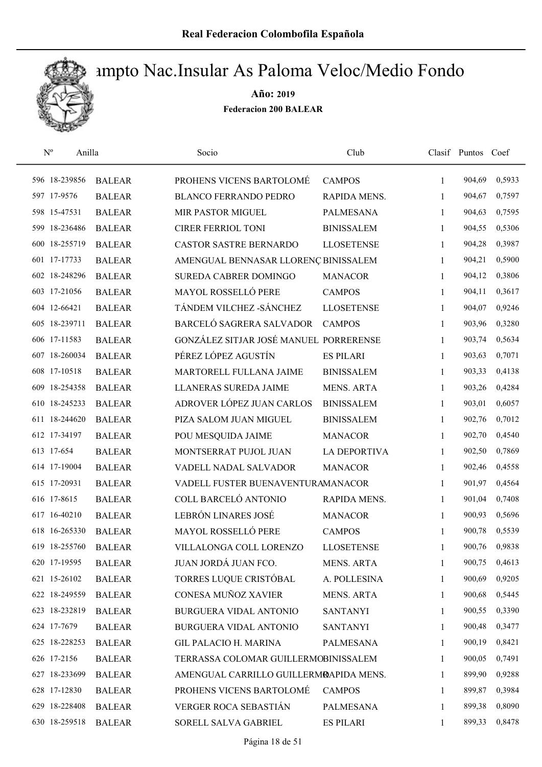# Campto Nac.Insular As Paloma Veloc/Medio Fondo

**Año: 2019**

**Federacion 200 BALEAR**

| Nº | Anilla | | Socio | Club | Clasif | Puntos | Coef |
|---|---|---|---|---|---|---|---|
| 596 | 18-239856 | BALEAR | PROHENS VICENS BARTOLOMÉ | CAMPOS | 1 | 904,69 | 0,5933 |
| 597 | 17-9576 | BALEAR | BLANCO FERRANDO PEDRO | RAPIDA MENS. | 1 | 904,67 | 0,7597 |
| 598 | 15-47531 | BALEAR | MIR PASTOR MIGUEL | PALMESANA | 1 | 904,63 | 0,7595 |
| 599 | 18-236486 | BALEAR | CIRER FERRIOL TONI | BINISSALEM | 1 | 904,55 | 0,5306 |
| 600 | 18-255719 | BALEAR | CASTOR SASTRE BERNARDO | LLOSETENSE | 1 | 904,28 | 0,3987 |
| 601 | 17-17733 | BALEAR | AMENGUAL BENNASAR LLORENÇ | BINISSALEM | 1 | 904,21 | 0,5900 |
| 602 | 18-248296 | BALEAR | SUREDA CABRER DOMINGO | MANACOR | 1 | 904,12 | 0,3806 |
| 603 | 17-21056 | BALEAR | MAYOL ROSSELLÓ PERE | CAMPOS | 1 | 904,11 | 0,3617 |
| 604 | 12-66421 | BALEAR | TÁNDEM VILCHEZ -SÁNCHEZ | LLOSETENSE | 1 | 904,07 | 0,9246 |
| 605 | 18-239711 | BALEAR | BARCELÓ SAGRERA SALVADOR | CAMPOS | 1 | 903,96 | 0,3280 |
| 606 | 17-11583 | BALEAR | GONZÁLEZ SITJAR JOSÉ MANUEL | PORRERENSE | 1 | 903,74 | 0,5634 |
| 607 | 18-260034 | BALEAR | PÉREZ LÓPEZ AGUSTÍN | ES PILARI | 1 | 903,63 | 0,7071 |
| 608 | 17-10518 | BALEAR | MARTORELL FULLANA JAIME | BINISSALEM | 1 | 903,33 | 0,4138 |
| 609 | 18-254358 | BALEAR | LLANERAS SUREDA JAIME | MENS. ARTA | 1 | 903,26 | 0,4284 |
| 610 | 18-245233 | BALEAR | ADROVER LÓPEZ JUAN CARLOS | BINISSALEM | 1 | 903,01 | 0,6057 |
| 611 | 18-244620 | BALEAR | PIZA SALOM JUAN MIGUEL | BINISSALEM | 1 | 902,76 | 0,7012 |
| 612 | 17-34197 | BALEAR | POU MESQUIDA JAIME | MANACOR | 1 | 902,70 | 0,4540 |
| 613 | 17-654 | BALEAR | MONTSERRAT PUJOL JUAN | LA DEPORTIVA | 1 | 902,50 | 0,7869 |
| 614 | 17-19004 | BALEAR | VADELL NADAL SALVADOR | MANACOR | 1 | 902,46 | 0,4558 |
| 615 | 17-20931 | BALEAR | VADELL FUSTER BUENAVENTURA | MANACOR | 1 | 901,97 | 0,4564 |
| 616 | 17-8615 | BALEAR | COLL BARCELÓ ANTONIO | RAPIDA MENS. | 1 | 901,04 | 0,7408 |
| 617 | 16-40210 | BALEAR | LEBRÓN LINARES JOSÉ | MANACOR | 1 | 900,93 | 0,5696 |
| 618 | 16-265330 | BALEAR | MAYOL ROSSELLÓ PERE | CAMPOS | 1 | 900,78 | 0,5539 |
| 619 | 18-255760 | BALEAR | VILLALONGA COLL LORENZO | LLOSETENSE | 1 | 900,76 | 0,9838 |
| 620 | 17-19595 | BALEAR | JUAN JORDÁ JUAN FCO. | MENS. ARTA | 1 | 900,75 | 0,4613 |
| 621 | 15-26102 | BALEAR | TORRES LUQUE CRISTÓBAL | A. POLLESINA | 1 | 900,69 | 0,9205 |
| 622 | 18-249559 | BALEAR | CONESA MUÑOZ XAVIER | MENS. ARTA | 1 | 900,68 | 0,5445 |
| 623 | 18-232819 | BALEAR | BURGUERA VIDAL ANTONIO | SANTANYI | 1 | 900,55 | 0,3390 |
| 624 | 17-7679 | BALEAR | BURGUERA VIDAL ANTONIO | SANTANYI | 1 | 900,48 | 0,3477 |
| 625 | 18-228253 | BALEAR | GIL PALACIO H. MARINA | PALMESANA | 1 | 900,19 | 0,8421 |
| 626 | 17-2156 | BALEAR | TERRASSA COLOMAR GUILLERMO | BINISSALEM | 1 | 900,05 | 0,7491 |
| 627 | 18-233699 | BALEAR | AMENGUAL CARRILLO GUILLERMO | RAPIDA MENS. | 1 | 899,90 | 0,9288 |
| 628 | 17-12830 | BALEAR | PROHENS VICENS BARTOLOMÉ | CAMPOS | 1 | 899,87 | 0,3984 |
| 629 | 18-228408 | BALEAR | VERGER ROCA SEBASTIÁN | PALMESANA | 1 | 899,38 | 0,8090 |
| 630 | 18-259518 | BALEAR | SORELL SALVA GABRIEL | ES PILARI | 1 | 899,33 | 0,8478 |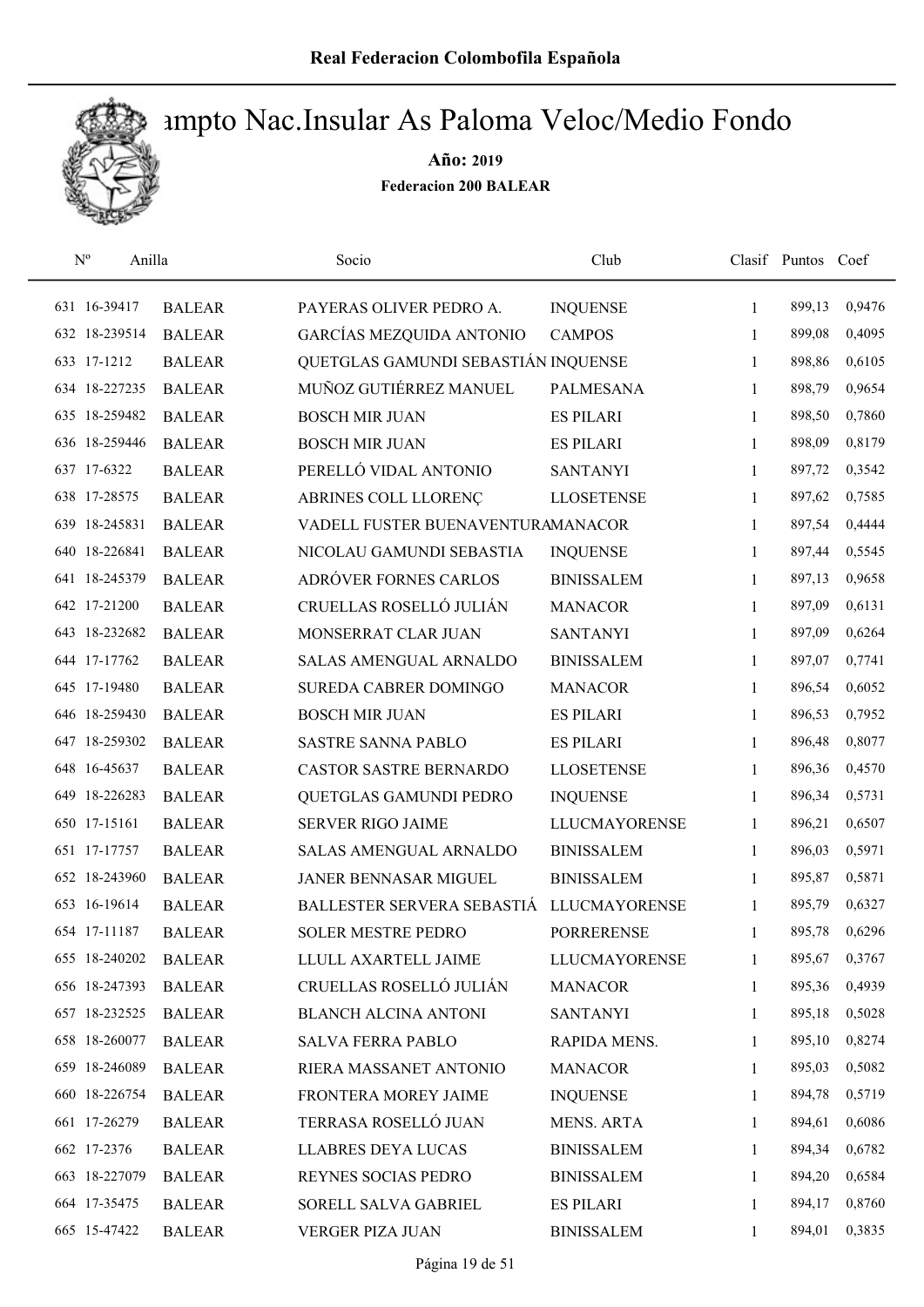# Campto Nac.Insular As Paloma Veloc/Medio Fondo

**Año: 2019**

**Federacion 200 BALEAR**

| Nº | Anilla | | Socio | Club | Clasif | Puntos | Coef |
|---|---|---|---|---|---|---|---|
| 631 | 16-39417 | BALEAR | PAYERAS OLIVER PEDRO A. | INQUENSE | 1 | 899,13 | 0,9476 |
| 632 | 18-239514 | BALEAR | GARCÍAS MEZQUIDA ANTONIO | CAMPOS | 1 | 899,08 | 0,4095 |
| 633 | 17-1212 | BALEAR | QUETGLAS GAMUNDI SEBASTIÁN | INQUENSE | 1 | 898,86 | 0,6105 |
| 634 | 18-227235 | BALEAR | MUÑOZ GUTIÉRREZ MANUEL | PALMESANA | 1 | 898,79 | 0,9654 |
| 635 | 18-259482 | BALEAR | BOSCH MIR JUAN | ES PILARI | 1 | 898,50 | 0,7860 |
| 636 | 18-259446 | BALEAR | BOSCH MIR JUAN | ES PILARI | 1 | 898,09 | 0,8179 |
| 637 | 17-6322 | BALEAR | PERELLÓ VIDAL ANTONIO | SANTANYI | 1 | 897,72 | 0,3542 |
| 638 | 17-28575 | BALEAR | ABRINES COLL LLORENÇ | LLOSETENSE | 1 | 897,62 | 0,7585 |
| 639 | 18-245831 | BALEAR | VADELL FUSTER BUENAVENTURA | MANACOR | 1 | 897,54 | 0,4444 |
| 640 | 18-226841 | BALEAR | NICOLAU GAMUNDI SEBASTIA | INQUENSE | 1 | 897,44 | 0,5545 |
| 641 | 18-245379 | BALEAR | ADRÓVER FORNES CARLOS | BINISSALEM | 1 | 897,13 | 0,9658 |
| 642 | 17-21200 | BALEAR | CRUELLAS ROSELLÓ JULIÁN | MANACOR | 1 | 897,09 | 0,6131 |
| 643 | 18-232682 | BALEAR | MONSERRAT CLAR JUAN | SANTANYI | 1 | 897,09 | 0,6264 |
| 644 | 17-17762 | BALEAR | SALAS AMENGUAL ARNALDO | BINISSALEM | 1 | 897,07 | 0,7741 |
| 645 | 17-19480 | BALEAR | SUREDA CABRER DOMINGO | MANACOR | 1 | 896,54 | 0,6052 |
| 646 | 18-259430 | BALEAR | BOSCH MIR JUAN | ES PILARI | 1 | 896,53 | 0,7952 |
| 647 | 18-259302 | BALEAR | SASTRE SANNA PABLO | ES PILARI | 1 | 896,48 | 0,8077 |
| 648 | 16-45637 | BALEAR | CASTOR SASTRE BERNARDO | LLOSETENSE | 1 | 896,36 | 0,4570 |
| 649 | 18-226283 | BALEAR | QUETGLAS GAMUNDI PEDRO | INQUENSE | 1 | 896,34 | 0,5731 |
| 650 | 17-15161 | BALEAR | SERVER RIGO JAIME | LLUCMAYORENSE | 1 | 896,21 | 0,6507 |
| 651 | 17-17757 | BALEAR | SALAS AMENGUAL ARNALDO | BINISSALEM | 1 | 896,03 | 0,5971 |
| 652 | 18-243960 | BALEAR | JANER BENNASAR MIGUEL | BINISSALEM | 1 | 895,87 | 0,5871 |
| 653 | 16-19614 | BALEAR | BALLESTER SERVERA SEBASTIÁ | LLUCMAYORENSE | 1 | 895,79 | 0,6327 |
| 654 | 17-11187 | BALEAR | SOLER MESTRE PEDRO | PORRERENSE | 1 | 895,78 | 0,6296 |
| 655 | 18-240202 | BALEAR | LLULL AXARTELL JAIME | LLUCMAYORENSE | 1 | 895,67 | 0,3767 |
| 656 | 18-247393 | BALEAR | CRUELLAS ROSELLÓ JULIÁN | MANACOR | 1 | 895,36 | 0,4939 |
| 657 | 18-232525 | BALEAR | BLANCH ALCINA ANTONI | SANTANYI | 1 | 895,18 | 0,5028 |
| 658 | 18-260077 | BALEAR | SALVA FERRA PABLO | RAPIDA MENS. | 1 | 895,10 | 0,8274 |
| 659 | 18-246089 | BALEAR | RIERA MASSANET ANTONIO | MANACOR | 1 | 895,03 | 0,5082 |
| 660 | 18-226754 | BALEAR | FRONTERA MOREY JAIME | INQUENSE | 1 | 894,78 | 0,5719 |
| 661 | 17-26279 | BALEAR | TERRASA ROSELLÓ JUAN | MENS. ARTA | 1 | 894,61 | 0,6086 |
| 662 | 17-2376 | BALEAR | LLABRES DEYA LUCAS | BINISSALEM | 1 | 894,34 | 0,6782 |
| 663 | 18-227079 | BALEAR | REYNES SOCIAS PEDRO | BINISSALEM | 1 | 894,20 | 0,6584 |
| 664 | 17-35475 | BALEAR | SORELL SALVA GABRIEL | ES PILARI | 1 | 894,17 | 0,8760 |
| 665 | 15-47422 | BALEAR | VERGER PIZA JUAN | BINISSALEM | 1 | 894,01 | 0,3835 |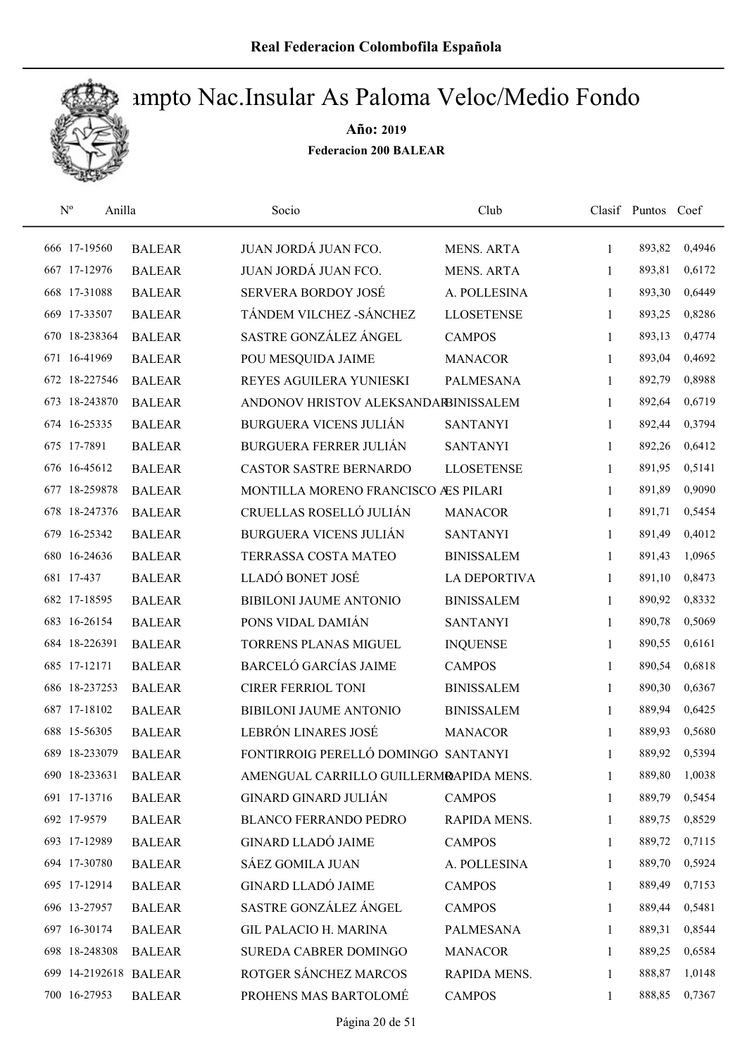**Real Federacion Colombofila Española**

# Campto Nac.Insular As Paloma Veloc/Medio Fondo

**Año: 2019**

**Federacion 200 BALEAR**

| Nº | Anilla | | Socio | Club | Clasif | Puntos | Coef |
|---|---|---|---|---|---|---|---|
| 666 | 17-19560 | BALEAR | JUAN JORDÁ JUAN FCO. | MENS. ARTA | 1 | 893,82 | 0,4946 |
| 667 | 17-12976 | BALEAR | JUAN JORDÁ JUAN FCO. | MENS. ARTA | 1 | 893,81 | 0,6172 |
| 668 | 17-31088 | BALEAR | SERVERA BORDOY JOSÉ | A. POLLESINA | 1 | 893,30 | 0,6449 |
| 669 | 17-33507 | BALEAR | TÁNDEM VILCHEZ -SÁNCHEZ | LLOSETENSE | 1 | 893,25 | 0,8286 |
| 670 | 18-238364 | BALEAR | SASTRE GONZÁLEZ ÁNGEL | CAMPOS | 1 | 893,13 | 0,4774 |
| 671 | 16-41969 | BALEAR | POU MESQUIDA JAIME | MANACOR | 1 | 893,04 | 0,4692 |
| 672 | 18-227546 | BALEAR | REYES AGUILERA YUNIESKI | PALMESANA | 1 | 892,79 | 0,8988 |
| 673 | 18-243870 | BALEAR | ANDONOV HRISTOV ALEKSANDAR | BINISSALEM | 1 | 892,64 | 0,6719 |
| 674 | 16-25335 | BALEAR | BURGUERA VICENS JULIÁN | SANTANYI | 1 | 892,44 | 0,3794 |
| 675 | 17-7891 | BALEAR | BURGUERA FERRER JULIÁN | SANTANYI | 1 | 892,26 | 0,6412 |
| 676 | 16-45612 | BALEAR | CASTOR SASTRE BERNARDO | LLOSETENSE | 1 | 891,95 | 0,5141 |
| 677 | 18-259878 | BALEAR | MONTILLA MORENO FRANCISCO A | ES PILARI | 1 | 891,89 | 0,9090 |
| 678 | 18-247376 | BALEAR | CRUELLAS ROSELLÓ JULIÁN | MANACOR | 1 | 891,71 | 0,5454 |
| 679 | 16-25342 | BALEAR | BURGUERA VICENS JULIÁN | SANTANYI | 1 | 891,49 | 0,4012 |
| 680 | 16-24636 | BALEAR | TERRASSA COSTA MATEO | BINISSALEM | 1 | 891,43 | 1,0965 |
| 681 | 17-437 | BALEAR | LLADÓ BONET JOSÉ | LA DEPORTIVA | 1 | 891,10 | 0,8473 |
| 682 | 17-18595 | BALEAR | BIBILONI JAUME ANTONIO | BINISSALEM | 1 | 890,92 | 0,8332 |
| 683 | 16-26154 | BALEAR | PONS VIDAL DAMIÁN | SANTANYI | 1 | 890,78 | 0,5069 |
| 684 | 18-226391 | BALEAR | TORRENS PLANAS MIGUEL | INQUENSE | 1 | 890,55 | 0,6161 |
| 685 | 17-12171 | BALEAR | BARCELÓ GARCÍAS JAIME | CAMPOS | 1 | 890,54 | 0,6818 |
| 686 | 18-237253 | BALEAR | CIRER FERRIOL TONI | BINISSALEM | 1 | 890,30 | 0,6367 |
| 687 | 17-18102 | BALEAR | BIBILONI JAUME ANTONIO | BINISSALEM | 1 | 889,94 | 0,6425 |
| 688 | 15-56305 | BALEAR | LEBRÓN LINARES JOSÉ | MANACOR | 1 | 889,93 | 0,5680 |
| 689 | 18-233079 | BALEAR | FONTIRROIG PERELLÓ DOMINGO | SANTANYI | 1 | 889,92 | 0,5394 |
| 690 | 18-233631 | BALEAR | AMENGUAL CARRILLO GUILLERMO | RAPIDA MENS. | 1 | 889,80 | 1,0038 |
| 691 | 17-13716 | BALEAR | GINARD GINARD JULIÁN | CAMPOS | 1 | 889,79 | 0,5454 |
| 692 | 17-9579 | BALEAR | BLANCO FERRANDO PEDRO | RAPIDA MENS. | 1 | 889,75 | 0,8529 |
| 693 | 17-12989 | BALEAR | GINARD LLADÓ JAIME | CAMPOS | 1 | 889,72 | 0,7115 |
| 694 | 17-30780 | BALEAR | SÁEZ GOMILA JUAN | A. POLLESINA | 1 | 889,70 | 0,5924 |
| 695 | 17-12914 | BALEAR | GINARD LLADÓ JAIME | CAMPOS | 1 | 889,49 | 0,7153 |
| 696 | 13-27957 | BALEAR | SASTRE GONZÁLEZ ÁNGEL | CAMPOS | 1 | 889,44 | 0,5481 |
| 697 | 16-30174 | BALEAR | GIL PALACIO H. MARINA | PALMESANA | 1 | 889,31 | 0,8544 |
| 698 | 18-248308 | BALEAR | SUREDA CABRER DOMINGO | MANACOR | 1 | 889,25 | 0,6584 |
| 699 | 14-2192618 | BALEAR | ROTGER SÁNCHEZ MARCOS | RAPIDA MENS. | 1 | 888,87 | 1,0148 |
| 700 | 16-27953 | BALEAR | PROHENS MAS BARTOLOMÉ | CAMPOS | 1 | 888,85 | 0,7367 |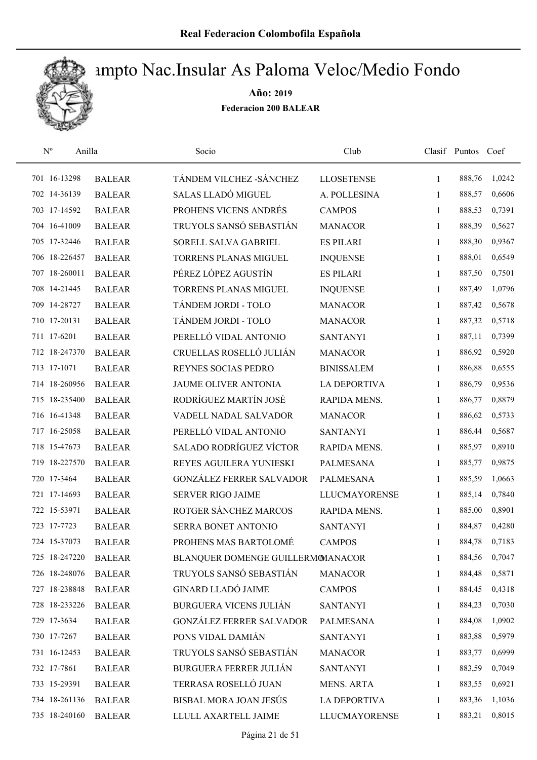# Campto Nac.Insular As Paloma Veloc/Medio Fondo

**Año: 2019**

**Federacion 200 BALEAR**

| Nº | Anilla | | Socio | Club | Clasif | Puntos | Coef |
|---|---|---|---|---|---|---|---|
| 701 | 16-13298 | BALEAR | TÁNDEM VILCHEZ -SÁNCHEZ | LLOSETENSE | 1 | 888,76 | 1,0242 |
| 702 | 14-36139 | BALEAR | SALAS LLADÓ MIGUEL | A. POLLESINA | 1 | 888,57 | 0,6606 |
| 703 | 17-14592 | BALEAR | PROHENS VICENS ANDRÉS | CAMPOS | 1 | 888,53 | 0,7391 |
| 704 | 16-41009 | BALEAR | TRUYOLS SANSÓ SEBASTIÁN | MANACOR | 1 | 888,39 | 0,5627 |
| 705 | 17-32446 | BALEAR | SORELL SALVA GABRIEL | ES PILARI | 1 | 888,30 | 0,9367 |
| 706 | 18-226457 | BALEAR | TORRENS PLANAS MIGUEL | INQUENSE | 1 | 888,01 | 0,6549 |
| 707 | 18-260011 | BALEAR | PÉREZ LÓPEZ AGUSTÍN | ES PILARI | 1 | 887,50 | 0,7501 |
| 708 | 14-21445 | BALEAR | TORRENS PLANAS MIGUEL | INQUENSE | 1 | 887,49 | 1,0796 |
| 709 | 14-28727 | BALEAR | TÁNDEM JORDI - TOLO | MANACOR | 1 | 887,42 | 0,5678 |
| 710 | 17-20131 | BALEAR | TÁNDEM JORDI - TOLO | MANACOR | 1 | 887,32 | 0,5718 |
| 711 | 17-6201 | BALEAR | PERELLÓ VIDAL ANTONIO | SANTANYI | 1 | 887,11 | 0,7399 |
| 712 | 18-247370 | BALEAR | CRUELLAS ROSELLÓ JULIÁN | MANACOR | 1 | 886,92 | 0,5920 |
| 713 | 17-1071 | BALEAR | REYNES SOCIAS PEDRO | BINISSALEM | 1 | 886,88 | 0,6555 |
| 714 | 18-260956 | BALEAR | JAUME OLIVER ANTONIA | LA DEPORTIVA | 1 | 886,79 | 0,9536 |
| 715 | 18-235400 | BALEAR | RODRÍGUEZ MARTÍN JOSÉ | RAPIDA MENS. | 1 | 886,77 | 0,8879 |
| 716 | 16-41348 | BALEAR | VADELL NADAL SALVADOR | MANACOR | 1 | 886,62 | 0,5733 |
| 717 | 16-25058 | BALEAR | PERELLÓ VIDAL ANTONIO | SANTANYI | 1 | 886,44 | 0,5687 |
| 718 | 15-47673 | BALEAR | SALADO RODRÍGUEZ VÍCTOR | RAPIDA MENS. | 1 | 885,97 | 0,8910 |
| 719 | 18-227570 | BALEAR | REYES AGUILERA YUNIESKI | PALMESANA | 1 | 885,77 | 0,9875 |
| 720 | 17-3464 | BALEAR | GONZÁLEZ FERRER SALVADOR | PALMESANA | 1 | 885,59 | 1,0663 |
| 721 | 17-14693 | BALEAR | SERVER RIGO JAIME | LLUCMAYORENSE | 1 | 885,14 | 0,7840 |
| 722 | 15-53971 | BALEAR | ROTGER SÁNCHEZ MARCOS | RAPIDA MENS. | 1 | 885,00 | 0,8901 |
| 723 | 17-7723 | BALEAR | SERRA BONET ANTONIO | SANTANYI | 1 | 884,87 | 0,4280 |
| 724 | 15-37073 | BALEAR | PROHENS MAS BARTOLOMÉ | CAMPOS | 1 | 884,78 | 0,7183 |
| 725 | 18-247220 | BALEAR | BLANQUER DOMENGE GUILLERMO | MANACOR | 1 | 884,56 | 0,7047 |
| 726 | 18-248076 | BALEAR | TRUYOLS SANSÓ SEBASTIÁN | MANACOR | 1 | 884,48 | 0,5871 |
| 727 | 18-238848 | BALEAR | GINARD LLADÓ JAIME | CAMPOS | 1 | 884,45 | 0,4318 |
| 728 | 18-233226 | BALEAR | BURGUERA VICENS JULIÁN | SANTANYI | 1 | 884,23 | 0,7030 |
| 729 | 17-3634 | BALEAR | GONZÁLEZ FERRER SALVADOR | PALMESANA | 1 | 884,08 | 1,0902 |
| 730 | 17-7267 | BALEAR | PONS VIDAL DAMIÁN | SANTANYI | 1 | 883,88 | 0,5979 |
| 731 | 16-12453 | BALEAR | TRUYOLS SANSÓ SEBASTIÁN | MANACOR | 1 | 883,77 | 0,6999 |
| 732 | 17-7861 | BALEAR | BURGUERA FERRER JULIÁN | SANTANYI | 1 | 883,59 | 0,7049 |
| 733 | 15-29391 | BALEAR | TERRASA ROSELLÓ JUAN | MENS. ARTA | 1 | 883,55 | 0,6921 |
| 734 | 18-261136 | BALEAR | BISBAL MORA JOAN JESÚS | LA DEPORTIVA | 1 | 883,36 | 1,1036 |
| 735 | 18-240160 | BALEAR | LLULL AXARTELL JAIME | LLUCMAYORENSE | 1 | 883,21 | 0,8015 |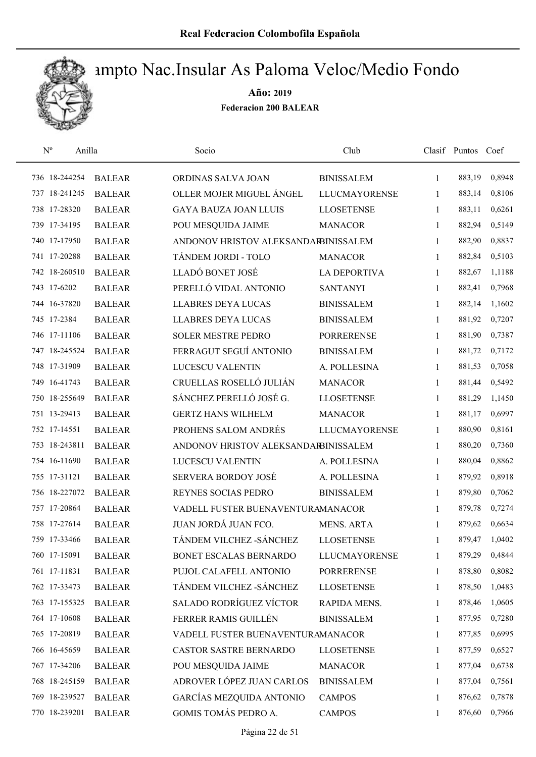# Campto Nac.Insular As Paloma Veloc/Medio Fondo

**Año: 2019**

**Federacion 200 BALEAR**

| Nº | Anilla | | Socio | Club | Clasif | Puntos | Coef |
|---|---|---|---|---|---|---|---|
| 736 | 18-244254 | BALEAR | ORDINAS SALVA JOAN | BINISSALEM | 1 | 883,19 | 0,8948 |
| 737 | 18-241245 | BALEAR | OLLER MOJER MIGUEL ÁNGEL | LLUCMAYORENSE | 1 | 883,14 | 0,8106 |
| 738 | 17-28320 | BALEAR | GAYA BAUZA JOAN LLUIS | LLOSETENSE | 1 | 883,11 | 0,6261 |
| 739 | 17-34195 | BALEAR | POU MESQUIDA JAIME | MANACOR | 1 | 882,94 | 0,5149 |
| 740 | 17-17950 | BALEAR | ANDONOV HRISTOV ALEKSANDAR | BINISSALEM | 1 | 882,90 | 0,8837 |
| 741 | 17-20288 | BALEAR | TÁNDEM JORDI - TOLO | MANACOR | 1 | 882,84 | 0,5103 |
| 742 | 18-260510 | BALEAR | LLADÓ BONET JOSÉ | LA DEPORTIVA | 1 | 882,67 | 1,1188 |
| 743 | 17-6202 | BALEAR | PERELLÓ VIDAL ANTONIO | SANTANYI | 1 | 882,41 | 0,7968 |
| 744 | 16-37820 | BALEAR | LLABRES DEYA LUCAS | BINISSALEM | 1 | 882,14 | 1,1602 |
| 745 | 17-2384 | BALEAR | LLABRES DEYA LUCAS | BINISSALEM | 1 | 881,92 | 0,7207 |
| 746 | 17-11106 | BALEAR | SOLER MESTRE PEDRO | PORRERENSE | 1 | 881,90 | 0,7387 |
| 747 | 18-245524 | BALEAR | FERRAGUT SEGUÍ ANTONIO | BINISSALEM | 1 | 881,72 | 0,7172 |
| 748 | 17-31909 | BALEAR | LUCESCU VALENTIN | A. POLLESINA | 1 | 881,53 | 0,7058 |
| 749 | 16-41743 | BALEAR | CRUELLAS ROSELLÓ JULIÁN | MANACOR | 1 | 881,44 | 0,5492 |
| 750 | 18-255649 | BALEAR | SÁNCHEZ PERELLÓ JOSÉ G. | LLOSETENSE | 1 | 881,29 | 1,1450 |
| 751 | 13-29413 | BALEAR | GERTZ HANS WILHELM | MANACOR | 1 | 881,17 | 0,6997 |
| 752 | 17-14551 | BALEAR | PROHENS SALOM ANDRÉS | LLUCMAYORENSE | 1 | 880,90 | 0,8161 |
| 753 | 18-243811 | BALEAR | ANDONOV HRISTOV ALEKSANDAR | BINISSALEM | 1 | 880,20 | 0,7360 |
| 754 | 16-11690 | BALEAR | LUCESCU VALENTIN | A. POLLESINA | 1 | 880,04 | 0,8862 |
| 755 | 17-31121 | BALEAR | SERVERA BORDOY JOSÉ | A. POLLESINA | 1 | 879,92 | 0,8918 |
| 756 | 18-227072 | BALEAR | REYNES SOCIAS PEDRO | BINISSALEM | 1 | 879,80 | 0,7062 |
| 757 | 17-20864 | BALEAR | VADELL FUSTER BUENAVENTURA | MANACOR | 1 | 879,78 | 0,7274 |
| 758 | 17-27614 | BALEAR | JUAN JORDÁ JUAN FCO. | MENS. ARTA | 1 | 879,62 | 0,6634 |
| 759 | 17-33466 | BALEAR | TÁNDEM VILCHEZ -SÁNCHEZ | LLOSETENSE | 1 | 879,47 | 1,0402 |
| 760 | 17-15091 | BALEAR | BONET ESCALAS BERNARDO | LLUCMAYORENSE | 1 | 879,29 | 0,4844 |
| 761 | 17-11831 | BALEAR | PUJOL CALAFELL ANTONIO | PORRERENSE | 1 | 878,80 | 0,8082 |
| 762 | 17-33473 | BALEAR | TÁNDEM VILCHEZ -SÁNCHEZ | LLOSETENSE | 1 | 878,50 | 1,0483 |
| 763 | 17-155325 | BALEAR | SALADO RODRÍGUEZ VÍCTOR | RAPIDA MENS. | 1 | 878,46 | 1,0605 |
| 764 | 17-10608 | BALEAR | FERRER RAMIS GUILLÉN | BINISSALEM | 1 | 877,95 | 0,7280 |
| 765 | 17-20819 | BALEAR | VADELL FUSTER BUENAVENTURA | MANACOR | 1 | 877,85 | 0,6995 |
| 766 | 16-45659 | BALEAR | CASTOR SASTRE BERNARDO | LLOSETENSE | 1 | 877,59 | 0,6527 |
| 767 | 17-34206 | BALEAR | POU MESQUIDA JAIME | MANACOR | 1 | 877,04 | 0,6738 |
| 768 | 18-245159 | BALEAR | ADROVER LÓPEZ JUAN CARLOS | BINISSALEM | 1 | 877,04 | 0,7561 |
| 769 | 18-239527 | BALEAR | GARCÍAS MEZQUIDA ANTONIO | CAMPOS | 1 | 876,62 | 0,7878 |
| 770 | 18-239201 | BALEAR | GOMIS TOMÁS PEDRO A. | CAMPOS | 1 | 876,60 | 0,7966 |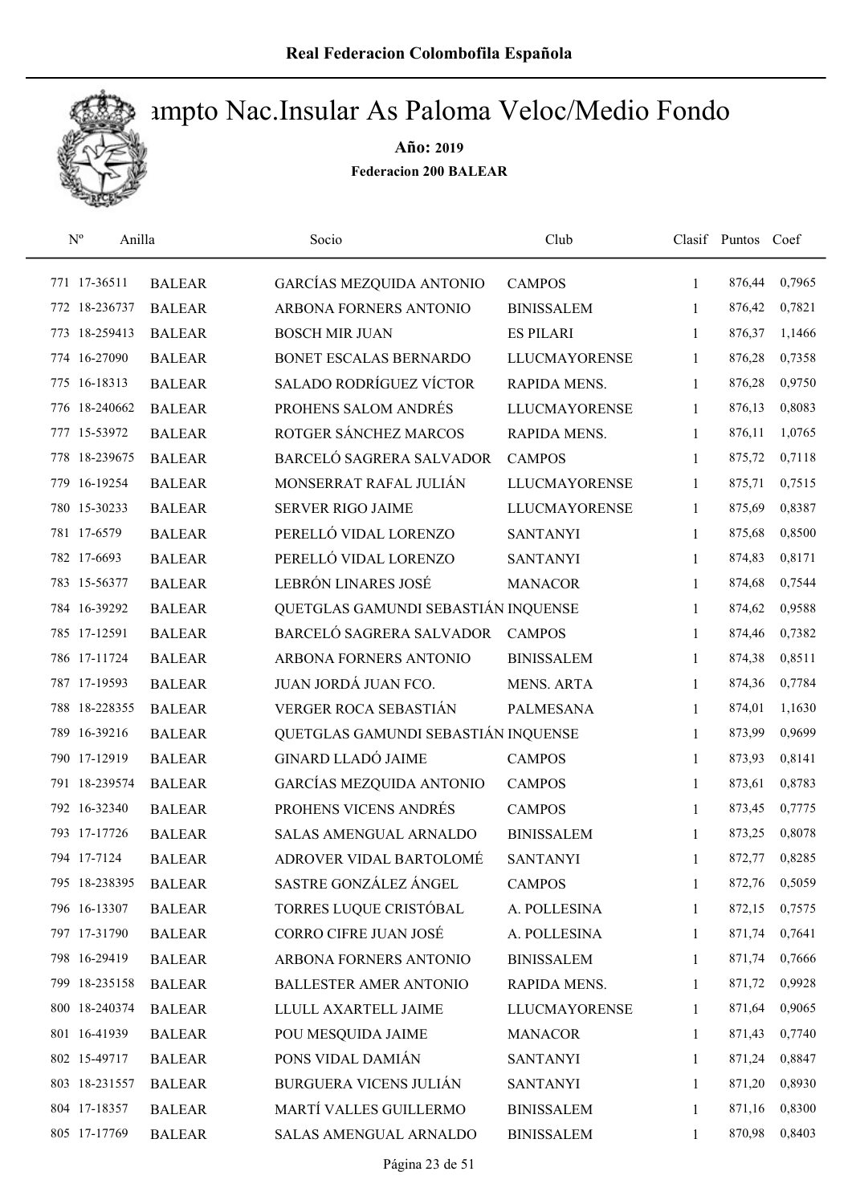# Campto Nac.Insular As Paloma Veloc/Medio Fondo

**Año: 2019**

**Federacion 200 BALEAR**

| Nº | Anilla | | Socio | Club | Clasif | Puntos | Coef |
|---|---|---|---|---|---|---|---|
| 771 | 17-36511 | BALEAR | GARCÍAS MEZQUIDA ANTONIO | CAMPOS | 1 | 876,44 | 0,7965 |
| 772 | 18-236737 | BALEAR | ARBONA FORNERS ANTONIO | BINISSALEM | 1 | 876,42 | 0,7821 |
| 773 | 18-259413 | BALEAR | BOSCH MIR JUAN | ES PILARI | 1 | 876,37 | 1,1466 |
| 774 | 16-27090 | BALEAR | BONET ESCALAS BERNARDO | LLUCMAYORENSE | 1 | 876,28 | 0,7358 |
| 775 | 16-18313 | BALEAR | SALADO RODRÍGUEZ VÍCTOR | RAPIDA MENS. | 1 | 876,28 | 0,9750 |
| 776 | 18-240662 | BALEAR | PROHENS SALOM ANDRÉS | LLUCMAYORENSE | 1 | 876,13 | 0,8083 |
| 777 | 15-53972 | BALEAR | ROTGER SÁNCHEZ MARCOS | RAPIDA MENS. | 1 | 876,11 | 1,0765 |
| 778 | 18-239675 | BALEAR | BARCELÓ SAGRERA SALVADOR | CAMPOS | 1 | 875,72 | 0,7118 |
| 779 | 16-19254 | BALEAR | MONSERRAT RAFAL JULIÁN | LLUCMAYORENSE | 1 | 875,71 | 0,7515 |
| 780 | 15-30233 | BALEAR | SERVER RIGO JAIME | LLUCMAYORENSE | 1 | 875,69 | 0,8387 |
| 781 | 17-6579 | BALEAR | PERELLÓ VIDAL LORENZO | SANTANYI | 1 | 875,68 | 0,8500 |
| 782 | 17-6693 | BALEAR | PERELLÓ VIDAL LORENZO | SANTANYI | 1 | 874,83 | 0,8171 |
| 783 | 15-56377 | BALEAR | LEBRÓN LINARES JOSÉ | MANACOR | 1 | 874,68 | 0,7544 |
| 784 | 16-39292 | BALEAR | QUETGLAS GAMUNDI SEBASTIÁN | INQUENSE | 1 | 874,62 | 0,9588 |
| 785 | 17-12591 | BALEAR | BARCELÓ SAGRERA SALVADOR | CAMPOS | 1 | 874,46 | 0,7382 |
| 786 | 17-11724 | BALEAR | ARBONA FORNERS ANTONIO | BINISSALEM | 1 | 874,38 | 0,8511 |
| 787 | 17-19593 | BALEAR | JUAN JORDÁ JUAN FCO. | MENS. ARTA | 1 | 874,36 | 0,7784 |
| 788 | 18-228355 | BALEAR | VERGER ROCA SEBASTIÁN | PALMESANA | 1 | 874,01 | 1,1630 |
| 789 | 16-39216 | BALEAR | QUETGLAS GAMUNDI SEBASTIÁN | INQUENSE | 1 | 873,99 | 0,9699 |
| 790 | 17-12919 | BALEAR | GINARD LLADÓ JAIME | CAMPOS | 1 | 873,93 | 0,8141 |
| 791 | 18-239574 | BALEAR | GARCÍAS MEZQUIDA ANTONIO | CAMPOS | 1 | 873,61 | 0,8783 |
| 792 | 16-32340 | BALEAR | PROHENS VICENS ANDRÉS | CAMPOS | 1 | 873,45 | 0,7775 |
| 793 | 17-17726 | BALEAR | SALAS AMENGUAL ARNALDO | BINISSALEM | 1 | 873,25 | 0,8078 |
| 794 | 17-7124 | BALEAR | ADROVER VIDAL BARTOLOMÉ | SANTANYI | 1 | 872,77 | 0,8285 |
| 795 | 18-238395 | BALEAR | SASTRE GONZÁLEZ ÁNGEL | CAMPOS | 1 | 872,76 | 0,5059 |
| 796 | 16-13307 | BALEAR | TORRES LUQUE CRISTÓBAL | A. POLLESINA | 1 | 872,15 | 0,7575 |
| 797 | 17-31790 | BALEAR | CORRO CIFRE JUAN JOSÉ | A. POLLESINA | 1 | 871,74 | 0,7641 |
| 798 | 16-29419 | BALEAR | ARBONA FORNERS ANTONIO | BINISSALEM | 1 | 871,74 | 0,7666 |
| 799 | 18-235158 | BALEAR | BALLESTER AMER ANTONIO | RAPIDA MENS. | 1 | 871,72 | 0,9928 |
| 800 | 18-240374 | BALEAR | LLULL AXARTELL JAIME | LLUCMAYORENSE | 1 | 871,64 | 0,9065 |
| 801 | 16-41939 | BALEAR | POU MESQUIDA JAIME | MANACOR | 1 | 871,43 | 0,7740 |
| 802 | 15-49717 | BALEAR | PONS VIDAL DAMIÁN | SANTANYI | 1 | 871,24 | 0,8847 |
| 803 | 18-231557 | BALEAR | BURGUERA VICENS JULIÁN | SANTANYI | 1 | 871,20 | 0,8930 |
| 804 | 17-18357 | BALEAR | MARTÍ VALLES GUILLERMO | BINISSALEM | 1 | 871,16 | 0,8300 |
| 805 | 17-17769 | BALEAR | SALAS AMENGUAL ARNALDO | BINISSALEM | 1 | 870,98 | 0,8403 |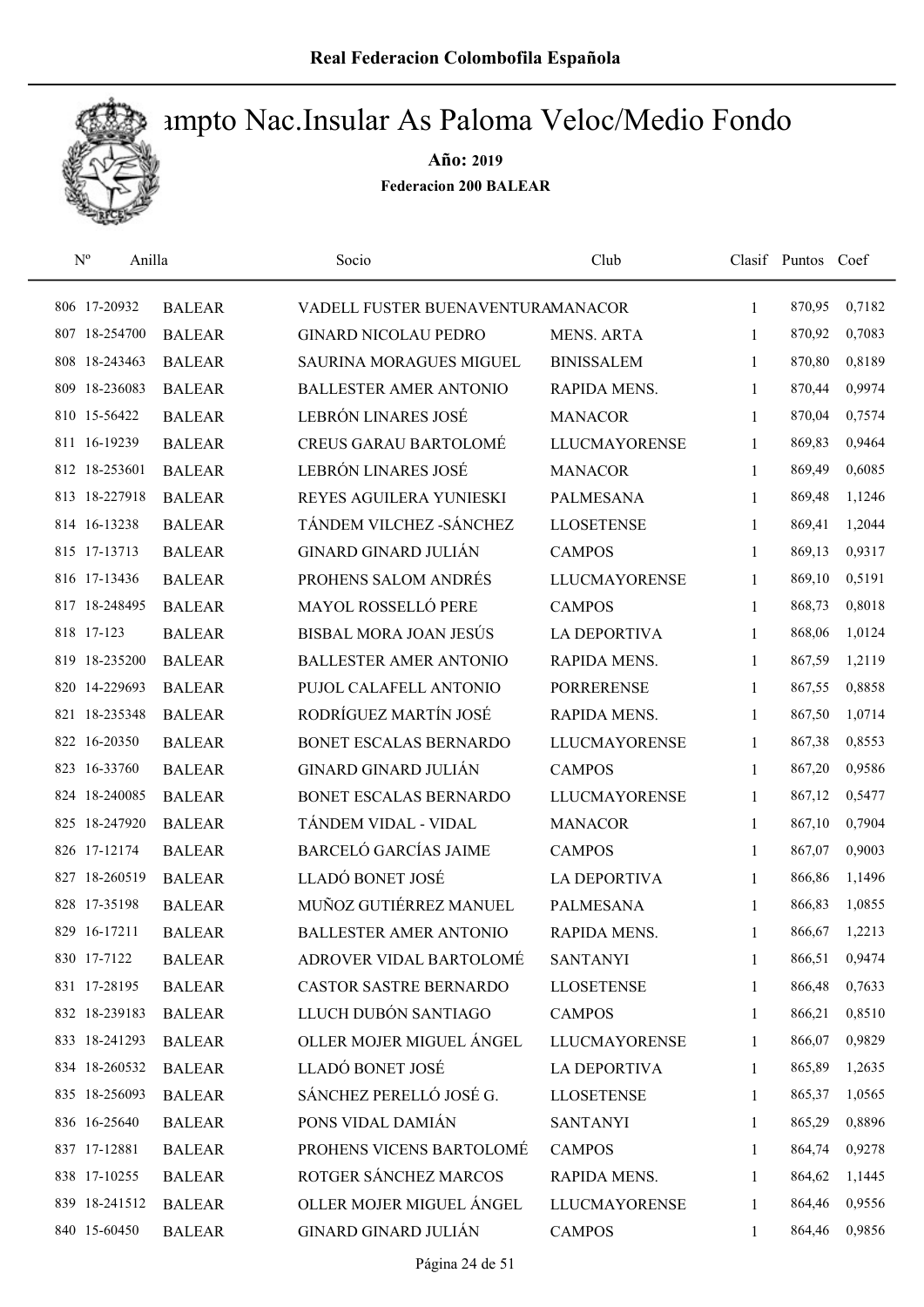**Real Federacion Colombofila Española**

# Campto Nac.Insular As Paloma Veloc/Medio Fondo

**Año: 2019**

**Federacion 200 BALEAR**

| Nº | Anilla | | Socio | Club | Clasif | Puntos | Coef |
|---|---|---|---|---|---|---|---|
| 806 | 17-20932 | BALEAR | VADELL FUSTER BUENAVENTURA | MANACOR | 1 | 870,95 | 0,7182 |
| 807 | 18-254700 | BALEAR | GINARD NICOLAU PEDRO | MENS. ARTA | 1 | 870,92 | 0,7083 |
| 808 | 18-243463 | BALEAR | SAURINA MORAGUES MIGUEL | BINISSALEM | 1 | 870,80 | 0,8189 |
| 809 | 18-236083 | BALEAR | BALLESTER AMER ANTONIO | RAPIDA MENS. | 1 | 870,44 | 0,9974 |
| 810 | 15-56422 | BALEAR | LEBRÓN LINARES JOSÉ | MANACOR | 1 | 870,04 | 0,7574 |
| 811 | 16-19239 | BALEAR | CREUS GARAU BARTOLOMÉ | LLUCMAYORENSE | 1 | 869,83 | 0,9464 |
| 812 | 18-253601 | BALEAR | LEBRÓN LINARES JOSÉ | MANACOR | 1 | 869,49 | 0,6085 |
| 813 | 18-227918 | BALEAR | REYES AGUILERA YUNIESKI | PALMESANA | 1 | 869,48 | 1,1246 |
| 814 | 16-13238 | BALEAR | TÁNDEM VILCHEZ -SÁNCHEZ | LLOSETENSE | 1 | 869,41 | 1,2044 |
| 815 | 17-13713 | BALEAR | GINARD GINARD JULIÁN | CAMPOS | 1 | 869,13 | 0,9317 |
| 816 | 17-13436 | BALEAR | PROHENS SALOM ANDRÉS | LLUCMAYORENSE | 1 | 869,10 | 0,5191 |
| 817 | 18-248495 | BALEAR | MAYOL ROSSELLÓ PERE | CAMPOS | 1 | 868,73 | 0,8018 |
| 818 | 17-123 | BALEAR | BISBAL MORA JOAN JESÚS | LA DEPORTIVA | 1 | 868,06 | 1,0124 |
| 819 | 18-235200 | BALEAR | BALLESTER AMER ANTONIO | RAPIDA MENS. | 1 | 867,59 | 1,2119 |
| 820 | 14-229693 | BALEAR | PUJOL CALAFELL ANTONIO | PORRERENSE | 1 | 867,55 | 0,8858 |
| 821 | 18-235348 | BALEAR | RODRÍGUEZ MARTÍN JOSÉ | RAPIDA MENS. | 1 | 867,50 | 1,0714 |
| 822 | 16-20350 | BALEAR | BONET ESCALAS BERNARDO | LLUCMAYORENSE | 1 | 867,38 | 0,8553 |
| 823 | 16-33760 | BALEAR | GINARD GINARD JULIÁN | CAMPOS | 1 | 867,20 | 0,9586 |
| 824 | 18-240085 | BALEAR | BONET ESCALAS BERNARDO | LLUCMAYORENSE | 1 | 867,12 | 0,5477 |
| 825 | 18-247920 | BALEAR | TÁNDEM VIDAL - VIDAL | MANACOR | 1 | 867,10 | 0,7904 |
| 826 | 17-12174 | BALEAR | BARCELÓ GARCÍAS JAIME | CAMPOS | 1 | 867,07 | 0,9003 |
| 827 | 18-260519 | BALEAR | LLADÓ BONET JOSÉ | LA DEPORTIVA | 1 | 866,86 | 1,1496 |
| 828 | 17-35198 | BALEAR | MUÑOZ GUTIÉRREZ MANUEL | PALMESANA | 1 | 866,83 | 1,0855 |
| 829 | 16-17211 | BALEAR | BALLESTER AMER ANTONIO | RAPIDA MENS. | 1 | 866,67 | 1,2213 |
| 830 | 17-7122 | BALEAR | ADROVER VIDAL BARTOLOMÉ | SANTANYI | 1 | 866,51 | 0,9474 |
| 831 | 17-28195 | BALEAR | CASTOR SASTRE BERNARDO | LLOSETENSE | 1 | 866,48 | 0,7633 |
| 832 | 18-239183 | BALEAR | LLUCH DUBÓN SANTIAGO | CAMPOS | 1 | 866,21 | 0,8510 |
| 833 | 18-241293 | BALEAR | OLLER MOJER MIGUEL ÁNGEL | LLUCMAYORENSE | 1 | 866,07 | 0,9829 |
| 834 | 18-260532 | BALEAR | LLADÓ BONET JOSÉ | LA DEPORTIVA | 1 | 865,89 | 1,2635 |
| 835 | 18-256093 | BALEAR | SÁNCHEZ PERELLÓ JOSÉ G. | LLOSETENSE | 1 | 865,37 | 1,0565 |
| 836 | 16-25640 | BALEAR | PONS VIDAL DAMIÁN | SANTANYI | 1 | 865,29 | 0,8896 |
| 837 | 17-12881 | BALEAR | PROHENS VICENS BARTOLOMÉ | CAMPOS | 1 | 864,74 | 0,9278 |
| 838 | 17-10255 | BALEAR | ROTGER SÁNCHEZ MARCOS | RAPIDA MENS. | 1 | 864,62 | 1,1445 |
| 839 | 18-241512 | BALEAR | OLLER MOJER MIGUEL ÁNGEL | LLUCMAYORENSE | 1 | 864,46 | 0,9556 |
| 840 | 15-60450 | BALEAR | GINARD GINARD JULIÁN | CAMPOS | 1 | 864,46 | 0,9856 |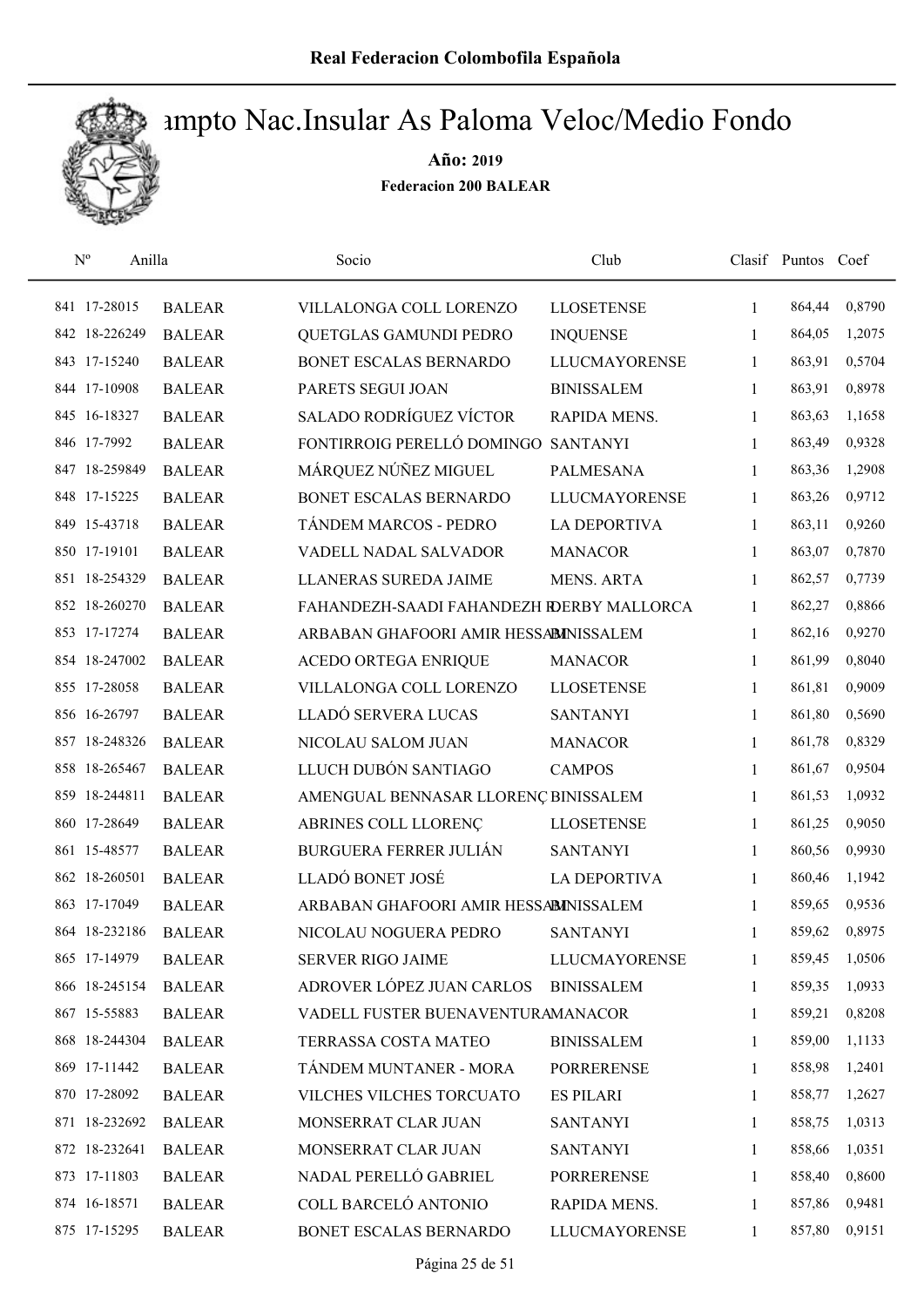# Real Federacion Colombofila Española

## Campto Nac.Insular As Paloma Veloc/Medio Fondo

**Año: 2019**

**Federacion 200 BALEAR**

| Nº | Anilla | | Socio | Club | Clasif | Puntos | Coef |
|---|---|---|---|---|---|---|---|
| 841 | 17-28015 | BALEAR | VILLALONGA COLL LORENZO | LLOSETENSE | 1 | 864,44 | 0,8790 |
| 842 | 18-226249 | BALEAR | QUETGLAS GAMUNDI PEDRO | INQUENSE | 1 | 864,05 | 1,2075 |
| 843 | 17-15240 | BALEAR | BONET ESCALAS BERNARDO | LLUCMAYORENSE | 1 | 863,91 | 0,5704 |
| 844 | 17-10908 | BALEAR | PARETS SEGUI JOAN | BINISSALEM | 1 | 863,91 | 0,8978 |
| 845 | 16-18327 | BALEAR | SALADO RODRÍGUEZ VÍCTOR | RAPIDA MENS. | 1 | 863,63 | 1,1658 |
| 846 | 17-7992 | BALEAR | FONTIRROIG PERELLÓ DOMINGO | SANTANYI | 1 | 863,49 | 0,9328 |
| 847 | 18-259849 | BALEAR | MÁRQUEZ NÚÑEZ MIGUEL | PALMESANA | 1 | 863,36 | 1,2908 |
| 848 | 17-15225 | BALEAR | BONET ESCALAS BERNARDO | LLUCMAYORENSE | 1 | 863,26 | 0,9712 |
| 849 | 15-43718 | BALEAR | TÁNDEM MARCOS - PEDRO | LA DEPORTIVA | 1 | 863,11 | 0,9260 |
| 850 | 17-19101 | BALEAR | VADELL NADAL SALVADOR | MANACOR | 1 | 863,07 | 0,7870 |
| 851 | 18-254329 | BALEAR | LLANERAS SUREDA JAIME | MENS. ARTA | 1 | 862,57 | 0,7739 |
| 852 | 18-260270 | BALEAR | FAHANDEZH-SAADI FAHANDEZH | DERBY MALLORCA | 1 | 862,27 | 0,8866 |
| 853 | 17-17274 | BALEAR | ARBABAN GHAFOORI AMIR HESSAM | BINISSALEM | 1 | 862,16 | 0,9270 |
| 854 | 18-247002 | BALEAR | ACEDO ORTEGA ENRIQUE | MANACOR | 1 | 861,99 | 0,8040 |
| 855 | 17-28058 | BALEAR | VILLALONGA COLL LORENZO | LLOSETENSE | 1 | 861,81 | 0,9009 |
| 856 | 16-26797 | BALEAR | LLADÓ SERVERA LUCAS | SANTANYI | 1 | 861,80 | 0,5690 |
| 857 | 18-248326 | BALEAR | NICOLAU SALOM JUAN | MANACOR | 1 | 861,78 | 0,8329 |
| 858 | 18-265467 | BALEAR | LLUCH DUBÓN SANTIAGO | CAMPOS | 1 | 861,67 | 0,9504 |
| 859 | 18-244811 | BALEAR | AMENGUAL BENNASAR LLORENÇ | BINISSALEM | 1 | 861,53 | 1,0932 |
| 860 | 17-28649 | BALEAR | ABRINES COLL LLORENÇ | LLOSETENSE | 1 | 861,25 | 0,9050 |
| 861 | 15-48577 | BALEAR | BURGUERA FERRER JULIÁN | SANTANYI | 1 | 860,56 | 0,9930 |
| 862 | 18-260501 | BALEAR | LLADÓ BONET JOSÉ | LA DEPORTIVA | 1 | 860,46 | 1,1942 |
| 863 | 17-17049 | BALEAR | ARBABAN GHAFOORI AMIR HESSAM | BINISSALEM | 1 | 859,65 | 0,9536 |
| 864 | 18-232186 | BALEAR | NICOLAU NOGUERA PEDRO | SANTANYI | 1 | 859,62 | 0,8975 |
| 865 | 17-14979 | BALEAR | SERVER RIGO JAIME | LLUCMAYORENSE | 1 | 859,45 | 1,0506 |
| 866 | 18-245154 | BALEAR | ADROVER LÓPEZ JUAN CARLOS | BINISSALEM | 1 | 859,35 | 1,0933 |
| 867 | 15-55883 | BALEAR | VADELL FUSTER BUENAVENTURA | MANACOR | 1 | 859,21 | 0,8208 |
| 868 | 18-244304 | BALEAR | TERRASSA COSTA MATEO | BINISSALEM | 1 | 859,00 | 1,1133 |
| 869 | 17-11442 | BALEAR | TÁNDEM MUNTANER - MORA | PORRERENSE | 1 | 858,98 | 1,2401 |
| 870 | 17-28092 | BALEAR | VILCHES VILCHES TORCUATO | ES PILARI | 1 | 858,77 | 1,2627 |
| 871 | 18-232692 | BALEAR | MONSERRAT CLAR JUAN | SANTANYI | 1 | 858,75 | 1,0313 |
| 872 | 18-232641 | BALEAR | MONSERRAT CLAR JUAN | SANTANYI | 1 | 858,66 | 1,0351 |
| 873 | 17-11803 | BALEAR | NADAL PERELLÓ GABRIEL | PORRERENSE | 1 | 858,40 | 0,8600 |
| 874 | 16-18571 | BALEAR | COLL BARCELÓ ANTONIO | RAPIDA MENS. | 1 | 857,86 | 0,9481 |
| 875 | 17-15295 | BALEAR | BONET ESCALAS BERNARDO | LLUCMAYORENSE | 1 | 857,80 | 0,9151 |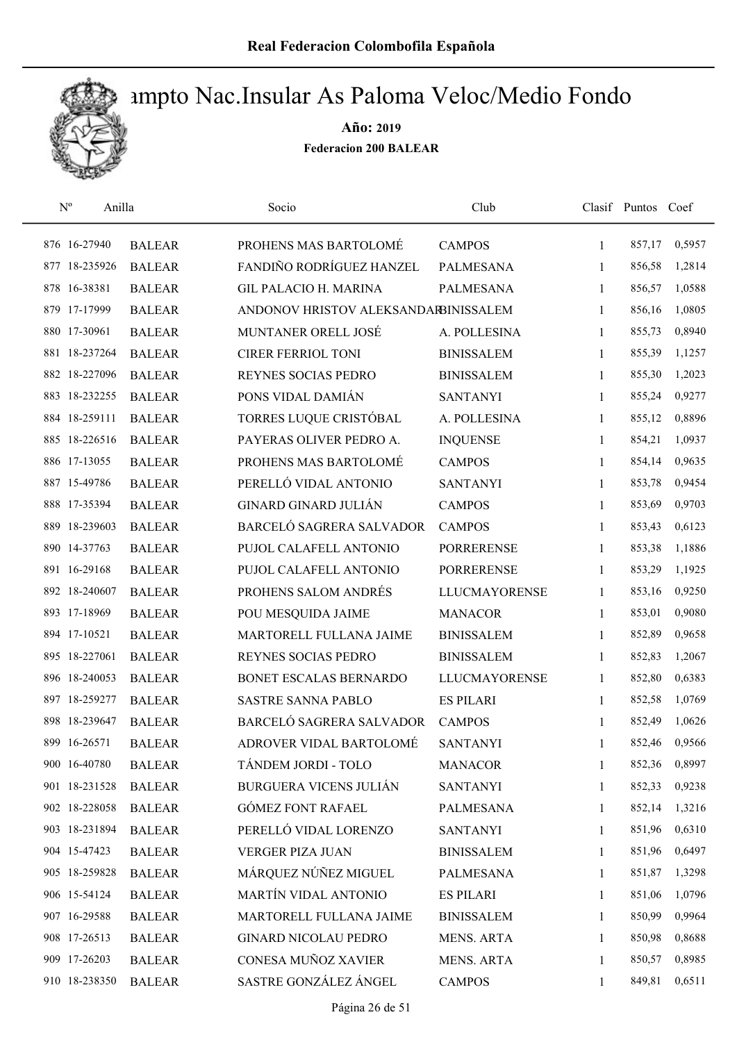# Campto Nac.Insular As Paloma Veloc/Medio Fondo

**Año: 2019**

**Federacion 200 BALEAR**

| Nº | Anilla | | Socio | Club | Clasif | Puntos | Coef |
|---|---|---|---|---|---|---|---|
| 876 | 16-27940 | BALEAR | PROHENS MAS BARTOLOMÉ | CAMPOS | 1 | 857,17 | 0,5957 |
| 877 | 18-235926 | BALEAR | FANDIÑO RODRÍGUEZ HANZEL | PALMESANA | 1 | 856,58 | 1,2814 |
| 878 | 16-38381 | BALEAR | GIL PALACIO H. MARINA | PALMESANA | 1 | 856,57 | 1,0588 |
| 879 | 17-17999 | BALEAR | ANDONOV HRISTOV ALEKSANDAR | BINISSALEM | 1 | 856,16 | 1,0805 |
| 880 | 17-30961 | BALEAR | MUNTANER ORELL JOSÉ | A. POLLESINA | 1 | 855,73 | 0,8940 |
| 881 | 18-237264 | BALEAR | CIRER FERRIOL TONI | BINISSALEM | 1 | 855,39 | 1,1257 |
| 882 | 18-227096 | BALEAR | REYNES SOCIAS PEDRO | BINISSALEM | 1 | 855,30 | 1,2023 |
| 883 | 18-232255 | BALEAR | PONS VIDAL DAMIÁN | SANTANYI | 1 | 855,24 | 0,9277 |
| 884 | 18-259111 | BALEAR | TORRES LUQUE CRISTÓBAL | A. POLLESINA | 1 | 855,12 | 0,8896 |
| 885 | 18-226516 | BALEAR | PAYERAS OLIVER PEDRO A. | INQUENSE | 1 | 854,21 | 1,0937 |
| 886 | 17-13055 | BALEAR | PROHENS MAS BARTOLOMÉ | CAMPOS | 1 | 854,14 | 0,9635 |
| 887 | 15-49786 | BALEAR | PERELLÓ VIDAL ANTONIO | SANTANYI | 1 | 853,78 | 0,9454 |
| 888 | 17-35394 | BALEAR | GINARD GINARD JULIÁN | CAMPOS | 1 | 853,69 | 0,9703 |
| 889 | 18-239603 | BALEAR | BARCELÓ SAGRERA SALVADOR | CAMPOS | 1 | 853,43 | 0,6123 |
| 890 | 14-37763 | BALEAR | PUJOL CALAFELL ANTONIO | PORRERENSE | 1 | 853,38 | 1,1886 |
| 891 | 16-29168 | BALEAR | PUJOL CALAFELL ANTONIO | PORRERENSE | 1 | 853,29 | 1,1925 |
| 892 | 18-240607 | BALEAR | PROHENS SALOM ANDRÉS | LLUCMAYORENSE | 1 | 853,16 | 0,9250 |
| 893 | 17-18969 | BALEAR | POU MESQUIDA JAIME | MANACOR | 1 | 853,01 | 0,9080 |
| 894 | 17-10521 | BALEAR | MARTORELL FULLANA JAIME | BINISSALEM | 1 | 852,89 | 0,9658 |
| 895 | 18-227061 | BALEAR | REYNES SOCIAS PEDRO | BINISSALEM | 1 | 852,83 | 1,2067 |
| 896 | 18-240053 | BALEAR | BONET ESCALAS BERNARDO | LLUCMAYORENSE | 1 | 852,80 | 0,6383 |
| 897 | 18-259277 | BALEAR | SASTRE SANNA PABLO | ES PILARI | 1 | 852,58 | 1,0769 |
| 898 | 18-239647 | BALEAR | BARCELÓ SAGRERA SALVADOR | CAMPOS | 1 | 852,49 | 1,0626 |
| 899 | 16-26571 | BALEAR | ADROVER VIDAL BARTOLOMÉ | SANTANYI | 1 | 852,46 | 0,9566 |
| 900 | 16-40780 | BALEAR | TÁNDEM JORDI - TOLO | MANACOR | 1 | 852,36 | 0,8997 |
| 901 | 18-231528 | BALEAR | BURGUERA VICENS JULIÁN | SANTANYI | 1 | 852,33 | 0,9238 |
| 902 | 18-228058 | BALEAR | GÓMEZ FONT RAFAEL | PALMESANA | 1 | 852,14 | 1,3216 |
| 903 | 18-231894 | BALEAR | PERELLÓ VIDAL LORENZO | SANTANYI | 1 | 851,96 | 0,6310 |
| 904 | 15-47423 | BALEAR | VERGER PIZA JUAN | BINISSALEM | 1 | 851,96 | 0,6497 |
| 905 | 18-259828 | BALEAR | MÁRQUEZ NÚÑEZ MIGUEL | PALMESANA | 1 | 851,87 | 1,3298 |
| 906 | 15-54124 | BALEAR | MARTÍN VIDAL ANTONIO | ES PILARI | 1 | 851,06 | 1,0796 |
| 907 | 16-29588 | BALEAR | MARTORELL FULLANA JAIME | BINISSALEM | 1 | 850,99 | 0,9964 |
| 908 | 17-26513 | BALEAR | GINARD NICOLAU PEDRO | MENS. ARTA | 1 | 850,98 | 0,8688 |
| 909 | 17-26203 | BALEAR | CONESA MUÑOZ XAVIER | MENS. ARTA | 1 | 850,57 | 0,8985 |
| 910 | 18-238350 | BALEAR | SASTRE GONZÁLEZ ÁNGEL | CAMPOS | 1 | 849,81 | 0,6511 |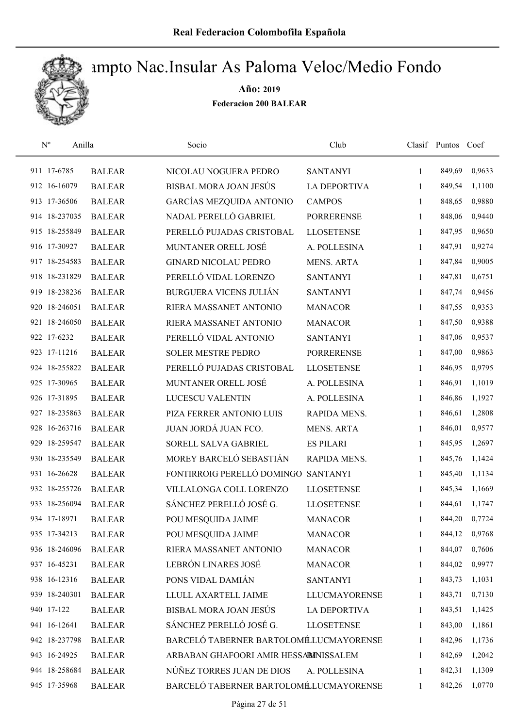# Campto Nac.Insular As Paloma Veloc/Medio Fondo

**Año: 2019**

**Federacion 200 BALEAR**

| Nº | Anilla | | Socio | Club | Clasif | Puntos | Coef |
|---|---|---|---|---|---|---|---|
| 911 | 17-6785 | BALEAR | NICOLAU NOGUERA PEDRO | SANTANYI | 1 | 849,69 | 0,9633 |
| 912 | 16-16079 | BALEAR | BISBAL MORA JOAN JESÚS | LA DEPORTIVA | 1 | 849,54 | 1,1100 |
| 913 | 17-36506 | BALEAR | GARCÍAS MEZQUIDA ANTONIO | CAMPOS | 1 | 848,65 | 0,9880 |
| 914 | 18-237035 | BALEAR | NADAL PERELLÓ GABRIEL | PORRERENSE | 1 | 848,06 | 0,9440 |
| 915 | 18-255849 | BALEAR | PERELLÓ PUJADAS CRISTOBAL | LLOSETENSE | 1 | 847,95 | 0,9650 |
| 916 | 17-30927 | BALEAR | MUNTANER ORELL JOSÉ | A. POLLESINA | 1 | 847,91 | 0,9274 |
| 917 | 18-254583 | BALEAR | GINARD NICOLAU PEDRO | MENS. ARTA | 1 | 847,84 | 0,9005 |
| 918 | 18-231829 | BALEAR | PERELLÓ VIDAL LORENZO | SANTANYI | 1 | 847,81 | 0,6751 |
| 919 | 18-238236 | BALEAR | BURGUERA VICENS JULIÁN | SANTANYI | 1 | 847,74 | 0,9456 |
| 920 | 18-246051 | BALEAR | RIERA MASSANET ANTONIO | MANACOR | 1 | 847,55 | 0,9353 |
| 921 | 18-246050 | BALEAR | RIERA MASSANET ANTONIO | MANACOR | 1 | 847,50 | 0,9388 |
| 922 | 17-6232 | BALEAR | PERELLÓ VIDAL ANTONIO | SANTANYI | 1 | 847,06 | 0,9537 |
| 923 | 17-11216 | BALEAR | SOLER MESTRE PEDRO | PORRERENSE | 1 | 847,00 | 0,9863 |
| 924 | 18-255822 | BALEAR | PERELLÓ PUJADAS CRISTOBAL | LLOSETENSE | 1 | 846,95 | 0,9795 |
| 925 | 17-30965 | BALEAR | MUNTANER ORELL JOSÉ | A. POLLESINA | 1 | 846,91 | 1,1019 |
| 926 | 17-31895 | BALEAR | LUCESCU VALENTIN | A. POLLESINA | 1 | 846,86 | 1,1927 |
| 927 | 18-235863 | BALEAR | PIZA FERRER ANTONIO LUIS | RAPIDA MENS. | 1 | 846,61 | 1,2808 |
| 928 | 16-263716 | BALEAR | JUAN JORDÁ JUAN FCO. | MENS. ARTA | 1 | 846,01 | 0,9577 |
| 929 | 18-259547 | BALEAR | SORELL SALVA GABRIEL | ES PILARI | 1 | 845,95 | 1,2697 |
| 930 | 18-235549 | BALEAR | MOREY BARCELÓ SEBASTIÁN | RAPIDA MENS. | 1 | 845,76 | 1,1424 |
| 931 | 16-26628 | BALEAR | FONTIRROIG PERELLÓ DOMINGO | SANTANYI | 1 | 845,40 | 1,1134 |
| 932 | 18-255726 | BALEAR | VILLALONGA COLL LORENZO | LLOSETENSE | 1 | 845,34 | 1,1669 |
| 933 | 18-256094 | BALEAR | SÁNCHEZ PERELLÓ JOSÉ G. | LLOSETENSE | 1 | 844,61 | 1,1747 |
| 934 | 17-18971 | BALEAR | POU MESQUIDA JAIME | MANACOR | 1 | 844,20 | 0,7724 |
| 935 | 17-34213 | BALEAR | POU MESQUIDA JAIME | MANACOR | 1 | 844,12 | 0,9768 |
| 936 | 18-246096 | BALEAR | RIERA MASSANET ANTONIO | MANACOR | 1 | 844,07 | 0,7606 |
| 937 | 16-45231 | BALEAR | LEBRÓN LINARES JOSÉ | MANACOR | 1 | 844,02 | 0,9977 |
| 938 | 16-12316 | BALEAR | PONS VIDAL DAMIÁN | SANTANYI | 1 | 843,73 | 1,1031 |
| 939 | 18-240301 | BALEAR | LLULL AXARTELL JAIME | LLUCMAYORENSE | 1 | 843,71 | 0,7130 |
| 940 | 17-122 | BALEAR | BISBAL MORA JOAN JESÚS | LA DEPORTIVA | 1 | 843,51 | 1,1425 |
| 941 | 16-12641 | BALEAR | SÁNCHEZ PERELLÓ JOSÉ G. | LLOSETENSE | 1 | 843,00 | 1,1861 |
| 942 | 18-237798 | BALEAR | BARCELÓ TABERNER BARTOLOMÉ | LLUCMAYORENSE | 1 | 842,96 | 1,1736 |
| 943 | 16-24925 | BALEAR | ARBABAN GHAFOORI AMIR HESSAM | BINISSALEM | 1 | 842,69 | 1,2042 |
| 944 | 18-258684 | BALEAR | NÚÑEZ TORRES JUAN DE DIOS | A. POLLESINA | 1 | 842,31 | 1,1309 |
| 945 | 17-35968 | BALEAR | BARCELÓ TABERNER BARTOLOMÉ | LLUCMAYORENSE | 1 | 842,26 | 1,0770 |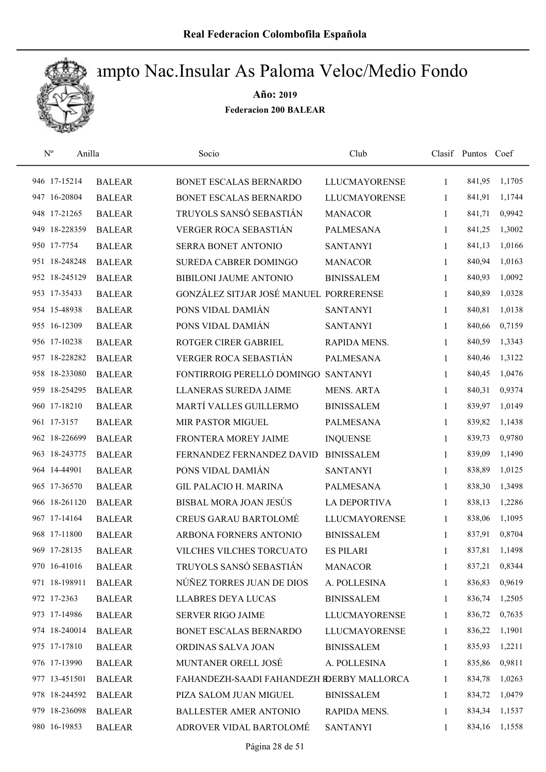# Campto Nac.Insular As Paloma Veloc/Medio Fondo

**Año: 2019**

**Federacion 200 BALEAR**

| Nº | Anilla | | Socio | Club | Clasif | Puntos | Coef |
|---|---|---|---|---|---|---|---|
| 946 | 17-15214 | BALEAR | BONET ESCALAS BERNARDO | LLUCMAYORENSE | 1 | 841,95 | 1,1705 |
| 947 | 16-20804 | BALEAR | BONET ESCALAS BERNARDO | LLUCMAYORENSE | 1 | 841,91 | 1,1744 |
| 948 | 17-21265 | BALEAR | TRUYOLS SANSÓ SEBASTIÁN | MANACOR | 1 | 841,71 | 0,9942 |
| 949 | 18-228359 | BALEAR | VERGER ROCA SEBASTIÁN | PALMESANA | 1 | 841,25 | 1,3002 |
| 950 | 17-7754 | BALEAR | SERRA BONET ANTONIO | SANTANYI | 1 | 841,13 | 1,0166 |
| 951 | 18-248248 | BALEAR | SUREDA CABRER DOMINGO | MANACOR | 1 | 840,94 | 1,0163 |
| 952 | 18-245129 | BALEAR | BIBILONI JAUME ANTONIO | BINISSALEM | 1 | 840,93 | 1,0092 |
| 953 | 17-35433 | BALEAR | GONZÁLEZ SITJAR JOSÉ MANUEL | PORRERENSE | 1 | 840,89 | 1,0328 |
| 954 | 15-48938 | BALEAR | PONS VIDAL DAMIÁN | SANTANYI | 1 | 840,81 | 1,0138 |
| 955 | 16-12309 | BALEAR | PONS VIDAL DAMIÁN | SANTANYI | 1 | 840,66 | 0,7159 |
| 956 | 17-10238 | BALEAR | ROTGER CIRER GABRIEL | RAPIDA MENS. | 1 | 840,59 | 1,3343 |
| 957 | 18-228282 | BALEAR | VERGER ROCA SEBASTIÁN | PALMESANA | 1 | 840,46 | 1,3122 |
| 958 | 18-233080 | BALEAR | FONTIRROIG PERELLÓ DOMINGO | SANTANYI | 1 | 840,45 | 1,0476 |
| 959 | 18-254295 | BALEAR | LLANERAS SUREDA JAIME | MENS. ARTA | 1 | 840,31 | 0,9374 |
| 960 | 17-18210 | BALEAR | MARTÍ VALLES GUILLERMO | BINISSALEM | 1 | 839,97 | 1,0149 |
| 961 | 17-3157 | BALEAR | MIR PASTOR MIGUEL | PALMESANA | 1 | 839,82 | 1,1438 |
| 962 | 18-226699 | BALEAR | FRONTERA MOREY JAIME | INQUENSE | 1 | 839,73 | 0,9780 |
| 963 | 18-243775 | BALEAR | FERNANDEZ FERNANDEZ DAVID | BINISSALEM | 1 | 839,09 | 1,1490 |
| 964 | 14-44901 | BALEAR | PONS VIDAL DAMIÁN | SANTANYI | 1 | 838,89 | 1,0125 |
| 965 | 17-36570 | BALEAR | GIL PALACIO H. MARINA | PALMESANA | 1 | 838,30 | 1,3498 |
| 966 | 18-261120 | BALEAR | BISBAL MORA JOAN JESÚS | LA DEPORTIVA | 1 | 838,13 | 1,2286 |
| 967 | 17-14164 | BALEAR | CREUS GARAU BARTOLOMÉ | LLUCMAYORENSE | 1 | 838,06 | 1,1095 |
| 968 | 17-11800 | BALEAR | ARBONA FORNERS ANTONIO | BINISSALEM | 1 | 837,91 | 0,8704 |
| 969 | 17-28135 | BALEAR | VILCHES VILCHES TORCUATO | ES PILARI | 1 | 837,81 | 1,1498 |
| 970 | 16-41016 | BALEAR | TRUYOLS SANSÓ SEBASTIÁN | MANACOR | 1 | 837,21 | 0,8344 |
| 971 | 18-198911 | BALEAR | NÚÑEZ TORRES JUAN DE DIOS | A. POLLESINA | 1 | 836,83 | 0,9619 |
| 972 | 17-2363 | BALEAR | LLABRES DEYA LUCAS | BINISSALEM | 1 | 836,74 | 1,2505 |
| 973 | 17-14986 | BALEAR | SERVER RIGO JAIME | LLUCMAYORENSE | 1 | 836,72 | 0,7635 |
| 974 | 18-240014 | BALEAR | BONET ESCALAS BERNARDO | LLUCMAYORENSE | 1 | 836,22 | 1,1901 |
| 975 | 17-17810 | BALEAR | ORDINAS SALVA JOAN | BINISSALEM | 1 | 835,93 | 1,2211 |
| 976 | 17-13990 | BALEAR | MUNTANER ORELL JOSÉ | A. POLLESINA | 1 | 835,86 | 0,9811 |
| 977 | 13-451501 | BALEAR | FAHANDEZH-SAADI FAHANDEZH R | DERBY MALLORCA | 1 | 834,78 | 1,0263 |
| 978 | 18-244592 | BALEAR | PIZA SALOM JUAN MIGUEL | BINISSALEM | 1 | 834,72 | 1,0479 |
| 979 | 18-236098 | BALEAR | BALLESTER AMER ANTONIO | RAPIDA MENS. | 1 | 834,34 | 1,1537 |
| 980 | 16-19853 | BALEAR | ADROVER VIDAL BARTOLOMÉ | SANTANYI | 1 | 834,16 | 1,1558 |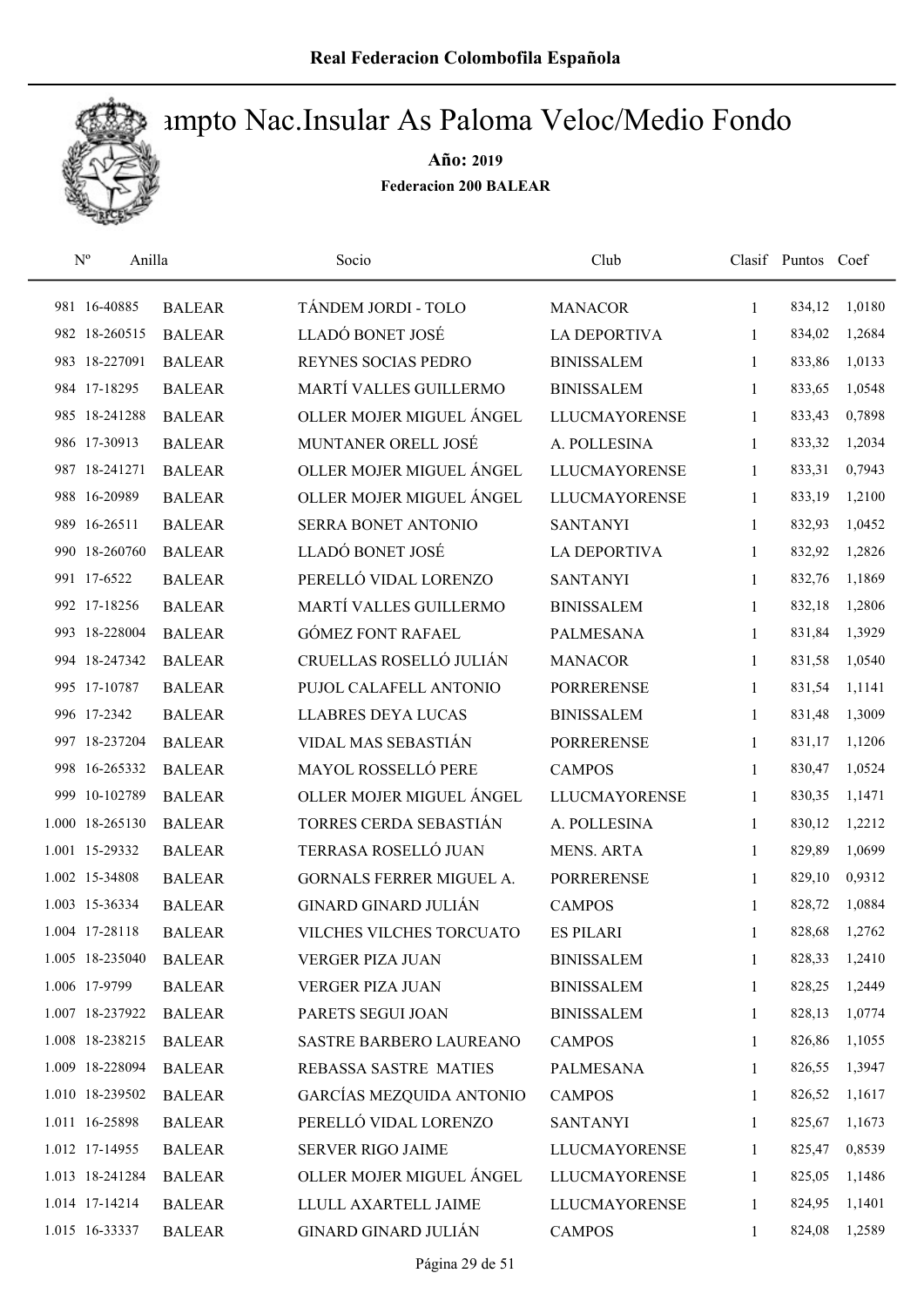# Campto Nac.Insular As Paloma Veloc/Medio Fondo

**Año: 2019**

**Federacion 200 BALEAR**

| Nº | Anilla | | Socio | Club | Clasif | Puntos | Coef |
|---|---|---|---|---|---|---|---|
| 981 | 16-40885 | BALEAR | TÁNDEM JORDI - TOLO | MANACOR | 1 | 834,12 | 1,0180 |
| 982 | 18-260515 | BALEAR | LLADÓ BONET JOSÉ | LA DEPORTIVA | 1 | 834,02 | 1,2684 |
| 983 | 18-227091 | BALEAR | REYNES SOCIAS PEDRO | BINISSALEM | 1 | 833,86 | 1,0133 |
| 984 | 17-18295 | BALEAR | MARTÍ VALLES GUILLERMO | BINISSALEM | 1 | 833,65 | 1,0548 |
| 985 | 18-241288 | BALEAR | OLLER MOJER MIGUEL ÁNGEL | LLUCMAYORENSE | 1 | 833,43 | 0,7898 |
| 986 | 17-30913 | BALEAR | MUNTANER ORELL JOSÉ | A. POLLESINA | 1 | 833,32 | 1,2034 |
| 987 | 18-241271 | BALEAR | OLLER MOJER MIGUEL ÁNGEL | LLUCMAYORENSE | 1 | 833,31 | 0,7943 |
| 988 | 16-20989 | BALEAR | OLLER MOJER MIGUEL ÁNGEL | LLUCMAYORENSE | 1 | 833,19 | 1,2100 |
| 989 | 16-26511 | BALEAR | SERRA BONET ANTONIO | SANTANYI | 1 | 832,93 | 1,0452 |
| 990 | 18-260760 | BALEAR | LLADÓ BONET JOSÉ | LA DEPORTIVA | 1 | 832,92 | 1,2826 |
| 991 | 17-6522 | BALEAR | PERELLÓ VIDAL LORENZO | SANTANYI | 1 | 832,76 | 1,1869 |
| 992 | 17-18256 | BALEAR | MARTÍ VALLES GUILLERMO | BINISSALEM | 1 | 832,18 | 1,2806 |
| 993 | 18-228004 | BALEAR | GÓMEZ FONT RAFAEL | PALMESANA | 1 | 831,84 | 1,3929 |
| 994 | 18-247342 | BALEAR | CRUELLAS ROSELLÓ JULIÁN | MANACOR | 1 | 831,58 | 1,0540 |
| 995 | 17-10787 | BALEAR | PUJOL CALAFELL ANTONIO | PORRERENSE | 1 | 831,54 | 1,1141 |
| 996 | 17-2342 | BALEAR | LLABRES DEYA LUCAS | BINISSALEM | 1 | 831,48 | 1,3009 |
| 997 | 18-237204 | BALEAR | VIDAL MAS SEBASTIÁN | PORRERENSE | 1 | 831,17 | 1,1206 |
| 998 | 16-265332 | BALEAR | MAYOL ROSSELLÓ PERE | CAMPOS | 1 | 830,47 | 1,0524 |
| 999 | 10-102789 | BALEAR | OLLER MOJER MIGUEL ÁNGEL | LLUCMAYORENSE | 1 | 830,35 | 1,1471 |
| 1.000 | 18-265130 | BALEAR | TORRES CERDA SEBASTIÁN | A. POLLESINA | 1 | 830,12 | 1,2212 |
| 1.001 | 15-29332 | BALEAR | TERRASA ROSELLÓ JUAN | MENS. ARTA | 1 | 829,89 | 1,0699 |
| 1.002 | 15-34808 | BALEAR | GORNALS FERRER MIGUEL A. | PORRERENSE | 1 | 829,10 | 0,9312 |
| 1.003 | 15-36334 | BALEAR | GINARD GINARD JULIÁN | CAMPOS | 1 | 828,72 | 1,0884 |
| 1.004 | 17-28118 | BALEAR | VILCHES VILCHES TORCUATO | ES PILARI | 1 | 828,68 | 1,2762 |
| 1.005 | 18-235040 | BALEAR | VERGER PIZA JUAN | BINISSALEM | 1 | 828,33 | 1,2410 |
| 1.006 | 17-9799 | BALEAR | VERGER PIZA JUAN | BINISSALEM | 1 | 828,25 | 1,2449 |
| 1.007 | 18-237922 | BALEAR | PARETS SEGUI JOAN | BINISSALEM | 1 | 828,13 | 1,0774 |
| 1.008 | 18-238215 | BALEAR | SASTRE BARBERO LAUREANO | CAMPOS | 1 | 826,86 | 1,1055 |
| 1.009 | 18-228094 | BALEAR | REBASSA SASTRE MATIES | PALMESANA | 1 | 826,55 | 1,3947 |
| 1.010 | 18-239502 | BALEAR | GARCÍAS MEZQUIDA ANTONIO | CAMPOS | 1 | 826,52 | 1,1617 |
| 1.011 | 16-25898 | BALEAR | PERELLÓ VIDAL LORENZO | SANTANYI | 1 | 825,67 | 1,1673 |
| 1.012 | 17-14955 | BALEAR | SERVER RIGO JAIME | LLUCMAYORENSE | 1 | 825,47 | 0,8539 |
| 1.013 | 18-241284 | BALEAR | OLLER MOJER MIGUEL ÁNGEL | LLUCMAYORENSE | 1 | 825,05 | 1,1486 |
| 1.014 | 17-14214 | BALEAR | LLULL AXARTELL JAIME | LLUCMAYORENSE | 1 | 824,95 | 1,1401 |
| 1.015 | 16-33337 | BALEAR | GINARD GINARD JULIÁN | CAMPOS | 1 | 824,08 | 1,2589 |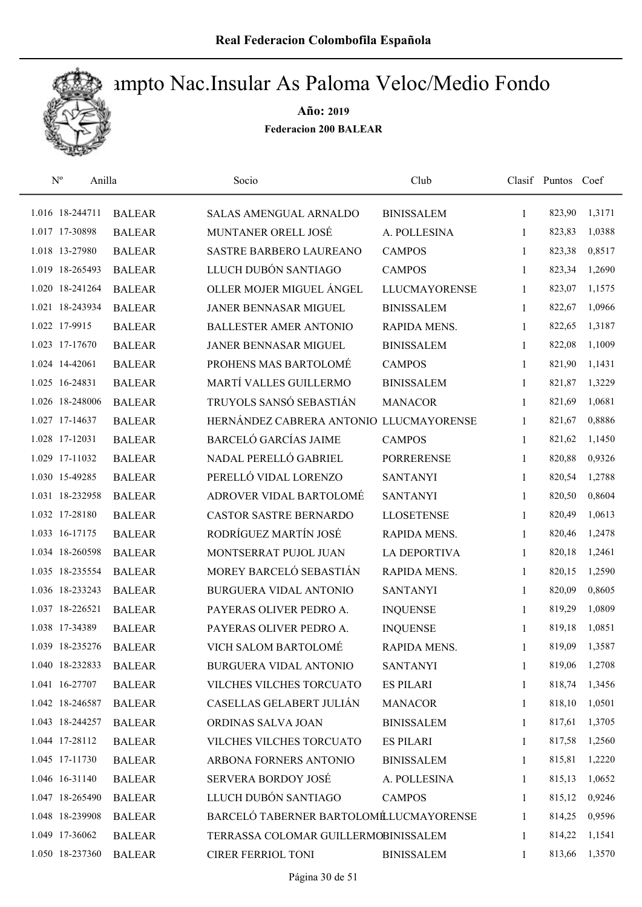# Campto Nac.Insular As Paloma Veloc/Medio Fondo

**Año: 2019**

**Federacion 200 BALEAR**

| Nº | Anilla | | Socio | Club | Clasif | Puntos | Coef |
|---|---|---|---|---|---|---|---|
| 1.016 | 18-244711 | BALEAR | SALAS AMENGUAL ARNALDO | BINISSALEM | 1 | 823,90 | 1,3171 |
| 1.017 | 17-30898 | BALEAR | MUNTANER ORELL JOSÉ | A. POLLESINA | 1 | 823,83 | 1,0388 |
| 1.018 | 13-27980 | BALEAR | SASTRE BARBERO LAUREANO | CAMPOS | 1 | 823,38 | 0,8517 |
| 1.019 | 18-265493 | BALEAR | LLUCH DUBÓN SANTIAGO | CAMPOS | 1 | 823,34 | 1,2690 |
| 1.020 | 18-241264 | BALEAR | OLLER MOJER MIGUEL ÁNGEL | LLUCMAYORENSE | 1 | 823,07 | 1,1575 |
| 1.021 | 18-243934 | BALEAR | JANER BENNASAR MIGUEL | BINISSALEM | 1 | 822,67 | 1,0966 |
| 1.022 | 17-9915 | BALEAR | BALLESTER AMER ANTONIO | RAPIDA MENS. | 1 | 822,65 | 1,3187 |
| 1.023 | 17-17670 | BALEAR | JANER BENNASAR MIGUEL | BINISSALEM | 1 | 822,08 | 1,1009 |
| 1.024 | 14-42061 | BALEAR | PROHENS MAS BARTOLOMÉ | CAMPOS | 1 | 821,90 | 1,1431 |
| 1.025 | 16-24831 | BALEAR | MARTÍ VALLES GUILLERMO | BINISSALEM | 1 | 821,87 | 1,3229 |
| 1.026 | 18-248006 | BALEAR | TRUYOLS SANSÓ SEBASTIÁN | MANACOR | 1 | 821,69 | 1,0681 |
| 1.027 | 17-14637 | BALEAR | HERNÁNDEZ CABRERA ANTONIO | LLUCMAYORENSE | 1 | 821,67 | 0,8886 |
| 1.028 | 17-12031 | BALEAR | BARCELÓ GARCÍAS JAIME | CAMPOS | 1 | 821,62 | 1,1450 |
| 1.029 | 17-11032 | BALEAR | NADAL PERELLÓ GABRIEL | PORRERENSE | 1 | 820,88 | 0,9326 |
| 1.030 | 15-49285 | BALEAR | PERELLÓ VIDAL LORENZO | SANTANYI | 1 | 820,54 | 1,2788 |
| 1.031 | 18-232958 | BALEAR | ADROVER VIDAL BARTOLOMÉ | SANTANYI | 1 | 820,50 | 0,8604 |
| 1.032 | 17-28180 | BALEAR | CASTOR SASTRE BERNARDO | LLOSETENSE | 1 | 820,49 | 1,0613 |
| 1.033 | 16-17175 | BALEAR | RODRÍGUEZ MARTÍN JOSÉ | RAPIDA MENS. | 1 | 820,46 | 1,2478 |
| 1.034 | 18-260598 | BALEAR | MONTSERRAT PUJOL JUAN | LA DEPORTIVA | 1 | 820,18 | 1,2461 |
| 1.035 | 18-235554 | BALEAR | MOREY BARCELÓ SEBASTIÁN | RAPIDA MENS. | 1 | 820,15 | 1,2590 |
| 1.036 | 18-233243 | BALEAR | BURGUERA VIDAL ANTONIO | SANTANYI | 1 | 820,09 | 0,8605 |
| 1.037 | 18-226521 | BALEAR | PAYERAS OLIVER PEDRO A. | INQUENSE | 1 | 819,29 | 1,0809 |
| 1.038 | 17-34389 | BALEAR | PAYERAS OLIVER PEDRO A. | INQUENSE | 1 | 819,18 | 1,0851 |
| 1.039 | 18-235276 | BALEAR | VICH SALOM BARTOLOMÉ | RAPIDA MENS. | 1 | 819,09 | 1,3587 |
| 1.040 | 18-232833 | BALEAR | BURGUERA VIDAL ANTONIO | SANTANYI | 1 | 819,06 | 1,2708 |
| 1.041 | 16-27707 | BALEAR | VILCHES VILCHES TORCUATO | ES PILARI | 1 | 818,74 | 1,3456 |
| 1.042 | 18-246587 | BALEAR | CASELLAS GELABERT JULIÁN | MANACOR | 1 | 818,10 | 1,0501 |
| 1.043 | 18-244257 | BALEAR | ORDINAS SALVA JOAN | BINISSALEM | 1 | 817,61 | 1,3705 |
| 1.044 | 17-28112 | BALEAR | VILCHES VILCHES TORCUATO | ES PILARI | 1 | 817,58 | 1,2560 |
| 1.045 | 17-11730 | BALEAR | ARBONA FORNERS ANTONIO | BINISSALEM | 1 | 815,81 | 1,2220 |
| 1.046 | 16-31140 | BALEAR | SERVERA BORDOY JOSÉ | A. POLLESINA | 1 | 815,13 | 1,0652 |
| 1.047 | 18-265490 | BALEAR | LLUCH DUBÓN SANTIAGO | CAMPOS | 1 | 815,12 | 0,9246 |
| 1.048 | 18-239908 | BALEAR | BARCELÓ TABERNER BARTOLOMÉ | LLUCMAYORENSE | 1 | 814,25 | 0,9596 |
| 1.049 | 17-36062 | BALEAR | TERRASSA COLOMAR GUILLERMO | BINISSALEM | 1 | 814,22 | 1,1541 |
| 1.050 | 18-237360 | BALEAR | CIRER FERRIOL TONI | BINISSALEM | 1 | 813,66 | 1,3570 |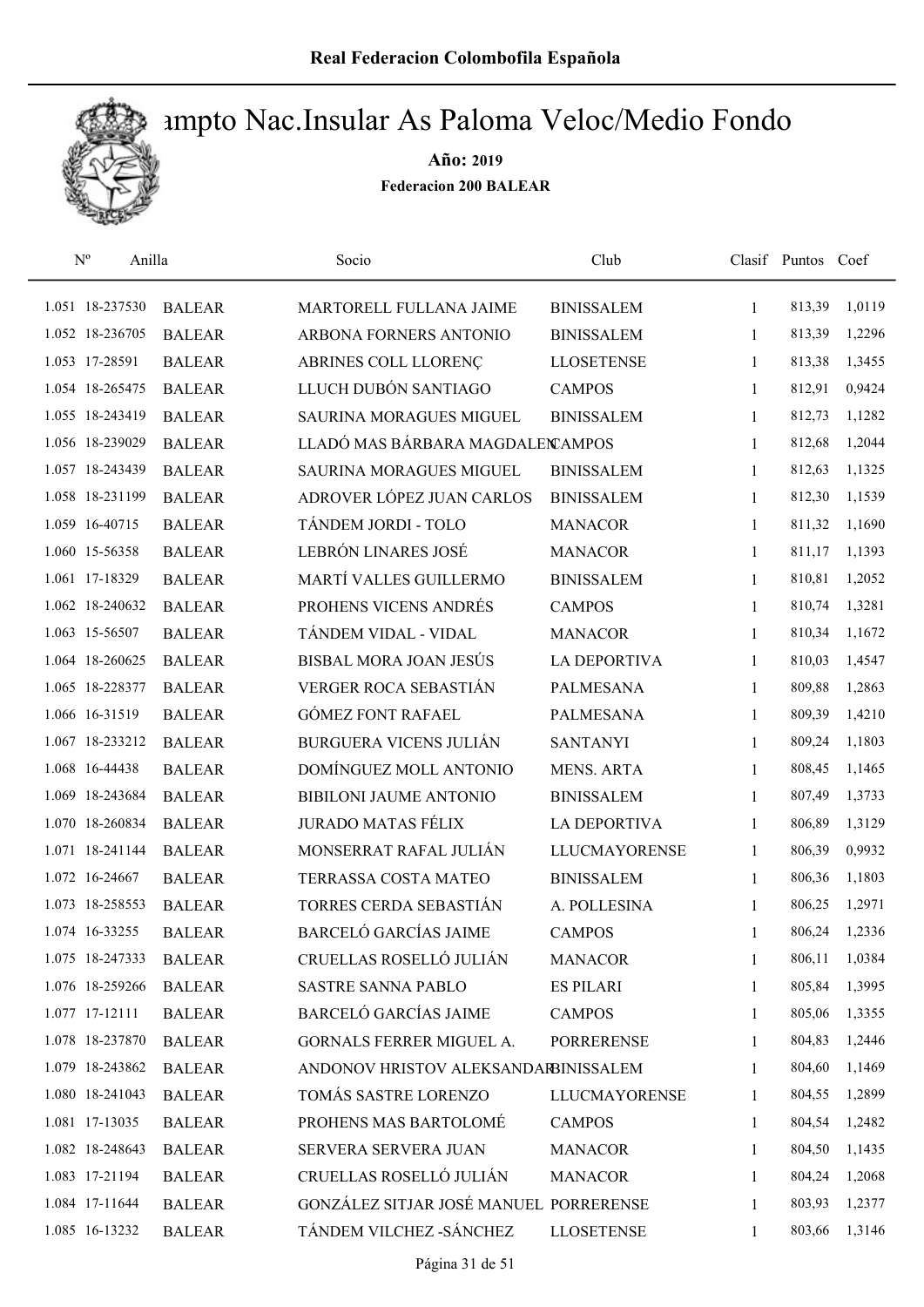# Real Federacion Colombofila Española

## Campto Nac.Insular As Paloma Veloc/Medio Fondo

**Año: 2019**

**Federacion 200 BALEAR**

| Nº | Anilla | | Socio | Club | Clasif | Puntos | Coef |
|---|---|---|---|---|---|---|---|
| 1.051 | 18-237530 | BALEAR | MARTORELL FULLANA JAIME | BINISSALEM | 1 | 813,39 | 1,0119 |
| 1.052 | 18-236705 | BALEAR | ARBONA FORNERS ANTONIO | BINISSALEM | 1 | 813,39 | 1,2296 |
| 1.053 | 17-28591 | BALEAR | ABRINES COLL LLORENÇ | LLOSETENSE | 1 | 813,38 | 1,3455 |
| 1.054 | 18-265475 | BALEAR | LLUCH DUBÓN SANTIAGO | CAMPOS | 1 | 812,91 | 0,9424 |
| 1.055 | 18-243419 | BALEAR | SAURINA MORAGUES MIGUEL | BINISSALEM | 1 | 812,73 | 1,1282 |
| 1.056 | 18-239029 | BALEAR | LLADÓ MAS BÁRBARA MAGDALEN | CAMPOS | 1 | 812,68 | 1,2044 |
| 1.057 | 18-243439 | BALEAR | SAURINA MORAGUES MIGUEL | BINISSALEM | 1 | 812,63 | 1,1325 |
| 1.058 | 18-231199 | BALEAR | ADROVER LÓPEZ JUAN CARLOS | BINISSALEM | 1 | 812,30 | 1,1539 |
| 1.059 | 16-40715 | BALEAR | TÁNDEM JORDI - TOLO | MANACOR | 1 | 811,32 | 1,1690 |
| 1.060 | 15-56358 | BALEAR | LEBRÓN LINARES JOSÉ | MANACOR | 1 | 811,17 | 1,1393 |
| 1.061 | 17-18329 | BALEAR | MARTÍ VALLES GUILLERMO | BINISSALEM | 1 | 810,81 | 1,2052 |
| 1.062 | 18-240632 | BALEAR | PROHENS VICENS ANDRÉS | CAMPOS | 1 | 810,74 | 1,3281 |
| 1.063 | 15-56507 | BALEAR | TÁNDEM VIDAL - VIDAL | MANACOR | 1 | 810,34 | 1,1672 |
| 1.064 | 18-260625 | BALEAR | BISBAL MORA JOAN JESÚS | LA DEPORTIVA | 1 | 810,03 | 1,4547 |
| 1.065 | 18-228377 | BALEAR | VERGER ROCA SEBASTIÁN | PALMESANA | 1 | 809,88 | 1,2863 |
| 1.066 | 16-31519 | BALEAR | GÓMEZ FONT RAFAEL | PALMESANA | 1 | 809,39 | 1,4210 |
| 1.067 | 18-233212 | BALEAR | BURGUERA VICENS JULIÁN | SANTANYI | 1 | 809,24 | 1,1803 |
| 1.068 | 16-44438 | BALEAR | DOMÍNGUEZ MOLL ANTONIO | MENS. ARTA | 1 | 808,45 | 1,1465 |
| 1.069 | 18-243684 | BALEAR | BIBILONI JAUME ANTONIO | BINISSALEM | 1 | 807,49 | 1,3733 |
| 1.070 | 18-260834 | BALEAR | JURADO MATAS FÉLIX | LA DEPORTIVA | 1 | 806,89 | 1,3129 |
| 1.071 | 18-241144 | BALEAR | MONSERRAT RAFAL JULIÁN | LLUCMAYORENSE | 1 | 806,39 | 0,9932 |
| 1.072 | 16-24667 | BALEAR | TERRASSA COSTA MATEO | BINISSALEM | 1 | 806,36 | 1,1803 |
| 1.073 | 18-258553 | BALEAR | TORRES CERDA SEBASTIÁN | A. POLLESINA | 1 | 806,25 | 1,2971 |
| 1.074 | 16-33255 | BALEAR | BARCELÓ GARCÍAS JAIME | CAMPOS | 1 | 806,24 | 1,2336 |
| 1.075 | 18-247333 | BALEAR | CRUELLAS ROSELLÓ JULIÁN | MANACOR | 1 | 806,11 | 1,0384 |
| 1.076 | 18-259266 | BALEAR | SASTRE SANNA PABLO | ES PILARI | 1 | 805,84 | 1,3995 |
| 1.077 | 17-12111 | BALEAR | BARCELÓ GARCÍAS JAIME | CAMPOS | 1 | 805,06 | 1,3355 |
| 1.078 | 18-237870 | BALEAR | GORNALS FERRER MIGUEL A. | PORRERENSE | 1 | 804,83 | 1,2446 |
| 1.079 | 18-243862 | BALEAR | ANDONOV HRISTOV ALEKSANDAR | BINISSALEM | 1 | 804,60 | 1,1469 |
| 1.080 | 18-241043 | BALEAR | TOMÁS SASTRE LORENZO | LLUCMAYORENSE | 1 | 804,55 | 1,2899 |
| 1.081 | 17-13035 | BALEAR | PROHENS MAS BARTOLOMÉ | CAMPOS | 1 | 804,54 | 1,2482 |
| 1.082 | 18-248643 | BALEAR | SERVERA SERVERA JUAN | MANACOR | 1 | 804,50 | 1,1435 |
| 1.083 | 17-21194 | BALEAR | CRUELLAS ROSELLÓ JULIÁN | MANACOR | 1 | 804,24 | 1,2068 |
| 1.084 | 17-11644 | BALEAR | GONZÁLEZ SITJAR JOSÉ MANUEL | PORRERENSE | 1 | 803,93 | 1,2377 |
| 1.085 | 16-13232 | BALEAR | TÁNDEM VILCHEZ -SÁNCHEZ | LLOSETENSE | 1 | 803,66 | 1,3146 |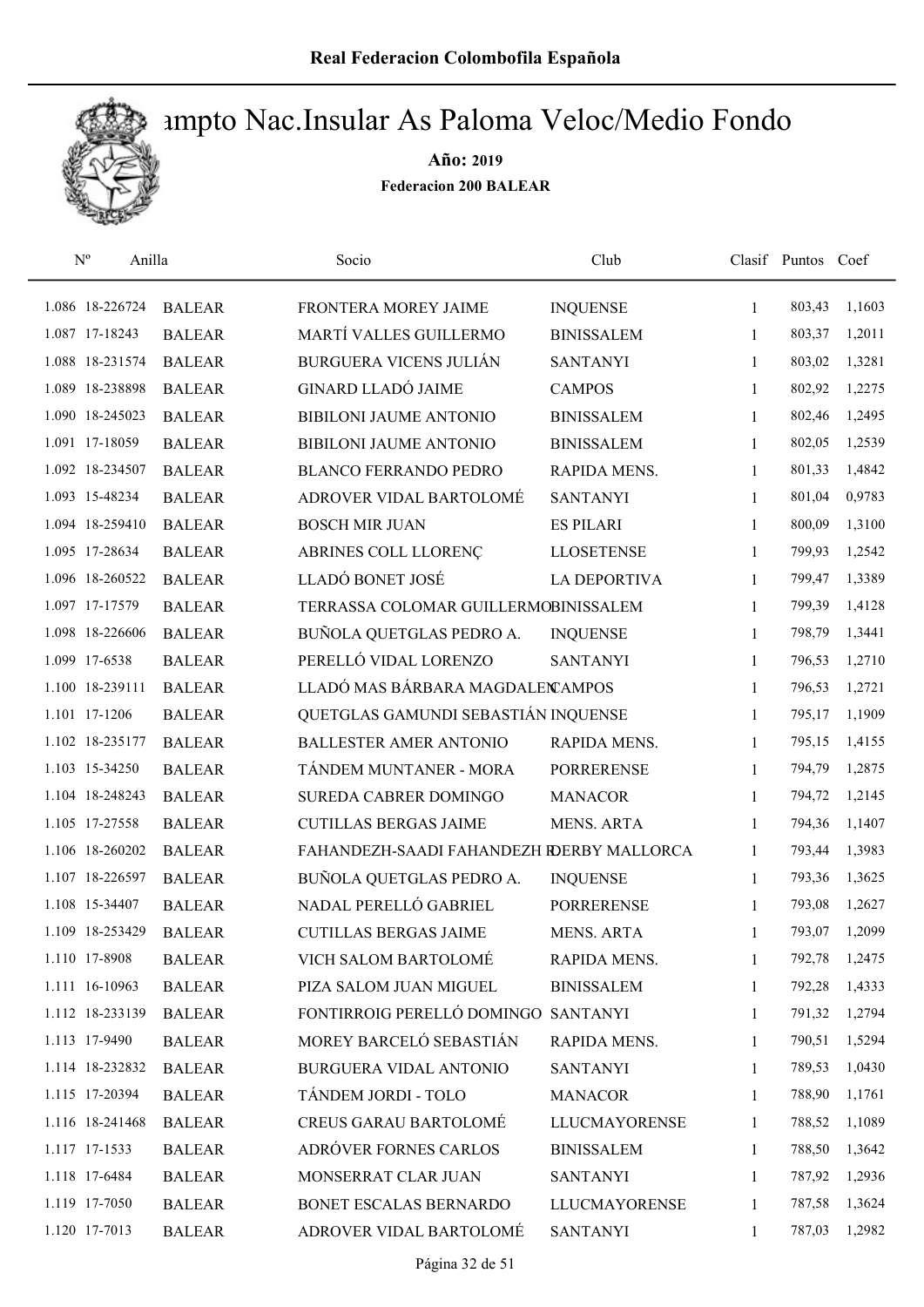# Real Federacion Colombofila Española

## Campto Nac.Insular As Paloma Veloc/Medio Fondo

**Año: 2019**

**Federacion 200 BALEAR**

| Nº | Anilla | | Socio | Club | Clasif | Puntos | Coef |
|---|---|---|---|---|---|---|---|
| 1.086 | 18-226724 | BALEAR | FRONTERA MOREY JAIME | INQUENSE | 1 | 803,43 | 1,1603 |
| 1.087 | 17-18243 | BALEAR | MARTÍ VALLES GUILLERMO | BINISSALEM | 1 | 803,37 | 1,2011 |
| 1.088 | 18-231574 | BALEAR | BURGUERA VICENS JULIÁN | SANTANYI | 1 | 803,02 | 1,3281 |
| 1.089 | 18-238898 | BALEAR | GINARD LLADÓ JAIME | CAMPOS | 1 | 802,92 | 1,2275 |
| 1.090 | 18-245023 | BALEAR | BIBILONI JAUME ANTONIO | BINISSALEM | 1 | 802,46 | 1,2495 |
| 1.091 | 17-18059 | BALEAR | BIBILONI JAUME ANTONIO | BINISSALEM | 1 | 802,05 | 1,2539 |
| 1.092 | 18-234507 | BALEAR | BLANCO FERRANDO PEDRO | RAPIDA MENS. | 1 | 801,33 | 1,4842 |
| 1.093 | 15-48234 | BALEAR | ADROVER VIDAL BARTOLOMÉ | SANTANYI | 1 | 801,04 | 0,9783 |
| 1.094 | 18-259410 | BALEAR | BOSCH MIR JUAN | ES PILARI | 1 | 800,09 | 1,3100 |
| 1.095 | 17-28634 | BALEAR | ABRINES COLL LLORENÇ | LLOSETENSE | 1 | 799,93 | 1,2542 |
| 1.096 | 18-260522 | BALEAR | LLADÓ BONET JOSÉ | LA DEPORTIVA | 1 | 799,47 | 1,3389 |
| 1.097 | 17-17579 | BALEAR | TERRASSA COLOMAR GUILLERMO | BINISSALEM | 1 | 799,39 | 1,4128 |
| 1.098 | 18-226606 | BALEAR | BUÑOLA QUETGLAS PEDRO A. | INQUENSE | 1 | 798,79 | 1,3441 |
| 1.099 | 17-6538 | BALEAR | PERELLÓ VIDAL LORENZO | SANTANYI | 1 | 796,53 | 1,2710 |
| 1.100 | 18-239111 | BALEAR | LLADÓ MAS BÁRBARA MAGDALEN | CAMPOS | 1 | 796,53 | 1,2721 |
| 1.101 | 17-1206 | BALEAR | QUETGLAS GAMUNDI SEBASTIÁN | INQUENSE | 1 | 795,17 | 1,1909 |
| 1.102 | 18-235177 | BALEAR | BALLESTER AMER ANTONIO | RAPIDA MENS. | 1 | 795,15 | 1,4155 |
| 1.103 | 15-34250 | BALEAR | TÁNDEM MUNTANER - MORA | PORRERENSE | 1 | 794,79 | 1,2875 |
| 1.104 | 18-248243 | BALEAR | SUREDA CABRER DOMINGO | MANACOR | 1 | 794,72 | 1,2145 |
| 1.105 | 17-27558 | BALEAR | CUTILLAS BERGAS JAIME | MENS. ARTA | 1 | 794,36 | 1,1407 |
| 1.106 | 18-260202 | BALEAR | FAHANDEZH-SAADI FAHANDEZH R | DERBY MALLORCA | 1 | 793,44 | 1,3983 |
| 1.107 | 18-226597 | BALEAR | BUÑOLA QUETGLAS PEDRO A. | INQUENSE | 1 | 793,36 | 1,3625 |
| 1.108 | 15-34407 | BALEAR | NADAL PERELLÓ GABRIEL | PORRERENSE | 1 | 793,08 | 1,2627 |
| 1.109 | 18-253429 | BALEAR | CUTILLAS BERGAS JAIME | MENS. ARTA | 1 | 793,07 | 1,2099 |
| 1.110 | 17-8908 | BALEAR | VICH SALOM BARTOLOMÉ | RAPIDA MENS. | 1 | 792,78 | 1,2475 |
| 1.111 | 16-10963 | BALEAR | PIZA SALOM JUAN MIGUEL | BINISSALEM | 1 | 792,28 | 1,4333 |
| 1.112 | 18-233139 | BALEAR | FONTIRROIG PERELLÓ DOMINGO | SANTANYI | 1 | 791,32 | 1,2794 |
| 1.113 | 17-9490 | BALEAR | MOREY BARCELÓ SEBASTIÁN | RAPIDA MENS. | 1 | 790,51 | 1,5294 |
| 1.114 | 18-232832 | BALEAR | BURGUERA VIDAL ANTONIO | SANTANYI | 1 | 789,53 | 1,0430 |
| 1.115 | 17-20394 | BALEAR | TÁNDEM JORDI - TOLO | MANACOR | 1 | 788,90 | 1,1761 |
| 1.116 | 18-241468 | BALEAR | CREUS GARAU BARTOLOMÉ | LLUCMAYORENSE | 1 | 788,52 | 1,1089 |
| 1.117 | 17-1533 | BALEAR | ADRÓVER FORNES CARLOS | BINISSALEM | 1 | 788,50 | 1,3642 |
| 1.118 | 17-6484 | BALEAR | MONSERRAT CLAR JUAN | SANTANYI | 1 | 787,92 | 1,2936 |
| 1.119 | 17-7050 | BALEAR | BONET ESCALAS BERNARDO | LLUCMAYORENSE | 1 | 787,58 | 1,3624 |
| 1.120 | 17-7013 | BALEAR | ADROVER VIDAL BARTOLOMÉ | SANTANYI | 1 | 787,03 | 1,2982 |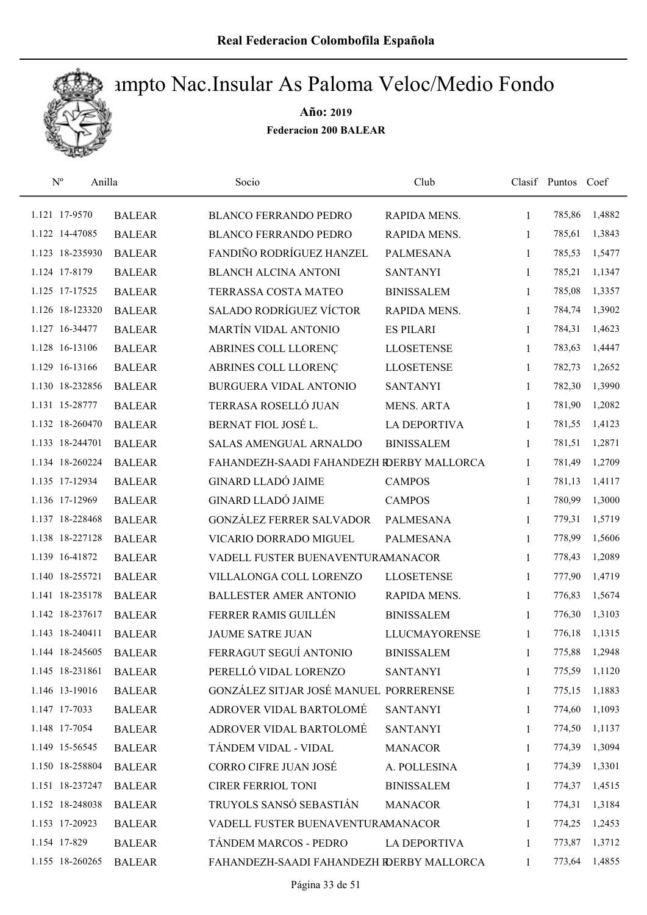# Campto Nac.Insular As Paloma Veloc/Medio Fondo

**Año: 2019**

**Federacion 200 BALEAR**

| Nº | Anilla | | Socio | Club | Clasif | Puntos | Coef |
|---|---|---|---|---|---|---|---|
| 1.121 | 17-9570 | BALEAR | BLANCO FERRANDO PEDRO | RAPIDA MENS. | 1 | 785,86 | 1,4882 |
| 1.122 | 14-47085 | BALEAR | BLANCO FERRANDO PEDRO | RAPIDA MENS. | 1 | 785,61 | 1,3843 |
| 1.123 | 18-235930 | BALEAR | FANDIÑO RODRÍGUEZ HANZEL | PALMESANA | 1 | 785,53 | 1,5477 |
| 1.124 | 17-8179 | BALEAR | BLANCH ALCINA ANTONI | SANTANYI | 1 | 785,21 | 1,1347 |
| 1.125 | 17-17525 | BALEAR | TERRASSA COSTA MATEO | BINISSALEM | 1 | 785,08 | 1,3357 |
| 1.126 | 18-123320 | BALEAR | SALADO RODRÍGUEZ VÍCTOR | RAPIDA MENS. | 1 | 784,74 | 1,3902 |
| 1.127 | 16-34477 | BALEAR | MARTÍN VIDAL ANTONIO | ES PILARI | 1 | 784,31 | 1,4623 |
| 1.128 | 16-13106 | BALEAR | ABRINES COLL LLORENÇ | LLOSETENSE | 1 | 783,63 | 1,4447 |
| 1.129 | 16-13166 | BALEAR | ABRINES COLL LLORENÇ | LLOSETENSE | 1 | 782,73 | 1,2652 |
| 1.130 | 18-232856 | BALEAR | BURGUERA VIDAL ANTONIO | SANTANYI | 1 | 782,30 | 1,3990 |
| 1.131 | 15-28777 | BALEAR | TERRASA ROSELLÓ JUAN | MENS. ARTA | 1 | 781,90 | 1,2082 |
| 1.132 | 18-260470 | BALEAR | BERNAT FIOL JOSÉ L. | LA DEPORTIVA | 1 | 781,55 | 1,4123 |
| 1.133 | 18-244701 | BALEAR | SALAS AMENGUAL ARNALDO | BINISSALEM | 1 | 781,51 | 1,2871 |
| 1.134 | 18-260224 | BALEAR | FAHANDEZH-SAADI FAHANDEZH R | DERBY MALLORCA | 1 | 781,49 | 1,2709 |
| 1.135 | 17-12934 | BALEAR | GINARD LLADÓ JAIME | CAMPOS | 1 | 781,13 | 1,4117 |
| 1.136 | 17-12969 | BALEAR | GINARD LLADÓ JAIME | CAMPOS | 1 | 780,99 | 1,3000 |
| 1.137 | 18-228468 | BALEAR | GONZÁLEZ FERRER SALVADOR | PALMESANA | 1 | 779,31 | 1,5719 |
| 1.138 | 18-227128 | BALEAR | VICARIO DORRADO MIGUEL | PALMESANA | 1 | 778,99 | 1,5606 |
| 1.139 | 16-41872 | BALEAR | VADELL FUSTER BUENAVENTURA | MANACOR | 1 | 778,43 | 1,2089 |
| 1.140 | 18-255721 | BALEAR | VILLALONGA COLL LORENZO | LLOSETENSE | 1 | 777,90 | 1,4719 |
| 1.141 | 18-235178 | BALEAR | BALLESTER AMER ANTONIO | RAPIDA MENS. | 1 | 776,83 | 1,5674 |
| 1.142 | 18-237617 | BALEAR | FERRER RAMIS GUILLÉN | BINISSALEM | 1 | 776,30 | 1,3103 |
| 1.143 | 18-240411 | BALEAR | JAUME SATRE JUAN | LLUCMAYORENSE | 1 | 776,18 | 1,1315 |
| 1.144 | 18-245605 | BALEAR | FERRAGUT SEGUÍ ANTONIO | BINISSALEM | 1 | 775,88 | 1,2948 |
| 1.145 | 18-231861 | BALEAR | PERELLÓ VIDAL LORENZO | SANTANYI | 1 | 775,59 | 1,1120 |
| 1.146 | 13-19016 | BALEAR | GONZÁLEZ SITJAR JOSÉ MANUEL | PORRERENSE | 1 | 775,15 | 1,1883 |
| 1.147 | 17-7033 | BALEAR | ADROVER VIDAL BARTOLOMÉ | SANTANYI | 1 | 774,60 | 1,1093 |
| 1.148 | 17-7054 | BALEAR | ADROVER VIDAL BARTOLOMÉ | SANTANYI | 1 | 774,50 | 1,1137 |
| 1.149 | 15-56545 | BALEAR | TÁNDEM VIDAL - VIDAL | MANACOR | 1 | 774,39 | 1,3094 |
| 1.150 | 18-258804 | BALEAR | CORRO CIFRE JUAN JOSÉ | A. POLLESINA | 1 | 774,39 | 1,3301 |
| 1.151 | 18-237247 | BALEAR | CIRER FERRIOL TONI | BINISSALEM | 1 | 774,37 | 1,4515 |
| 1.152 | 18-248038 | BALEAR | TRUYOLS SANSÓ SEBASTIÁN | MANACOR | 1 | 774,31 | 1,3184 |
| 1.153 | 17-20923 | BALEAR | VADELL FUSTER BUENAVENTURA | MANACOR | 1 | 774,25 | 1,2453 |
| 1.154 | 17-829 | BALEAR | TÁNDEM MARCOS - PEDRO | LA DEPORTIVA | 1 | 773,87 | 1,3712 |
| 1.155 | 18-260265 | BALEAR | FAHANDEZH-SAADI FAHANDEZH R | DERBY MALLORCA | 1 | 773,64 | 1,4855 |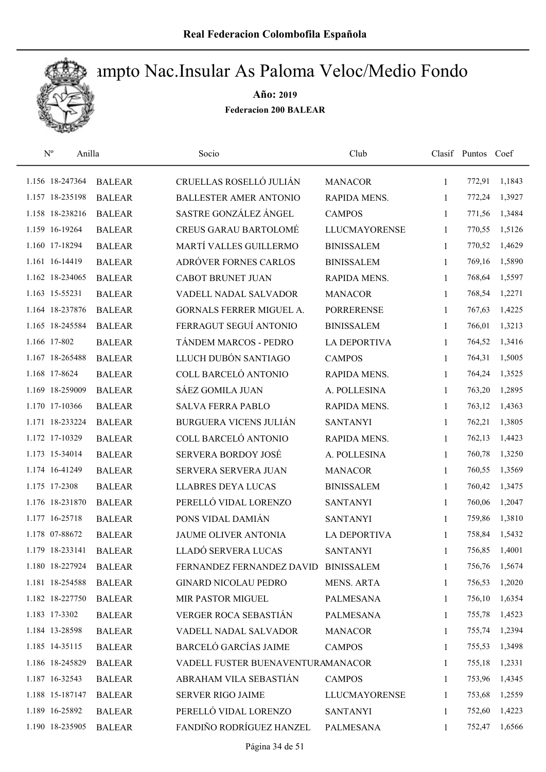Real Federacion Colombofila Española

# Campto Nac.Insular As Paloma Veloc/Medio Fondo

**Año: 2019**

**Federacion 200 BALEAR**

| Nº | Anilla | | Socio | Club | Clasif | Puntos | Coef |
|---|---|---|---|---|---|---|---|
| 1.156 | 18-247364 | BALEAR | CRUELLAS ROSELLÓ JULIÁN | MANACOR | 1 | 772,91 | 1,1843 |
| 1.157 | 18-235198 | BALEAR | BALLESTER AMER ANTONIO | RAPIDA MENS. | 1 | 772,24 | 1,3927 |
| 1.158 | 18-238216 | BALEAR | SASTRE GONZÁLEZ ÁNGEL | CAMPOS | 1 | 771,56 | 1,3484 |
| 1.159 | 16-19264 | BALEAR | CREUS GARAU BARTOLOMÉ | LLUCMAYORENSE | 1 | 770,55 | 1,5126 |
| 1.160 | 17-18294 | BALEAR | MARTÍ VALLES GUILLERMO | BINISSALEM | 1 | 770,52 | 1,4629 |
| 1.161 | 16-14419 | BALEAR | ADRÓVER FORNES CARLOS | BINISSALEM | 1 | 769,16 | 1,5890 |
| 1.162 | 18-234065 | BALEAR | CABOT BRUNET JUAN | RAPIDA MENS. | 1 | 768,64 | 1,5597 |
| 1.163 | 15-55231 | BALEAR | VADELL NADAL SALVADOR | MANACOR | 1 | 768,54 | 1,2271 |
| 1.164 | 18-237876 | BALEAR | GORNALS FERRER MIGUEL A. | PORRERENSE | 1 | 767,63 | 1,4225 |
| 1.165 | 18-245584 | BALEAR | FERRAGUT SEGUÍ ANTONIO | BINISSALEM | 1 | 766,01 | 1,3213 |
| 1.166 | 17-802 | BALEAR | TÁNDEM MARCOS - PEDRO | LA DEPORTIVA | 1 | 764,52 | 1,3416 |
| 1.167 | 18-265488 | BALEAR | LLUCH DUBÓN SANTIAGO | CAMPOS | 1 | 764,31 | 1,5005 |
| 1.168 | 17-8624 | BALEAR | COLL BARCELÓ ANTONIO | RAPIDA MENS. | 1 | 764,24 | 1,3525 |
| 1.169 | 18-259009 | BALEAR | SÁEZ GOMILA JUAN | A. POLLESINA | 1 | 763,20 | 1,2895 |
| 1.170 | 17-10366 | BALEAR | SALVA FERRA PABLO | RAPIDA MENS. | 1 | 763,12 | 1,4363 |
| 1.171 | 18-233224 | BALEAR | BURGUERA VICENS JULIÁN | SANTANYI | 1 | 762,21 | 1,3805 |
| 1.172 | 17-10329 | BALEAR | COLL BARCELÓ ANTONIO | RAPIDA MENS. | 1 | 762,13 | 1,4423 |
| 1.173 | 15-34014 | BALEAR | SERVERA BORDOY JOSÉ | A. POLLESINA | 1 | 760,78 | 1,3250 |
| 1.174 | 16-41249 | BALEAR | SERVERA SERVERA JUAN | MANACOR | 1 | 760,55 | 1,3569 |
| 1.175 | 17-2308 | BALEAR | LLABRES DEYA LUCAS | BINISSALEM | 1 | 760,42 | 1,3475 |
| 1.176 | 18-231870 | BALEAR | PERELLÓ VIDAL LORENZO | SANTANYI | 1 | 760,06 | 1,2047 |
| 1.177 | 16-25718 | BALEAR | PONS VIDAL DAMIÁN | SANTANYI | 1 | 759,86 | 1,3810 |
| 1.178 | 07-88672 | BALEAR | JAUME OLIVER ANTONIA | LA DEPORTIVA | 1 | 758,84 | 1,5432 |
| 1.179 | 18-233141 | BALEAR | LLADÓ SERVERA LUCAS | SANTANYI | 1 | 756,85 | 1,4001 |
| 1.180 | 18-227924 | BALEAR | FERNANDEZ FERNANDEZ DAVID | BINISSALEM | 1 | 756,76 | 1,5674 |
| 1.181 | 18-254588 | BALEAR | GINARD NICOLAU PEDRO | MENS. ARTA | 1 | 756,53 | 1,2020 |
| 1.182 | 18-227750 | BALEAR | MIR PASTOR MIGUEL | PALMESANA | 1 | 756,10 | 1,6354 |
| 1.183 | 17-3302 | BALEAR | VERGER ROCA SEBASTIÁN | PALMESANA | 1 | 755,78 | 1,4523 |
| 1.184 | 13-28598 | BALEAR | VADELL NADAL SALVADOR | MANACOR | 1 | 755,74 | 1,2394 |
| 1.185 | 14-35115 | BALEAR | BARCELÓ GARCÍAS JAIME | CAMPOS | 1 | 755,53 | 1,3498 |
| 1.186 | 18-245829 | BALEAR | VADELL FUSTER BUENAVENTURA | MANACOR | 1 | 755,18 | 1,2331 |
| 1.187 | 16-32543 | BALEAR | ABRAHAM VILA SEBASTIÁN | CAMPOS | 1 | 753,96 | 1,4345 |
| 1.188 | 15-187147 | BALEAR | SERVER RIGO JAIME | LLUCMAYORENSE | 1 | 753,68 | 1,2559 |
| 1.189 | 16-25892 | BALEAR | PERELLÓ VIDAL LORENZO | SANTANYI | 1 | 752,60 | 1,4223 |
| 1.190 | 18-235905 | BALEAR | FANDIÑO RODRÍGUEZ HANZEL | PALMESANA | 1 | 752,47 | 1,6566 |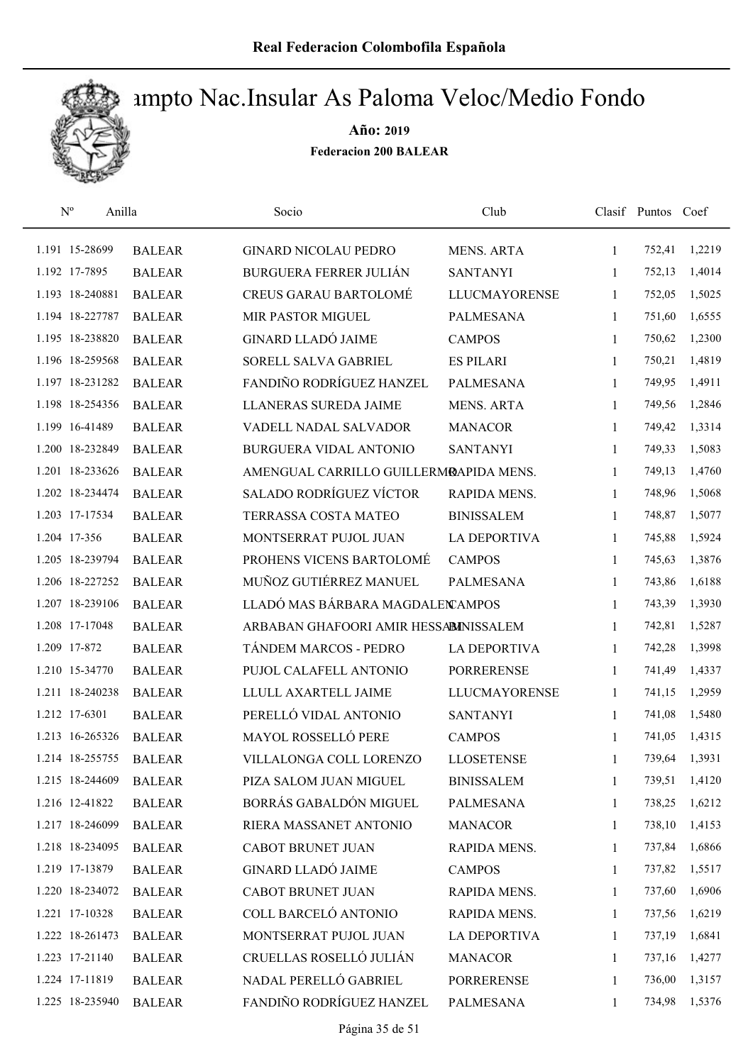# Real Federacion Colombofila Española

## Campto Nac.Insular As Paloma Veloc/Medio Fondo

**Año: 2019**

**Federacion 200 BALEAR**

| Nº | Anilla | | Socio | Club | Clasif | Puntos | Coef |
|---|---|---|---|---|---|---|---|
| 1.191 | 15-28699 | BALEAR | GINARD NICOLAU PEDRO | MENS. ARTA | 1 | 752,41 | 1,2219 |
| 1.192 | 17-7895 | BALEAR | BURGUERA FERRER JULIÁN | SANTANYI | 1 | 752,13 | 1,4014 |
| 1.193 | 18-240881 | BALEAR | CREUS GARAU BARTOLOMÉ | LLUCMAYORENSE | 1 | 752,05 | 1,5025 |
| 1.194 | 18-227787 | BALEAR | MIR PASTOR MIGUEL | PALMESANA | 1 | 751,60 | 1,6555 |
| 1.195 | 18-238820 | BALEAR | GINARD LLADÓ JAIME | CAMPOS | 1 | 750,62 | 1,2300 |
| 1.196 | 18-259568 | BALEAR | SORELL SALVA GABRIEL | ES PILARI | 1 | 750,21 | 1,4819 |
| 1.197 | 18-231282 | BALEAR | FANDIÑO RODRÍGUEZ HANZEL | PALMESANA | 1 | 749,95 | 1,4911 |
| 1.198 | 18-254356 | BALEAR | LLANERAS SUREDA JAIME | MENS. ARTA | 1 | 749,56 | 1,2846 |
| 1.199 | 16-41489 | BALEAR | VADELL NADAL SALVADOR | MANACOR | 1 | 749,42 | 1,3314 |
| 1.200 | 18-232849 | BALEAR | BURGUERA VIDAL ANTONIO | SANTANYI | 1 | 749,33 | 1,5083 |
| 1.201 | 18-233626 | BALEAR | AMENGUAL CARRILLO GUILLERMO | RAPIDA MENS. | 1 | 749,13 | 1,4760 |
| 1.202 | 18-234474 | BALEAR | SALADO RODRÍGUEZ VÍCTOR | RAPIDA MENS. | 1 | 748,96 | 1,5068 |
| 1.203 | 17-17534 | BALEAR | TERRASSA COSTA MATEO | BINISSALEM | 1 | 748,87 | 1,5077 |
| 1.204 | 17-356 | BALEAR | MONTSERRAT PUJOL JUAN | LA DEPORTIVA | 1 | 745,88 | 1,5924 |
| 1.205 | 18-239794 | BALEAR | PROHENS VICENS BARTOLOMÉ | CAMPOS | 1 | 745,63 | 1,3876 |
| 1.206 | 18-227252 | BALEAR | MUÑOZ GUTIÉRREZ MANUEL | PALMESANA | 1 | 743,86 | 1,6188 |
| 1.207 | 18-239106 | BALEAR | LLADÓ MAS BÁRBARA MAGDALEN | CAMPOS | 1 | 743,39 | 1,3930 |
| 1.208 | 17-17048 | BALEAR | ARBABAN GHAFOORI AMIR HESSAM | BINISSALEM | 1 | 742,81 | 1,5287 |
| 1.209 | 17-872 | BALEAR | TÁNDEM MARCOS - PEDRO | LA DEPORTIVA | 1 | 742,28 | 1,3998 |
| 1.210 | 15-34770 | BALEAR | PUJOL CALAFELL ANTONIO | PORRERENSE | 1 | 741,49 | 1,4337 |
| 1.211 | 18-240238 | BALEAR | LLULL AXARTELL JAIME | LLUCMAYORENSE | 1 | 741,15 | 1,2959 |
| 1.212 | 17-6301 | BALEAR | PERELLÓ VIDAL ANTONIO | SANTANYI | 1 | 741,08 | 1,5480 |
| 1.213 | 16-265326 | BALEAR | MAYOL ROSSELLÓ PERE | CAMPOS | 1 | 741,05 | 1,4315 |
| 1.214 | 18-255755 | BALEAR | VILLALONGA COLL LORENZO | LLOSETENSE | 1 | 739,64 | 1,3931 |
| 1.215 | 18-244609 | BALEAR | PIZA SALOM JUAN MIGUEL | BINISSALEM | 1 | 739,51 | 1,4120 |
| 1.216 | 12-41822 | BALEAR | BORRÁS GABALDÓN MIGUEL | PALMESANA | 1 | 738,25 | 1,6212 |
| 1.217 | 18-246099 | BALEAR | RIERA MASSANET ANTONIO | MANACOR | 1 | 738,10 | 1,4153 |
| 1.218 | 18-234095 | BALEAR | CABOT BRUNET JUAN | RAPIDA MENS. | 1 | 737,84 | 1,6866 |
| 1.219 | 17-13879 | BALEAR | GINARD LLADÓ JAIME | CAMPOS | 1 | 737,82 | 1,5517 |
| 1.220 | 18-234072 | BALEAR | CABOT BRUNET JUAN | RAPIDA MENS. | 1 | 737,60 | 1,6906 |
| 1.221 | 17-10328 | BALEAR | COLL BARCELÓ ANTONIO | RAPIDA MENS. | 1 | 737,56 | 1,6219 |
| 1.222 | 18-261473 | BALEAR | MONTSERRAT PUJOL JUAN | LA DEPORTIVA | 1 | 737,19 | 1,6841 |
| 1.223 | 17-21140 | BALEAR | CRUELLAS ROSELLÓ JULIÁN | MANACOR | 1 | 737,16 | 1,4277 |
| 1.224 | 17-11819 | BALEAR | NADAL PERELLÓ GABRIEL | PORRERENSE | 1 | 736,00 | 1,3157 |
| 1.225 | 18-235940 | BALEAR | FANDIÑO RODRÍGUEZ HANZEL | PALMESANA | 1 | 734,98 | 1,5376 |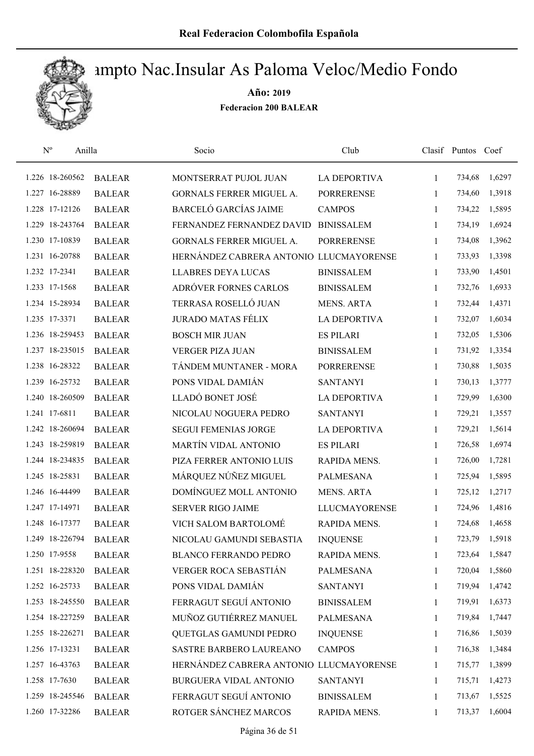Real Federacion Colombofila Española

# Campto Nac.Insular As Paloma Veloc/Medio Fondo

**Año: 2019**

**Federacion 200 BALEAR**

| Nº | Anilla | | Socio | Club | Clasif | Puntos | Coef |
|---|---|---|---|---|---|---|---|
| 1.226 | 18-260562 | BALEAR | MONTSERRAT PUJOL JUAN | LA DEPORTIVA | 1 | 734,68 | 1,6297 |
| 1.227 | 16-28889 | BALEAR | GORNALS FERRER MIGUEL A. | PORRERENSE | 1 | 734,60 | 1,3918 |
| 1.228 | 17-12126 | BALEAR | BARCELÓ GARCÍAS JAIME | CAMPOS | 1 | 734,22 | 1,5895 |
| 1.229 | 18-243764 | BALEAR | FERNANDEZ FERNANDEZ DAVID | BINISSALEM | 1 | 734,19 | 1,6924 |
| 1.230 | 17-10839 | BALEAR | GORNALS FERRER MIGUEL A. | PORRERENSE | 1 | 734,08 | 1,3962 |
| 1.231 | 16-20788 | BALEAR | HERNÁNDEZ CABRERA ANTONIO | LLUCMAYORENSE | 1 | 733,93 | 1,3398 |
| 1.232 | 17-2341 | BALEAR | LLABRES DEYA LUCAS | BINISSALEM | 1 | 733,90 | 1,4501 |
| 1.233 | 17-1568 | BALEAR | ADRÓVER FORNES CARLOS | BINISSALEM | 1 | 732,76 | 1,6933 |
| 1.234 | 15-28934 | BALEAR | TERRASA ROSELLÓ JUAN | MENS. ARTA | 1 | 732,44 | 1,4371 |
| 1.235 | 17-3371 | BALEAR | JURADO MATAS FÉLIX | LA DEPORTIVA | 1 | 732,07 | 1,6034 |
| 1.236 | 18-259453 | BALEAR | BOSCH MIR JUAN | ES PILARI | 1 | 732,05 | 1,5306 |
| 1.237 | 18-235015 | BALEAR | VERGER PIZA JUAN | BINISSALEM | 1 | 731,92 | 1,3354 |
| 1.238 | 16-28322 | BALEAR | TÁNDEM MUNTANER - MORA | PORRERENSE | 1 | 730,88 | 1,5035 |
| 1.239 | 16-25732 | BALEAR | PONS VIDAL DAMIÁN | SANTANYI | 1 | 730,13 | 1,3777 |
| 1.240 | 18-260509 | BALEAR | LLADÓ BONET JOSÉ | LA DEPORTIVA | 1 | 729,99 | 1,6300 |
| 1.241 | 17-6811 | BALEAR | NICOLAU NOGUERA PEDRO | SANTANYI | 1 | 729,21 | 1,3557 |
| 1.242 | 18-260694 | BALEAR | SEGUI FEMENIAS JORGE | LA DEPORTIVA | 1 | 729,21 | 1,5614 |
| 1.243 | 18-259819 | BALEAR | MARTÍN VIDAL ANTONIO | ES PILARI | 1 | 726,58 | 1,6974 |
| 1.244 | 18-234835 | BALEAR | PIZA FERRER ANTONIO LUIS | RAPIDA MENS. | 1 | 726,00 | 1,7281 |
| 1.245 | 18-25831 | BALEAR | MÁRQUEZ NÚÑEZ MIGUEL | PALMESANA | 1 | 725,94 | 1,5895 |
| 1.246 | 16-44499 | BALEAR | DOMÍNGUEZ MOLL ANTONIO | MENS. ARTA | 1 | 725,12 | 1,2717 |
| 1.247 | 17-14971 | BALEAR | SERVER RIGO JAIME | LLUCMAYORENSE | 1 | 724,96 | 1,4816 |
| 1.248 | 16-17377 | BALEAR | VICH SALOM BARTOLOMÉ | RAPIDA MENS. | 1 | 724,68 | 1,4658 |
| 1.249 | 18-226794 | BALEAR | NICOLAU GAMUNDI SEBASTIA | INQUENSE | 1 | 723,79 | 1,5918 |
| 1.250 | 17-9558 | BALEAR | BLANCO FERRANDO PEDRO | RAPIDA MENS. | 1 | 723,64 | 1,5847 |
| 1.251 | 18-228320 | BALEAR | VERGER ROCA SEBASTIÁN | PALMESANA | 1 | 720,04 | 1,5860 |
| 1.252 | 16-25733 | BALEAR | PONS VIDAL DAMIÁN | SANTANYI | 1 | 719,94 | 1,4742 |
| 1.253 | 18-245550 | BALEAR | FERRAGUT SEGUÍ ANTONIO | BINISSALEM | 1 | 719,91 | 1,6373 |
| 1.254 | 18-227259 | BALEAR | MUÑOZ GUTIÉRREZ MANUEL | PALMESANA | 1 | 719,84 | 1,7447 |
| 1.255 | 18-226271 | BALEAR | QUETGLAS GAMUNDI PEDRO | INQUENSE | 1 | 716,86 | 1,5039 |
| 1.256 | 17-13231 | BALEAR | SASTRE BARBERO LAUREANO | CAMPOS | 1 | 716,38 | 1,3484 |
| 1.257 | 16-43763 | BALEAR | HERNÁNDEZ CABRERA ANTONIO | LLUCMAYORENSE | 1 | 715,77 | 1,3899 |
| 1.258 | 17-7630 | BALEAR | BURGUERA VIDAL ANTONIO | SANTANYI | 1 | 715,71 | 1,4273 |
| 1.259 | 18-245546 | BALEAR | FERRAGUT SEGUÍ ANTONIO | BINISSALEM | 1 | 713,67 | 1,5525 |
| 1.260 | 17-32286 | BALEAR | ROTGER SÁNCHEZ MARCOS | RAPIDA MENS. | 1 | 713,37 | 1,6004 |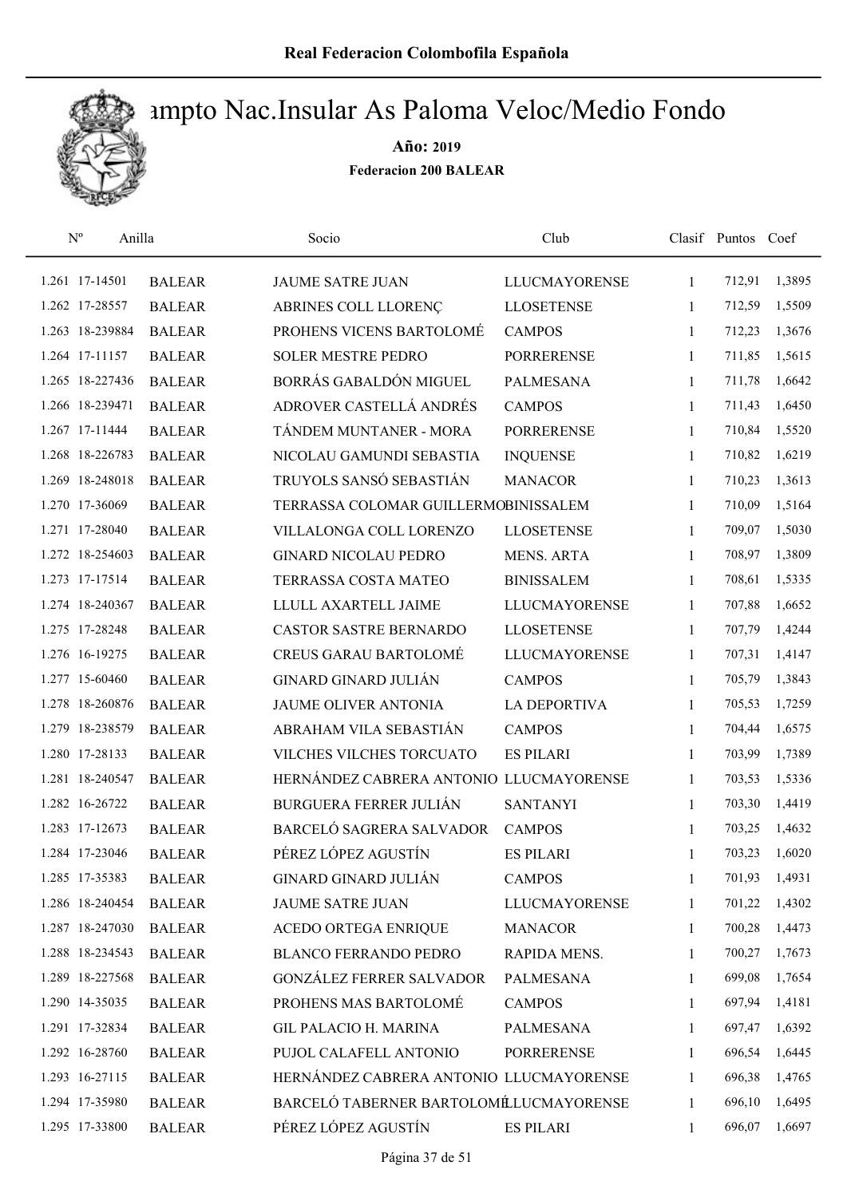# Real Federacion Colombofila Española

## Campto Nac.Insular As Paloma Veloc/Medio Fondo

**Año: 2019**

**Federacion 200 BALEAR**

| Nº | Anilla | | Socio | Club | Clasif | Puntos | Coef |
|---|---|---|---|---|---|---|---|
| 1.261 | 17-14501 | BALEAR | JAUME SATRE JUAN | LLUCMAYORENSE | 1 | 712,91 | 1,3895 |
| 1.262 | 17-28557 | BALEAR | ABRINES COLL LLORENÇ | LLOSETENSE | 1 | 712,59 | 1,5509 |
| 1.263 | 18-239884 | BALEAR | PROHENS VICENS BARTOLOMÉ | CAMPOS | 1 | 712,23 | 1,3676 |
| 1.264 | 17-11157 | BALEAR | SOLER MESTRE PEDRO | PORRERENSE | 1 | 711,85 | 1,5615 |
| 1.265 | 18-227436 | BALEAR | BORRÁS GABALDÓN MIGUEL | PALMESANA | 1 | 711,78 | 1,6642 |
| 1.266 | 18-239471 | BALEAR | ADROVER CASTELLÁ ANDRÉS | CAMPOS | 1 | 711,43 | 1,6450 |
| 1.267 | 17-11444 | BALEAR | TÁNDEM MUNTANER - MORA | PORRERENSE | 1 | 710,84 | 1,5520 |
| 1.268 | 18-226783 | BALEAR | NICOLAU GAMUNDI SEBASTIA | INQUENSE | 1 | 710,82 | 1,6219 |
| 1.269 | 18-248018 | BALEAR | TRUYOLS SANSÓ SEBASTIÁN | MANACOR | 1 | 710,23 | 1,3613 |
| 1.270 | 17-36069 | BALEAR | TERRASSA COLOMAR GUILLERMO | BINISSALEM | 1 | 710,09 | 1,5164 |
| 1.271 | 17-28040 | BALEAR | VILLALONGA COLL LORENZO | LLOSETENSE | 1 | 709,07 | 1,5030 |
| 1.272 | 18-254603 | BALEAR | GINARD NICOLAU PEDRO | MENS. ARTA | 1 | 708,97 | 1,3809 |
| 1.273 | 17-17514 | BALEAR | TERRASSA COSTA MATEO | BINISSALEM | 1 | 708,61 | 1,5335 |
| 1.274 | 18-240367 | BALEAR | LLULL AXARTELL JAIME | LLUCMAYORENSE | 1 | 707,88 | 1,6652 |
| 1.275 | 17-28248 | BALEAR | CASTOR SASTRE BERNARDO | LLOSETENSE | 1 | 707,79 | 1,4244 |
| 1.276 | 16-19275 | BALEAR | CREUS GARAU BARTOLOMÉ | LLUCMAYORENSE | 1 | 707,31 | 1,4147 |
| 1.277 | 15-60460 | BALEAR | GINARD GINARD JULIÁN | CAMPOS | 1 | 705,79 | 1,3843 |
| 1.278 | 18-260876 | BALEAR | JAUME OLIVER ANTONIA | LA DEPORTIVA | 1 | 705,53 | 1,7259 |
| 1.279 | 18-238579 | BALEAR | ABRAHAM VILA SEBASTIÁN | CAMPOS | 1 | 704,44 | 1,6575 |
| 1.280 | 17-28133 | BALEAR | VILCHES VILCHES TORCUATO | ES PILARI | 1 | 703,99 | 1,7389 |
| 1.281 | 18-240547 | BALEAR | HERNÁNDEZ CABRERA ANTONIO | LLUCMAYORENSE | 1 | 703,53 | 1,5336 |
| 1.282 | 16-26722 | BALEAR | BURGUERA FERRER JULIÁN | SANTANYI | 1 | 703,30 | 1,4419 |
| 1.283 | 17-12673 | BALEAR | BARCELÓ SAGRERA SALVADOR | CAMPOS | 1 | 703,25 | 1,4632 |
| 1.284 | 17-23046 | BALEAR | PÉREZ LÓPEZ AGUSTÍN | ES PILARI | 1 | 703,23 | 1,6020 |
| 1.285 | 17-35383 | BALEAR | GINARD GINARD JULIÁN | CAMPOS | 1 | 701,93 | 1,4931 |
| 1.286 | 18-240454 | BALEAR | JAUME SATRE JUAN | LLUCMAYORENSE | 1 | 701,22 | 1,4302 |
| 1.287 | 18-247030 | BALEAR | ACEDO ORTEGA ENRIQUE | MANACOR | 1 | 700,28 | 1,4473 |
| 1.288 | 18-234543 | BALEAR | BLANCO FERRANDO PEDRO | RAPIDA MENS. | 1 | 700,27 | 1,7673 |
| 1.289 | 18-227568 | BALEAR | GONZÁLEZ FERRER SALVADOR | PALMESANA | 1 | 699,08 | 1,7654 |
| 1.290 | 14-35035 | BALEAR | PROHENS MAS BARTOLOMÉ | CAMPOS | 1 | 697,94 | 1,4181 |
| 1.291 | 17-32834 | BALEAR | GIL PALACIO H. MARINA | PALMESANA | 1 | 697,47 | 1,6392 |
| 1.292 | 16-28760 | BALEAR | PUJOL CALAFELL ANTONIO | PORRERENSE | 1 | 696,54 | 1,6445 |
| 1.293 | 16-27115 | BALEAR | HERNÁNDEZ CABRERA ANTONIO | LLUCMAYORENSE | 1 | 696,38 | 1,4765 |
| 1.294 | 17-35980 | BALEAR | BARCELÓ TABERNER BARTOLOMÉ | LLUCMAYORENSE | 1 | 696,10 | 1,6495 |
| 1.295 | 17-33800 | BALEAR | PÉREZ LÓPEZ AGUSTÍN | ES PILARI | 1 | 696,07 | 1,6697 |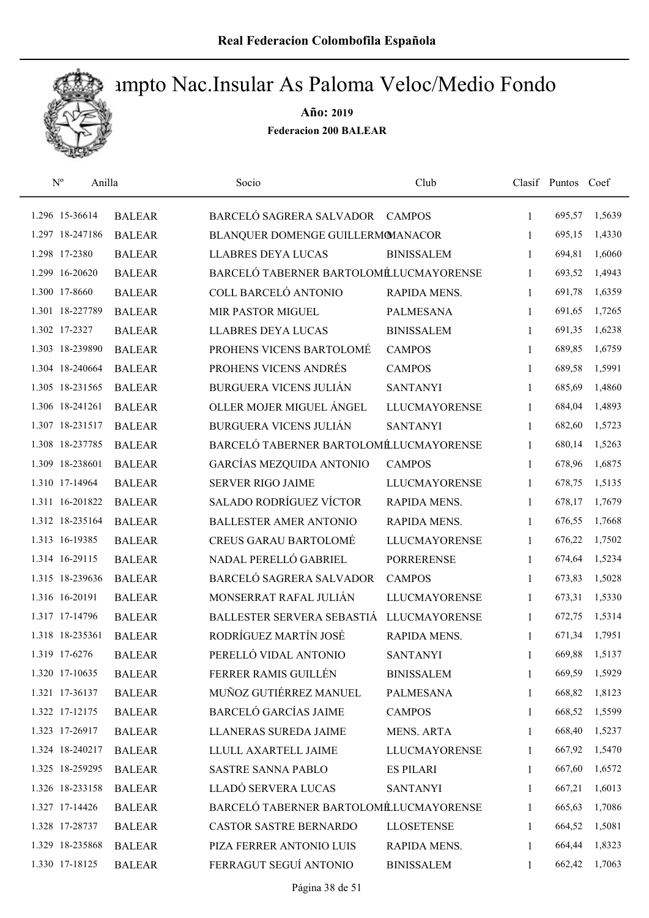# Campto Nac.Insular As Paloma Veloc/Medio Fondo

**Año: 2019**

**Federacion 200 BALEAR**

| Nº | Anilla | | Socio | Club | Clasif | Puntos | Coef |
|---|---|---|---|---|---|---|---|
| 1.296 | 15-36614 | BALEAR | BARCELÓ SAGRERA SALVADOR | CAMPOS | 1 | 695,57 | 1,5639 |
| 1.297 | 18-247186 | BALEAR | BLANQUER DOMENGE GUILLERMO | MANACOR | 1 | 695,15 | 1,4330 |
| 1.298 | 17-2380 | BALEAR | LLABRES DEYA LUCAS | BINISSALEM | 1 | 694,81 | 1,6060 |
| 1.299 | 16-20620 | BALEAR | BARCELÓ TABERNER BARTOLOMÉ | LLUCMAYORENSE | 1 | 693,52 | 1,4943 |
| 1.300 | 17-8660 | BALEAR | COLL BARCELÓ ANTONIO | RAPIDA MENS. | 1 | 691,78 | 1,6359 |
| 1.301 | 18-227789 | BALEAR | MIR PASTOR MIGUEL | PALMESANA | 1 | 691,65 | 1,7265 |
| 1.302 | 17-2327 | BALEAR | LLABRES DEYA LUCAS | BINISSALEM | 1 | 691,35 | 1,6238 |
| 1.303 | 18-239890 | BALEAR | PROHENS VICENS BARTOLOMÉ | CAMPOS | 1 | 689,85 | 1,6759 |
| 1.304 | 18-240664 | BALEAR | PROHENS VICENS ANDRÉS | CAMPOS | 1 | 689,58 | 1,5991 |
| 1.305 | 18-231565 | BALEAR | BURGUERA VICENS JULIÁN | SANTANYI | 1 | 685,69 | 1,4860 |
| 1.306 | 18-241261 | BALEAR | OLLER MOJER MIGUEL ÁNGEL | LLUCMAYORENSE | 1 | 684,04 | 1,4893 |
| 1.307 | 18-231517 | BALEAR | BURGUERA VICENS JULIÁN | SANTANYI | 1 | 682,60 | 1,5723 |
| 1.308 | 18-237785 | BALEAR | BARCELÓ TABERNER BARTOLOMÉ | LLUCMAYORENSE | 1 | 680,14 | 1,5263 |
| 1.309 | 18-238601 | BALEAR | GARCÍAS MEZQUIDA ANTONIO | CAMPOS | 1 | 678,96 | 1,6875 |
| 1.310 | 17-14964 | BALEAR | SERVER RIGO JAIME | LLUCMAYORENSE | 1 | 678,75 | 1,5135 |
| 1.311 | 16-201822 | BALEAR | SALADO RODRÍGUEZ VÍCTOR | RAPIDA MENS. | 1 | 678,17 | 1,7679 |
| 1.312 | 18-235164 | BALEAR | BALLESTER AMER ANTONIO | RAPIDA MENS. | 1 | 676,55 | 1,7668 |
| 1.313 | 16-19385 | BALEAR | CREUS GARAU BARTOLOMÉ | LLUCMAYORENSE | 1 | 676,22 | 1,7502 |
| 1.314 | 16-29115 | BALEAR | NADAL PERELLÓ GABRIEL | PORRERENSE | 1 | 674,64 | 1,5234 |
| 1.315 | 18-239636 | BALEAR | BARCELÓ SAGRERA SALVADOR | CAMPOS | 1 | 673,83 | 1,5028 |
| 1.316 | 16-20191 | BALEAR | MONSERRAT RAFAL JULIÁN | LLUCMAYORENSE | 1 | 673,31 | 1,5330 |
| 1.317 | 17-14796 | BALEAR | BALLESTER SERVERA SEBASTIÁ | LLUCMAYORENSE | 1 | 672,75 | 1,5314 |
| 1.318 | 18-235361 | BALEAR | RODRÍGUEZ MARTÍN JOSÉ | RAPIDA MENS. | 1 | 671,34 | 1,7951 |
| 1.319 | 17-6276 | BALEAR | PERELLÓ VIDAL ANTONIO | SANTANYI | 1 | 669,88 | 1,5137 |
| 1.320 | 17-10635 | BALEAR | FERRER RAMIS GUILLÉN | BINISSALEM | 1 | 669,59 | 1,5929 |
| 1.321 | 17-36137 | BALEAR | MUÑOZ GUTIÉRREZ MANUEL | PALMESANA | 1 | 668,82 | 1,8123 |
| 1.322 | 17-12175 | BALEAR | BARCELÓ GARCÍAS JAIME | CAMPOS | 1 | 668,52 | 1,5599 |
| 1.323 | 17-26917 | BALEAR | LLANERAS SUREDA JAIME | MENS. ARTA | 1 | 668,40 | 1,5237 |
| 1.324 | 18-240217 | BALEAR | LLULL AXARTELL JAIME | LLUCMAYORENSE | 1 | 667,92 | 1,5470 |
| 1.325 | 18-259295 | BALEAR | SASTRE SANNA PABLO | ES PILARI | 1 | 667,60 | 1,6572 |
| 1.326 | 18-233158 | BALEAR | LLADÓ SERVERA LUCAS | SANTANYI | 1 | 667,21 | 1,6013 |
| 1.327 | 17-14426 | BALEAR | BARCELÓ TABERNER BARTOLOMÉ | LLUCMAYORENSE | 1 | 665,63 | 1,7086 |
| 1.328 | 17-28737 | BALEAR | CASTOR SASTRE BERNARDO | LLOSETENSE | 1 | 664,52 | 1,5081 |
| 1.329 | 18-235868 | BALEAR | PIZA FERRER ANTONIO LUIS | RAPIDA MENS. | 1 | 664,44 | 1,8323 |
| 1.330 | 17-18125 | BALEAR | FERRAGUT SEGUÍ ANTONIO | BINISSALEM | 1 | 662,42 | 1,7063 |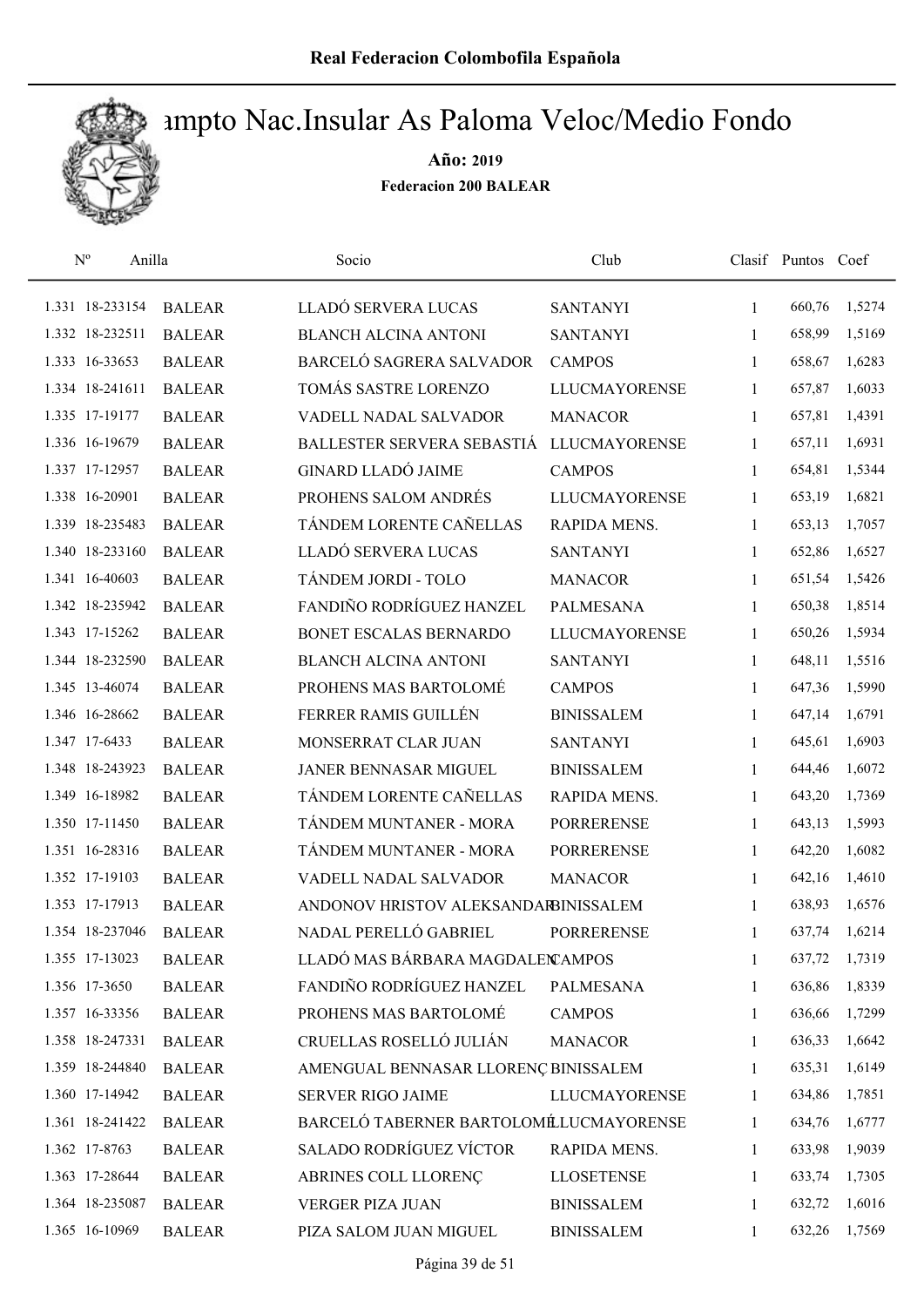# Campto Nac.Insular As Paloma Veloc/Medio Fondo

**Año: 2019**

**Federacion 200 BALEAR**

| Nº | Anilla | | Socio | Club | Clasif | Puntos | Coef |
|---|---|---|---|---|---|---|---|
| 1.331 | 18-233154 | BALEAR | LLADÓ SERVERA LUCAS | SANTANYI | 1 | 660,76 | 1,5274 |
| 1.332 | 18-232511 | BALEAR | BLANCH ALCINA ANTONI | SANTANYI | 1 | 658,99 | 1,5169 |
| 1.333 | 16-33653 | BALEAR | BARCELÓ SAGRERA SALVADOR | CAMPOS | 1 | 658,67 | 1,6283 |
| 1.334 | 18-241611 | BALEAR | TOMÁS SASTRE LORENZO | LLUCMAYORENSE | 1 | 657,87 | 1,6033 |
| 1.335 | 17-19177 | BALEAR | VADELL NADAL SALVADOR | MANACOR | 1 | 657,81 | 1,4391 |
| 1.336 | 16-19679 | BALEAR | BALLESTER SERVERA SEBASTIÁ | LLUCMAYORENSE | 1 | 657,11 | 1,6931 |
| 1.337 | 17-12957 | BALEAR | GINARD LLADÓ JAIME | CAMPOS | 1 | 654,81 | 1,5344 |
| 1.338 | 16-20901 | BALEAR | PROHENS SALOM ANDRÉS | LLUCMAYORENSE | 1 | 653,19 | 1,6821 |
| 1.339 | 18-235483 | BALEAR | TÁNDEM LORENTE CAÑELLAS | RAPIDA MENS. | 1 | 653,13 | 1,7057 |
| 1.340 | 18-233160 | BALEAR | LLADÓ SERVERA LUCAS | SANTANYI | 1 | 652,86 | 1,6527 |
| 1.341 | 16-40603 | BALEAR | TÁNDEM JORDI - TOLO | MANACOR | 1 | 651,54 | 1,5426 |
| 1.342 | 18-235942 | BALEAR | FANDIÑO RODRÍGUEZ HANZEL | PALMESANA | 1 | 650,38 | 1,8514 |
| 1.343 | 17-15262 | BALEAR | BONET ESCALAS BERNARDO | LLUCMAYORENSE | 1 | 650,26 | 1,5934 |
| 1.344 | 18-232590 | BALEAR | BLANCH ALCINA ANTONI | SANTANYI | 1 | 648,11 | 1,5516 |
| 1.345 | 13-46074 | BALEAR | PROHENS MAS BARTOLOMÉ | CAMPOS | 1 | 647,36 | 1,5990 |
| 1.346 | 16-28662 | BALEAR | FERRER RAMIS GUILLÉN | BINISSALEM | 1 | 647,14 | 1,6791 |
| 1.347 | 17-6433 | BALEAR | MONSERRAT CLAR JUAN | SANTANYI | 1 | 645,61 | 1,6903 |
| 1.348 | 18-243923 | BALEAR | JANER BENNASAR MIGUEL | BINISSALEM | 1 | 644,46 | 1,6072 |
| 1.349 | 16-18982 | BALEAR | TÁNDEM LORENTE CAÑELLAS | RAPIDA MENS. | 1 | 643,20 | 1,7369 |
| 1.350 | 17-11450 | BALEAR | TÁNDEM MUNTANER - MORA | PORRERENSE | 1 | 643,13 | 1,5993 |
| 1.351 | 16-28316 | BALEAR | TÁNDEM MUNTANER - MORA | PORRERENSE | 1 | 642,20 | 1,6082 |
| 1.352 | 17-19103 | BALEAR | VADELL NADAL SALVADOR | MANACOR | 1 | 642,16 | 1,4610 |
| 1.353 | 17-17913 | BALEAR | ANDONOV HRISTOV ALEKSANDAR | BINISSALEM | 1 | 638,93 | 1,6576 |
| 1.354 | 18-237046 | BALEAR | NADAL PERELLÓ GABRIEL | PORRERENSE | 1 | 637,74 | 1,6214 |
| 1.355 | 17-13023 | BALEAR | LLADÓ MAS BÁRBARA MAGDALEN | CAMPOS | 1 | 637,72 | 1,7319 |
| 1.356 | 17-3650 | BALEAR | FANDIÑO RODRÍGUEZ HANZEL | PALMESANA | 1 | 636,86 | 1,8339 |
| 1.357 | 16-33356 | BALEAR | PROHENS MAS BARTOLOMÉ | CAMPOS | 1 | 636,66 | 1,7299 |
| 1.358 | 18-247331 | BALEAR | CRUELLAS ROSELLÓ JULIÁN | MANACOR | 1 | 636,33 | 1,6642 |
| 1.359 | 18-244840 | BALEAR | AMENGUAL BENNASAR LLORENÇ | BINISSALEM | 1 | 635,31 | 1,6149 |
| 1.360 | 17-14942 | BALEAR | SERVER RIGO JAIME | LLUCMAYORENSE | 1 | 634,86 | 1,7851 |
| 1.361 | 18-241422 | BALEAR | BARCELÓ TABERNER BARTOLOMÉ | LLUCMAYORENSE | 1 | 634,76 | 1,6777 |
| 1.362 | 17-8763 | BALEAR | SALADO RODRÍGUEZ VÍCTOR | RAPIDA MENS. | 1 | 633,98 | 1,9039 |
| 1.363 | 17-28644 | BALEAR | ABRINES COLL LLORENÇ | LLOSETENSE | 1 | 633,74 | 1,7305 |
| 1.364 | 18-235087 | BALEAR | VERGER PIZA JUAN | BINISSALEM | 1 | 632,72 | 1,6016 |
| 1.365 | 16-10969 | BALEAR | PIZA SALOM JUAN MIGUEL | BINISSALEM | 1 | 632,26 | 1,7569 |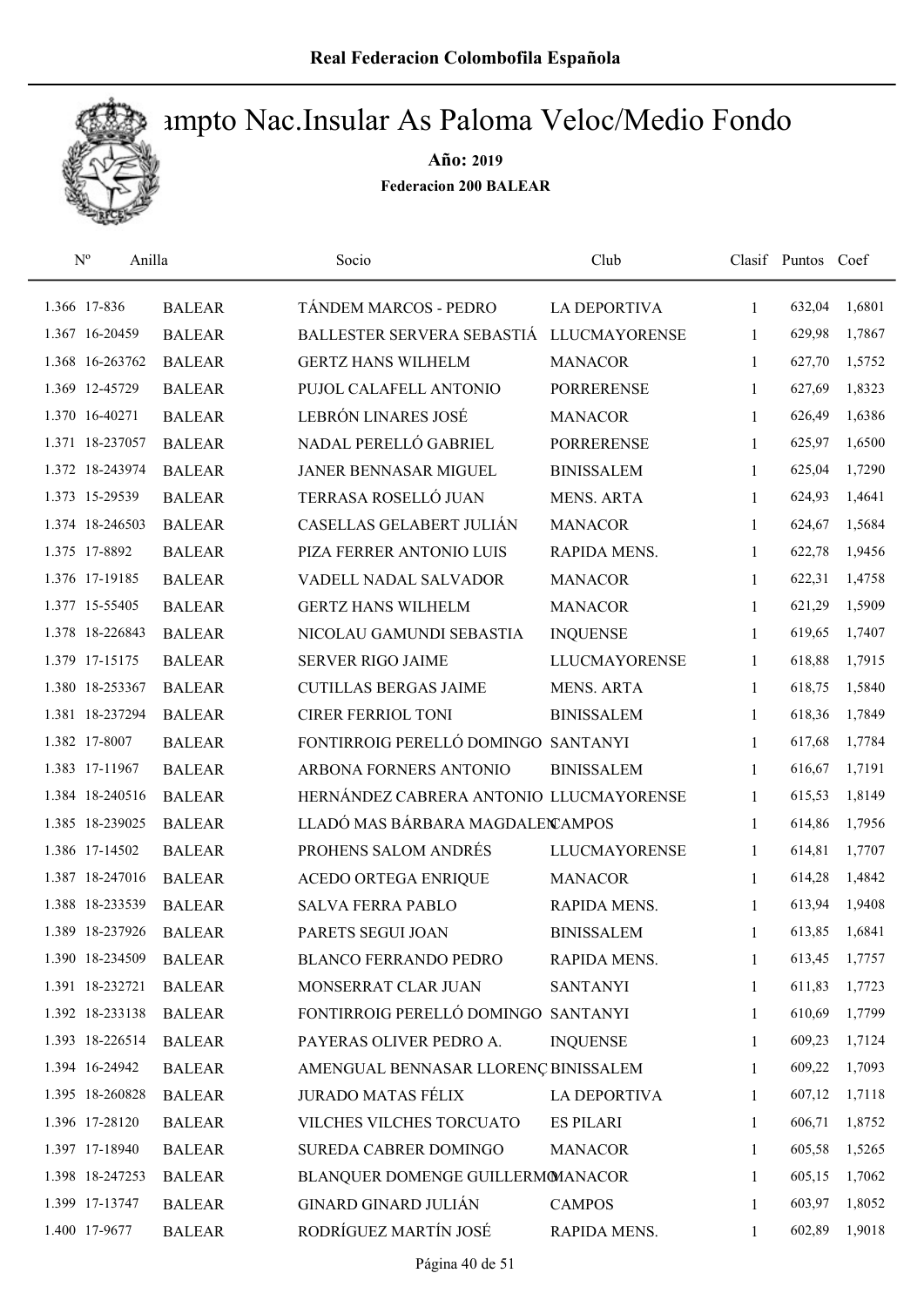Real Federacion Colombofila Española

# Campto Nac.Insular As Paloma Veloc/Medio Fondo

**Año: 2019**

**Federacion 200 BALEAR**

| Nº | Anilla | | Socio | Club | Clasif | Puntos | Coef |
|---|---|---|---|---|---|---|---|
| 1.366 | 17-836 | BALEAR | TÁNDEM MARCOS - PEDRO | LA DEPORTIVA | 1 | 632,04 | 1,6801 |
| 1.367 | 16-20459 | BALEAR | BALLESTER SERVERA SEBASTIÁ | LLUCMAYORENSE | 1 | 629,98 | 1,7867 |
| 1.368 | 16-263762 | BALEAR | GERTZ HANS WILHELM | MANACOR | 1 | 627,70 | 1,5752 |
| 1.369 | 12-45729 | BALEAR | PUJOL CALAFELL ANTONIO | PORRERENSE | 1 | 627,69 | 1,8323 |
| 1.370 | 16-40271 | BALEAR | LEBRÓN LINARES JOSÉ | MANACOR | 1 | 626,49 | 1,6386 |
| 1.371 | 18-237057 | BALEAR | NADAL PERELLÓ GABRIEL | PORRERENSE | 1 | 625,97 | 1,6500 |
| 1.372 | 18-243974 | BALEAR | JANER BENNASAR MIGUEL | BINISSALEM | 1 | 625,04 | 1,7290 |
| 1.373 | 15-29539 | BALEAR | TERRASA ROSELLÓ JUAN | MENS. ARTA | 1 | 624,93 | 1,4641 |
| 1.374 | 18-246503 | BALEAR | CASELLAS GELABERT JULIÁN | MANACOR | 1 | 624,67 | 1,5684 |
| 1.375 | 17-8892 | BALEAR | PIZA FERRER ANTONIO LUIS | RAPIDA MENS. | 1 | 622,78 | 1,9456 |
| 1.376 | 17-19185 | BALEAR | VADELL NADAL SALVADOR | MANACOR | 1 | 622,31 | 1,4758 |
| 1.377 | 15-55405 | BALEAR | GERTZ HANS WILHELM | MANACOR | 1 | 621,29 | 1,5909 |
| 1.378 | 18-226843 | BALEAR | NICOLAU GAMUNDI SEBASTIA | INQUENSE | 1 | 619,65 | 1,7407 |
| 1.379 | 17-15175 | BALEAR | SERVER RIGO JAIME | LLUCMAYORENSE | 1 | 618,88 | 1,7915 |
| 1.380 | 18-253367 | BALEAR | CUTILLAS BERGAS JAIME | MENS. ARTA | 1 | 618,75 | 1,5840 |
| 1.381 | 18-237294 | BALEAR | CIRER FERRIOL TONI | BINISSALEM | 1 | 618,36 | 1,7849 |
| 1.382 | 17-8007 | BALEAR | FONTIRROIG PERELLÓ DOMINGO | SANTANYI | 1 | 617,68 | 1,7784 |
| 1.383 | 17-11967 | BALEAR | ARBONA FORNERS ANTONIO | BINISSALEM | 1 | 616,67 | 1,7191 |
| 1.384 | 18-240516 | BALEAR | HERNÁNDEZ CABRERA ANTONIO | LLUCMAYORENSE | 1 | 615,53 | 1,8149 |
| 1.385 | 18-239025 | BALEAR | LLADÓ MAS BÁRBARA MAGDALEN | CAMPOS | 1 | 614,86 | 1,7956 |
| 1.386 | 17-14502 | BALEAR | PROHENS SALOM ANDRÉS | LLUCMAYORENSE | 1 | 614,81 | 1,7707 |
| 1.387 | 18-247016 | BALEAR | ACEDO ORTEGA ENRIQUE | MANACOR | 1 | 614,28 | 1,4842 |
| 1.388 | 18-233539 | BALEAR | SALVA FERRA PABLO | RAPIDA MENS. | 1 | 613,94 | 1,9408 |
| 1.389 | 18-237926 | BALEAR | PARETS SEGUI JOAN | BINISSALEM | 1 | 613,85 | 1,6841 |
| 1.390 | 18-234509 | BALEAR | BLANCO FERRANDO PEDRO | RAPIDA MENS. | 1 | 613,45 | 1,7757 |
| 1.391 | 18-232721 | BALEAR | MONSERRAT CLAR JUAN | SANTANYI | 1 | 611,83 | 1,7723 |
| 1.392 | 18-233138 | BALEAR | FONTIRROIG PERELLÓ DOMINGO | SANTANYI | 1 | 610,69 | 1,7799 |
| 1.393 | 18-226514 | BALEAR | PAYERAS OLIVER PEDRO A. | INQUENSE | 1 | 609,23 | 1,7124 |
| 1.394 | 16-24942 | BALEAR | AMENGUAL BENNASAR LLORENÇ | BINISSALEM | 1 | 609,22 | 1,7093 |
| 1.395 | 18-260828 | BALEAR | JURADO MATAS FÉLIX | LA DEPORTIVA | 1 | 607,12 | 1,7118 |
| 1.396 | 17-28120 | BALEAR | VILCHES VILCHES TORCUATO | ES PILARI | 1 | 606,71 | 1,8752 |
| 1.397 | 17-18940 | BALEAR | SUREDA CABRER DOMINGO | MANACOR | 1 | 605,58 | 1,5265 |
| 1.398 | 18-247253 | BALEAR | BLANQUER DOMENGE GUILLERMO | MANACOR | 1 | 605,15 | 1,7062 |
| 1.399 | 17-13747 | BALEAR | GINARD GINARD JULIÁN | CAMPOS | 1 | 603,97 | 1,8052 |
| 1.400 | 17-9677 | BALEAR | RODRÍGUEZ MARTÍN JOSÉ | RAPIDA MENS. | 1 | 602,89 | 1,9018 |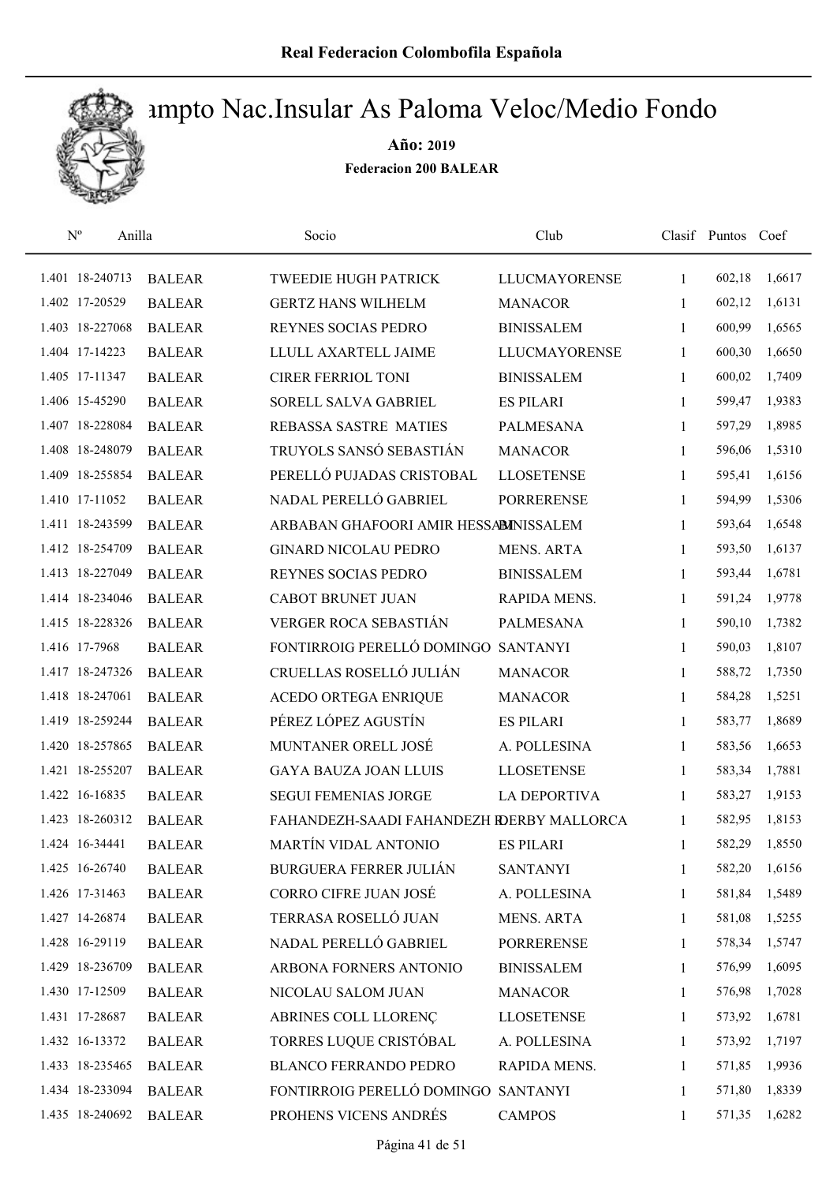# Real Federacion Colombofila Española

## Campto Nac.Insular As Paloma Veloc/Medio Fondo

**Año: 2019**

**Federacion 200 BALEAR**

| Nº | Anilla | | Socio | Club | Clasif | Puntos | Coef |
|---|---|---|---|---|---|---|---|
| 1.401 | 18-240713 | BALEAR | TWEEDIE HUGH PATRICK | LLUCMAYORENSE | 1 | 602,18 | 1,6617 |
| 1.402 | 17-20529 | BALEAR | GERTZ HANS WILHELM | MANACOR | 1 | 602,12 | 1,6131 |
| 1.403 | 18-227068 | BALEAR | REYNES SOCIAS PEDRO | BINISSALEM | 1 | 600,99 | 1,6565 |
| 1.404 | 17-14223 | BALEAR | LLULL AXARTELL JAIME | LLUCMAYORENSE | 1 | 600,30 | 1,6650 |
| 1.405 | 17-11347 | BALEAR | CIRER FERRIOL TONI | BINISSALEM | 1 | 600,02 | 1,7409 |
| 1.406 | 15-45290 | BALEAR | SORELL SALVA GABRIEL | ES PILARI | 1 | 599,47 | 1,9383 |
| 1.407 | 18-228084 | BALEAR | REBASSA SASTRE MATIES | PALMESANA | 1 | 597,29 | 1,8985 |
| 1.408 | 18-248079 | BALEAR | TRUYOLS SANSÓ SEBASTIÁN | MANACOR | 1 | 596,06 | 1,5310 |
| 1.409 | 18-255854 | BALEAR | PERELLÓ PUJADAS CRISTOBAL | LLOSETENSE | 1 | 595,41 | 1,6156 |
| 1.410 | 17-11052 | BALEAR | NADAL PERELLÓ GABRIEL | PORRERENSE | 1 | 594,99 | 1,5306 |
| 1.411 | 18-243599 | BALEAR | ARBABAN GHAFOORI AMIR HESSAM | BINISSALEM | 1 | 593,64 | 1,6548 |
| 1.412 | 18-254709 | BALEAR | GINARD NICOLAU PEDRO | MENS. ARTA | 1 | 593,50 | 1,6137 |
| 1.413 | 18-227049 | BALEAR | REYNES SOCIAS PEDRO | BINISSALEM | 1 | 593,44 | 1,6781 |
| 1.414 | 18-234046 | BALEAR | CABOT BRUNET JUAN | RAPIDA MENS. | 1 | 591,24 | 1,9778 |
| 1.415 | 18-228326 | BALEAR | VERGER ROCA SEBASTIÁN | PALMESANA | 1 | 590,10 | 1,7382 |
| 1.416 | 17-7968 | BALEAR | FONTIRROIG PERELLÓ DOMINGO | SANTANYI | 1 | 590,03 | 1,8107 |
| 1.417 | 18-247326 | BALEAR | CRUELLAS ROSELLÓ JULIÁN | MANACOR | 1 | 588,72 | 1,7350 |
| 1.418 | 18-247061 | BALEAR | ACEDO ORTEGA ENRIQUE | MANACOR | 1 | 584,28 | 1,5251 |
| 1.419 | 18-259244 | BALEAR | PÉREZ LÓPEZ AGUSTÍN | ES PILARI | 1 | 583,77 | 1,8689 |
| 1.420 | 18-257865 | BALEAR | MUNTANER ORELL JOSÉ | A. POLLESINA | 1 | 583,56 | 1,6653 |
| 1.421 | 18-255207 | BALEAR | GAYA BAUZA JOAN LLUIS | LLOSETENSE | 1 | 583,34 | 1,7881 |
| 1.422 | 16-16835 | BALEAR | SEGUI FEMENIAS JORGE | LA DEPORTIVA | 1 | 583,27 | 1,9153 |
| 1.423 | 18-260312 | BALEAR | FAHANDEZH-SAADI FAHANDEZH R | DERBY MALLORCA | 1 | 582,95 | 1,8153 |
| 1.424 | 16-34441 | BALEAR | MARTÍN VIDAL ANTONIO | ES PILARI | 1 | 582,29 | 1,8550 |
| 1.425 | 16-26740 | BALEAR | BURGUERA FERRER JULIÁN | SANTANYI | 1 | 582,20 | 1,6156 |
| 1.426 | 17-31463 | BALEAR | CORRO CIFRE JUAN JOSÉ | A. POLLESINA | 1 | 581,84 | 1,5489 |
| 1.427 | 14-26874 | BALEAR | TERRASA ROSELLÓ JUAN | MENS. ARTA | 1 | 581,08 | 1,5255 |
| 1.428 | 16-29119 | BALEAR | NADAL PERELLÓ GABRIEL | PORRERENSE | 1 | 578,34 | 1,5747 |
| 1.429 | 18-236709 | BALEAR | ARBONA FORNERS ANTONIO | BINISSALEM | 1 | 576,99 | 1,6095 |
| 1.430 | 17-12509 | BALEAR | NICOLAU SALOM JUAN | MANACOR | 1 | 576,98 | 1,7028 |
| 1.431 | 17-28687 | BALEAR | ABRINES COLL LLORENÇ | LLOSETENSE | 1 | 573,92 | 1,6781 |
| 1.432 | 16-13372 | BALEAR | TORRES LUQUE CRISTÓBAL | A. POLLESINA | 1 | 573,92 | 1,7197 |
| 1.433 | 18-235465 | BALEAR | BLANCO FERRANDO PEDRO | RAPIDA MENS. | 1 | 571,85 | 1,9936 |
| 1.434 | 18-233094 | BALEAR | FONTIRROIG PERELLÓ DOMINGO | SANTANYI | 1 | 571,80 | 1,8339 |
| 1.435 | 18-240692 | BALEAR | PROHENS VICENS ANDRÉS | CAMPOS | 1 | 571,35 | 1,6282 |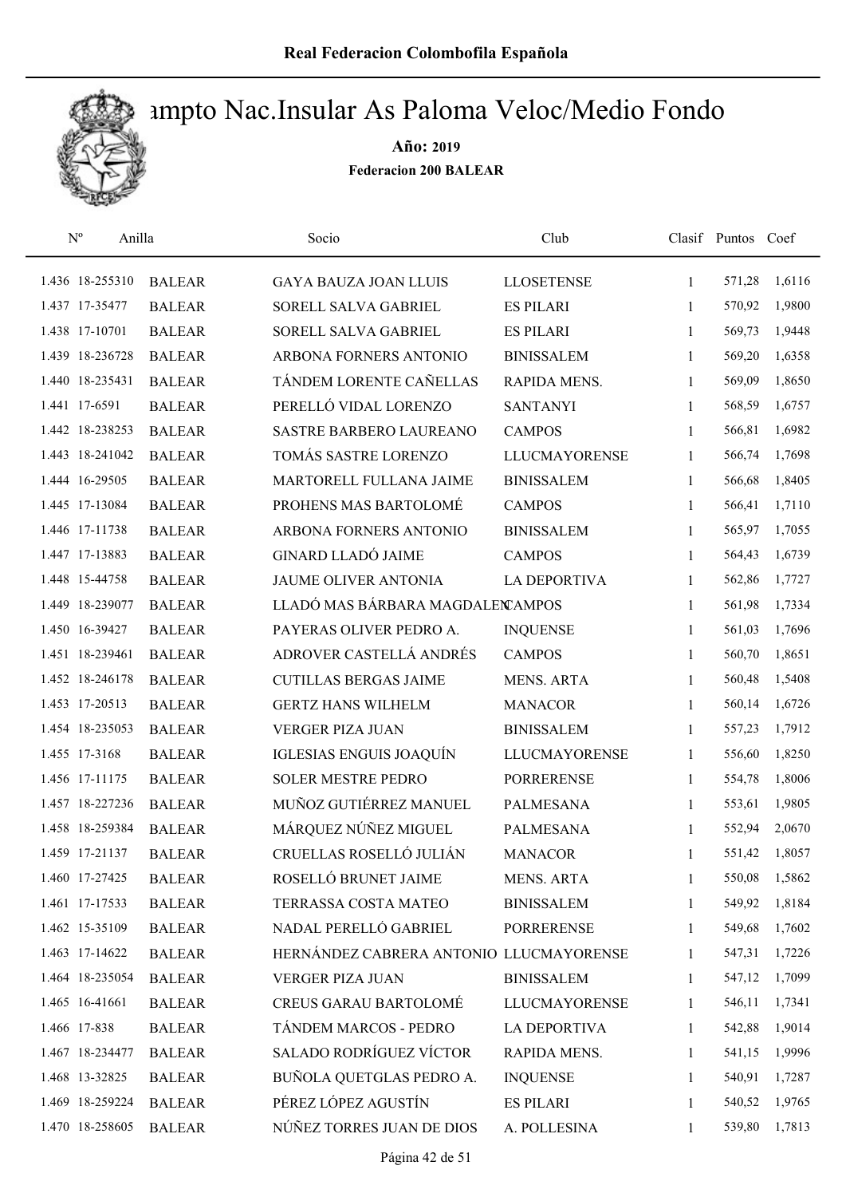# Real Federacion Colombofila Española

## Campto Nac.Insular As Paloma Veloc/Medio Fondo

**Año: 2019**

**Federacion 200 BALEAR**

| Nº | Anilla | | Socio | Club | Clasif | Puntos | Coef |
|---|---|---|---|---|---|---|---|
| 1.436 | 18-255310 | BALEAR | GAYA BAUZA JOAN LLUIS | LLOSETENSE | 1 | 571,28 | 1,6116 |
| 1.437 | 17-35477 | BALEAR | SORELL SALVA GABRIEL | ES PILARI | 1 | 570,92 | 1,9800 |
| 1.438 | 17-10701 | BALEAR | SORELL SALVA GABRIEL | ES PILARI | 1 | 569,73 | 1,9448 |
| 1.439 | 18-236728 | BALEAR | ARBONA FORNERS ANTONIO | BINISSALEM | 1 | 569,20 | 1,6358 |
| 1.440 | 18-235431 | BALEAR | TÁNDEM LORENTE CAÑELLAS | RAPIDA MENS. | 1 | 569,09 | 1,8650 |
| 1.441 | 17-6591 | BALEAR | PERELLÓ VIDAL LORENZO | SANTANYI | 1 | 568,59 | 1,6757 |
| 1.442 | 18-238253 | BALEAR | SASTRE BARBERO LAUREANO | CAMPOS | 1 | 566,81 | 1,6982 |
| 1.443 | 18-241042 | BALEAR | TOMÁS SASTRE LORENZO | LLUCMAYORENSE | 1 | 566,74 | 1,7698 |
| 1.444 | 16-29505 | BALEAR | MARTORELL FULLANA JAIME | BINISSALEM | 1 | 566,68 | 1,8405 |
| 1.445 | 17-13084 | BALEAR | PROHENS MAS BARTOLOMÉ | CAMPOS | 1 | 566,41 | 1,7110 |
| 1.446 | 17-11738 | BALEAR | ARBONA FORNERS ANTONIO | BINISSALEM | 1 | 565,97 | 1,7055 |
| 1.447 | 17-13883 | BALEAR | GINARD LLADÓ JAIME | CAMPOS | 1 | 564,43 | 1,6739 |
| 1.448 | 15-44758 | BALEAR | JAUME OLIVER ANTONIA | LA DEPORTIVA | 1 | 562,86 | 1,7727 |
| 1.449 | 18-239077 | BALEAR | LLADÓ MAS BÁRBARA MAGDALEN | CAMPOS | 1 | 561,98 | 1,7334 |
| 1.450 | 16-39427 | BALEAR | PAYERAS OLIVER PEDRO A. | INQUENSE | 1 | 561,03 | 1,7696 |
| 1.451 | 18-239461 | BALEAR | ADROVER CASTELLÁ ANDRÉS | CAMPOS | 1 | 560,70 | 1,8651 |
| 1.452 | 18-246178 | BALEAR | CUTILLAS BERGAS JAIME | MENS. ARTA | 1 | 560,48 | 1,5408 |
| 1.453 | 17-20513 | BALEAR | GERTZ HANS WILHELM | MANACOR | 1 | 560,14 | 1,6726 |
| 1.454 | 18-235053 | BALEAR | VERGER PIZA JUAN | BINISSALEM | 1 | 557,23 | 1,7912 |
| 1.455 | 17-3168 | BALEAR | IGLESIAS ENGUIS JOAQUÍN | LLUCMAYORENSE | 1 | 556,60 | 1,8250 |
| 1.456 | 17-11175 | BALEAR | SOLER MESTRE PEDRO | PORRERENSE | 1 | 554,78 | 1,8006 |
| 1.457 | 18-227236 | BALEAR | MUÑOZ GUTIÉRREZ MANUEL | PALMESANA | 1 | 553,61 | 1,9805 |
| 1.458 | 18-259384 | BALEAR | MÁRQUEZ NÚÑEZ MIGUEL | PALMESANA | 1 | 552,94 | 2,0670 |
| 1.459 | 17-21137 | BALEAR | CRUELLAS ROSELLÓ JULIÁN | MANACOR | 1 | 551,42 | 1,8057 |
| 1.460 | 17-27425 | BALEAR | ROSELLÓ BRUNET JAIME | MENS. ARTA | 1 | 550,08 | 1,5862 |
| 1.461 | 17-17533 | BALEAR | TERRASSA COSTA MATEO | BINISSALEM | 1 | 549,92 | 1,8184 |
| 1.462 | 15-35109 | BALEAR | NADAL PERELLÓ GABRIEL | PORRERENSE | 1 | 549,68 | 1,7602 |
| 1.463 | 17-14622 | BALEAR | HERNÁNDEZ CABRERA ANTONIO | LLUCMAYORENSE | 1 | 547,31 | 1,7226 |
| 1.464 | 18-235054 | BALEAR | VERGER PIZA JUAN | BINISSALEM | 1 | 547,12 | 1,7099 |
| 1.465 | 16-41661 | BALEAR | CREUS GARAU BARTOLOMÉ | LLUCMAYORENSE | 1 | 546,11 | 1,7341 |
| 1.466 | 17-838 | BALEAR | TÁNDEM MARCOS - PEDRO | LA DEPORTIVA | 1 | 542,88 | 1,9014 |
| 1.467 | 18-234477 | BALEAR | SALADO RODRÍGUEZ VÍCTOR | RAPIDA MENS. | 1 | 541,15 | 1,9996 |
| 1.468 | 13-32825 | BALEAR | BUÑOLA QUETGLAS PEDRO A. | INQUENSE | 1 | 540,91 | 1,7287 |
| 1.469 | 18-259224 | BALEAR | PÉREZ LÓPEZ AGUSTÍN | ES PILARI | 1 | 540,52 | 1,9765 |
| 1.470 | 18-258605 | BALEAR | NÚÑEZ TORRES JUAN DE DIOS | A. POLLESINA | 1 | 539,80 | 1,7813 |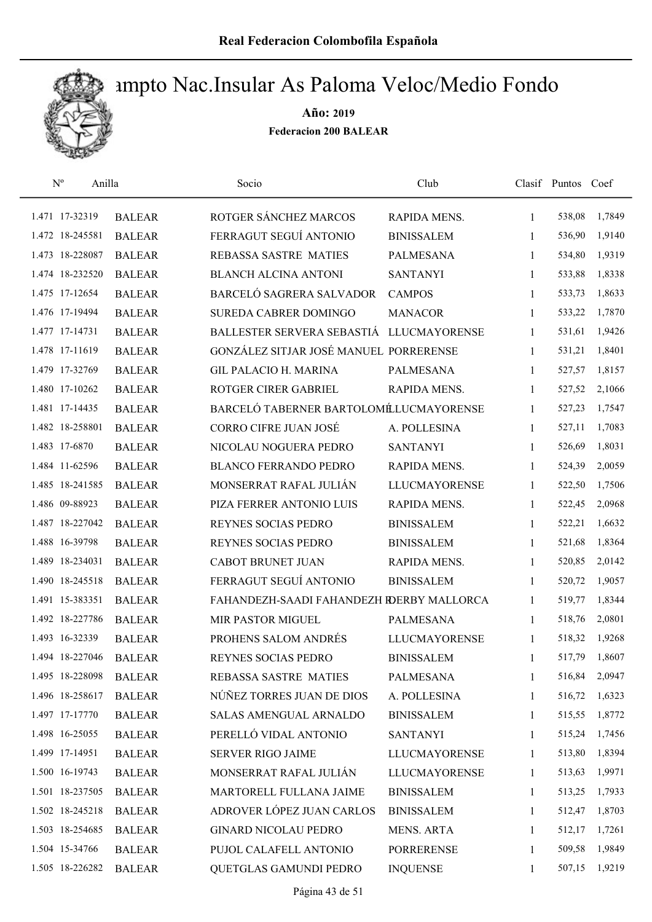# Real Federacion Colombofila Española

## Campto Nac.Insular As Paloma Veloc/Medio Fondo

**Año: 2019**

**Federacion 200 BALEAR**

| Nº | Anilla | | Socio | Club | Clasif | Puntos | Coef |
|---|---|---|---|---|---|---|---|
| 1.471 | 17-32319 | BALEAR | ROTGER SÁNCHEZ MARCOS | RAPIDA MENS. | 1 | 538,08 | 1,7849 |
| 1.472 | 18-245581 | BALEAR | FERRAGUT SEGUÍ ANTONIO | BINISSALEM | 1 | 536,90 | 1,9140 |
| 1.473 | 18-228087 | BALEAR | REBASSA SASTRE MATIES | PALMESANA | 1 | 534,80 | 1,9319 |
| 1.474 | 18-232520 | BALEAR | BLANCH ALCINA ANTONI | SANTANYI | 1 | 533,88 | 1,8338 |
| 1.475 | 17-12654 | BALEAR | BARCELÓ SAGRERA SALVADOR | CAMPOS | 1 | 533,73 | 1,8633 |
| 1.476 | 17-19494 | BALEAR | SUREDA CABRER DOMINGO | MANACOR | 1 | 533,22 | 1,7870 |
| 1.477 | 17-14731 | BALEAR | BALLESTER SERVERA SEBASTIÁ | LLUCMAYORENSE | 1 | 531,61 | 1,9426 |
| 1.478 | 17-11619 | BALEAR | GONZÁLEZ SITJAR JOSÉ MANUEL | PORRERENSE | 1 | 531,21 | 1,8401 |
| 1.479 | 17-32769 | BALEAR | GIL PALACIO H. MARINA | PALMESANA | 1 | 527,57 | 1,8157 |
| 1.480 | 17-10262 | BALEAR | ROTGER CIRER GABRIEL | RAPIDA MENS. | 1 | 527,52 | 2,1066 |
| 1.481 | 17-14435 | BALEAR | BARCELÓ TABERNER BARTOLOMÉ | LLUCMAYORENSE | 1 | 527,23 | 1,7547 |
| 1.482 | 18-258801 | BALEAR | CORRO CIFRE JUAN JOSÉ | A. POLLESINA | 1 | 527,11 | 1,7083 |
| 1.483 | 17-6870 | BALEAR | NICOLAU NOGUERA PEDRO | SANTANYI | 1 | 526,69 | 1,8031 |
| 1.484 | 11-62596 | BALEAR | BLANCO FERRANDO PEDRO | RAPIDA MENS. | 1 | 524,39 | 2,0059 |
| 1.485 | 18-241585 | BALEAR | MONSERRAT RAFAL JULIÁN | LLUCMAYORENSE | 1 | 522,50 | 1,7506 |
| 1.486 | 09-88923 | BALEAR | PIZA FERRER ANTONIO LUIS | RAPIDA MENS. | 1 | 522,45 | 2,0968 |
| 1.487 | 18-227042 | BALEAR | REYNES SOCIAS PEDRO | BINISSALEM | 1 | 522,21 | 1,6632 |
| 1.488 | 16-39798 | BALEAR | REYNES SOCIAS PEDRO | BINISSALEM | 1 | 521,68 | 1,8364 |
| 1.489 | 18-234031 | BALEAR | CABOT BRUNET JUAN | RAPIDA MENS. | 1 | 520,85 | 2,0142 |
| 1.490 | 18-245518 | BALEAR | FERRAGUT SEGUÍ ANTONIO | BINISSALEM | 1 | 520,72 | 1,9057 |
| 1.491 | 15-383351 | BALEAR | FAHANDEZH-SAADI FAHANDEZH R | DERBY MALLORCA | 1 | 519,77 | 1,8344 |
| 1.492 | 18-227786 | BALEAR | MIR PASTOR MIGUEL | PALMESANA | 1 | 518,76 | 2,0801 |
| 1.493 | 16-32339 | BALEAR | PROHENS SALOM ANDRÉS | LLUCMAYORENSE | 1 | 518,32 | 1,9268 |
| 1.494 | 18-227046 | BALEAR | REYNES SOCIAS PEDRO | BINISSALEM | 1 | 517,79 | 1,8607 |
| 1.495 | 18-228098 | BALEAR | REBASSA SASTRE MATIES | PALMESANA | 1 | 516,84 | 2,0947 |
| 1.496 | 18-258617 | BALEAR | NÚÑEZ TORRES JUAN DE DIOS | A. POLLESINA | 1 | 516,72 | 1,6323 |
| 1.497 | 17-17770 | BALEAR | SALAS AMENGUAL ARNALDO | BINISSALEM | 1 | 515,55 | 1,8772 |
| 1.498 | 16-25055 | BALEAR | PERELLÓ VIDAL ANTONIO | SANTANYI | 1 | 515,24 | 1,7456 |
| 1.499 | 17-14951 | BALEAR | SERVER RIGO JAIME | LLUCMAYORENSE | 1 | 513,80 | 1,8394 |
| 1.500 | 16-19743 | BALEAR | MONSERRAT RAFAL JULIÁN | LLUCMAYORENSE | 1 | 513,63 | 1,9971 |
| 1.501 | 18-237505 | BALEAR | MARTORELL FULLANA JAIME | BINISSALEM | 1 | 513,25 | 1,7933 |
| 1.502 | 18-245218 | BALEAR | ADROVER LÓPEZ JUAN CARLOS | BINISSALEM | 1 | 512,47 | 1,8703 |
| 1.503 | 18-254685 | BALEAR | GINARD NICOLAU PEDRO | MENS. ARTA | 1 | 512,17 | 1,7261 |
| 1.504 | 15-34766 | BALEAR | PUJOL CALAFELL ANTONIO | PORRERENSE | 1 | 509,58 | 1,9849 |
| 1.505 | 18-226282 | BALEAR | QUETGLAS GAMUNDI PEDRO | INQUENSE | 1 | 507,15 | 1,9219 |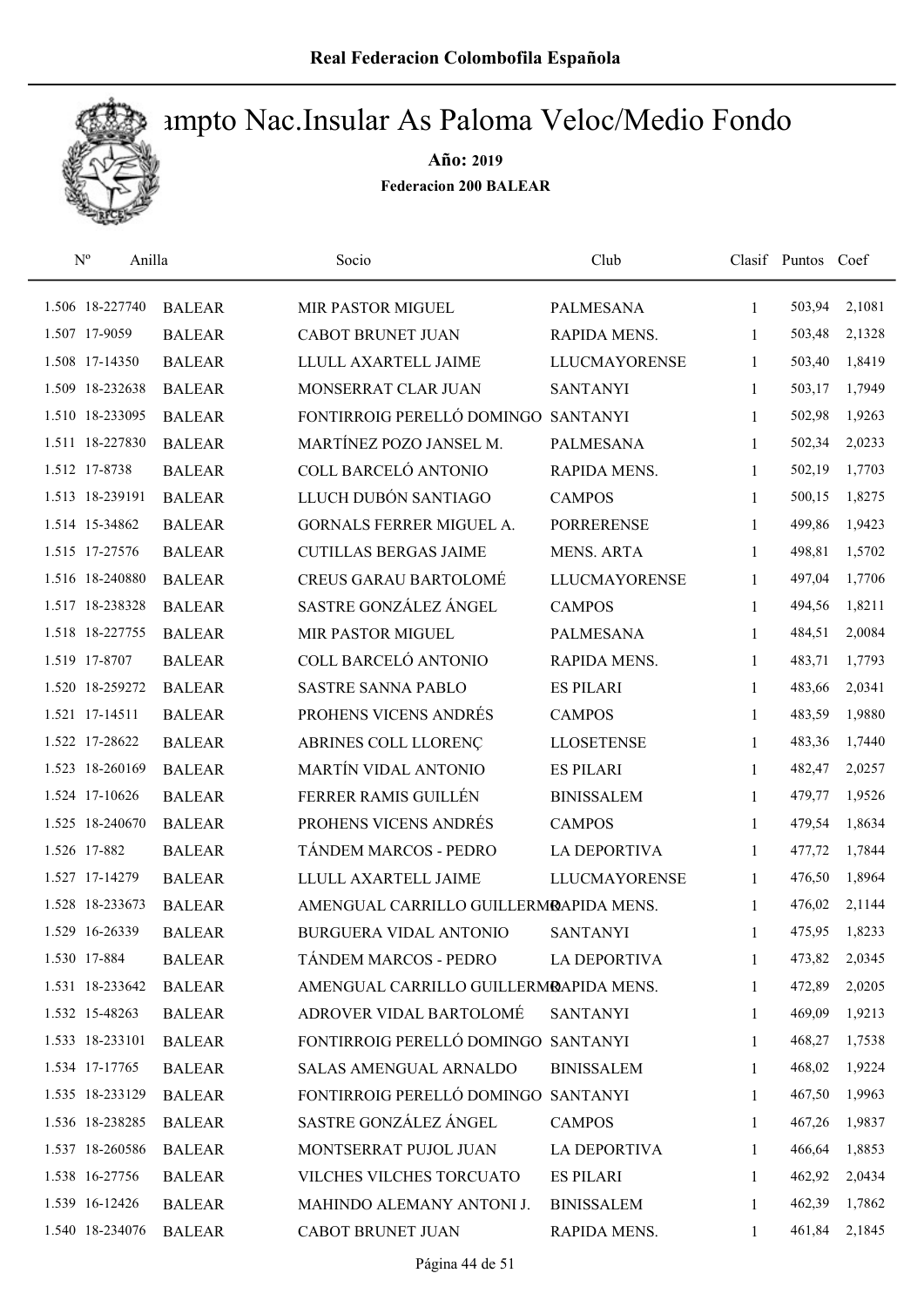# Campto Nac.Insular As Paloma Veloc/Medio Fondo

**Año: 2019**

**Federacion 200 BALEAR**

| Nº | Anilla | | Socio | Club | Clasif | Puntos | Coef |
|---|---|---|---|---|---|---|---|
| 1.506 | 18-227740 | BALEAR | MIR PASTOR MIGUEL | PALMESANA | 1 | 503,94 | 2,1081 |
| 1.507 | 17-9059 | BALEAR | CABOT BRUNET JUAN | RAPIDA MENS. | 1 | 503,48 | 2,1328 |
| 1.508 | 17-14350 | BALEAR | LLULL AXARTELL JAIME | LLUCMAYORENSE | 1 | 503,40 | 1,8419 |
| 1.509 | 18-232638 | BALEAR | MONSERRAT CLAR JUAN | SANTANYI | 1 | 503,17 | 1,7949 |
| 1.510 | 18-233095 | BALEAR | FONTIRROIG PERELLÓ DOMINGO | SANTANYI | 1 | 502,98 | 1,9263 |
| 1.511 | 18-227830 | BALEAR | MARTÍNEZ POZO JANSEL M. | PALMESANA | 1 | 502,34 | 2,0233 |
| 1.512 | 17-8738 | BALEAR | COLL BARCELÓ ANTONIO | RAPIDA MENS. | 1 | 502,19 | 1,7703 |
| 1.513 | 18-239191 | BALEAR | LLUCH DUBÓN SANTIAGO | CAMPOS | 1 | 500,15 | 1,8275 |
| 1.514 | 15-34862 | BALEAR | GORNALS FERRER MIGUEL A. | PORRERENSE | 1 | 499,86 | 1,9423 |
| 1.515 | 17-27576 | BALEAR | CUTILLAS BERGAS JAIME | MENS. ARTA | 1 | 498,81 | 1,5702 |
| 1.516 | 18-240880 | BALEAR | CREUS GARAU BARTOLOMÉ | LLUCMAYORENSE | 1 | 497,04 | 1,7706 |
| 1.517 | 18-238328 | BALEAR | SASTRE GONZÁLEZ ÁNGEL | CAMPOS | 1 | 494,56 | 1,8211 |
| 1.518 | 18-227755 | BALEAR | MIR PASTOR MIGUEL | PALMESANA | 1 | 484,51 | 2,0084 |
| 1.519 | 17-8707 | BALEAR | COLL BARCELÓ ANTONIO | RAPIDA MENS. | 1 | 483,71 | 1,7793 |
| 1.520 | 18-259272 | BALEAR | SASTRE SANNA PABLO | ES PILARI | 1 | 483,66 | 2,0341 |
| 1.521 | 17-14511 | BALEAR | PROHENS VICENS ANDRÉS | CAMPOS | 1 | 483,59 | 1,9880 |
| 1.522 | 17-28622 | BALEAR | ABRINES COLL LLORENÇ | LLOSETENSE | 1 | 483,36 | 1,7440 |
| 1.523 | 18-260169 | BALEAR | MARTÍN VIDAL ANTONIO | ES PILARI | 1 | 482,47 | 2,0257 |
| 1.524 | 17-10626 | BALEAR | FERRER RAMIS GUILLÉN | BINISSALEM | 1 | 479,77 | 1,9526 |
| 1.525 | 18-240670 | BALEAR | PROHENS VICENS ANDRÉS | CAMPOS | 1 | 479,54 | 1,8634 |
| 1.526 | 17-882 | BALEAR | TÁNDEM MARCOS - PEDRO | LA DEPORTIVA | 1 | 477,72 | 1,7844 |
| 1.527 | 17-14279 | BALEAR | LLULL AXARTELL JAIME | LLUCMAYORENSE | 1 | 476,50 | 1,8964 |
| 1.528 | 18-233673 | BALEAR | AMENGUAL CARRILLO GUILLERMO | RAPIDA MENS. | 1 | 476,02 | 2,1144 |
| 1.529 | 16-26339 | BALEAR | BURGUERA VIDAL ANTONIO | SANTANYI | 1 | 475,95 | 1,8233 |
| 1.530 | 17-884 | BALEAR | TÁNDEM MARCOS - PEDRO | LA DEPORTIVA | 1 | 473,82 | 2,0345 |
| 1.531 | 18-233642 | BALEAR | AMENGUAL CARRILLO GUILLERMO | RAPIDA MENS. | 1 | 472,89 | 2,0205 |
| 1.532 | 15-48263 | BALEAR | ADROVER VIDAL BARTOLOMÉ | SANTANYI | 1 | 469,09 | 1,9213 |
| 1.533 | 18-233101 | BALEAR | FONTIRROIG PERELLÓ DOMINGO | SANTANYI | 1 | 468,27 | 1,7538 |
| 1.534 | 17-17765 | BALEAR | SALAS AMENGUAL ARNALDO | BINISSALEM | 1 | 468,02 | 1,9224 |
| 1.535 | 18-233129 | BALEAR | FONTIRROIG PERELLÓ DOMINGO | SANTANYI | 1 | 467,50 | 1,9963 |
| 1.536 | 18-238285 | BALEAR | SASTRE GONZÁLEZ ÁNGEL | CAMPOS | 1 | 467,26 | 1,9837 |
| 1.537 | 18-260586 | BALEAR | MONTSERRAT PUJOL JUAN | LA DEPORTIVA | 1 | 466,64 | 1,8853 |
| 1.538 | 16-27756 | BALEAR | VILCHES VILCHES TORCUATO | ES PILARI | 1 | 462,92 | 2,0434 |
| 1.539 | 16-12426 | BALEAR | MAHINDO ALEMANY ANTONI J. | BINISSALEM | 1 | 462,39 | 1,7862 |
| 1.540 | 18-234076 | BALEAR | CABOT BRUNET JUAN | RAPIDA MENS. | 1 | 461,84 | 2,1845 |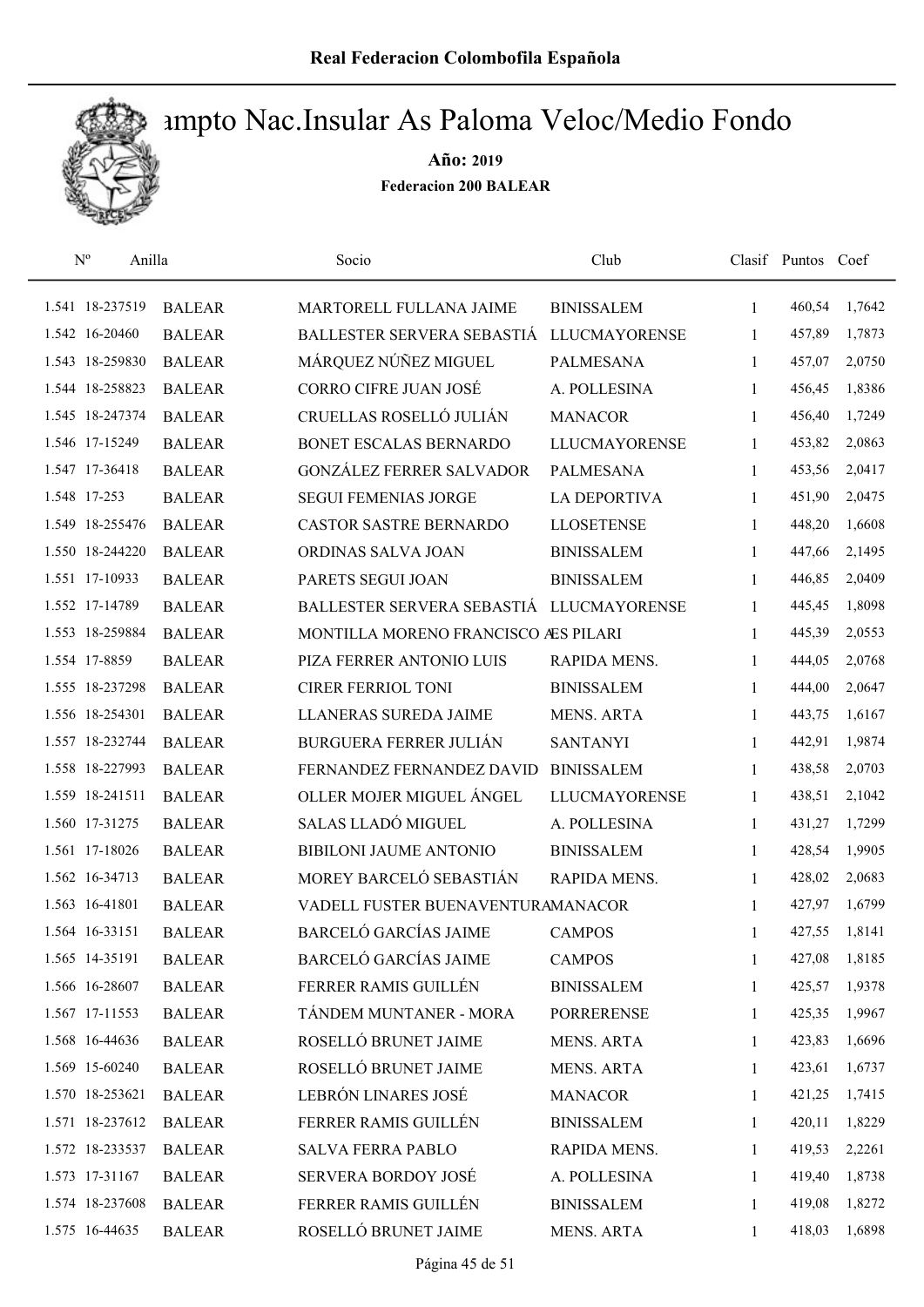# Real Federacion Colombofila Española

## Campto Nac.Insular As Paloma Veloc/Medio Fondo

**Año: 2019**

**Federacion 200 BALEAR**

| Nº | Anilla | | Socio | Club | Clasif | Puntos | Coef |
|---|---|---|---|---|---|---|---|
| 1.541 | 18-237519 | BALEAR | MARTORELL FULLANA JAIME | BINISSALEM | 1 | 460,54 | 1,7642 |
| 1.542 | 16-20460 | BALEAR | BALLESTER SERVERA SEBASTIÁ | LLUCMAYORENSE | 1 | 457,89 | 1,7873 |
| 1.543 | 18-259830 | BALEAR | MÁRQUEZ NÚÑEZ MIGUEL | PALMESANA | 1 | 457,07 | 2,0750 |
| 1.544 | 18-258823 | BALEAR | CORRO CIFRE JUAN JOSÉ | A. POLLESINA | 1 | 456,45 | 1,8386 |
| 1.545 | 18-247374 | BALEAR | CRUELLAS ROSELLÓ JULIÁN | MANACOR | 1 | 456,40 | 1,7249 |
| 1.546 | 17-15249 | BALEAR | BONET ESCALAS BERNARDO | LLUCMAYORENSE | 1 | 453,82 | 2,0863 |
| 1.547 | 17-36418 | BALEAR | GONZÁLEZ FERRER SALVADOR | PALMESANA | 1 | 453,56 | 2,0417 |
| 1.548 | 17-253 | BALEAR | SEGUI FEMENIAS JORGE | LA DEPORTIVA | 1 | 451,90 | 2,0475 |
| 1.549 | 18-255476 | BALEAR | CASTOR SASTRE BERNARDO | LLOSETENSE | 1 | 448,20 | 1,6608 |
| 1.550 | 18-244220 | BALEAR | ORDINAS SALVA JOAN | BINISSALEM | 1 | 447,66 | 2,1495 |
| 1.551 | 17-10933 | BALEAR | PARETS SEGUI JOAN | BINISSALEM | 1 | 446,85 | 2,0409 |
| 1.552 | 17-14789 | BALEAR | BALLESTER SERVERA SEBASTIÁ | LLUCMAYORENSE | 1 | 445,45 | 1,8098 |
| 1.553 | 18-259884 | BALEAR | MONTILLA MORENO FRANCISCO A | ES PILARI | 1 | 445,39 | 2,0553 |
| 1.554 | 17-8859 | BALEAR | PIZA FERRER ANTONIO LUIS | RAPIDA MENS. | 1 | 444,05 | 2,0768 |
| 1.555 | 18-237298 | BALEAR | CIRER FERRIOL TONI | BINISSALEM | 1 | 444,00 | 2,0647 |
| 1.556 | 18-254301 | BALEAR | LLANERAS SUREDA JAIME | MENS. ARTA | 1 | 443,75 | 1,6167 |
| 1.557 | 18-232744 | BALEAR | BURGUERA FERRER JULIÁN | SANTANYI | 1 | 442,91 | 1,9874 |
| 1.558 | 18-227993 | BALEAR | FERNANDEZ FERNANDEZ DAVID | BINISSALEM | 1 | 438,58 | 2,0703 |
| 1.559 | 18-241511 | BALEAR | OLLER MOJER MIGUEL ÁNGEL | LLUCMAYORENSE | 1 | 438,51 | 2,1042 |
| 1.560 | 17-31275 | BALEAR | SALAS LLADÓ MIGUEL | A. POLLESINA | 1 | 431,27 | 1,7299 |
| 1.561 | 17-18026 | BALEAR | BIBILONI JAUME ANTONIO | BINISSALEM | 1 | 428,54 | 1,9905 |
| 1.562 | 16-34713 | BALEAR | MOREY BARCELÓ SEBASTIÁN | RAPIDA MENS. | 1 | 428,02 | 2,0683 |
| 1.563 | 16-41801 | BALEAR | VADELL FUSTER BUENAVENTURA | MANACOR | 1 | 427,97 | 1,6799 |
| 1.564 | 16-33151 | BALEAR | BARCELÓ GARCÍAS JAIME | CAMPOS | 1 | 427,55 | 1,8141 |
| 1.565 | 14-35191 | BALEAR | BARCELÓ GARCÍAS JAIME | CAMPOS | 1 | 427,08 | 1,8185 |
| 1.566 | 16-28607 | BALEAR | FERRER RAMIS GUILLÉN | BINISSALEM | 1 | 425,57 | 1,9378 |
| 1.567 | 17-11553 | BALEAR | TÁNDEM MUNTANER - MORA | PORRERENSE | 1 | 425,35 | 1,9967 |
| 1.568 | 16-44636 | BALEAR | ROSELLÓ BRUNET JAIME | MENS. ARTA | 1 | 423,83 | 1,6696 |
| 1.569 | 15-60240 | BALEAR | ROSELLÓ BRUNET JAIME | MENS. ARTA | 1 | 423,61 | 1,6737 |
| 1.570 | 18-253621 | BALEAR | LEBRÓN LINARES JOSÉ | MANACOR | 1 | 421,25 | 1,7415 |
| 1.571 | 18-237612 | BALEAR | FERRER RAMIS GUILLÉN | BINISSALEM | 1 | 420,11 | 1,8229 |
| 1.572 | 18-233537 | BALEAR | SALVA FERRA PABLO | RAPIDA MENS. | 1 | 419,53 | 2,2261 |
| 1.573 | 17-31167 | BALEAR | SERVERA BORDOY JOSÉ | A. POLLESINA | 1 | 419,40 | 1,8738 |
| 1.574 | 18-237608 | BALEAR | FERRER RAMIS GUILLÉN | BINISSALEM | 1 | 419,08 | 1,8272 |
| 1.575 | 16-44635 | BALEAR | ROSELLÓ BRUNET JAIME | MENS. ARTA | 1 | 418,03 | 1,6898 |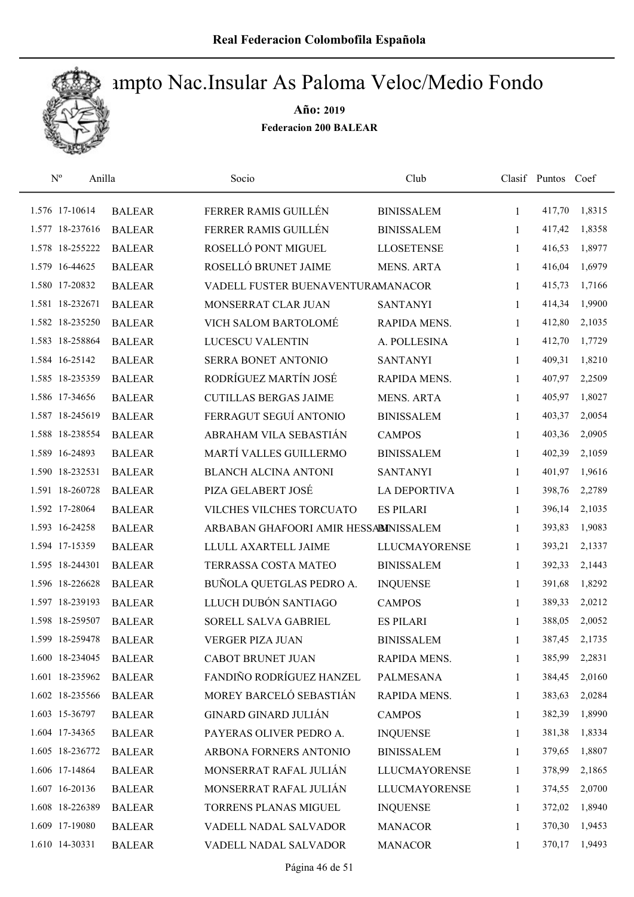Real Federacion Colombofila Española

# Campto Nac.Insular As Paloma Veloc/Medio Fondo

**Año: 2019**

**Federacion 200 BALEAR**

| Nº | Anilla | | Socio | Club | Clasif | Puntos | Coef |
|---|---|---|---|---|---|---|---|
| 1.576 | 17-10614 | BALEAR | FERRER RAMIS GUILLÉN | BINISSALEM | 1 | 417,70 | 1,8315 |
| 1.577 | 18-237616 | BALEAR | FERRER RAMIS GUILLÉN | BINISSALEM | 1 | 417,42 | 1,8358 |
| 1.578 | 18-255222 | BALEAR | ROSELLÓ PONT MIGUEL | LLOSETENSE | 1 | 416,53 | 1,8977 |
| 1.579 | 16-44625 | BALEAR | ROSELLÓ BRUNET JAIME | MENS. ARTA | 1 | 416,04 | 1,6979 |
| 1.580 | 17-20832 | BALEAR | VADELL FUSTER BUENAVENTURA | MANACOR | 1 | 415,73 | 1,7166 |
| 1.581 | 18-232671 | BALEAR | MONSERRAT CLAR JUAN | SANTANYI | 1 | 414,34 | 1,9900 |
| 1.582 | 18-235250 | BALEAR | VICH SALOM BARTOLOMÉ | RAPIDA MENS. | 1 | 412,80 | 2,1035 |
| 1.583 | 18-258864 | BALEAR | LUCESCU VALENTIN | A. POLLESINA | 1 | 412,70 | 1,7729 |
| 1.584 | 16-25142 | BALEAR | SERRA BONET ANTONIO | SANTANYI | 1 | 409,31 | 1,8210 |
| 1.585 | 18-235359 | BALEAR | RODRÍGUEZ MARTÍN JOSÉ | RAPIDA MENS. | 1 | 407,97 | 2,2509 |
| 1.586 | 17-34656 | BALEAR | CUTILLAS BERGAS JAIME | MENS. ARTA | 1 | 405,97 | 1,8027 |
| 1.587 | 18-245619 | BALEAR | FERRAGUT SEGUÍ ANTONIO | BINISSALEM | 1 | 403,37 | 2,0054 |
| 1.588 | 18-238554 | BALEAR | ABRAHAM VILA SEBASTIÁN | CAMPOS | 1 | 403,36 | 2,0905 |
| 1.589 | 16-24893 | BALEAR | MARTÍ VALLES GUILLERMO | BINISSALEM | 1 | 402,39 | 2,1059 |
| 1.590 | 18-232531 | BALEAR | BLANCH ALCINA ANTONI | SANTANYI | 1 | 401,97 | 1,9616 |
| 1.591 | 18-260728 | BALEAR | PIZA GELABERT JOSÉ | LA DEPORTIVA | 1 | 398,76 | 2,2789 |
| 1.592 | 17-28064 | BALEAR | VILCHES VILCHES TORCUATO | ES PILARI | 1 | 396,14 | 2,1035 |
| 1.593 | 16-24258 | BALEAR | ARBABAN GHAFOORI AMIR HESSAM | BINISSALEM | 1 | 393,83 | 1,9083 |
| 1.594 | 17-15359 | BALEAR | LLULL AXARTELL JAIME | LLUCMAYORENSE | 1 | 393,21 | 2,1337 |
| 1.595 | 18-244301 | BALEAR | TERRASSA COSTA MATEO | BINISSALEM | 1 | 392,33 | 2,1443 |
| 1.596 | 18-226628 | BALEAR | BUÑOLA QUETGLAS PEDRO A. | INQUENSE | 1 | 391,68 | 1,8292 |
| 1.597 | 18-239193 | BALEAR | LLUCH DUBÓN SANTIAGO | CAMPOS | 1 | 389,33 | 2,0212 |
| 1.598 | 18-259507 | BALEAR | SORELL SALVA GABRIEL | ES PILARI | 1 | 388,05 | 2,0052 |
| 1.599 | 18-259478 | BALEAR | VERGER PIZA JUAN | BINISSALEM | 1 | 387,45 | 2,1735 |
| 1.600 | 18-234045 | BALEAR | CABOT BRUNET JUAN | RAPIDA MENS. | 1 | 385,99 | 2,2831 |
| 1.601 | 18-235962 | BALEAR | FANDIÑO RODRÍGUEZ HANZEL | PALMESANA | 1 | 384,45 | 2,0160 |
| 1.602 | 18-235566 | BALEAR | MOREY BARCELÓ SEBASTIÁN | RAPIDA MENS. | 1 | 383,63 | 2,0284 |
| 1.603 | 15-36797 | BALEAR | GINARD GINARD JULIÁN | CAMPOS | 1 | 382,39 | 1,8990 |
| 1.604 | 17-34365 | BALEAR | PAYERAS OLIVER PEDRO A. | INQUENSE | 1 | 381,38 | 1,8334 |
| 1.605 | 18-236772 | BALEAR | ARBONA FORNERS ANTONIO | BINISSALEM | 1 | 379,65 | 1,8807 |
| 1.606 | 17-14864 | BALEAR | MONSERRAT RAFAL JULIÁN | LLUCMAYORENSE | 1 | 378,99 | 2,1865 |
| 1.607 | 16-20136 | BALEAR | MONSERRAT RAFAL JULIÁN | LLUCMAYORENSE | 1 | 374,55 | 2,0700 |
| 1.608 | 18-226389 | BALEAR | TORRENS PLANAS MIGUEL | INQUENSE | 1 | 372,02 | 1,8940 |
| 1.609 | 17-19080 | BALEAR | VADELL NADAL SALVADOR | MANACOR | 1 | 370,30 | 1,9453 |
| 1.610 | 14-30331 | BALEAR | VADELL NADAL SALVADOR | MANACOR | 1 | 370,17 | 1,9493 |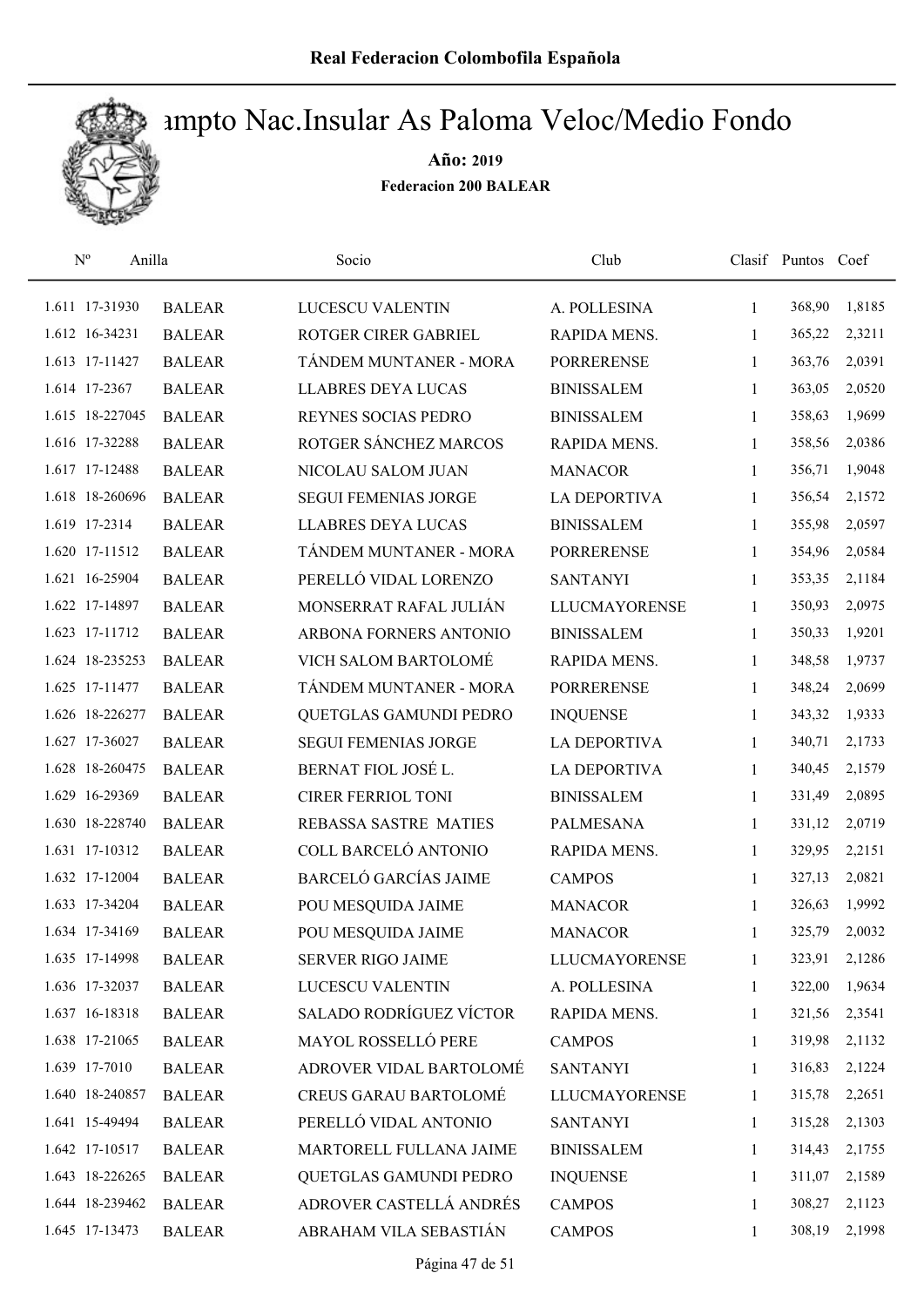# Campto Nac.Insular As Paloma Veloc/Medio Fondo

**Año: 2019**

**Federacion 200 BALEAR**

| Nº | Anilla | | Socio | Club | Clasif | Puntos | Coef |
|---|---|---|---|---|---|---|---|
| 1.611 | 17-31930 | BALEAR | LUCESCU VALENTIN | A. POLLESINA | 1 | 368,90 | 1,8185 |
| 1.612 | 16-34231 | BALEAR | ROTGER CIRER GABRIEL | RAPIDA MENS. | 1 | 365,22 | 2,3211 |
| 1.613 | 17-11427 | BALEAR | TÁNDEM MUNTANER - MORA | PORRERENSE | 1 | 363,76 | 2,0391 |
| 1.614 | 17-2367 | BALEAR | LLABRES DEYA LUCAS | BINISSALEM | 1 | 363,05 | 2,0520 |
| 1.615 | 18-227045 | BALEAR | REYNES SOCIAS PEDRO | BINISSALEM | 1 | 358,63 | 1,9699 |
| 1.616 | 17-32288 | BALEAR | ROTGER SÁNCHEZ MARCOS | RAPIDA MENS. | 1 | 358,56 | 2,0386 |
| 1.617 | 17-12488 | BALEAR | NICOLAU SALOM JUAN | MANACOR | 1 | 356,71 | 1,9048 |
| 1.618 | 18-260696 | BALEAR | SEGUI FEMENIAS JORGE | LA DEPORTIVA | 1 | 356,54 | 2,1572 |
| 1.619 | 17-2314 | BALEAR | LLABRES DEYA LUCAS | BINISSALEM | 1 | 355,98 | 2,0597 |
| 1.620 | 17-11512 | BALEAR | TÁNDEM MUNTANER - MORA | PORRERENSE | 1 | 354,96 | 2,0584 |
| 1.621 | 16-25904 | BALEAR | PERELLÓ VIDAL LORENZO | SANTANYI | 1 | 353,35 | 2,1184 |
| 1.622 | 17-14897 | BALEAR | MONSERRAT RAFAL JULIÁN | LLUCMAYORENSE | 1 | 350,93 | 2,0975 |
| 1.623 | 17-11712 | BALEAR | ARBONA FORNERS ANTONIO | BINISSALEM | 1 | 350,33 | 1,9201 |
| 1.624 | 18-235253 | BALEAR | VICH SALOM BARTOLOMÉ | RAPIDA MENS. | 1 | 348,58 | 1,9737 |
| 1.625 | 17-11477 | BALEAR | TÁNDEM MUNTANER - MORA | PORRERENSE | 1 | 348,24 | 2,0699 |
| 1.626 | 18-226277 | BALEAR | QUETGLAS GAMUNDI PEDRO | INQUENSE | 1 | 343,32 | 1,9333 |
| 1.627 | 17-36027 | BALEAR | SEGUI FEMENIAS JORGE | LA DEPORTIVA | 1 | 340,71 | 2,1733 |
| 1.628 | 18-260475 | BALEAR | BERNAT FIOL JOSÉ L. | LA DEPORTIVA | 1 | 340,45 | 2,1579 |
| 1.629 | 16-29369 | BALEAR | CIRER FERRIOL TONI | BINISSALEM | 1 | 331,49 | 2,0895 |
| 1.630 | 18-228740 | BALEAR | REBASSA SASTRE MATIES | PALMESANA | 1 | 331,12 | 2,0719 |
| 1.631 | 17-10312 | BALEAR | COLL BARCELÓ ANTONIO | RAPIDA MENS. | 1 | 329,95 | 2,2151 |
| 1.632 | 17-12004 | BALEAR | BARCELÓ GARCÍAS JAIME | CAMPOS | 1 | 327,13 | 2,0821 |
| 1.633 | 17-34204 | BALEAR | POU MESQUIDA JAIME | MANACOR | 1 | 326,63 | 1,9992 |
| 1.634 | 17-34169 | BALEAR | POU MESQUIDA JAIME | MANACOR | 1 | 325,79 | 2,0032 |
| 1.635 | 17-14998 | BALEAR | SERVER RIGO JAIME | LLUCMAYORENSE | 1 | 323,91 | 2,1286 |
| 1.636 | 17-32037 | BALEAR | LUCESCU VALENTIN | A. POLLESINA | 1 | 322,00 | 1,9634 |
| 1.637 | 16-18318 | BALEAR | SALADO RODRÍGUEZ VÍCTOR | RAPIDA MENS. | 1 | 321,56 | 2,3541 |
| 1.638 | 17-21065 | BALEAR | MAYOL ROSSELLÓ PERE | CAMPOS | 1 | 319,98 | 2,1132 |
| 1.639 | 17-7010 | BALEAR | ADROVER VIDAL BARTOLOMÉ | SANTANYI | 1 | 316,83 | 2,1224 |
| 1.640 | 18-240857 | BALEAR | CREUS GARAU BARTOLOMÉ | LLUCMAYORENSE | 1 | 315,78 | 2,2651 |
| 1.641 | 15-49494 | BALEAR | PERELLÓ VIDAL ANTONIO | SANTANYI | 1 | 315,28 | 2,1303 |
| 1.642 | 17-10517 | BALEAR | MARTORELL FULLANA JAIME | BINISSALEM | 1 | 314,43 | 2,1755 |
| 1.643 | 18-226265 | BALEAR | QUETGLAS GAMUNDI PEDRO | INQUENSE | 1 | 311,07 | 2,1589 |
| 1.644 | 18-239462 | BALEAR | ADROVER CASTELLÁ ANDRÉS | CAMPOS | 1 | 308,27 | 2,1123 |
| 1.645 | 17-13473 | BALEAR | ABRAHAM VILA SEBASTIÁN | CAMPOS | 1 | 308,19 | 2,1998 |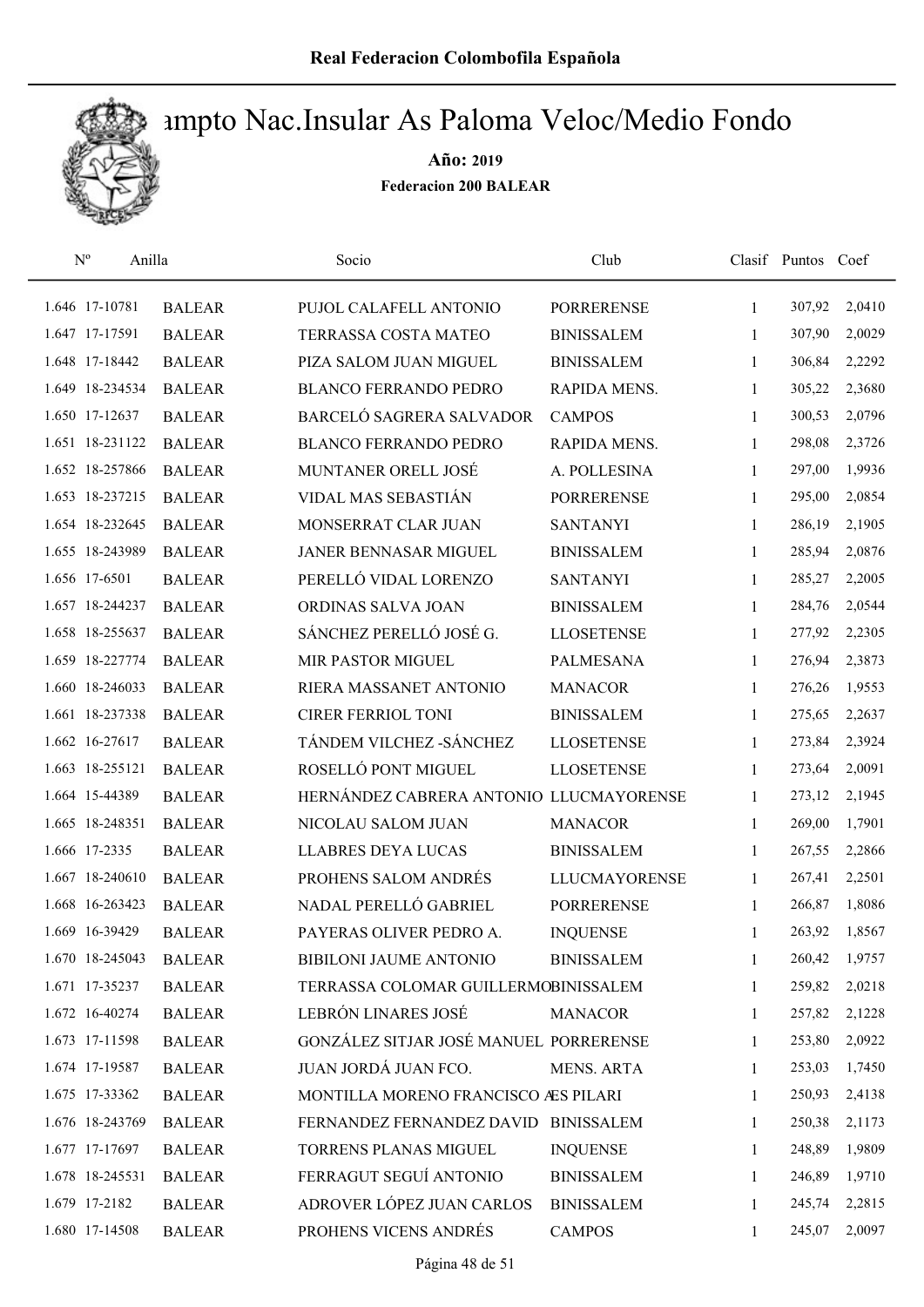# Campto Nac.Insular As Paloma Veloc/Medio Fondo

**Año: 2019**

**Federacion 200 BALEAR**

| Nº | Anilla | | Socio | Club | Clasif | Puntos | Coef |
|---|---|---|---|---|---|---|---|
| 1.646 | 17-10781 | BALEAR | PUJOL CALAFELL ANTONIO | PORRERENSE | 1 | 307,92 | 2,0410 |
| 1.647 | 17-17591 | BALEAR | TERRASSA COSTA MATEO | BINISSALEM | 1 | 307,90 | 2,0029 |
| 1.648 | 17-18442 | BALEAR | PIZA SALOM JUAN MIGUEL | BINISSALEM | 1 | 306,84 | 2,2292 |
| 1.649 | 18-234534 | BALEAR | BLANCO FERRANDO PEDRO | RAPIDA MENS. | 1 | 305,22 | 2,3680 |
| 1.650 | 17-12637 | BALEAR | BARCELÓ SAGRERA SALVADOR | CAMPOS | 1 | 300,53 | 2,0796 |
| 1.651 | 18-231122 | BALEAR | BLANCO FERRANDO PEDRO | RAPIDA MENS. | 1 | 298,08 | 2,3726 |
| 1.652 | 18-257866 | BALEAR | MUNTANER ORELL JOSÉ | A. POLLESINA | 1 | 297,00 | 1,9936 |
| 1.653 | 18-237215 | BALEAR | VIDAL MAS SEBASTIÁN | PORRERENSE | 1 | 295,00 | 2,0854 |
| 1.654 | 18-232645 | BALEAR | MONSERRAT CLAR JUAN | SANTANYI | 1 | 286,19 | 2,1905 |
| 1.655 | 18-243989 | BALEAR | JANER BENNASAR MIGUEL | BINISSALEM | 1 | 285,94 | 2,0876 |
| 1.656 | 17-6501 | BALEAR | PERELLÓ VIDAL LORENZO | SANTANYI | 1 | 285,27 | 2,2005 |
| 1.657 | 18-244237 | BALEAR | ORDINAS SALVA JOAN | BINISSALEM | 1 | 284,76 | 2,0544 |
| 1.658 | 18-255637 | BALEAR | SÁNCHEZ PERELLÓ JOSÉ G. | LLOSETENSE | 1 | 277,92 | 2,2305 |
| 1.659 | 18-227774 | BALEAR | MIR PASTOR MIGUEL | PALMESANA | 1 | 276,94 | 2,3873 |
| 1.660 | 18-246033 | BALEAR | RIERA MASSANET ANTONIO | MANACOR | 1 | 276,26 | 1,9553 |
| 1.661 | 18-237338 | BALEAR | CIRER FERRIOL TONI | BINISSALEM | 1 | 275,65 | 2,2637 |
| 1.662 | 16-27617 | BALEAR | TÁNDEM VILCHEZ -SÁNCHEZ | LLOSETENSE | 1 | 273,84 | 2,3924 |
| 1.663 | 18-255121 | BALEAR | ROSELLÓ PONT MIGUEL | LLOSETENSE | 1 | 273,64 | 2,0091 |
| 1.664 | 15-44389 | BALEAR | HERNÁNDEZ CABRERA ANTONIO | LLUCMAYORENSE | 1 | 273,12 | 2,1945 |
| 1.665 | 18-248351 | BALEAR | NICOLAU SALOM JUAN | MANACOR | 1 | 269,00 | 1,7901 |
| 1.666 | 17-2335 | BALEAR | LLABRES DEYA LUCAS | BINISSALEM | 1 | 267,55 | 2,2866 |
| 1.667 | 18-240610 | BALEAR | PROHENS SALOM ANDRÉS | LLUCMAYORENSE | 1 | 267,41 | 2,2501 |
| 1.668 | 16-263423 | BALEAR | NADAL PERELLÓ GABRIEL | PORRERENSE | 1 | 266,87 | 1,8086 |
| 1.669 | 16-39429 | BALEAR | PAYERAS OLIVER PEDRO A. | INQUENSE | 1 | 263,92 | 1,8567 |
| 1.670 | 18-245043 | BALEAR | BIBILONI JAUME ANTONIO | BINISSALEM | 1 | 260,42 | 1,9757 |
| 1.671 | 17-35237 | BALEAR | TERRASSA COLOMAR GUILLERMO | BINISSALEM | 1 | 259,82 | 2,0218 |
| 1.672 | 16-40274 | BALEAR | LEBRÓN LINARES JOSÉ | MANACOR | 1 | 257,82 | 2,1228 |
| 1.673 | 17-11598 | BALEAR | GONZÁLEZ SITJAR JOSÉ MANUEL | PORRERENSE | 1 | 253,80 | 2,0922 |
| 1.674 | 17-19587 | BALEAR | JUAN JORDÁ JUAN FCO. | MENS. ARTA | 1 | 253,03 | 1,7450 |
| 1.675 | 17-33362 | BALEAR | MONTILLA MORENO FRANCISCO A | ES PILARI | 1 | 250,93 | 2,4138 |
| 1.676 | 18-243769 | BALEAR | FERNANDEZ FERNANDEZ DAVID | BINISSALEM | 1 | 250,38 | 2,1173 |
| 1.677 | 17-17697 | BALEAR | TORRENS PLANAS MIGUEL | INQUENSE | 1 | 248,89 | 1,9809 |
| 1.678 | 18-245531 | BALEAR | FERRAGUT SEGUÍ ANTONIO | BINISSALEM | 1 | 246,89 | 1,9710 |
| 1.679 | 17-2182 | BALEAR | ADROVER LÓPEZ JUAN CARLOS | BINISSALEM | 1 | 245,74 | 2,2815 |
| 1.680 | 17-14508 | BALEAR | PROHENS VICENS ANDRÉS | CAMPOS | 1 | 245,07 | 2,0097 |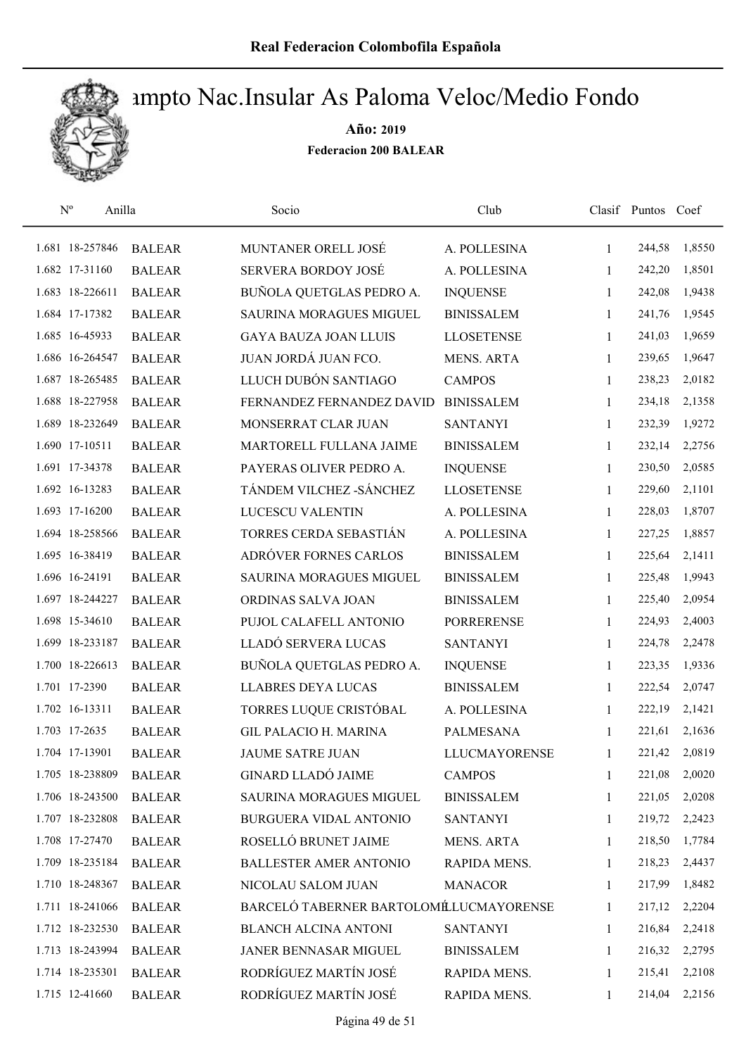Real Federacion Colombofila Española

# Campto Nac.Insular As Paloma Veloc/Medio Fondo

**Año: 2019**

**Federacion 200 BALEAR**

| Nº | Anilla | | Socio | Club | Clasif | Puntos | Coef |
|---|---|---|---|---|---|---|---|
| 1.681 | 18-257846 | BALEAR | MUNTANER ORELL JOSÉ | A. POLLESINA | 1 | 244,58 | 1,8550 |
| 1.682 | 17-31160 | BALEAR | SERVERA BORDOY JOSÉ | A. POLLESINA | 1 | 242,20 | 1,8501 |
| 1.683 | 18-226611 | BALEAR | BUÑOLA QUETGLAS PEDRO A. | INQUENSE | 1 | 242,08 | 1,9438 |
| 1.684 | 17-17382 | BALEAR | SAURINA MORAGUES MIGUEL | BINISSALEM | 1 | 241,76 | 1,9545 |
| 1.685 | 16-45933 | BALEAR | GAYA BAUZA JOAN LLUIS | LLOSETENSE | 1 | 241,03 | 1,9659 |
| 1.686 | 16-264547 | BALEAR | JUAN JORDÁ JUAN FCO. | MENS. ARTA | 1 | 239,65 | 1,9647 |
| 1.687 | 18-265485 | BALEAR | LLUCH DUBÓN SANTIAGO | CAMPOS | 1 | 238,23 | 2,0182 |
| 1.688 | 18-227958 | BALEAR | FERNANDEZ FERNANDEZ DAVID | BINISSALEM | 1 | 234,18 | 2,1358 |
| 1.689 | 18-232649 | BALEAR | MONSERRAT CLAR JUAN | SANTANYI | 1 | 232,39 | 1,9272 |
| 1.690 | 17-10511 | BALEAR | MARTORELL FULLANA JAIME | BINISSALEM | 1 | 232,14 | 2,2756 |
| 1.691 | 17-34378 | BALEAR | PAYERAS OLIVER PEDRO A. | INQUENSE | 1 | 230,50 | 2,0585 |
| 1.692 | 16-13283 | BALEAR | TÁNDEM VILCHEZ -SÁNCHEZ | LLOSETENSE | 1 | 229,60 | 2,1101 |
| 1.693 | 17-16200 | BALEAR | LUCESCU VALENTIN | A. POLLESINA | 1 | 228,03 | 1,8707 |
| 1.694 | 18-258566 | BALEAR | TORRES CERDA SEBASTIÁN | A. POLLESINA | 1 | 227,25 | 1,8857 |
| 1.695 | 16-38419 | BALEAR | ADRÓVER FORNES CARLOS | BINISSALEM | 1 | 225,64 | 2,1411 |
| 1.696 | 16-24191 | BALEAR | SAURINA MORAGUES MIGUEL | BINISSALEM | 1 | 225,48 | 1,9943 |
| 1.697 | 18-244227 | BALEAR | ORDINAS SALVA JOAN | BINISSALEM | 1 | 225,40 | 2,0954 |
| 1.698 | 15-34610 | BALEAR | PUJOL CALAFELL ANTONIO | PORRERENSE | 1 | 224,93 | 2,4003 |
| 1.699 | 18-233187 | BALEAR | LLADÓ SERVERA LUCAS | SANTANYI | 1 | 224,78 | 2,2478 |
| 1.700 | 18-226613 | BALEAR | BUÑOLA QUETGLAS PEDRO A. | INQUENSE | 1 | 223,35 | 1,9336 |
| 1.701 | 17-2390 | BALEAR | LLABRES DEYA LUCAS | BINISSALEM | 1 | 222,54 | 2,0747 |
| 1.702 | 16-13311 | BALEAR | TORRES LUQUE CRISTÓBAL | A. POLLESINA | 1 | 222,19 | 2,1421 |
| 1.703 | 17-2635 | BALEAR | GIL PALACIO H. MARINA | PALMESANA | 1 | 221,61 | 2,1636 |
| 1.704 | 17-13901 | BALEAR | JAUME SATRE JUAN | LLUCMAYORENSE | 1 | 221,42 | 2,0819 |
| 1.705 | 18-238809 | BALEAR | GINARD LLADÓ JAIME | CAMPOS | 1 | 221,08 | 2,0020 |
| 1.706 | 18-243500 | BALEAR | SAURINA MORAGUES MIGUEL | BINISSALEM | 1 | 221,05 | 2,0208 |
| 1.707 | 18-232808 | BALEAR | BURGUERA VIDAL ANTONIO | SANTANYI | 1 | 219,72 | 2,2423 |
| 1.708 | 17-27470 | BALEAR | ROSELLÓ BRUNET JAIME | MENS. ARTA | 1 | 218,50 | 1,7784 |
| 1.709 | 18-235184 | BALEAR | BALLESTER AMER ANTONIO | RAPIDA MENS. | 1 | 218,23 | 2,4437 |
| 1.710 | 18-248367 | BALEAR | NICOLAU SALOM JUAN | MANACOR | 1 | 217,99 | 1,8482 |
| 1.711 | 18-241066 | BALEAR | BARCELÓ TABERNER BARTOLOMÉ | LLUCMAYORENSE | 1 | 217,12 | 2,2204 |
| 1.712 | 18-232530 | BALEAR | BLANCH ALCINA ANTONI | SANTANYI | 1 | 216,84 | 2,2418 |
| 1.713 | 18-243994 | BALEAR | JANER BENNASAR MIGUEL | BINISSALEM | 1 | 216,32 | 2,2795 |
| 1.714 | 18-235301 | BALEAR | RODRÍGUEZ MARTÍN JOSÉ | RAPIDA MENS. | 1 | 215,41 | 2,2108 |
| 1.715 | 12-41660 | BALEAR | RODRÍGUEZ MARTÍN JOSÉ | RAPIDA MENS. | 1 | 214,04 | 2,2156 |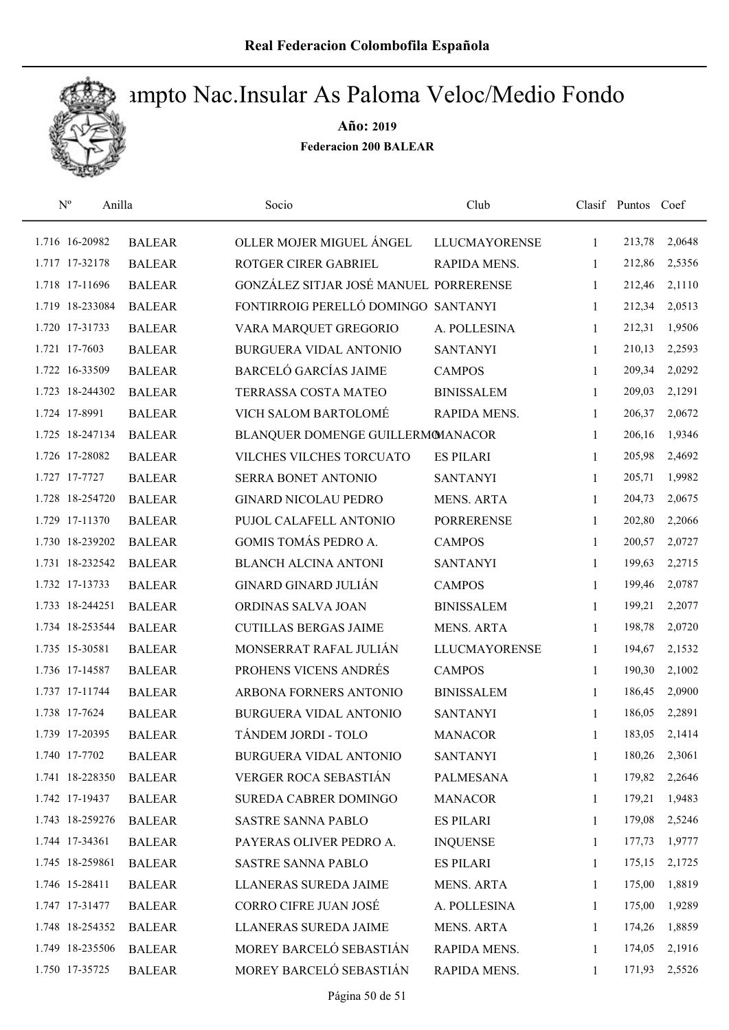Real Federacion Colombofila Española

# Campto Nac.Insular As Paloma Veloc/Medio Fondo

**Año: 2019**

**Federacion 200 BALEAR**

| Nº | Anilla | | Socio | Club | Clasif | Puntos | Coef |
|---|---|---|---|---|---|---|---|
| 1.716 | 16-20982 | BALEAR | OLLER MOJER MIGUEL ÁNGEL | LLUCMAYORENSE | 1 | 213,78 | 2,0648 |
| 1.717 | 17-32178 | BALEAR | ROTGER CIRER GABRIEL | RAPIDA MENS. | 1 | 212,86 | 2,5356 |
| 1.718 | 17-11696 | BALEAR | GONZÁLEZ SITJAR JOSÉ MANUEL | PORRERENSE | 1 | 212,46 | 2,1110 |
| 1.719 | 18-233084 | BALEAR | FONTIRROIG PERELLÓ DOMINGO | SANTANYI | 1 | 212,34 | 2,0513 |
| 1.720 | 17-31733 | BALEAR | VARA MARQUET GREGORIO | A. POLLESINA | 1 | 212,31 | 1,9506 |
| 1.721 | 17-7603 | BALEAR | BURGUERA VIDAL ANTONIO | SANTANYI | 1 | 210,13 | 2,2593 |
| 1.722 | 16-33509 | BALEAR | BARCELÓ GARCÍAS JAIME | CAMPOS | 1 | 209,34 | 2,0292 |
| 1.723 | 18-244302 | BALEAR | TERRASSA COSTA MATEO | BINISSALEM | 1 | 209,03 | 2,1291 |
| 1.724 | 17-8991 | BALEAR | VICH SALOM BARTOLOMÉ | RAPIDA MENS. | 1 | 206,37 | 2,0672 |
| 1.725 | 18-247134 | BALEAR | BLANQUER DOMENGE GUILLERMO | MANACOR | 1 | 206,16 | 1,9346 |
| 1.726 | 17-28082 | BALEAR | VILCHES VILCHES TORCUATO | ES PILARI | 1 | 205,98 | 2,4692 |
| 1.727 | 17-7727 | BALEAR | SERRA BONET ANTONIO | SANTANYI | 1 | 205,71 | 1,9982 |
| 1.728 | 18-254720 | BALEAR | GINARD NICOLAU PEDRO | MENS. ARTA | 1 | 204,73 | 2,0675 |
| 1.729 | 17-11370 | BALEAR | PUJOL CALAFELL ANTONIO | PORRERENSE | 1 | 202,80 | 2,2066 |
| 1.730 | 18-239202 | BALEAR | GOMIS TOMÁS PEDRO A. | CAMPOS | 1 | 200,57 | 2,0727 |
| 1.731 | 18-232542 | BALEAR | BLANCH ALCINA ANTONI | SANTANYI | 1 | 199,63 | 2,2715 |
| 1.732 | 17-13733 | BALEAR | GINARD GINARD JULIÁN | CAMPOS | 1 | 199,46 | 2,0787 |
| 1.733 | 18-244251 | BALEAR | ORDINAS SALVA JOAN | BINISSALEM | 1 | 199,21 | 2,2077 |
| 1.734 | 18-253544 | BALEAR | CUTILLAS BERGAS JAIME | MENS. ARTA | 1 | 198,78 | 2,0720 |
| 1.735 | 15-30581 | BALEAR | MONSERRAT RAFAL JULIÁN | LLUCMAYORENSE | 1 | 194,67 | 2,1532 |
| 1.736 | 17-14587 | BALEAR | PROHENS VICENS ANDRÉS | CAMPOS | 1 | 190,30 | 2,1002 |
| 1.737 | 17-11744 | BALEAR | ARBONA FORNERS ANTONIO | BINISSALEM | 1 | 186,45 | 2,0900 |
| 1.738 | 17-7624 | BALEAR | BURGUERA VIDAL ANTONIO | SANTANYI | 1 | 186,05 | 2,2891 |
| 1.739 | 17-20395 | BALEAR | TÁNDEM JORDI - TOLO | MANACOR | 1 | 183,05 | 2,1414 |
| 1.740 | 17-7702 | BALEAR | BURGUERA VIDAL ANTONIO | SANTANYI | 1 | 180,26 | 2,3061 |
| 1.741 | 18-228350 | BALEAR | VERGER ROCA SEBASTIÁN | PALMESANA | 1 | 179,82 | 2,2646 |
| 1.742 | 17-19437 | BALEAR | SUREDA CABRER DOMINGO | MANACOR | 1 | 179,21 | 1,9483 |
| 1.743 | 18-259276 | BALEAR | SASTRE SANNA PABLO | ES PILARI | 1 | 179,08 | 2,5246 |
| 1.744 | 17-34361 | BALEAR | PAYERAS OLIVER PEDRO A. | INQUENSE | 1 | 177,73 | 1,9777 |
| 1.745 | 18-259861 | BALEAR | SASTRE SANNA PABLO | ES PILARI | 1 | 175,15 | 2,1725 |
| 1.746 | 15-28411 | BALEAR | LLANERAS SUREDA JAIME | MENS. ARTA | 1 | 175,00 | 1,8819 |
| 1.747 | 17-31477 | BALEAR | CORRO CIFRE JUAN JOSÉ | A. POLLESINA | 1 | 175,00 | 1,9289 |
| 1.748 | 18-254352 | BALEAR | LLANERAS SUREDA JAIME | MENS. ARTA | 1 | 174,26 | 1,8859 |
| 1.749 | 18-235506 | BALEAR | MOREY BARCELÓ SEBASTIÁN | RAPIDA MENS. | 1 | 174,05 | 2,1916 |
| 1.750 | 17-35725 | BALEAR | MOREY BARCELÓ SEBASTIÁN | RAPIDA MENS. | 1 | 171,93 | 2,5526 |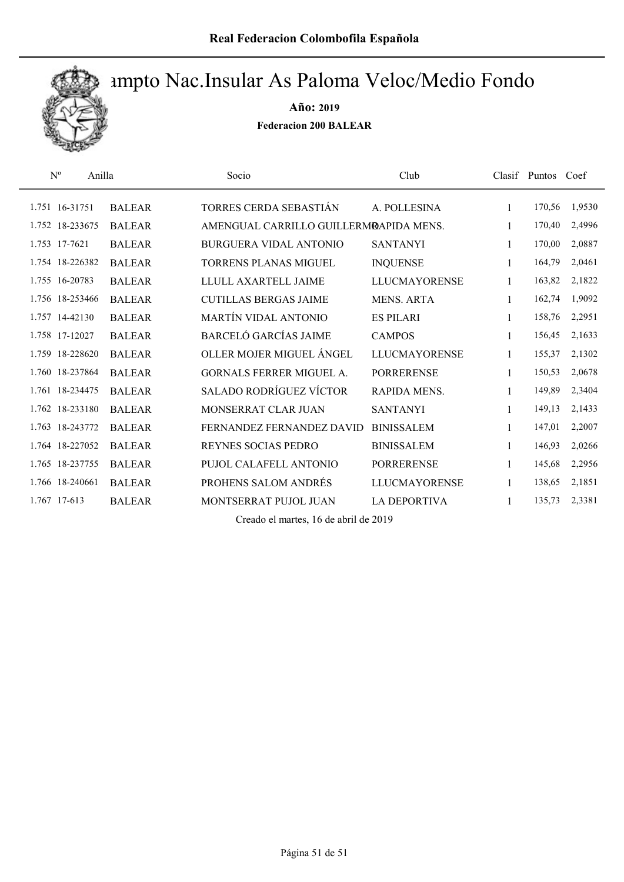Real Federacion Colombofila Española

# Campto Nac.Insular As Paloma Veloc/Medio Fondo

**Año: 2019**

**Federacion 200 BALEAR**

| Nº | Anilla | | Socio | Club | Clasif | Puntos | Coef |
|---|---|---|---|---|---|---|---|
| 1.751 | 16-31751 | BALEAR | TORRES CERDA SEBASTIÁN | A. POLLESINA | 1 | 170,56 | 1,9530 |
| 1.752 | 18-233675 | BALEAR | AMENGUAL CARRILLO GUILLERMO | RAPIDA MENS. | 1 | 170,40 | 2,4996 |
| 1.753 | 17-7621 | BALEAR | BURGUERA VIDAL ANTONIO | SANTANYI | 1 | 170,00 | 2,0887 |
| 1.754 | 18-226382 | BALEAR | TORRENS PLANAS MIGUEL | INQUENSE | 1 | 164,79 | 2,0461 |
| 1.755 | 16-20783 | BALEAR | LLULL AXARTELL JAIME | LLUCMAYORENSE | 1 | 163,82 | 2,1822 |
| 1.756 | 18-253466 | BALEAR | CUTILLAS BERGAS JAIME | MENS. ARTA | 1 | 162,74 | 1,9092 |
| 1.757 | 14-42130 | BALEAR | MARTÍN VIDAL ANTONIO | ES PILARI | 1 | 158,76 | 2,2951 |
| 1.758 | 17-12027 | BALEAR | BARCELÓ GARCÍAS JAIME | CAMPOS | 1 | 156,45 | 2,1633 |
| 1.759 | 18-228620 | BALEAR | OLLER MOJER MIGUEL ÁNGEL | LLUCMAYORENSE | 1 | 155,37 | 2,1302 |
| 1.760 | 18-237864 | BALEAR | GORNALS FERRER MIGUEL A. | PORRERENSE | 1 | 150,53 | 2,0678 |
| 1.761 | 18-234475 | BALEAR | SALADO RODRÍGUEZ VÍCTOR | RAPIDA MENS. | 1 | 149,89 | 2,3404 |
| 1.762 | 18-233180 | BALEAR | MONSERRAT CLAR JUAN | SANTANYI | 1 | 149,13 | 2,1433 |
| 1.763 | 18-243772 | BALEAR | FERNANDEZ FERNANDEZ DAVID | BINISSALEM | 1 | 147,01 | 2,2007 |
| 1.764 | 18-227052 | BALEAR | REYNES SOCIAS PEDRO | BINISSALEM | 1 | 146,93 | 2,0266 |
| 1.765 | 18-237755 | BALEAR | PUJOL CALAFELL ANTONIO | PORRERENSE | 1 | 145,68 | 2,2956 |
| 1.766 | 18-240661 | BALEAR | PROHENS SALOM ANDRÉS | LLUCMAYORENSE | 1 | 138,65 | 2,1851 |
| 1.767 | 17-613 | BALEAR | MONTSERRAT PUJOL JUAN | LA DEPORTIVA | 1 | 135,73 | 2,3381 |

Creado el martes, 16 de abril de 2019